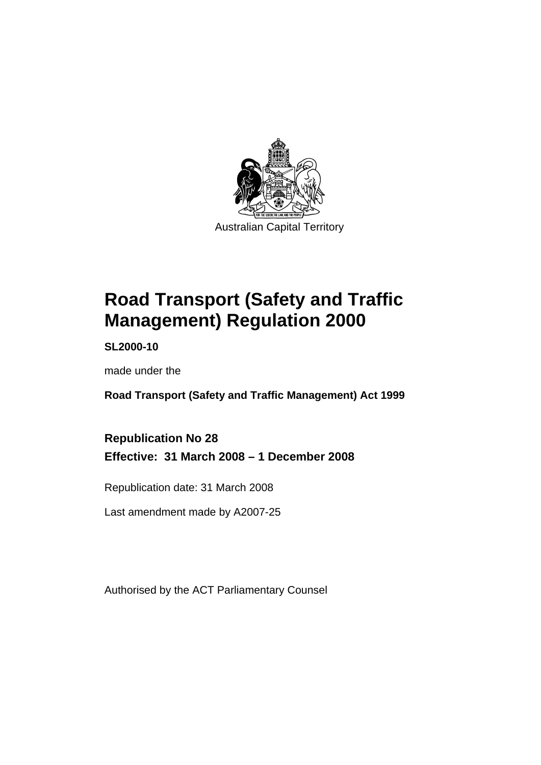Australian Capital Territory

# Road Transport (Safety and Traffic Management) Regulation 2000

**SL2000-10**

made under the

**Road Transport (Safety and Traffic Management) Act 1999**

## Republication No 28

## Effective: 31 March 2008 – 1 December 2008

Republication date: 31 March 2008

Last amendment made by A2007-25

Authorised by the ACT Parliamentary Counsel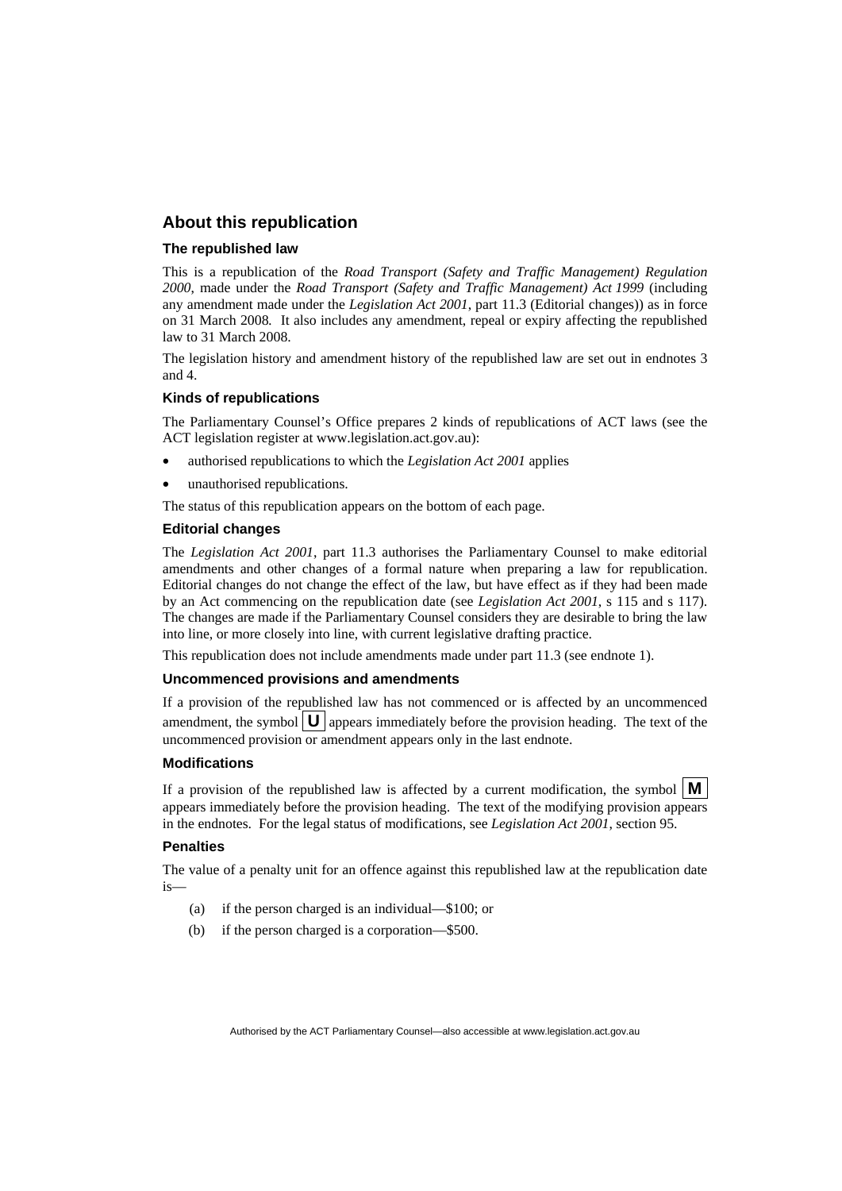## About this republication

### The republished law

This is a republication of the *Road Transport (Safety and Traffic Management) Regulation 2000*, made under the *Road Transport (Safety and Traffic Management) Act 1999* (including any amendment made under the *Legislation Act 2001*, part 11.3 (Editorial changes)) as in force on 31 March 2008*.* It also includes any amendment, repeal or expiry affecting the republished law to 31 March 2008.

The legislation history and amendment history of the republished law are set out in endnotes 3 and 4.

### Kinds of republications

The Parliamentary Counsel's Office prepares 2 kinds of republications of ACT laws (see the ACT legislation register at www.legislation.act.gov.au):

- authorised republications to which the *Legislation Act 2001* applies
- unauthorised republications.

The status of this republication appears on the bottom of each page.

### Editorial changes

The *Legislation Act 2001*, part 11.3 authorises the Parliamentary Counsel to make editorial amendments and other changes of a formal nature when preparing a law for republication. Editorial changes do not change the effect of the law, but have effect as if they had been made by an Act commencing on the republication date (see *Legislation Act 2001*, s 115 and s 117). The changes are made if the Parliamentary Counsel considers they are desirable to bring the law into line, or more closely into line, with current legislative drafting practice.

This republication does not include amendments made under part 11.3 (see endnote 1).

### Uncommenced provisions and amendments

If a provision of the republished law has not commenced or is affected by an uncommenced amendment, the symbol **U** appears immediately before the provision heading. The text of the uncommenced provision or amendment appears only in the last endnote.

### Modifications

If a provision of the republished law is affected by a current modification, the symbol **M** appears immediately before the provision heading. The text of the modifying provision appears in the endnotes. For the legal status of modifications, see *Legislation Act 2001*, section 95.

### Penalties

The value of a penalty unit for an offence against this republished law at the republication date is—

(a) if the person charged is an individual—$100; or

(b) if the person charged is a corporation—$500.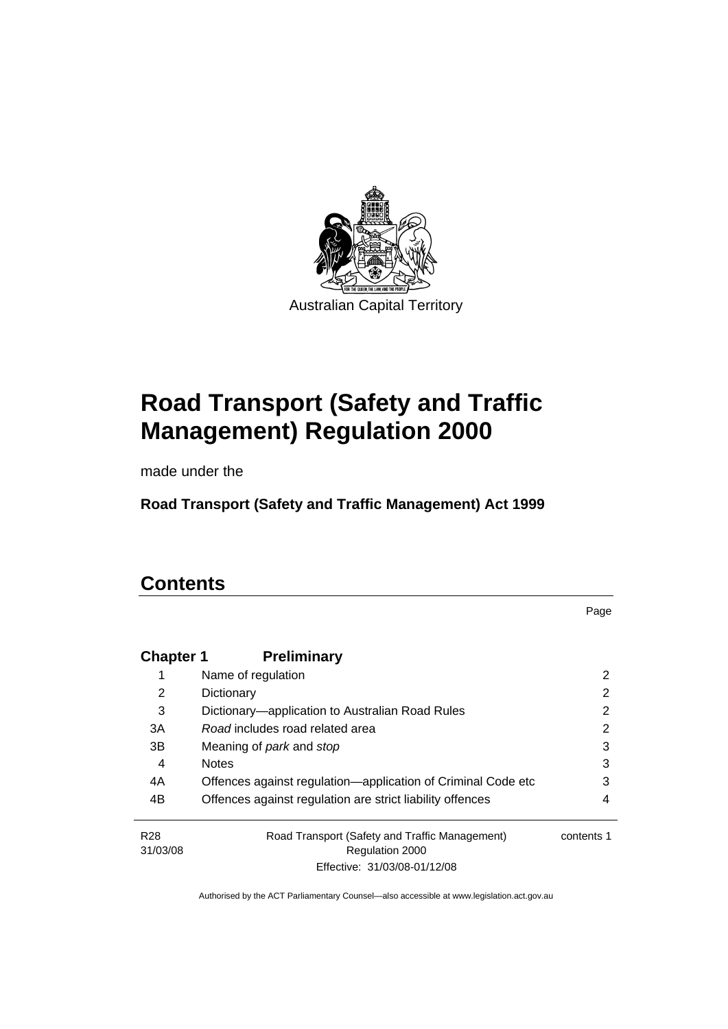Australian Capital Territory

# Road Transport (Safety and Traffic Management) Regulation 2000

made under the

**Road Transport (Safety and Traffic Management) Act 1999**

## Contents

| | | Page |
|---|---|---|
| **Chapter 1** | **Preliminary** | |
| 1 | Name of regulation | 2 |
| 2 | Dictionary | 2 |
| 3 | Dictionary—application to Australian Road Rules | 2 |
| 3A | *Road* includes road related area | 2 |
| 3B | Meaning of *park* and *stop* | 3 |
| 4 | Notes | 3 |
| 4A | Offences against regulation—application of Criminal Code etc | 3 |
| 4B | Offences against regulation are strict liability offences | 4 |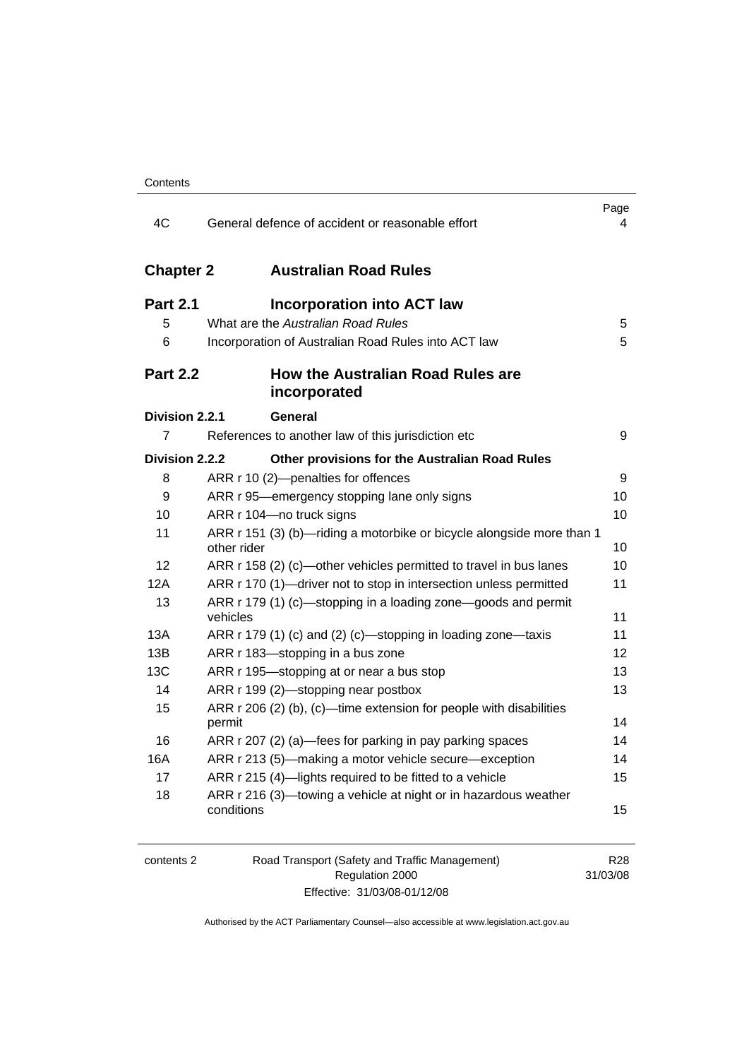| | | Page |
|---|---|---|
| 4C | General defence of accident or reasonable effort | 4 |

| | | |
|---|---|---|
| **Chapter 2** | **Australian Road Rules** | |
| **Part 2.1** | **Incorporation into ACT law** | |
| 5 | What are the *Australian Road Rules* | 5 |
| 6 | Incorporation of Australian Road Rules into ACT law | 5 |
| **Part 2.2** | **How the Australian Road Rules are incorporated** | |
| **Division 2.2.1** | **General** | |
| 7 | References to another law of this jurisdiction etc | 9 |
| **Division 2.2.2** | **Other provisions for the Australian Road Rules** | |
| 8 | ARR r 10 (2)—penalties for offences | 9 |
| 9 | ARR r 95—emergency stopping lane only signs | 10 |
| 10 | ARR r 104—no truck signs | 10 |
| 11 | ARR r 151 (3) (b)—riding a motorbike or bicycle alongside more than 1 other rider | 10 |
| 12 | ARR r 158 (2) (c)—other vehicles permitted to travel in bus lanes | 10 |
| 12A | ARR r 170 (1)—driver not to stop in intersection unless permitted | 11 |
| 13 | ARR r 179 (1) (c)—stopping in a loading zone—goods and permit vehicles | 11 |
| 13A | ARR r 179 (1) (c) and (2) (c)—stopping in loading zone—taxis | 11 |
| 13B | ARR r 183—stopping in a bus zone | 12 |
| 13C | ARR r 195—stopping at or near a bus stop | 13 |
| 14 | ARR r 199 (2)—stopping near postbox | 13 |
| 15 | ARR r 206 (2) (b), (c)—time extension for people with disabilities permit | 14 |
| 16 | ARR r 207 (2) (a)—fees for parking in pay parking spaces | 14 |
| 16A | ARR r 213 (5)—making a motor vehicle secure—exception | 14 |
| 17 | ARR r 215 (4)—lights required to be fitted to a vehicle | 15 |
| 18 | ARR r 216 (3)—towing a vehicle at night or in hazardous weather conditions | 15 |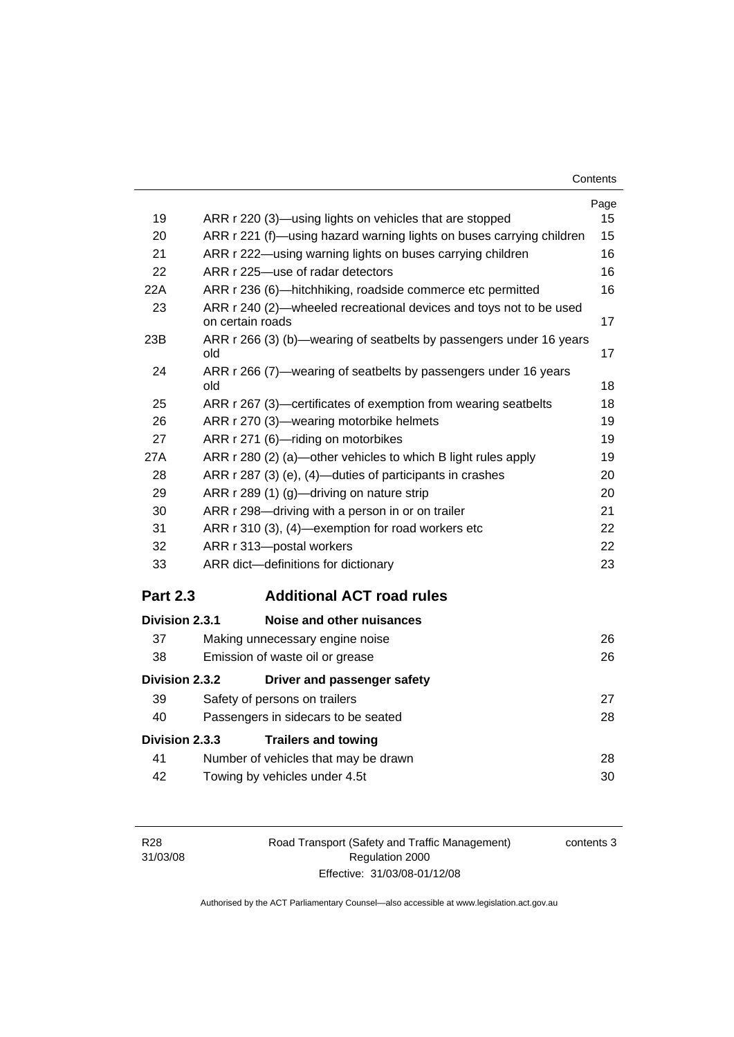| | | Page |
|---|---|---|
| 19 | ARR r 220 (3)—using lights on vehicles that are stopped | 15 |
| 20 | ARR r 221 (f)—using hazard warning lights on buses carrying children | 15 |
| 21 | ARR r 222—using warning lights on buses carrying children | 16 |
| 22 | ARR r 225—use of radar detectors | 16 |
| 22A | ARR r 236 (6)—hitchhiking, roadside commerce etc permitted | 16 |
| 23 | ARR r 240 (2)—wheeled recreational devices and toys not to be used on certain roads | 17 |
| 23B | ARR r 266 (3) (b)—wearing of seatbelts by passengers under 16 years old | 17 |
| 24 | ARR r 266 (7)—wearing of seatbelts by passengers under 16 years old | 18 |
| 25 | ARR r 267 (3)—certificates of exemption from wearing seatbelts | 18 |
| 26 | ARR r 270 (3)—wearing motorbike helmets | 19 |
| 27 | ARR r 271 (6)—riding on motorbikes | 19 |
| 27A | ARR r 280 (2) (a)—other vehicles to which B light rules apply | 19 |
| 28 | ARR r 287 (3) (e), (4)—duties of participants in crashes | 20 |
| 29 | ARR r 289 (1) (g)—driving on nature strip | 20 |
| 30 | ARR r 298—driving with a person in or on trailer | 21 |
| 31 | ARR r 310 (3), (4)—exemption for road workers etc | 22 |
| 32 | ARR r 313—postal workers | 22 |
| 33 | ARR dict—definitions for dictionary | 23 |

## Part 2.3 Additional ACT road rules

### Division 2.3.1 Noise and other nuisances

| | | |
|---|---|---|
| 37 | Making unnecessary engine noise | 26 |
| 38 | Emission of waste oil or grease | 26 |

### Division 2.3.2 Driver and passenger safety

| | | |
|---|---|---|
| 39 | Safety of persons on trailers | 27 |
| 40 | Passengers in sidecars to be seated | 28 |

### Division 2.3.3 Trailers and towing

| | | |
|---|---|---|
| 41 | Number of vehicles that may be drawn | 28 |
| 42 | Towing by vehicles under 4.5t | 30 |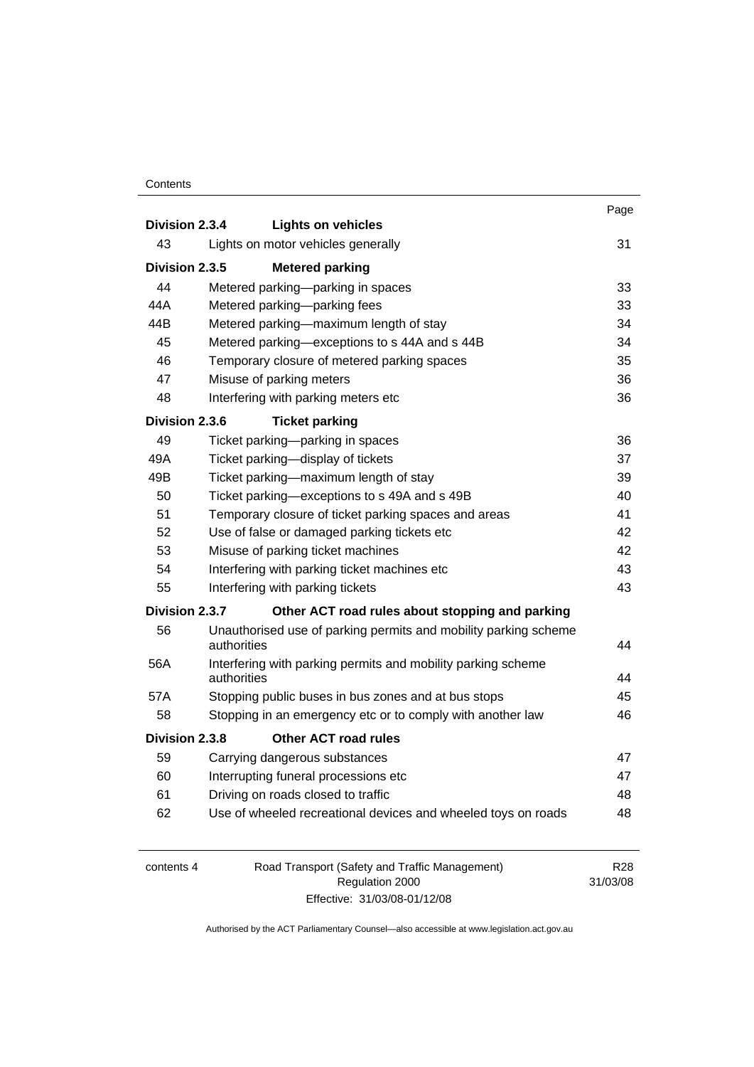| | | Page |
|---|---|---|
| **Division 2.3.4** | **Lights on vehicles** | |
| 43 | Lights on motor vehicles generally | 31 |
| **Division 2.3.5** | **Metered parking** | |
| 44 | Metered parking—parking in spaces | 33 |
| 44A | Metered parking—parking fees | 33 |
| 44B | Metered parking—maximum length of stay | 34 |
| 45 | Metered parking—exceptions to s 44A and s 44B | 34 |
| 46 | Temporary closure of metered parking spaces | 35 |
| 47 | Misuse of parking meters | 36 |
| 48 | Interfering with parking meters etc | 36 |
| **Division 2.3.6** | **Ticket parking** | |
| 49 | Ticket parking—parking in spaces | 36 |
| 49A | Ticket parking—display of tickets | 37 |
| 49B | Ticket parking—maximum length of stay | 39 |
| 50 | Ticket parking—exceptions to s 49A and s 49B | 40 |
| 51 | Temporary closure of ticket parking spaces and areas | 41 |
| 52 | Use of false or damaged parking tickets etc | 42 |
| 53 | Misuse of parking ticket machines | 42 |
| 54 | Interfering with parking ticket machines etc | 43 |
| 55 | Interfering with parking tickets | 43 |
| **Division 2.3.7** | **Other ACT road rules about stopping and parking** | |
| 56 | Unauthorised use of parking permits and mobility parking scheme authorities | 44 |
| 56A | Interfering with parking permits and mobility parking scheme authorities | 44 |
| 57A | Stopping public buses in bus zones and at bus stops | 45 |
| 58 | Stopping in an emergency etc or to comply with another law | 46 |
| **Division 2.3.8** | **Other ACT road rules** | |
| 59 | Carrying dangerous substances | 47 |
| 60 | Interrupting funeral processions etc | 47 |
| 61 | Driving on roads closed to traffic | 48 |
| 62 | Use of wheeled recreational devices and wheeled toys on roads | 48 |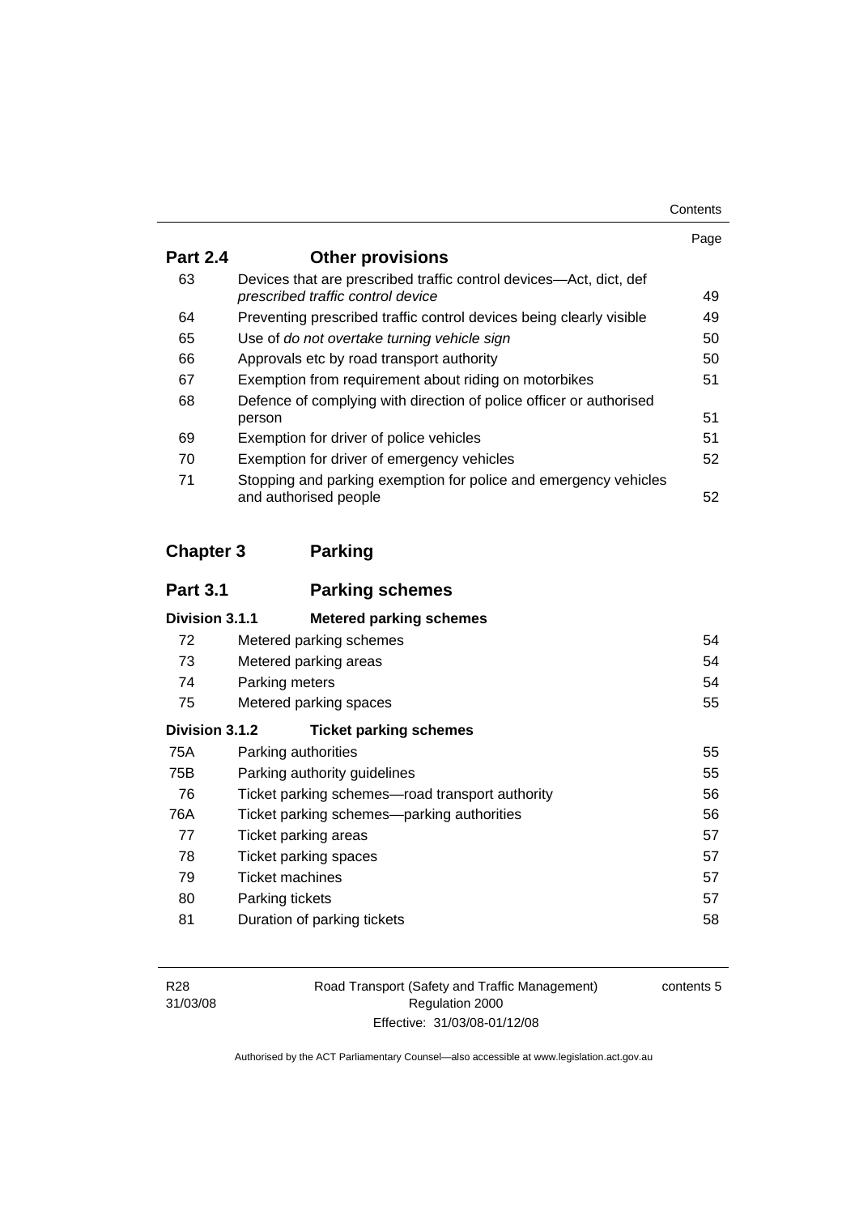| | | Page |
|---|---|---|
| **Part 2.4** | **Other provisions** | |
| 63 | Devices that are prescribed traffic control devices—Act, dict, def *prescribed traffic control device* | 49 |
| 64 | Preventing prescribed traffic control devices being clearly visible | 49 |
| 65 | Use of *do not overtake turning vehicle sign* | 50 |
| 66 | Approvals etc by road transport authority | 50 |
| 67 | Exemption from requirement about riding on motorbikes | 51 |
| 68 | Defence of complying with direction of police officer or authorised person | 51 |
| 69 | Exemption for driver of police vehicles | 51 |
| 70 | Exemption for driver of emergency vehicles | 52 |
| 71 | Stopping and parking exemption for police and emergency vehicles and authorised people | 52 |

## Chapter 3 Parking

### Part 3.1 Parking schemes

| | | |
|---|---|---|
| **Division 3.1.1** | **Metered parking schemes** | |
| 72 | Metered parking schemes | 54 |
| 73 | Metered parking areas | 54 |
| 74 | Parking meters | 54 |
| 75 | Metered parking spaces | 55 |
| **Division 3.1.2** | **Ticket parking schemes** | |
| 75A | Parking authorities | 55 |
| 75B | Parking authority guidelines | 55 |
| 76 | Ticket parking schemes—road transport authority | 56 |
| 76A | Ticket parking schemes—parking authorities | 56 |
| 77 | Ticket parking areas | 57 |
| 78 | Ticket parking spaces | 57 |
| 79 | Ticket machines | 57 |
| 80 | Parking tickets | 57 |
| 81 | Duration of parking tickets | 58 |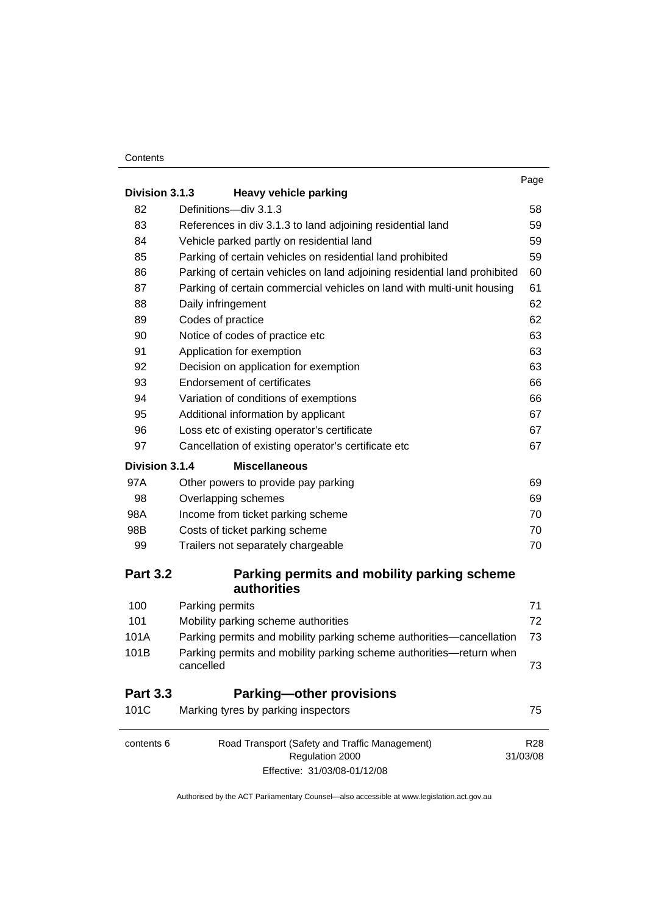| | | Page |
|---|---|---|
| **Division 3.1.3** | **Heavy vehicle parking** | |
| 82 | Definitions—div 3.1.3 | 58 |
| 83 | References in div 3.1.3 to land adjoining residential land | 59 |
| 84 | Vehicle parked partly on residential land | 59 |
| 85 | Parking of certain vehicles on residential land prohibited | 59 |
| 86 | Parking of certain vehicles on land adjoining residential land prohibited | 60 |
| 87 | Parking of certain commercial vehicles on land with multi-unit housing | 61 |
| 88 | Daily infringement | 62 |
| 89 | Codes of practice | 62 |
| 90 | Notice of codes of practice etc | 63 |
| 91 | Application for exemption | 63 |
| 92 | Decision on application for exemption | 63 |
| 93 | Endorsement of certificates | 66 |
| 94 | Variation of conditions of exemptions | 66 |
| 95 | Additional information by applicant | 67 |
| 96 | Loss etc of existing operator's certificate | 67 |
| 97 | Cancellation of existing operator's certificate etc | 67 |
| **Division 3.1.4** | **Miscellaneous** | |
| 97A | Other powers to provide pay parking | 69 |
| 98 | Overlapping schemes | 69 |
| 98A | Income from ticket parking scheme | 70 |
| 98B | Costs of ticket parking scheme | 70 |
| 99 | Trailers not separately chargeable | 70 |
| **Part 3.2** | **Parking permits and mobility parking scheme authorities** | |
| 100 | Parking permits | 71 |
| 101 | Mobility parking scheme authorities | 72 |
| 101A | Parking permits and mobility parking scheme authorities—cancellation | 73 |
| 101B | Parking permits and mobility parking scheme authorities—return when cancelled | 73 |
| **Part 3.3** | **Parking—other provisions** | |
| 101C | Marking tyres by parking inspectors | 75 |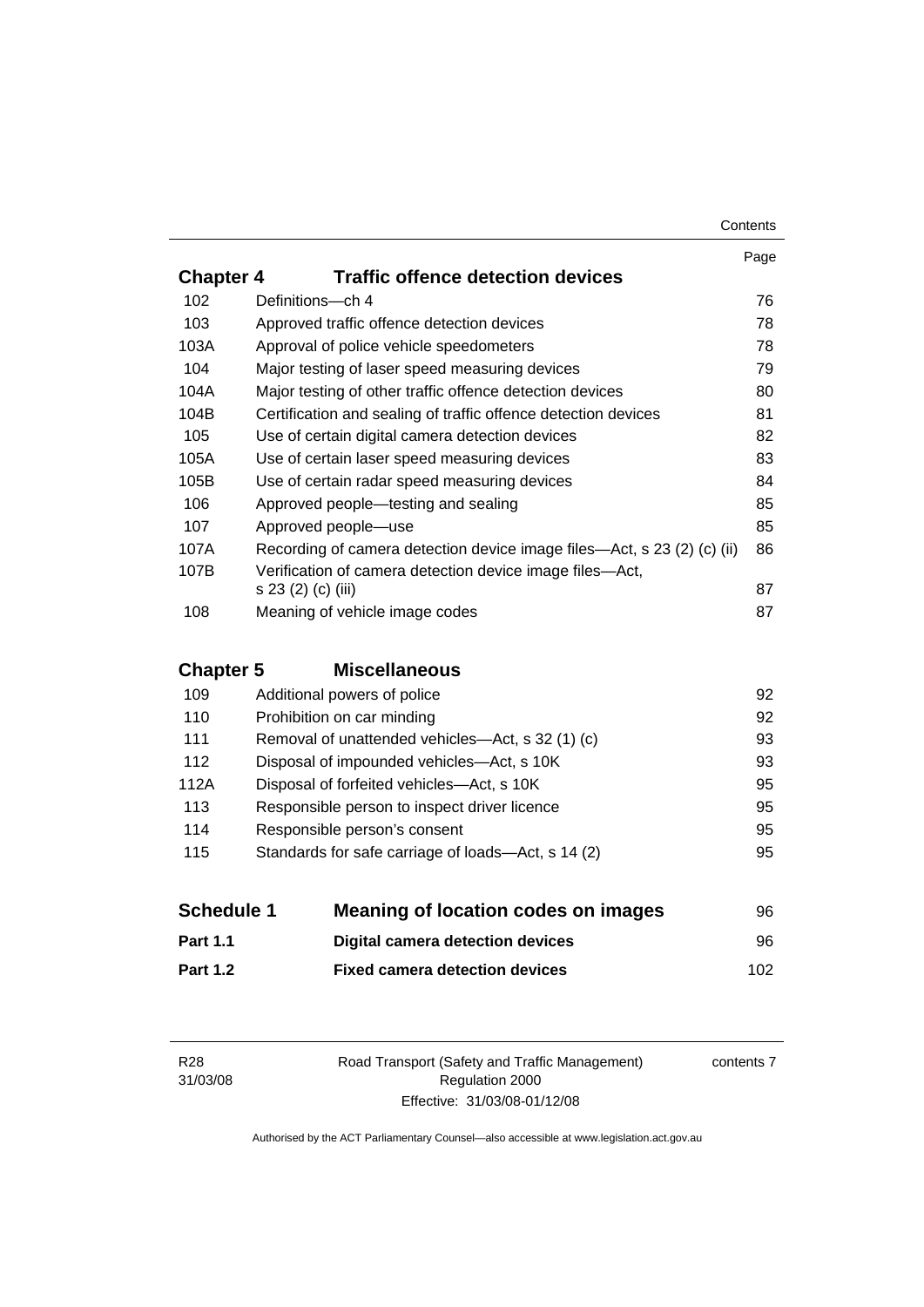| | | Page |
|---|---|---|
| **Chapter 4** | **Traffic offence detection devices** | |
| 102 | Definitions—ch 4 | 76 |
| 103 | Approved traffic offence detection devices | 78 |
| 103A | Approval of police vehicle speedometers | 78 |
| 104 | Major testing of laser speed measuring devices | 79 |
| 104A | Major testing of other traffic offence detection devices | 80 |
| 104B | Certification and sealing of traffic offence detection devices | 81 |
| 105 | Use of certain digital camera detection devices | 82 |
| 105A | Use of certain laser speed measuring devices | 83 |
| 105B | Use of certain radar speed measuring devices | 84 |
| 106 | Approved people—testing and sealing | 85 |
| 107 | Approved people—use | 85 |
| 107A | Recording of camera detection device image files—Act, s 23 (2) (c) (ii) | 86 |
| 107B | Verification of camera detection device image files—Act, s 23 (2) (c) (iii) | 87 |
| 108 | Meaning of vehicle image codes | 87 |
| **Chapter 5** | **Miscellaneous** | |
| 109 | Additional powers of police | 92 |
| 110 | Prohibition on car minding | 92 |
| 111 | Removal of unattended vehicles—Act, s 32 (1) (c) | 93 |
| 112 | Disposal of impounded vehicles—Act, s 10K | 93 |
| 112A | Disposal of forfeited vehicles—Act, s 10K | 95 |
| 113 | Responsible person to inspect driver licence | 95 |
| 114 | Responsible person's consent | 95 |
| 115 | Standards for safe carriage of loads—Act, s 14 (2) | 95 |
| **Schedule 1** | **Meaning of location codes on images** | 96 |
| **Part 1.1** | **Digital camera detection devices** | 96 |
| **Part 1.2** | **Fixed camera detection devices** | 102 |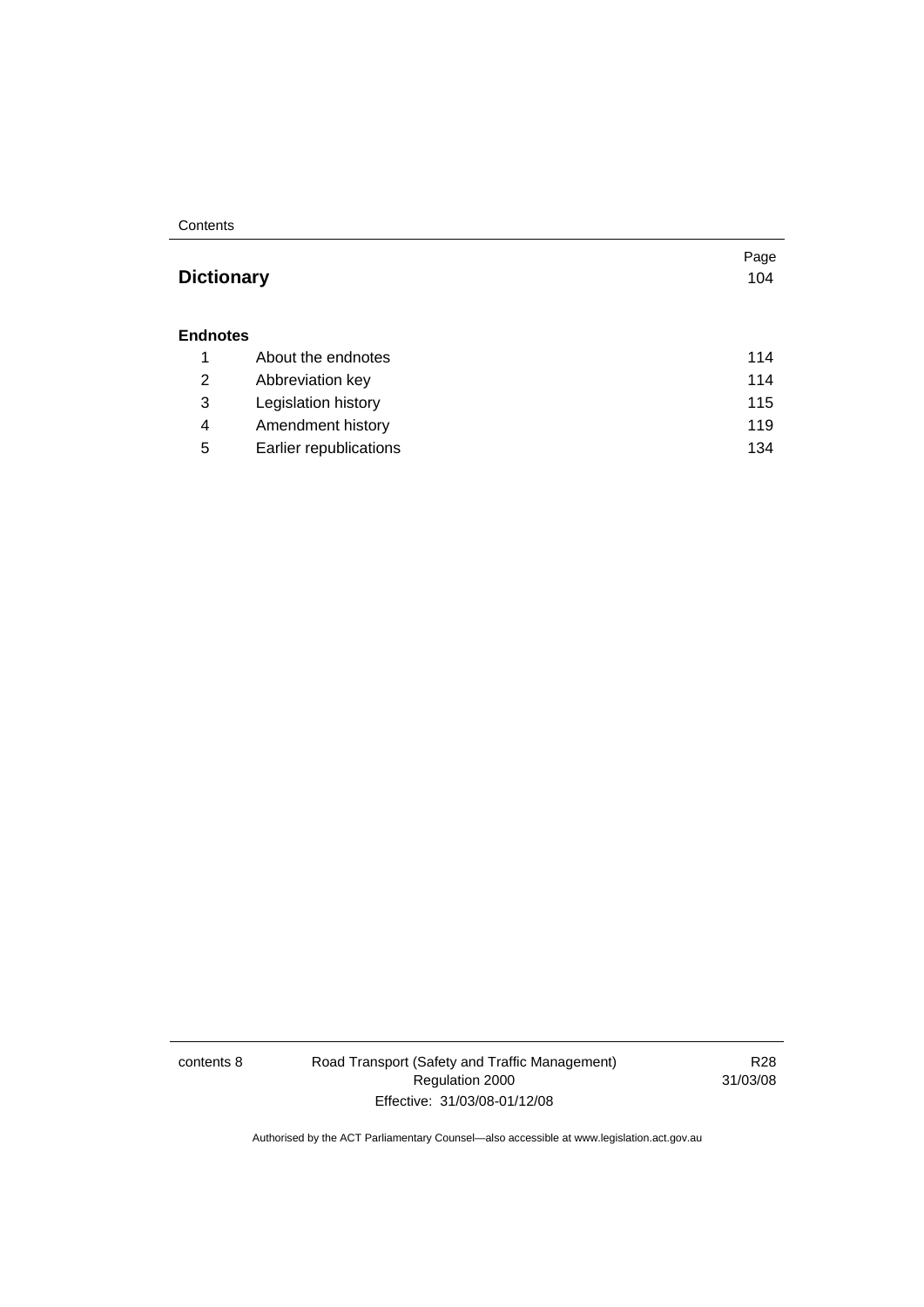| | | Page |
|---|---|---|
| **Dictionary** | | 104 |
| **Endnotes** | | |
| 1 | About the endnotes | 114 |
| 2 | Abbreviation key | 114 |
| 3 | Legislation history | 115 |
| 4 | Amendment history | 119 |
| 5 | Earlier republications | 134 |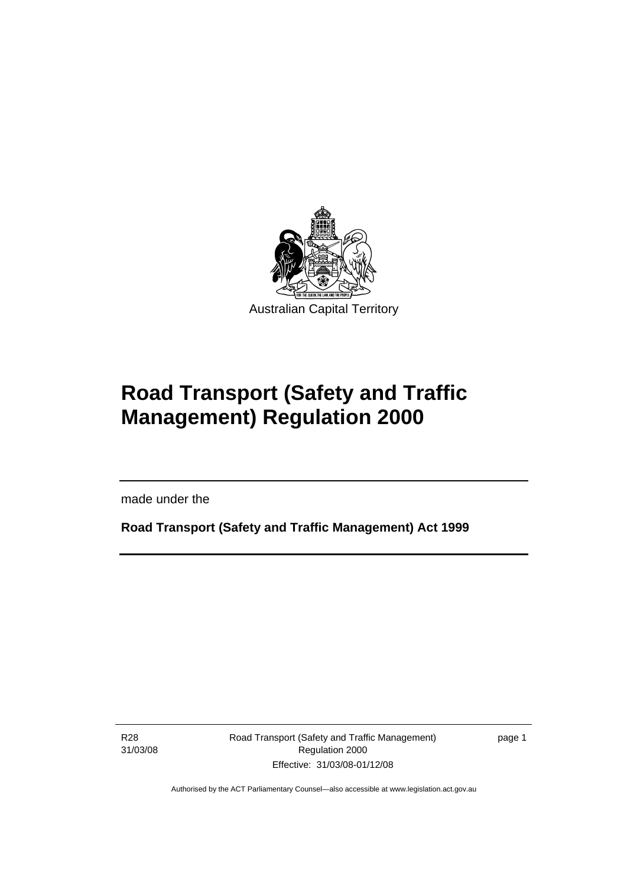Australian Capital Territory

# Road Transport (Safety and Traffic Management) Regulation 2000

made under the

**Road Transport (Safety and Traffic Management) Act 1999**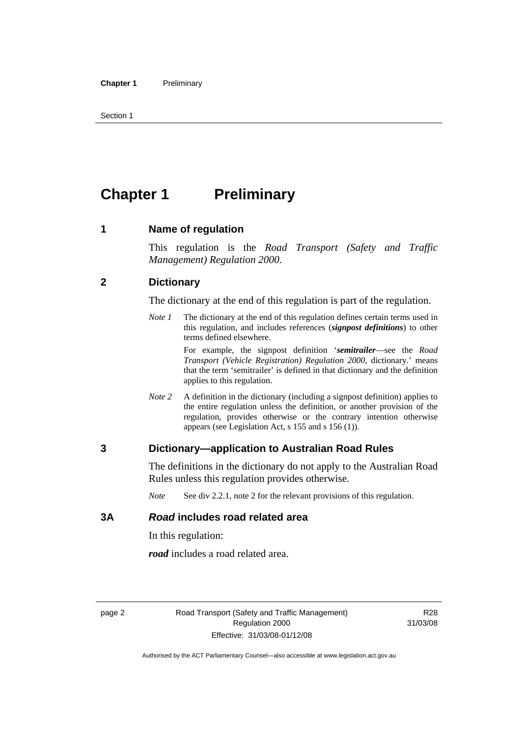# Chapter 1 Preliminary

## 1 Name of regulation

This regulation is the *Road Transport (Safety and Traffic Management) Regulation 2000*.

## 2 Dictionary

The dictionary at the end of this regulation is part of the regulation.

*Note 1* The dictionary at the end of this regulation defines certain terms used in this regulation, and includes references (***signpost definitions***) to other terms defined elsewhere.

For example, the signpost definition '***semitrailer***—see the *Road Transport (Vehicle Registration) Regulation 2000*, dictionary.' means that the term 'semitrailer' is defined in that dictionary and the definition applies to this regulation.

*Note 2* A definition in the dictionary (including a signpost definition) applies to the entire regulation unless the definition, or another provision of the regulation, provides otherwise or the contrary intention otherwise appears (see Legislation Act, s 155 and s 156 (1)).

## 3 Dictionary—application to Australian Road Rules

The definitions in the dictionary do not apply to the Australian Road Rules unless this regulation provides otherwise.

*Note* See div 2.2.1, note 2 for the relevant provisions of this regulation.

## 3A *Road* includes road related area

In this regulation:

***road*** includes a road related area.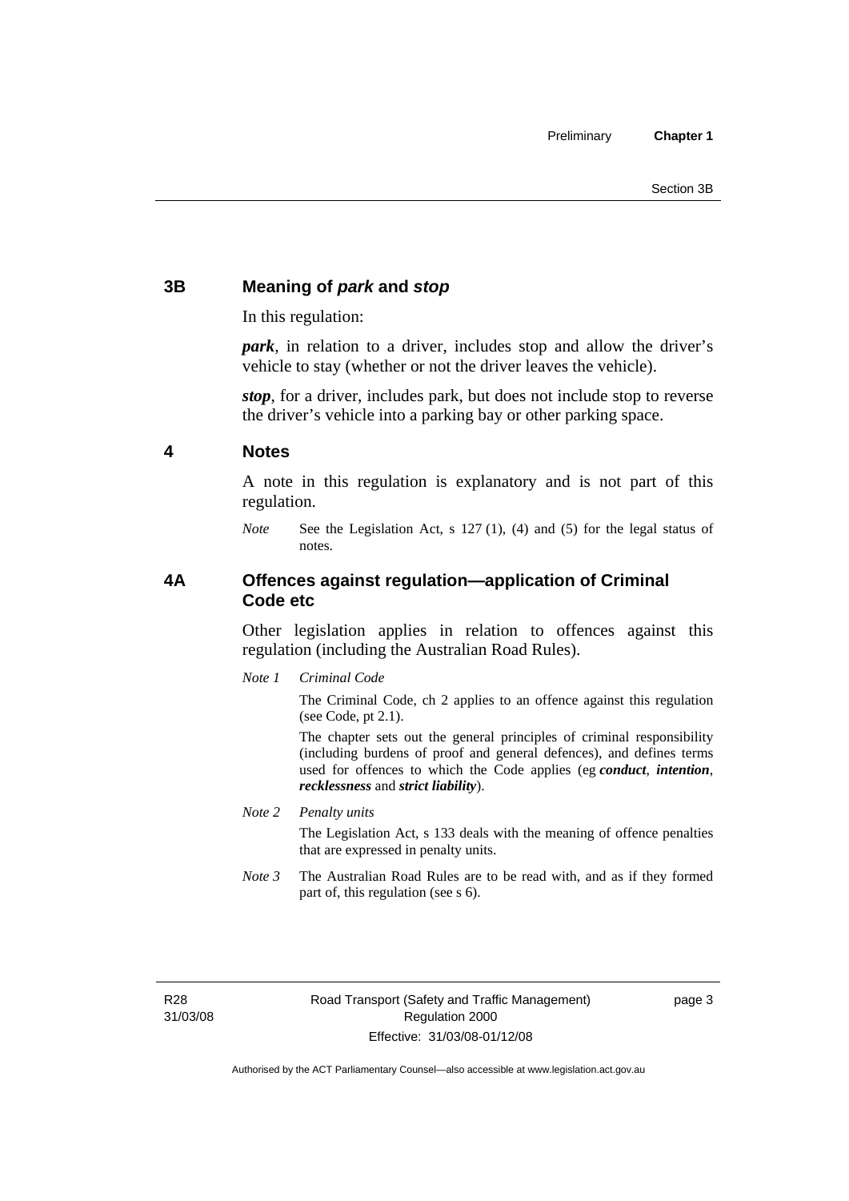## 3B Meaning of *park* and *stop*

In this regulation:

***park***, in relation to a driver, includes stop and allow the driver's vehicle to stay (whether or not the driver leaves the vehicle).

***stop***, for a driver, includes park, but does not include stop to reverse the driver's vehicle into a parking bay or other parking space.

## 4 Notes

A note in this regulation is explanatory and is not part of this regulation.

*Note* See the Legislation Act, s 127 (1), (4) and (5) for the legal status of notes.

## 4A Offences against regulation—application of Criminal Code etc

Other legislation applies in relation to offences against this regulation (including the Australian Road Rules).

*Note 1* *Criminal Code*

The Criminal Code, ch 2 applies to an offence against this regulation (see Code, pt 2.1).

The chapter sets out the general principles of criminal responsibility (including burdens of proof and general defences), and defines terms used for offences to which the Code applies (eg ***conduct***, ***intention***, ***recklessness*** and ***strict liability***).

*Note 2* *Penalty units*

The Legislation Act, s 133 deals with the meaning of offence penalties that are expressed in penalty units.

*Note 3* The Australian Road Rules are to be read with, and as if they formed part of, this regulation (see s 6).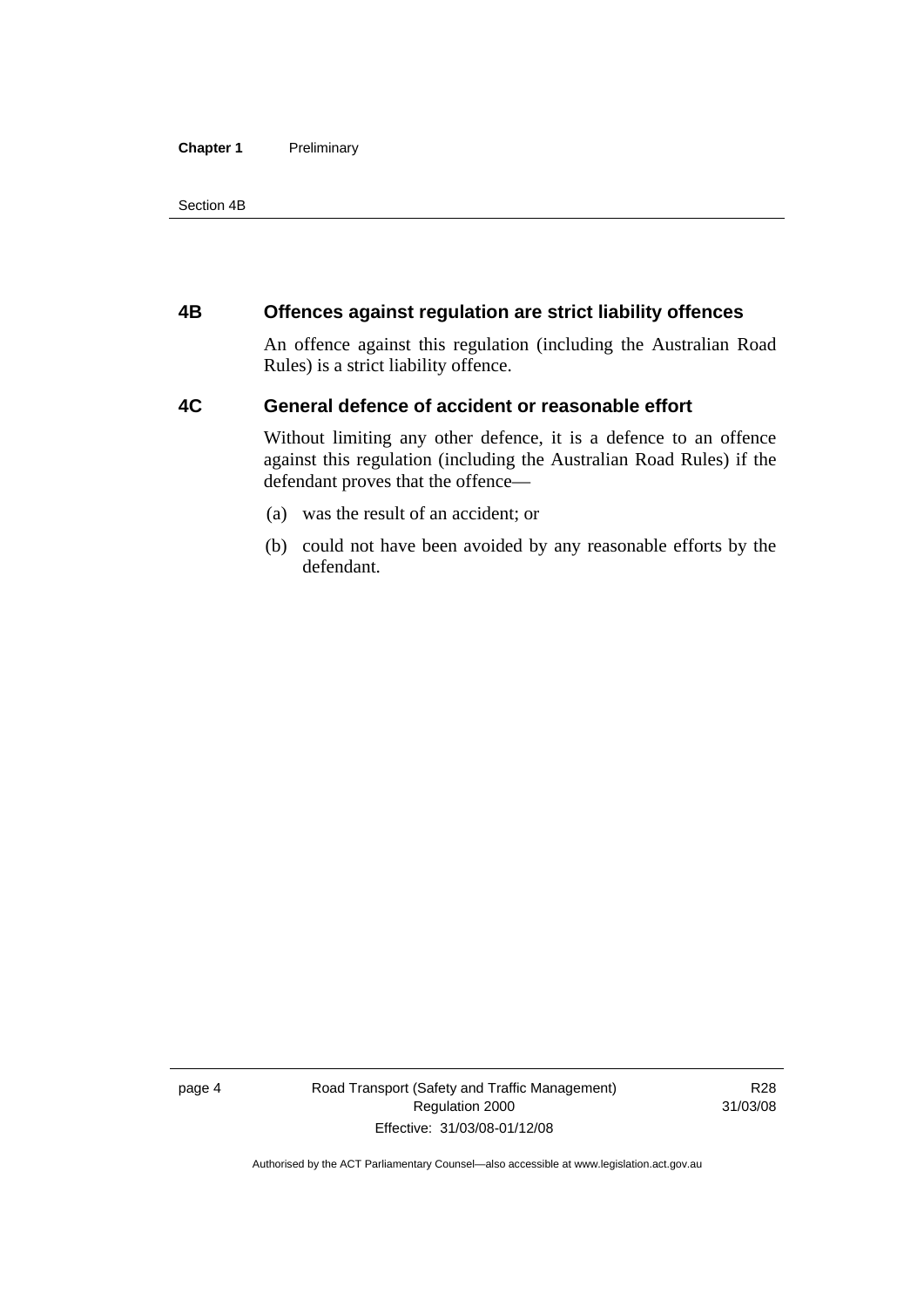## 4B Offences against regulation are strict liability offences

An offence against this regulation (including the Australian Road Rules) is a strict liability offence.

## 4C General defence of accident or reasonable effort

Without limiting any other defence, it is a defence to an offence against this regulation (including the Australian Road Rules) if the defendant proves that the offence—

(a) was the result of an accident; or

(b) could not have been avoided by any reasonable efforts by the defendant.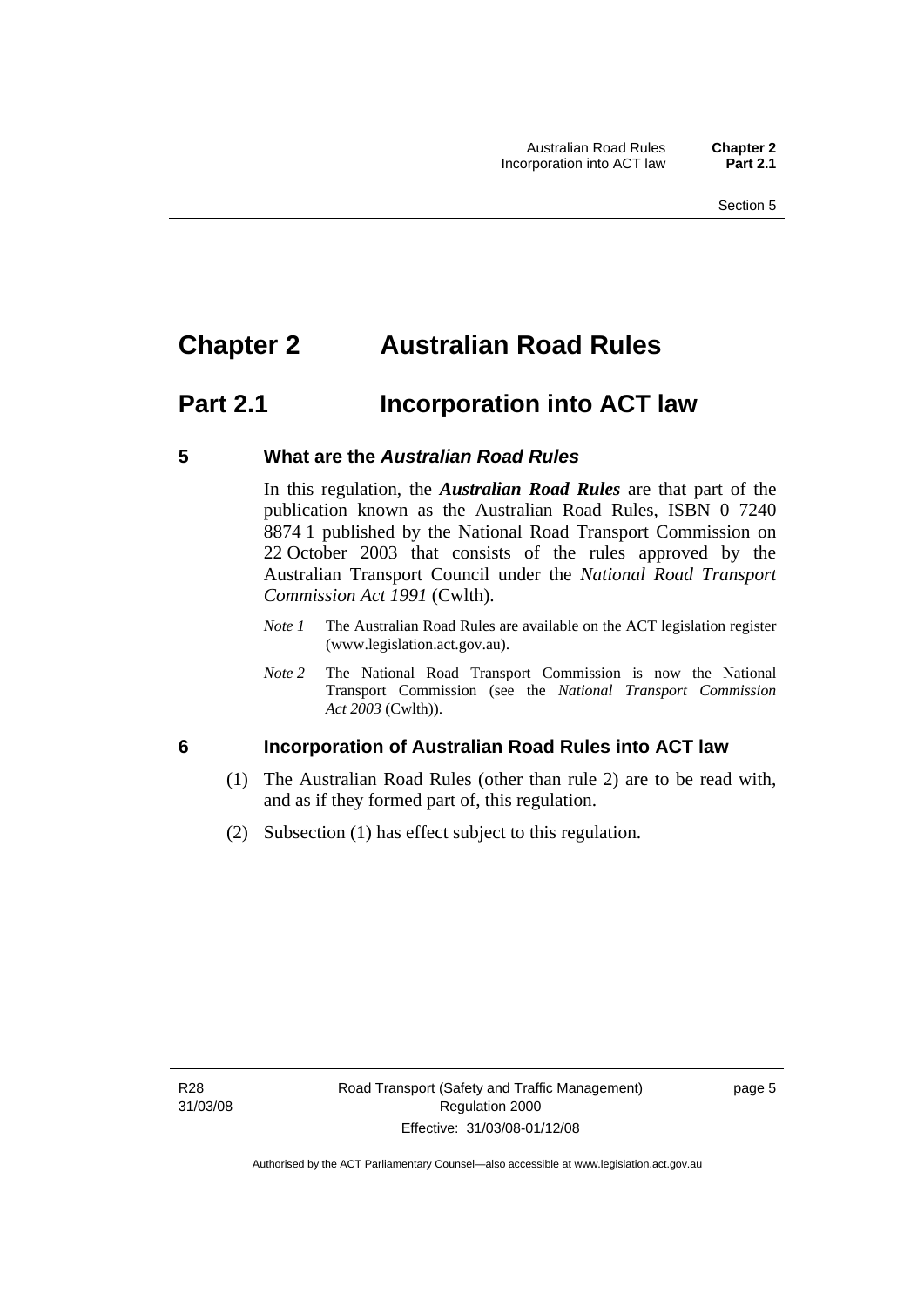# Chapter 2 Australian Road Rules

## Part 2.1 Incorporation into ACT law

### 5 What are the *Australian Road Rules*

In this regulation, the ***Australian Road Rules*** are that part of the publication known as the Australian Road Rules, ISBN 0 7240 8874 1 published by the National Road Transport Commission on 22 October 2003 that consists of the rules approved by the Australian Transport Council under the *National Road Transport Commission Act 1991* (Cwlth).

*Note 1* The Australian Road Rules are available on the ACT legislation register (www.legislation.act.gov.au).

*Note 2* The National Road Transport Commission is now the National Transport Commission (see the *National Transport Commission Act 2003* (Cwlth)).

### 6 Incorporation of Australian Road Rules into ACT law

(1) The Australian Road Rules (other than rule 2) are to be read with, and as if they formed part of, this regulation.

(2) Subsection (1) has effect subject to this regulation.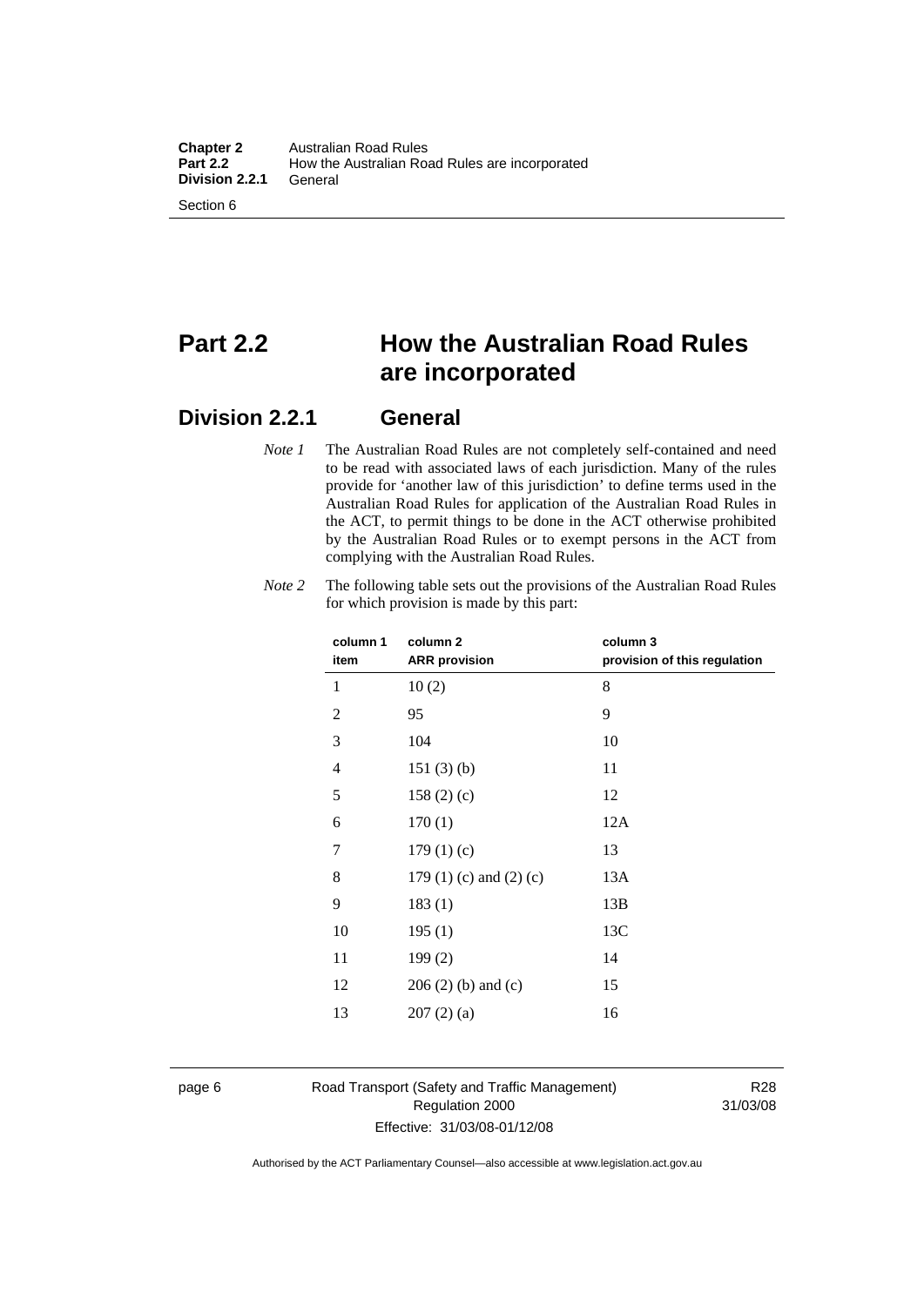# Part 2.2 How the Australian Road Rules are incorporated

## Division 2.2.1 General

*Note 1* The Australian Road Rules are not completely self-contained and need to be read with associated laws of each jurisdiction. Many of the rules provide for 'another law of this jurisdiction' to define terms used in the Australian Road Rules for application of the Australian Road Rules in the ACT, to permit things to be done in the ACT otherwise prohibited by the Australian Road Rules or to exempt persons in the ACT from complying with the Australian Road Rules.

*Note 2* The following table sets out the provisions of the Australian Road Rules for which provision is made by this part:

| column 1 item | column 2 ARR provision | column 3 provision of this regulation |
|---|---|---|
| 1 | 10 (2) | 8 |
| 2 | 95 | 9 |
| 3 | 104 | 10 |
| 4 | 151 (3) (b) | 11 |
| 5 | 158 (2) (c) | 12 |
| 6 | 170 (1) | 12A |
| 7 | 179 (1) (c) | 13 |
| 8 | 179 (1) (c) and (2) (c) | 13A |
| 9 | 183 (1) | 13B |
| 10 | 195 (1) | 13C |
| 11 | 199 (2) | 14 |
| 12 | 206 (2) (b) and (c) | 15 |
| 13 | 207 (2) (a) | 16 |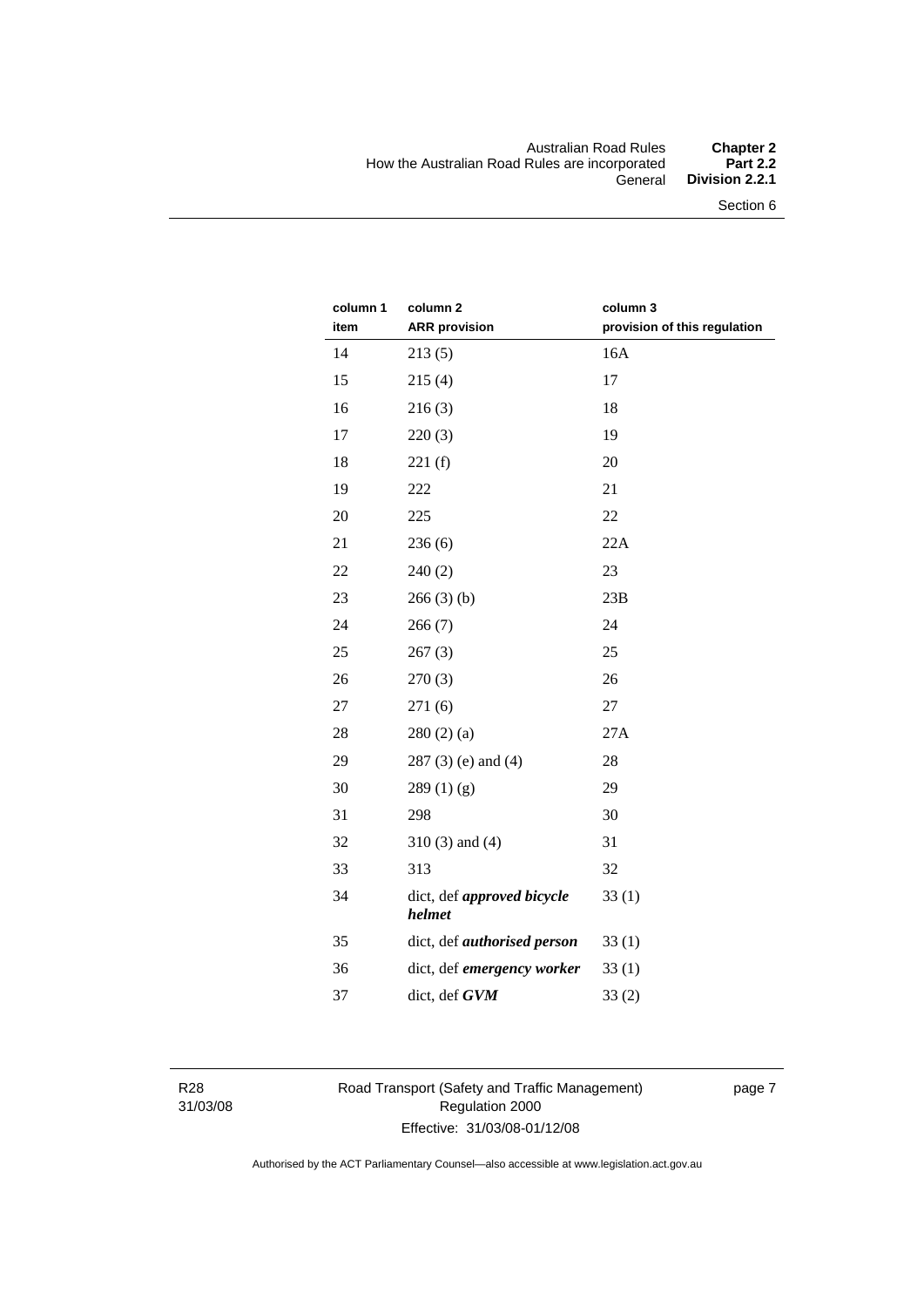| column 1 item | column 2 ARR provision | column 3 provision of this regulation |
|---|---|---|
| 14 | 213 (5) | 16A |
| 15 | 215 (4) | 17 |
| 16 | 216 (3) | 18 |
| 17 | 220 (3) | 19 |
| 18 | 221 (f) | 20 |
| 19 | 222 | 21 |
| 20 | 225 | 22 |
| 21 | 236 (6) | 22A |
| 22 | 240 (2) | 23 |
| 23 | 266 (3) (b) | 23B |
| 24 | 266 (7) | 24 |
| 25 | 267 (3) | 25 |
| 26 | 270 (3) | 26 |
| 27 | 271 (6) | 27 |
| 28 | 280 (2) (a) | 27A |
| 29 | 287 (3) (e) and (4) | 28 |
| 30 | 289 (1) (g) | 29 |
| 31 | 298 | 30 |
| 32 | 310 (3) and (4) | 31 |
| 33 | 313 | 32 |
| 34 | dict, def ***approved bicycle helmet*** | 33 (1) |
| 35 | dict, def ***authorised person*** | 33 (1) |
| 36 | dict, def ***emergency worker*** | 33 (1) |
| 37 | dict, def ***GVM*** | 33 (2) |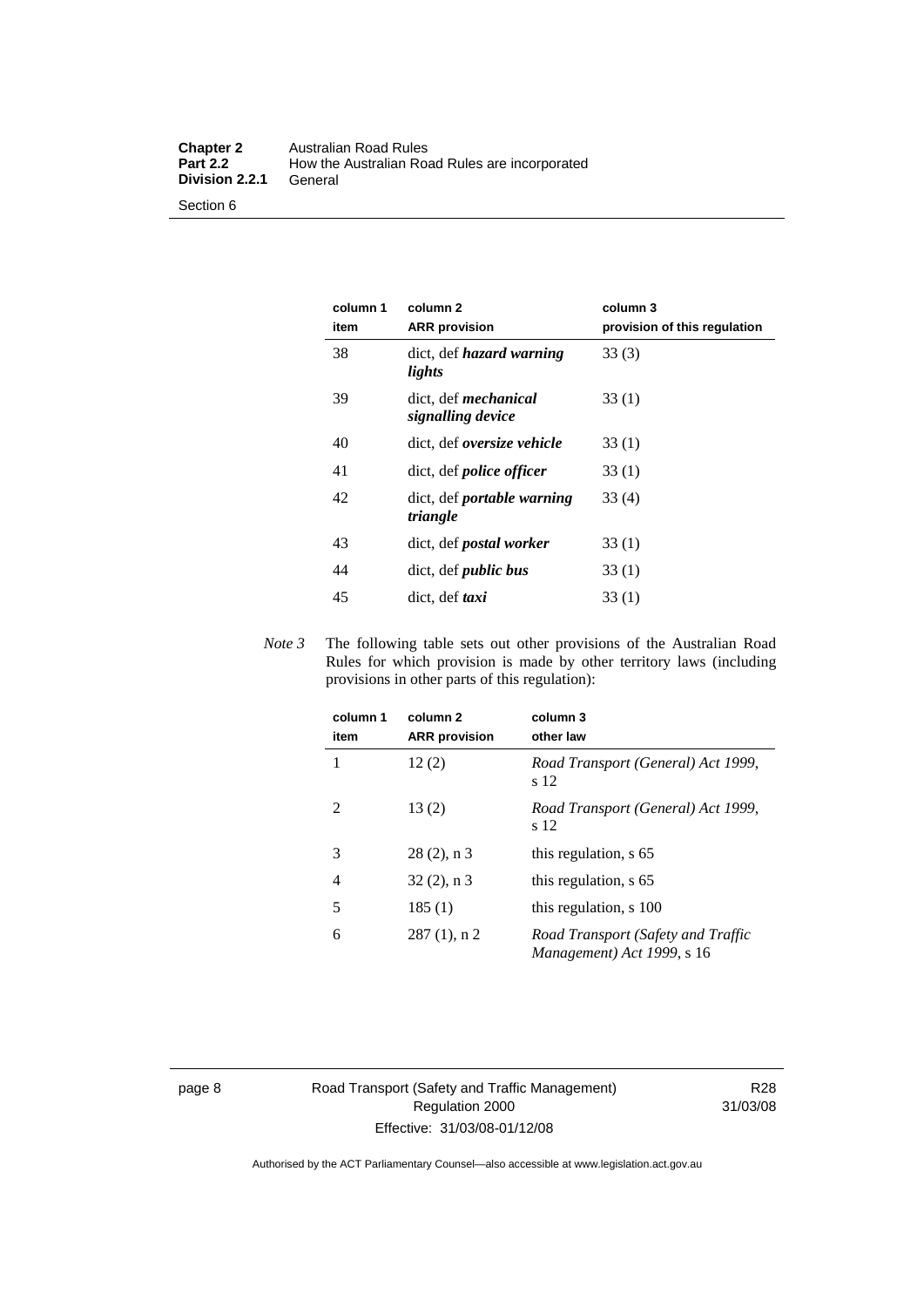| column 1 item | column 2 ARR provision | column 3 provision of this regulation |
| --- | --- | --- |
| 38 | dict, def ***hazard warning lights*** | 33 (3) |
| 39 | dict, def ***mechanical signalling device*** | 33 (1) |
| 40 | dict, def ***oversize vehicle*** | 33 (1) |
| 41 | dict, def ***police officer*** | 33 (1) |
| 42 | dict, def ***portable warning triangle*** | 33 (4) |
| 43 | dict, def ***postal worker*** | 33 (1) |
| 44 | dict, def ***public bus*** | 33 (1) |
| 45 | dict, def ***taxi*** | 33 (1) |

*Note 3* The following table sets out other provisions of the Australian Road Rules for which provision is made by other territory laws (including provisions in other parts of this regulation):

| column 1 item | column 2 ARR provision | column 3 other law |
| --- | --- | --- |
| 1 | 12 (2) | *Road Transport (General) Act 1999*, s 12 |
| 2 | 13 (2) | *Road Transport (General) Act 1999*, s 12 |
| 3 | 28 (2), n 3 | this regulation, s 65 |
| 4 | 32 (2), n 3 | this regulation, s 65 |
| 5 | 185 (1) | this regulation, s 100 |
| 6 | 287 (1), n 2 | *Road Transport (Safety and Traffic Management) Act 1999*, s 16 |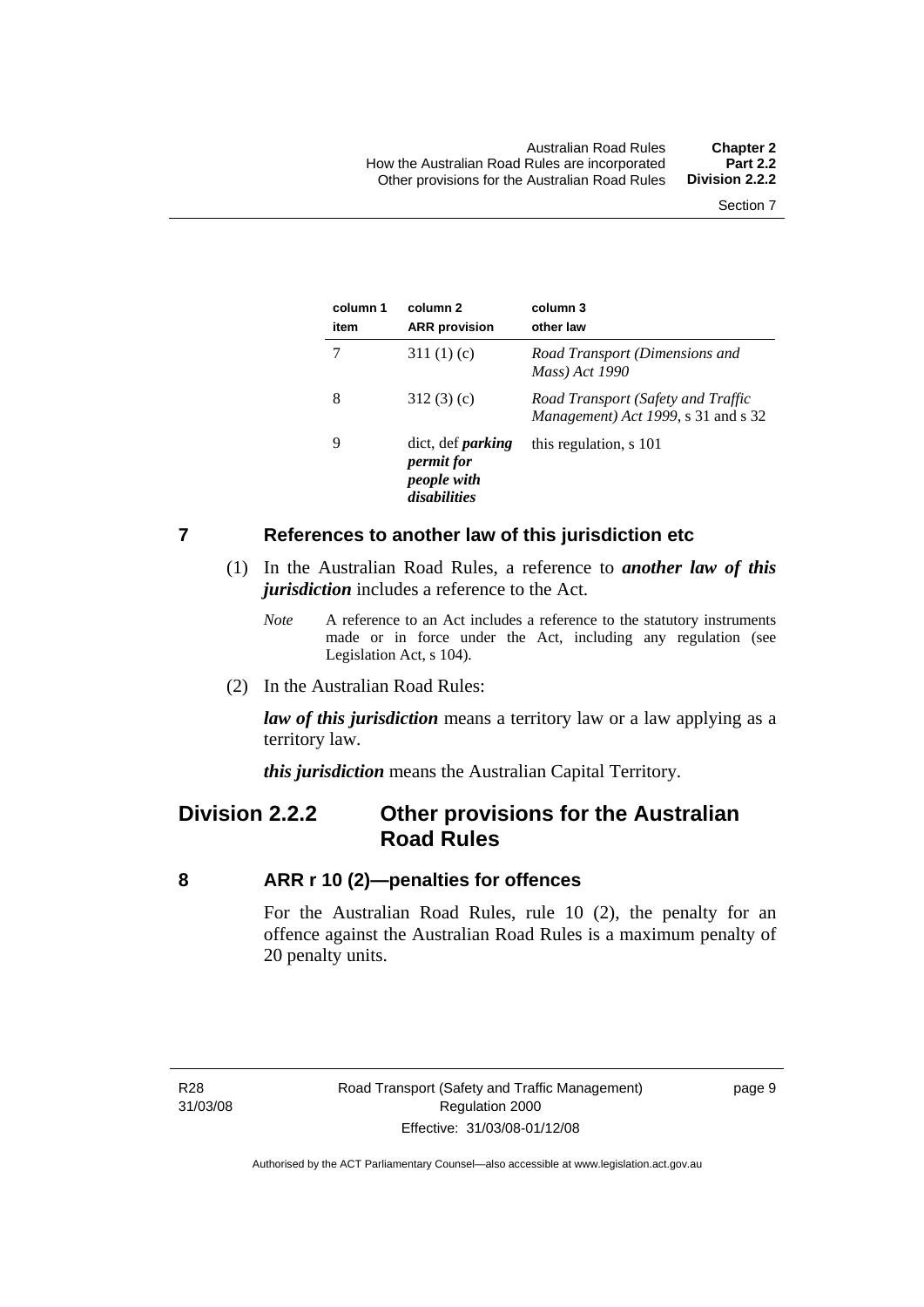| column 1 item | column 2 ARR provision | column 3 other law |
|---|---|---|
| 7 | 311 (1) (c) | *Road Transport (Dimensions and Mass) Act 1990* |
| 8 | 312 (3) (c) | *Road Transport (Safety and Traffic Management) Act 1999*, s 31 and s 32 |
| 9 | dict, def ***parking permit for people with disabilities*** | this regulation, s 101 |

## 7 References to another law of this jurisdiction etc

(1) In the Australian Road Rules, a reference to ***another law of this jurisdiction*** includes a reference to the Act.

*Note* A reference to an Act includes a reference to the statutory instruments made or in force under the Act, including any regulation (see Legislation Act, s 104).

(2) In the Australian Road Rules:

***law of this jurisdiction*** means a territory law or a law applying as a territory law.

***this jurisdiction*** means the Australian Capital Territory.

# Division 2.2.2 Other provisions for the Australian Road Rules

## 8 ARR r 10 (2)—penalties for offences

For the Australian Road Rules, rule 10 (2), the penalty for an offence against the Australian Road Rules is a maximum penalty of 20 penalty units.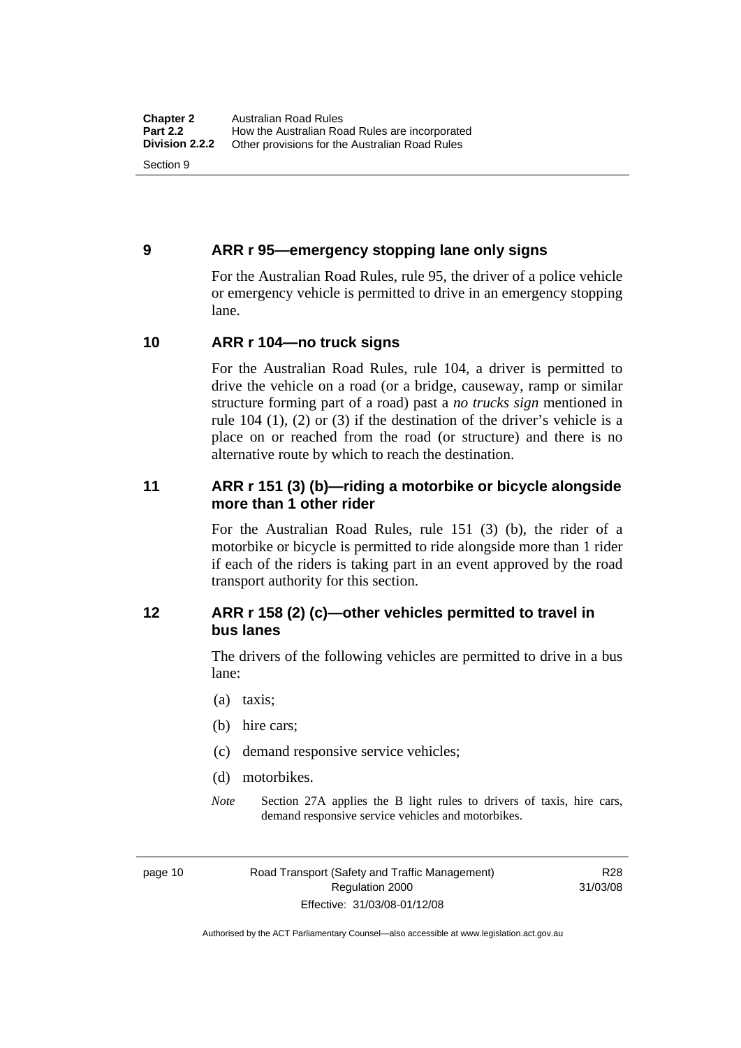## 9 ARR r 95—emergency stopping lane only signs

For the Australian Road Rules, rule 95, the driver of a police vehicle or emergency vehicle is permitted to drive in an emergency stopping lane.

## 10 ARR r 104—no truck signs

For the Australian Road Rules, rule 104, a driver is permitted to drive the vehicle on a road (or a bridge, causeway, ramp or similar structure forming part of a road) past a *no trucks sign* mentioned in rule 104 (1), (2) or (3) if the destination of the driver's vehicle is a place on or reached from the road (or structure) and there is no alternative route by which to reach the destination.

## 11 ARR r 151 (3) (b)—riding a motorbike or bicycle alongside more than 1 other rider

For the Australian Road Rules, rule 151 (3) (b), the rider of a motorbike or bicycle is permitted to ride alongside more than 1 rider if each of the riders is taking part in an event approved by the road transport authority for this section.

## 12 ARR r 158 (2) (c)—other vehicles permitted to travel in bus lanes

The drivers of the following vehicles are permitted to drive in a bus lane:

(a) taxis;

(b) hire cars;

(c) demand responsive service vehicles;

(d) motorbikes.

*Note* Section 27A applies the B light rules to drivers of taxis, hire cars, demand responsive service vehicles and motorbikes.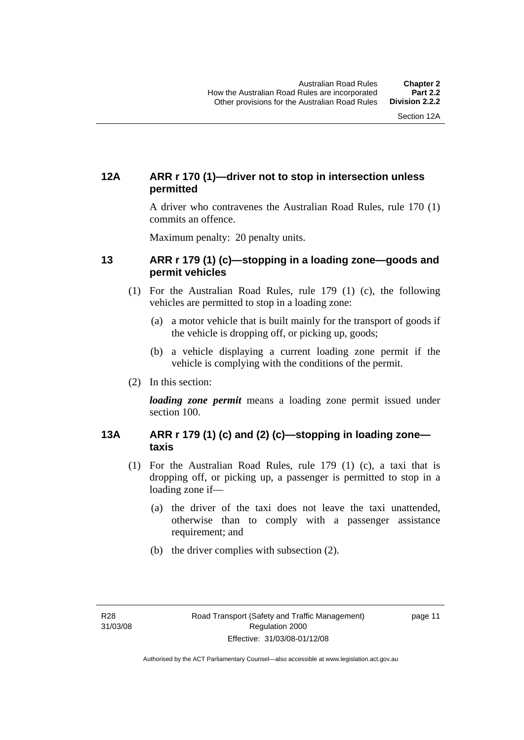### 12A ARR r 170 (1)—driver not to stop in intersection unless permitted

A driver who contravenes the Australian Road Rules, rule 170 (1) commits an offence.

Maximum penalty: 20 penalty units.

### 13 ARR r 179 (1) (c)—stopping in a loading zone—goods and permit vehicles

(1) For the Australian Road Rules, rule 179 (1) (c), the following vehicles are permitted to stop in a loading zone:

- (a) a motor vehicle that is built mainly for the transport of goods if the vehicle is dropping off, or picking up, goods;
- (b) a vehicle displaying a current loading zone permit if the vehicle is complying with the conditions of the permit.

(2) In this section:

***loading zone permit*** means a loading zone permit issued under section 100.

### 13A ARR r 179 (1) (c) and (2) (c)—stopping in loading zone—taxis

(1) For the Australian Road Rules, rule 179 (1) (c), a taxi that is dropping off, or picking up, a passenger is permitted to stop in a loading zone if—

- (a) the driver of the taxi does not leave the taxi unattended, otherwise than to comply with a passenger assistance requirement; and
- (b) the driver complies with subsection (2).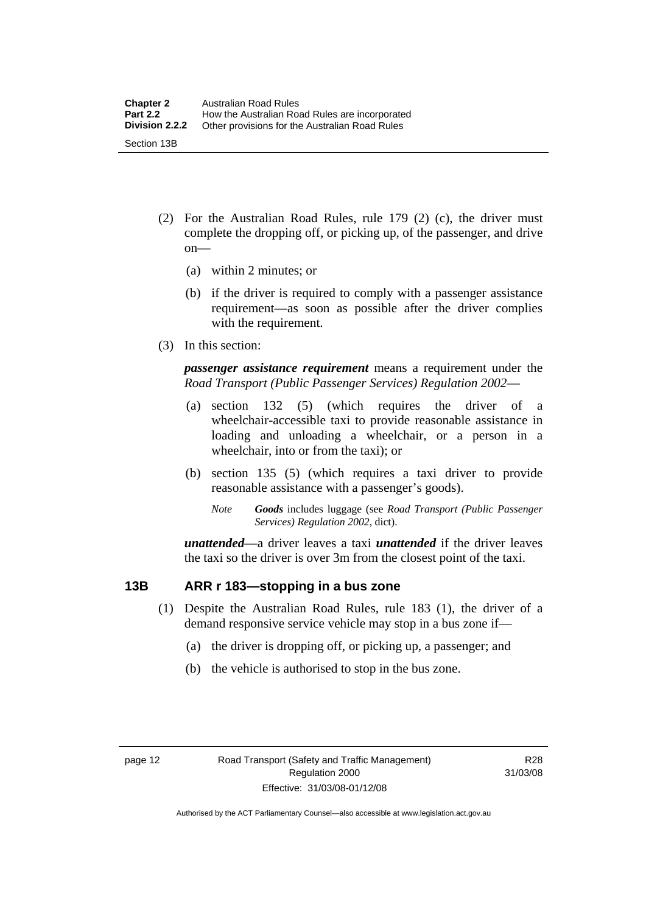(2) For the Australian Road Rules, rule 179 (2) (c), the driver must complete the dropping off, or picking up, of the passenger, and drive on—

(a) within 2 minutes; or

(b) if the driver is required to comply with a passenger assistance requirement—as soon as possible after the driver complies with the requirement.

(3) In this section:

***passenger assistance requirement*** means a requirement under the *Road Transport (Public Passenger Services) Regulation 2002*—

(a) section 132 (5) (which requires the driver of a wheelchair-accessible taxi to provide reasonable assistance in loading and unloading a wheelchair, or a person in a wheelchair, into or from the taxi); or

(b) section 135 (5) (which requires a taxi driver to provide reasonable assistance with a passenger's goods).

*Note* ***Goods*** includes luggage (see *Road Transport (Public Passenger Services) Regulation 2002*, dict).

***unattended***—a driver leaves a taxi ***unattended*** if the driver leaves the taxi so the driver is over 3m from the closest point of the taxi.

## 13B ARR r 183—stopping in a bus zone

(1) Despite the Australian Road Rules, rule 183 (1), the driver of a demand responsive service vehicle may stop in a bus zone if—

(a) the driver is dropping off, or picking up, a passenger; and

(b) the vehicle is authorised to stop in the bus zone.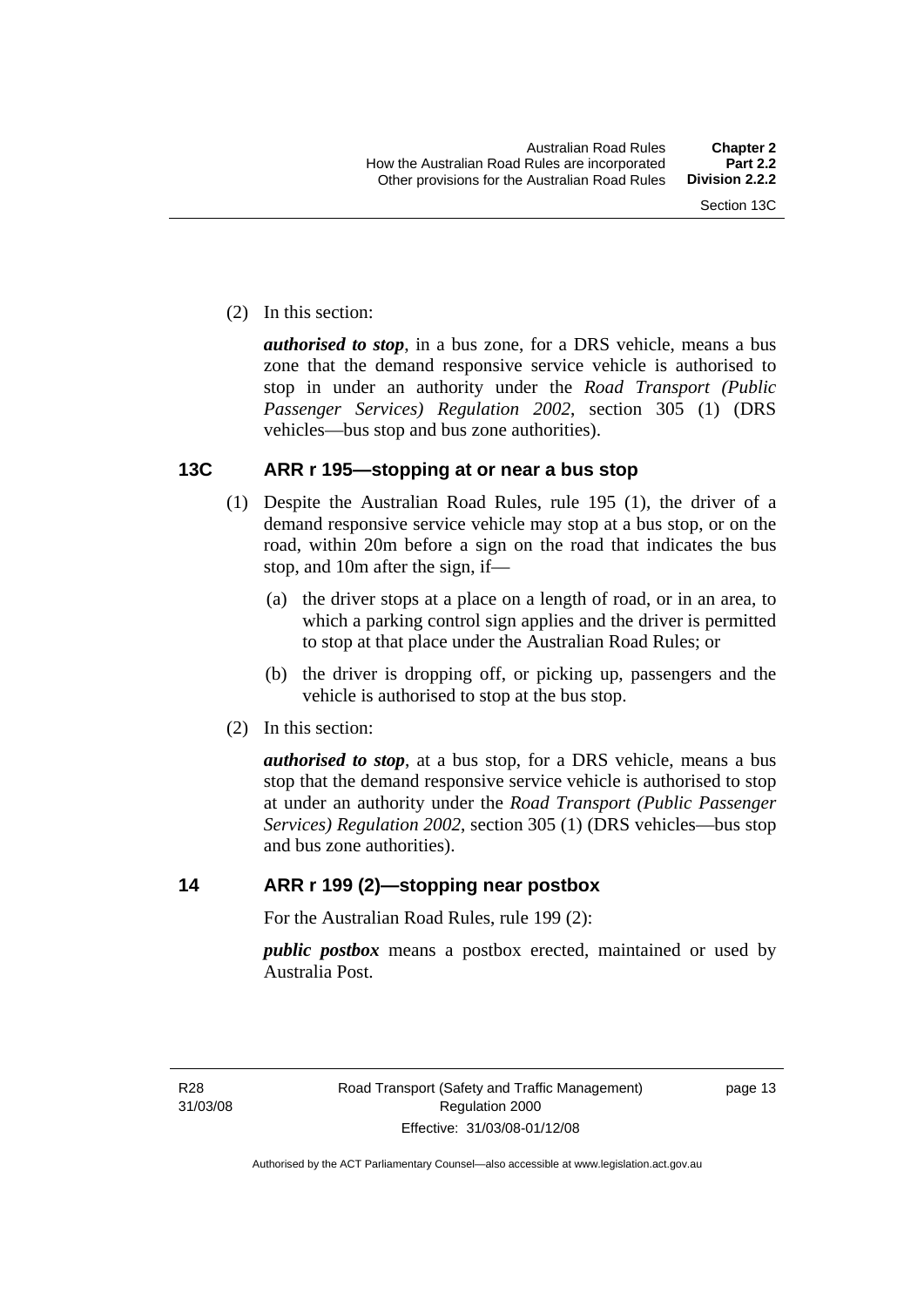(2) In this section:

***authorised to stop***, in a bus zone, for a DRS vehicle, means a bus zone that the demand responsive service vehicle is authorised to stop in under an authority under the *Road Transport (Public Passenger Services) Regulation 2002*, section 305 (1) (DRS vehicles—bus stop and bus zone authorities).

## 13C ARR r 195—stopping at or near a bus stop

(1) Despite the Australian Road Rules, rule 195 (1), the driver of a demand responsive service vehicle may stop at a bus stop, or on the road, within 20m before a sign on the road that indicates the bus stop, and 10m after the sign, if—

(a) the driver stops at a place on a length of road, or in an area, to which a parking control sign applies and the driver is permitted to stop at that place under the Australian Road Rules; or

(b) the driver is dropping off, or picking up, passengers and the vehicle is authorised to stop at the bus stop.

(2) In this section:

***authorised to stop***, at a bus stop, for a DRS vehicle, means a bus stop that the demand responsive service vehicle is authorised to stop at under an authority under the *Road Transport (Public Passenger Services) Regulation 2002*, section 305 (1) (DRS vehicles—bus stop and bus zone authorities).

## 14 ARR r 199 (2)—stopping near postbox

For the Australian Road Rules, rule 199 (2):

***public postbox*** means a postbox erected, maintained or used by Australia Post.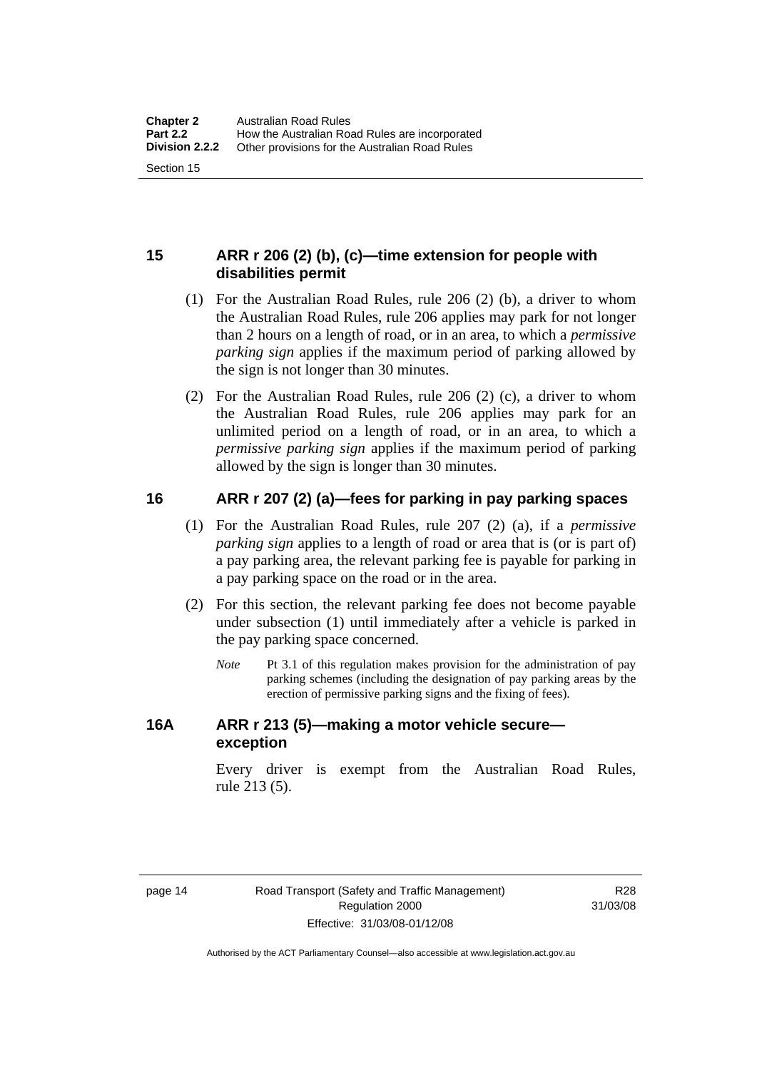## 15 ARR r 206 (2) (b), (c)—time extension for people with disabilities permit

(1) For the Australian Road Rules, rule 206 (2) (b), a driver to whom the Australian Road Rules, rule 206 applies may park for not longer than 2 hours on a length of road, or in an area, to which a *permissive parking sign* applies if the maximum period of parking allowed by the sign is not longer than 30 minutes.

(2) For the Australian Road Rules, rule 206 (2) (c), a driver to whom the Australian Road Rules, rule 206 applies may park for an unlimited period on a length of road, or in an area, to which a *permissive parking sign* applies if the maximum period of parking allowed by the sign is longer than 30 minutes.

## 16 ARR r 207 (2) (a)—fees for parking in pay parking spaces

(1) For the Australian Road Rules, rule 207 (2) (a), if a *permissive parking sign* applies to a length of road or area that is (or is part of) a pay parking area, the relevant parking fee is payable for parking in a pay parking space on the road or in the area.

(2) For this section, the relevant parking fee does not become payable under subsection (1) until immediately after a vehicle is parked in the pay parking space concerned.

*Note* Pt 3.1 of this regulation makes provision for the administration of pay parking schemes (including the designation of pay parking areas by the erection of permissive parking signs and the fixing of fees).

## 16A ARR r 213 (5)—making a motor vehicle secure—exception

Every driver is exempt from the Australian Road Rules, rule 213 (5).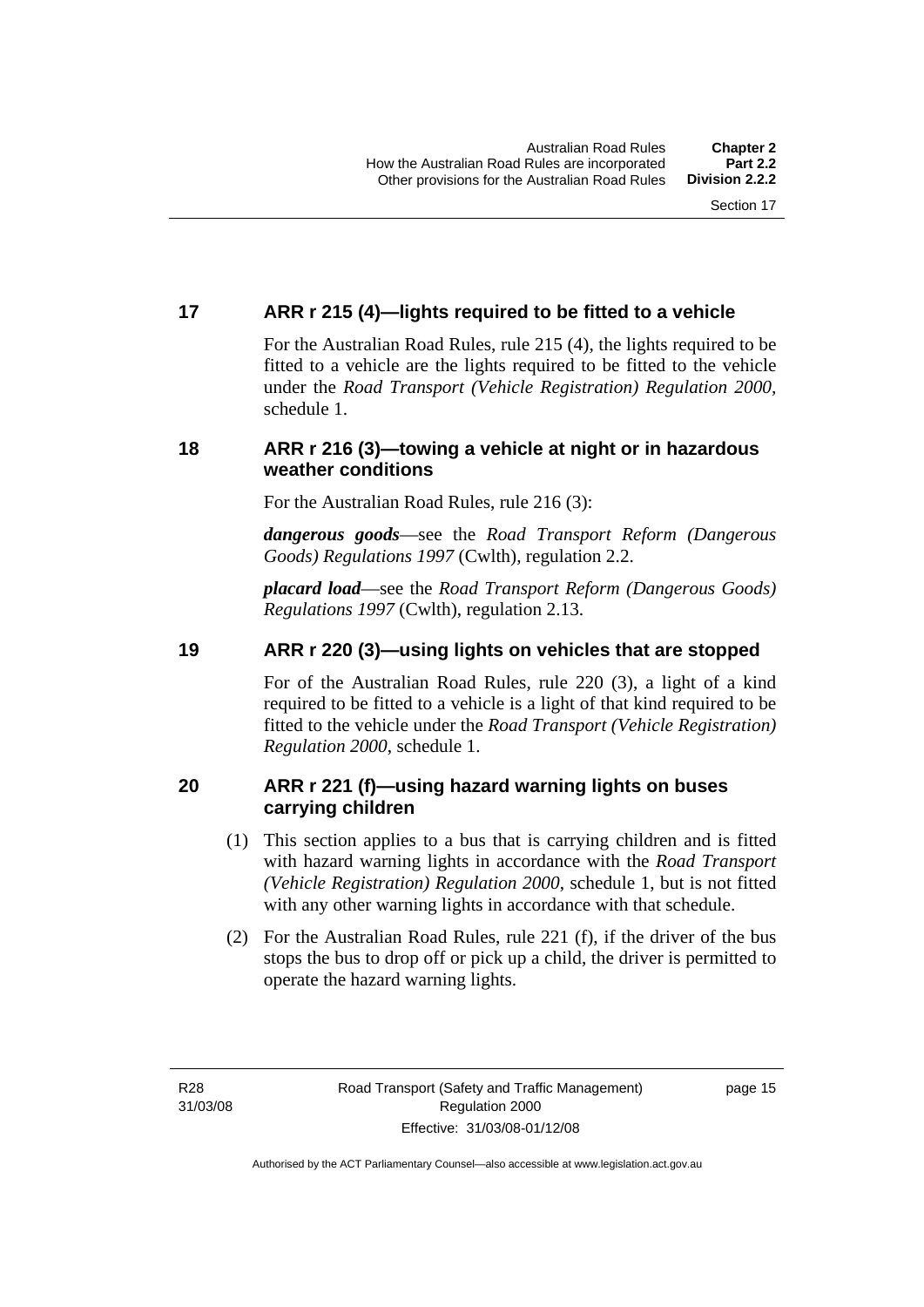## 17 ARR r 215 (4)—lights required to be fitted to a vehicle

For the Australian Road Rules, rule 215 (4), the lights required to be fitted to a vehicle are the lights required to be fitted to the vehicle under the *Road Transport (Vehicle Registration) Regulation 2000*, schedule 1.

## 18 ARR r 216 (3)—towing a vehicle at night or in hazardous weather conditions

For the Australian Road Rules, rule 216 (3):

***dangerous goods***—see the *Road Transport Reform (Dangerous Goods) Regulations 1997* (Cwlth), regulation 2.2.

***placard load***—see the *Road Transport Reform (Dangerous Goods) Regulations 1997* (Cwlth), regulation 2.13.

## 19 ARR r 220 (3)—using lights on vehicles that are stopped

For of the Australian Road Rules, rule 220 (3), a light of a kind required to be fitted to a vehicle is a light of that kind required to be fitted to the vehicle under the *Road Transport (Vehicle Registration) Regulation 2000*, schedule 1.

## 20 ARR r 221 (f)—using hazard warning lights on buses carrying children

(1) This section applies to a bus that is carrying children and is fitted with hazard warning lights in accordance with the *Road Transport (Vehicle Registration) Regulation 2000*, schedule 1, but is not fitted with any other warning lights in accordance with that schedule.

(2) For the Australian Road Rules, rule 221 (f), if the driver of the bus stops the bus to drop off or pick up a child, the driver is permitted to operate the hazard warning lights.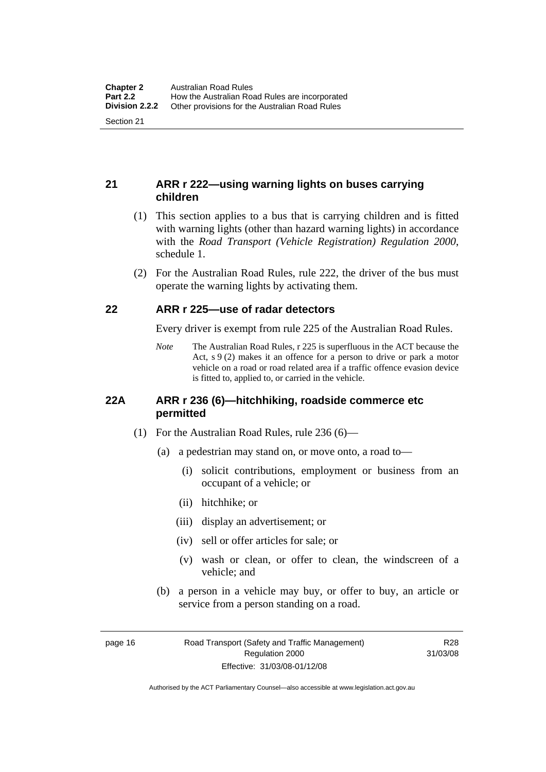## 21 ARR r 222—using warning lights on buses carrying children

(1) This section applies to a bus that is carrying children and is fitted with warning lights (other than hazard warning lights) in accordance with the *Road Transport (Vehicle Registration) Regulation 2000*, schedule 1.

(2) For the Australian Road Rules, rule 222, the driver of the bus must operate the warning lights by activating them.

## 22 ARR r 225—use of radar detectors

Every driver is exempt from rule 225 of the Australian Road Rules.

*Note* The Australian Road Rules, r 225 is superfluous in the ACT because the Act, s 9 (2) makes it an offence for a person to drive or park a motor vehicle on a road or road related area if a traffic offence evasion device is fitted to, applied to, or carried in the vehicle.

## 22A ARR r 236 (6)—hitchhiking, roadside commerce etc permitted

(1) For the Australian Road Rules, rule 236 (6)—

(a) a pedestrian may stand on, or move onto, a road to—

(i) solicit contributions, employment or business from an occupant of a vehicle; or

(ii) hitchhike; or

(iii) display an advertisement; or

(iv) sell or offer articles for sale; or

(v) wash or clean, or offer to clean, the windscreen of a vehicle; and

(b) a person in a vehicle may buy, or offer to buy, an article or service from a person standing on a road.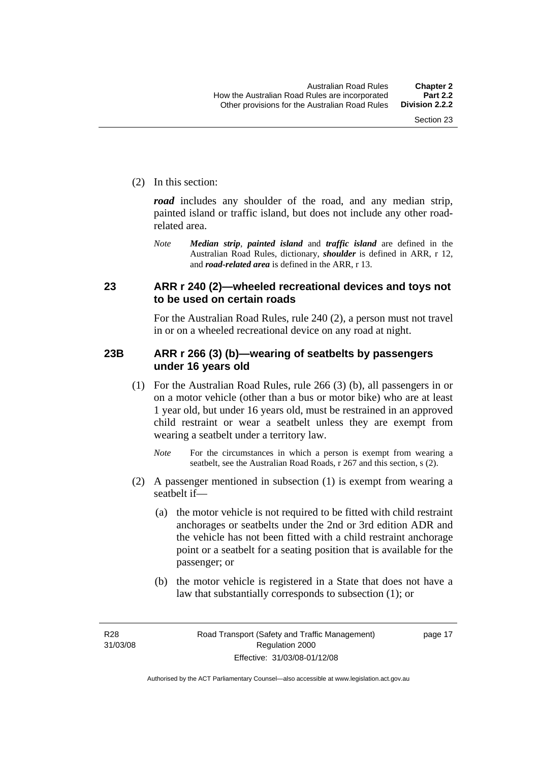(2) In this section:

***road*** includes any shoulder of the road, and any median strip, painted island or traffic island, but does not include any other road-related area.

*Note* ***Median strip***, ***painted island*** and ***traffic island*** are defined in the Australian Road Rules, dictionary, ***shoulder*** is defined in ARR, r 12, and ***road-related area*** is defined in the ARR, r 13.

## 23 ARR r 240 (2)—wheeled recreational devices and toys not to be used on certain roads

For the Australian Road Rules, rule 240 (2), a person must not travel in or on a wheeled recreational device on any road at night.

## 23B ARR r 266 (3) (b)—wearing of seatbelts by passengers under 16 years old

(1) For the Australian Road Rules, rule 266 (3) (b), all passengers in or on a motor vehicle (other than a bus or motor bike) who are at least 1 year old, but under 16 years old, must be restrained in an approved child restraint or wear a seatbelt unless they are exempt from wearing a seatbelt under a territory law.

*Note* For the circumstances in which a person is exempt from wearing a seatbelt, see the Australian Road Roads, r 267 and this section, s (2).

(2) A passenger mentioned in subsection (1) is exempt from wearing a seatbelt if—

(a) the motor vehicle is not required to be fitted with child restraint anchorages or seatbelts under the 2nd or 3rd edition ADR and the vehicle has not been fitted with a child restraint anchorage point or a seatbelt for a seating position that is available for the passenger; or

(b) the motor vehicle is registered in a State that does not have a law that substantially corresponds to subsection (1); or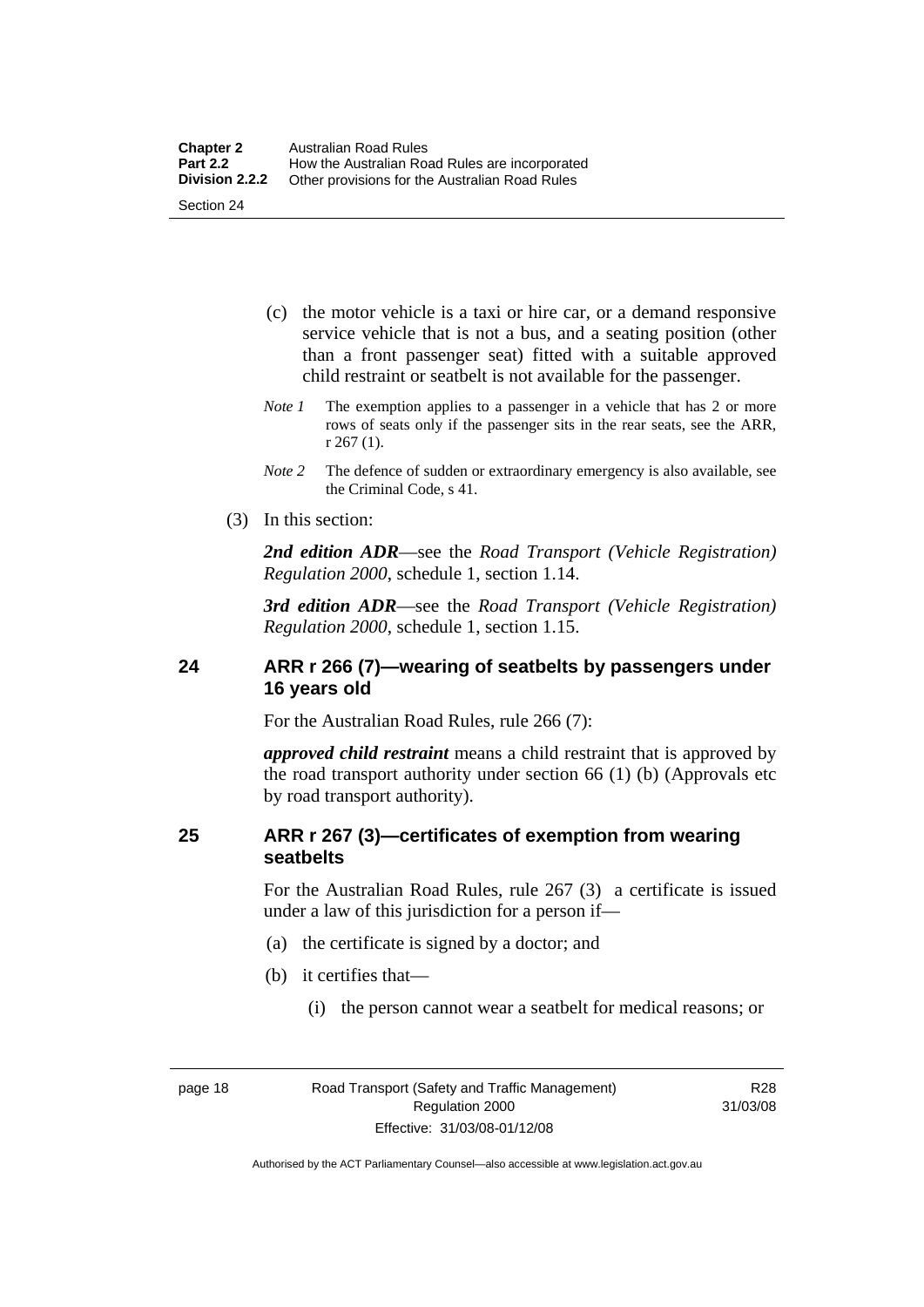(c) the motor vehicle is a taxi or hire car, or a demand responsive service vehicle that is not a bus, and a seating position (other than a front passenger seat) fitted with a suitable approved child restraint or seatbelt is not available for the passenger.

*Note 1* The exemption applies to a passenger in a vehicle that has 2 or more rows of seats only if the passenger sits in the rear seats, see the ARR, r 267 (1).

*Note 2* The defence of sudden or extraordinary emergency is also available, see the Criminal Code, s 41.

(3) In this section:

***2nd edition ADR***—see the *Road Transport (Vehicle Registration) Regulation 2000*, schedule 1, section 1.14.

***3rd edition ADR***—see the *Road Transport (Vehicle Registration) Regulation 2000*, schedule 1, section 1.15.

## 24 ARR r 266 (7)—wearing of seatbelts by passengers under 16 years old

For the Australian Road Rules, rule 266 (7):

***approved child restraint*** means a child restraint that is approved by the road transport authority under section 66 (1) (b) (Approvals etc by road transport authority).

## 25 ARR r 267 (3)—certificates of exemption from wearing seatbelts

For the Australian Road Rules, rule 267 (3) a certificate is issued under a law of this jurisdiction for a person if—

(a) the certificate is signed by a doctor; and

(b) it certifies that—

(i) the person cannot wear a seatbelt for medical reasons; or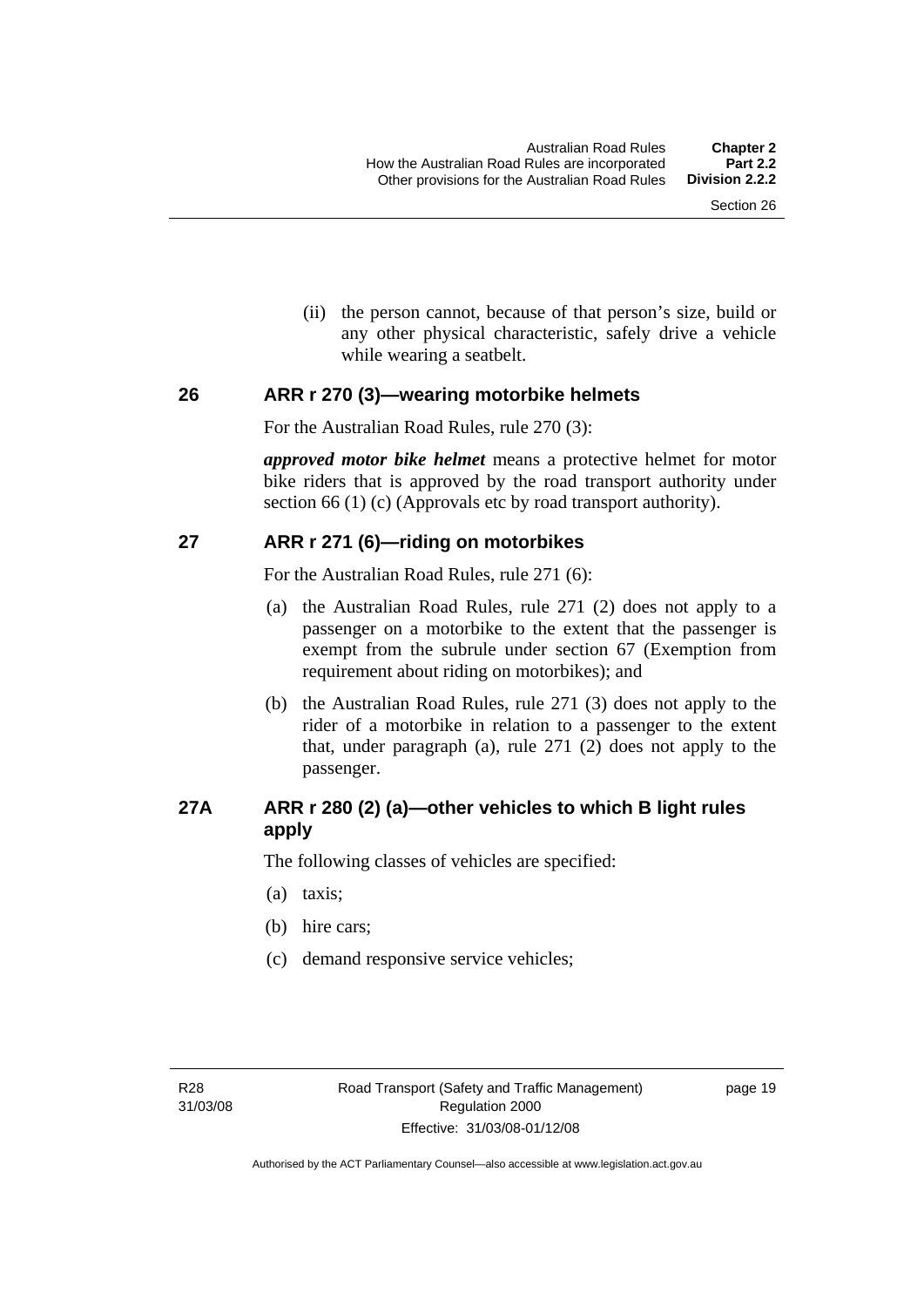(ii) the person cannot, because of that person's size, build or any other physical characteristic, safely drive a vehicle while wearing a seatbelt.

## 26 ARR r 270 (3)—wearing motorbike helmets

For the Australian Road Rules, rule 270 (3):

***approved motor bike helmet*** means a protective helmet for motor bike riders that is approved by the road transport authority under section 66 (1) (c) (Approvals etc by road transport authority).

## 27 ARR r 271 (6)—riding on motorbikes

For the Australian Road Rules, rule 271 (6):

(a) the Australian Road Rules, rule 271 (2) does not apply to a passenger on a motorbike to the extent that the passenger is exempt from the subrule under section 67 (Exemption from requirement about riding on motorbikes); and

(b) the Australian Road Rules, rule 271 (3) does not apply to the rider of a motorbike in relation to a passenger to the extent that, under paragraph (a), rule 271 (2) does not apply to the passenger.

## 27A ARR r 280 (2) (a)—other vehicles to which B light rules apply

The following classes of vehicles are specified:

(a) taxis;

(b) hire cars;

(c) demand responsive service vehicles;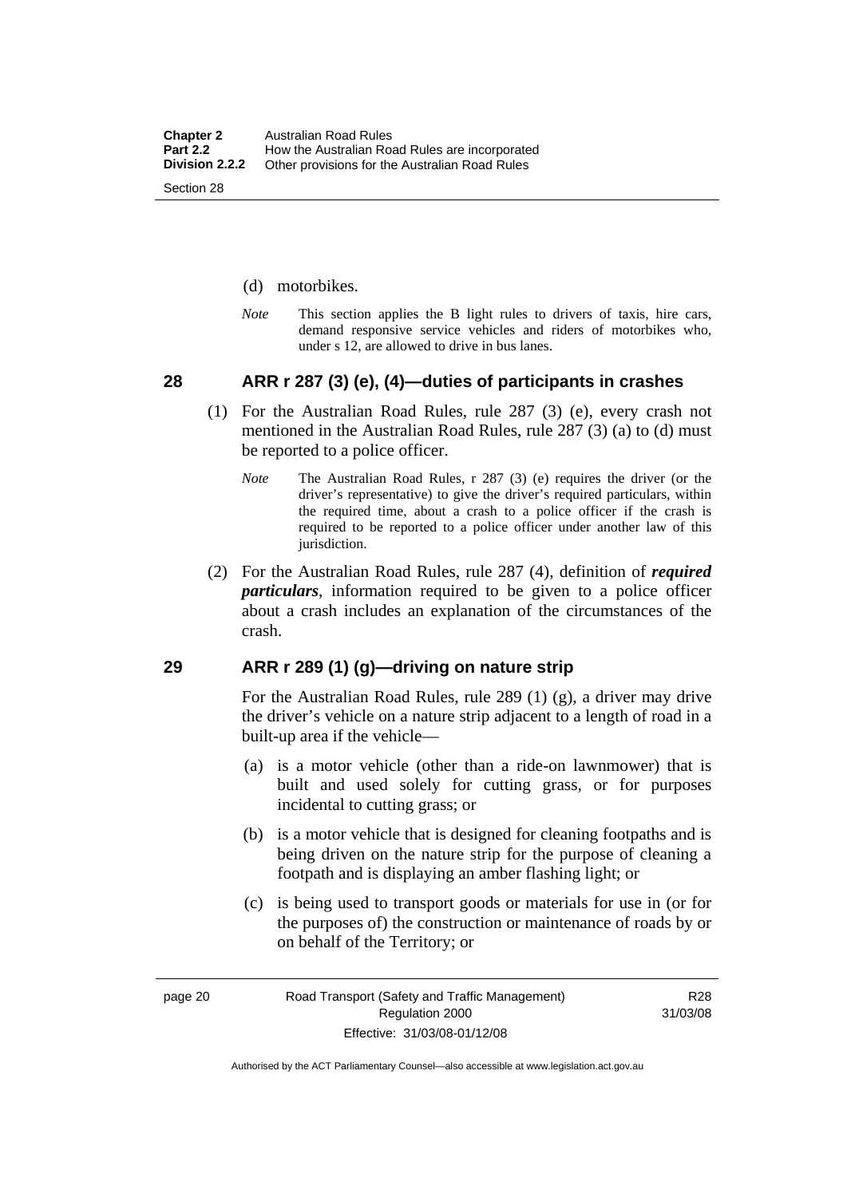(d) motorbikes.

*Note* This section applies the B light rules to drivers of taxis, hire cars, demand responsive service vehicles and riders of motorbikes who, under s 12, are allowed to drive in bus lanes.

## 28 ARR r 287 (3) (e), (4)—duties of participants in crashes

(1) For the Australian Road Rules, rule 287 (3) (e), every crash not mentioned in the Australian Road Rules, rule 287 (3) (a) to (d) must be reported to a police officer.

*Note* The Australian Road Rules, r 287 (3) (e) requires the driver (or the driver's representative) to give the driver's required particulars, within the required time, about a crash to a police officer if the crash is required to be reported to a police officer under another law of this jurisdiction.

(2) For the Australian Road Rules, rule 287 (4), definition of ***required particulars***, information required to be given to a police officer about a crash includes an explanation of the circumstances of the crash.

## 29 ARR r 289 (1) (g)—driving on nature strip

For the Australian Road Rules, rule 289 (1) (g), a driver may drive the driver's vehicle on a nature strip adjacent to a length of road in a built-up area if the vehicle—

(a) is a motor vehicle (other than a ride-on lawnmower) that is built and used solely for cutting grass, or for purposes incidental to cutting grass; or

(b) is a motor vehicle that is designed for cleaning footpaths and is being driven on the nature strip for the purpose of cleaning a footpath and is displaying an amber flashing light; or

(c) is being used to transport goods or materials for use in (or for the purposes of) the construction or maintenance of roads by or on behalf of the Territory; or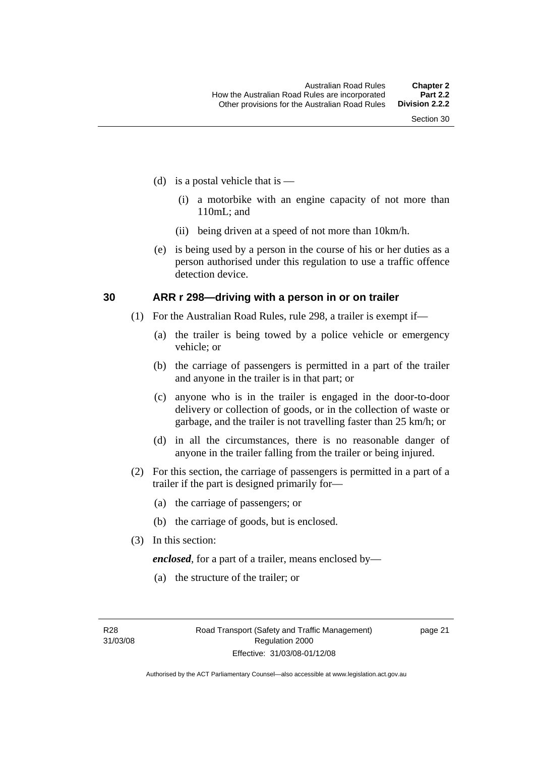(d) is a postal vehicle that is —

  (i) a motorbike with an engine capacity of not more than 110mL; and

  (ii) being driven at a speed of not more than 10km/h.

(e) is being used by a person in the course of his or her duties as a person authorised under this regulation to use a traffic offence detection device.

## 30 ARR r 298—driving with a person in or on trailer

(1) For the Australian Road Rules, rule 298, a trailer is exempt if—

  (a) the trailer is being towed by a police vehicle or emergency vehicle; or

  (b) the carriage of passengers is permitted in a part of the trailer and anyone in the trailer is in that part; or

  (c) anyone who is in the trailer is engaged in the door-to-door delivery or collection of goods, or in the collection of waste or garbage, and the trailer is not travelling faster than 25 km/h; or

  (d) in all the circumstances, there is no reasonable danger of anyone in the trailer falling from the trailer or being injured.

(2) For this section, the carriage of passengers is permitted in a part of a trailer if the part is designed primarily for—

  (a) the carriage of passengers; or

  (b) the carriage of goods, but is enclosed.

(3) In this section:

***enclosed***, for a part of a trailer, means enclosed by—

  (a) the structure of the trailer; or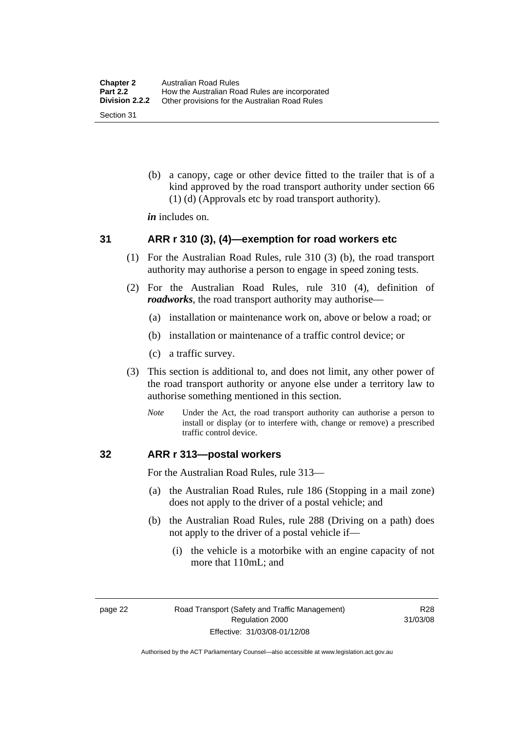(b) a canopy, cage or other device fitted to the trailer that is of a kind approved by the road transport authority under section 66 (1) (d) (Approvals etc by road transport authority).

***in*** includes on.

## 31 ARR r 310 (3), (4)—exemption for road workers etc

(1) For the Australian Road Rules, rule 310 (3) (b), the road transport authority may authorise a person to engage in speed zoning tests.

(2) For the Australian Road Rules, rule 310 (4), definition of ***roadworks***, the road transport authority may authorise—

(a) installation or maintenance work on, above or below a road; or

(b) installation or maintenance of a traffic control device; or

(c) a traffic survey.

(3) This section is additional to, and does not limit, any other power of the road transport authority or anyone else under a territory law to authorise something mentioned in this section.

*Note* Under the Act, the road transport authority can authorise a person to install or display (or to interfere with, change or remove) a prescribed traffic control device.

## 32 ARR r 313—postal workers

For the Australian Road Rules, rule 313—

(a) the Australian Road Rules, rule 186 (Stopping in a mail zone) does not apply to the driver of a postal vehicle; and

(b) the Australian Road Rules, rule 288 (Driving on a path) does not apply to the driver of a postal vehicle if—

(i) the vehicle is a motorbike with an engine capacity of not more that 110mL; and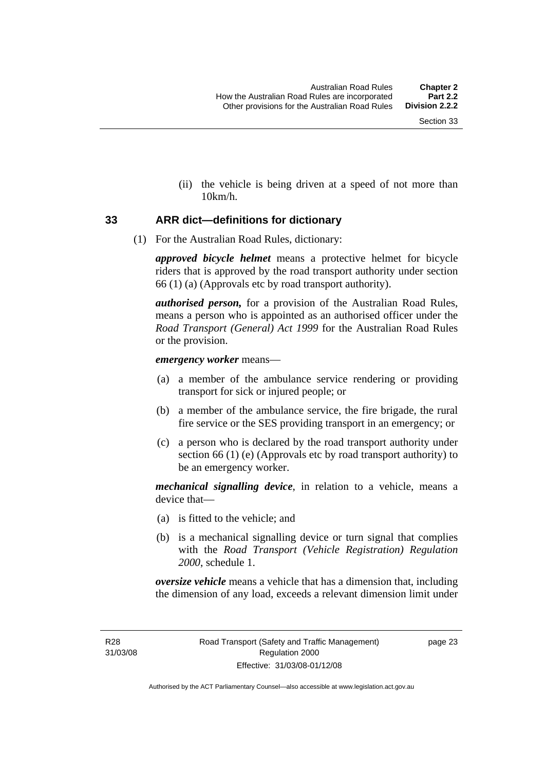(ii) the vehicle is being driven at a speed of not more than 10km/h.

### 33 ARR dict—definitions for dictionary

(1) For the Australian Road Rules, dictionary:

***approved bicycle helmet*** means a protective helmet for bicycle riders that is approved by the road transport authority under section 66 (1) (a) (Approvals etc by road transport authority).

***authorised person,*** for a provision of the Australian Road Rules, means a person who is appointed as an authorised officer under the *Road Transport (General) Act 1999* for the Australian Road Rules or the provision.

***emergency worker*** means—

(a) a member of the ambulance service rendering or providing transport for sick or injured people; or

(b) a member of the ambulance service, the fire brigade, the rural fire service or the SES providing transport in an emergency; or

(c) a person who is declared by the road transport authority under section 66 (1) (e) (Approvals etc by road transport authority) to be an emergency worker.

***mechanical signalling device***, in relation to a vehicle, means a device that—

(a) is fitted to the vehicle; and

(b) is a mechanical signalling device or turn signal that complies with the *Road Transport (Vehicle Registration) Regulation 2000*, schedule 1.

***oversize vehicle*** means a vehicle that has a dimension that, including the dimension of any load, exceeds a relevant dimension limit under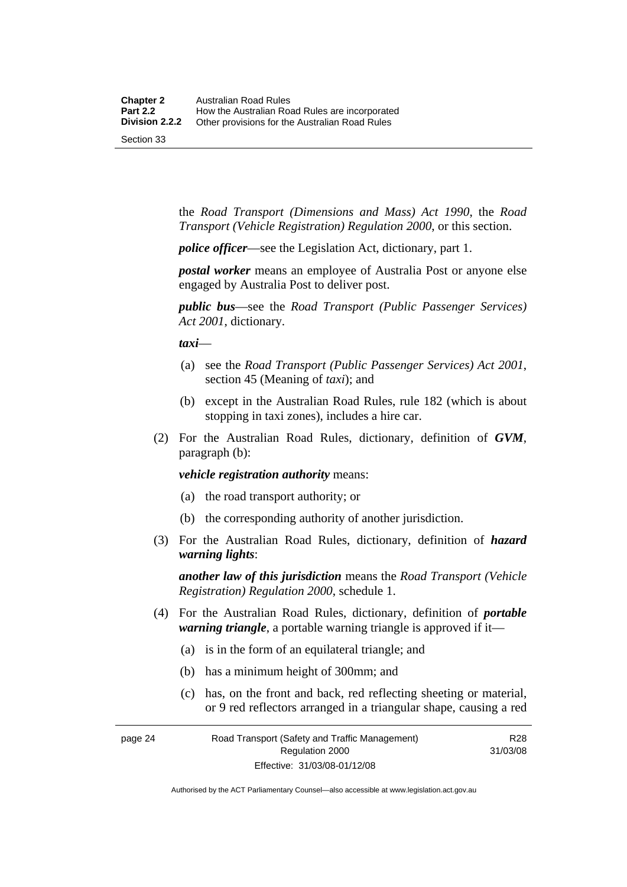the *Road Transport (Dimensions and Mass) Act 1990*, the *Road Transport (Vehicle Registration) Regulation 2000*, or this section.

***police officer***—see the Legislation Act, dictionary, part 1.

***postal worker*** means an employee of Australia Post or anyone else engaged by Australia Post to deliver post.

***public bus***—see the *Road Transport (Public Passenger Services) Act 2001*, dictionary.

***taxi***—

(a) see the *Road Transport (Public Passenger Services) Act 2001*, section 45 (Meaning of *taxi*); and

(b) except in the Australian Road Rules, rule 182 (which is about stopping in taxi zones), includes a hire car.

(2) For the Australian Road Rules, dictionary, definition of ***GVM***, paragraph (b):

***vehicle registration authority*** means:

(a) the road transport authority; or

(b) the corresponding authority of another jurisdiction.

(3) For the Australian Road Rules, dictionary, definition of ***hazard warning lights***:

***another law of this jurisdiction*** means the *Road Transport (Vehicle Registration) Regulation 2000*, schedule 1.

(4) For the Australian Road Rules, dictionary, definition of ***portable warning triangle***, a portable warning triangle is approved if it—

(a) is in the form of an equilateral triangle; and

(b) has a minimum height of 300mm; and

(c) has, on the front and back, red reflecting sheeting or material, or 9 red reflectors arranged in a triangular shape, causing a red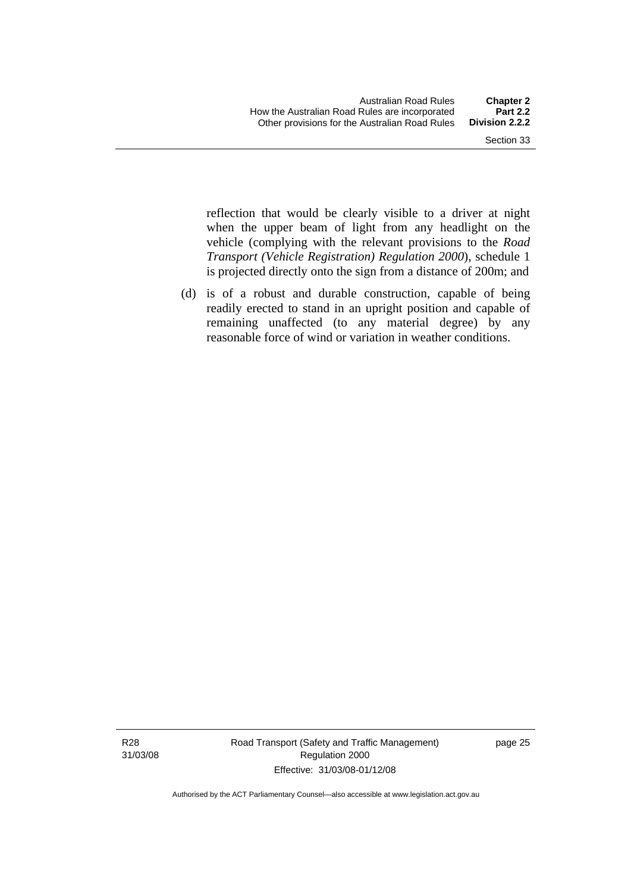reflection that would be clearly visible to a driver at night when the upper beam of light from any headlight on the vehicle (complying with the relevant provisions to the *Road Transport (Vehicle Registration) Regulation 2000*), schedule 1 is projected directly onto the sign from a distance of 200m; and

(d) is of a robust and durable construction, capable of being readily erected to stand in an upright position and capable of remaining unaffected (to any material degree) by any reasonable force of wind or variation in weather conditions.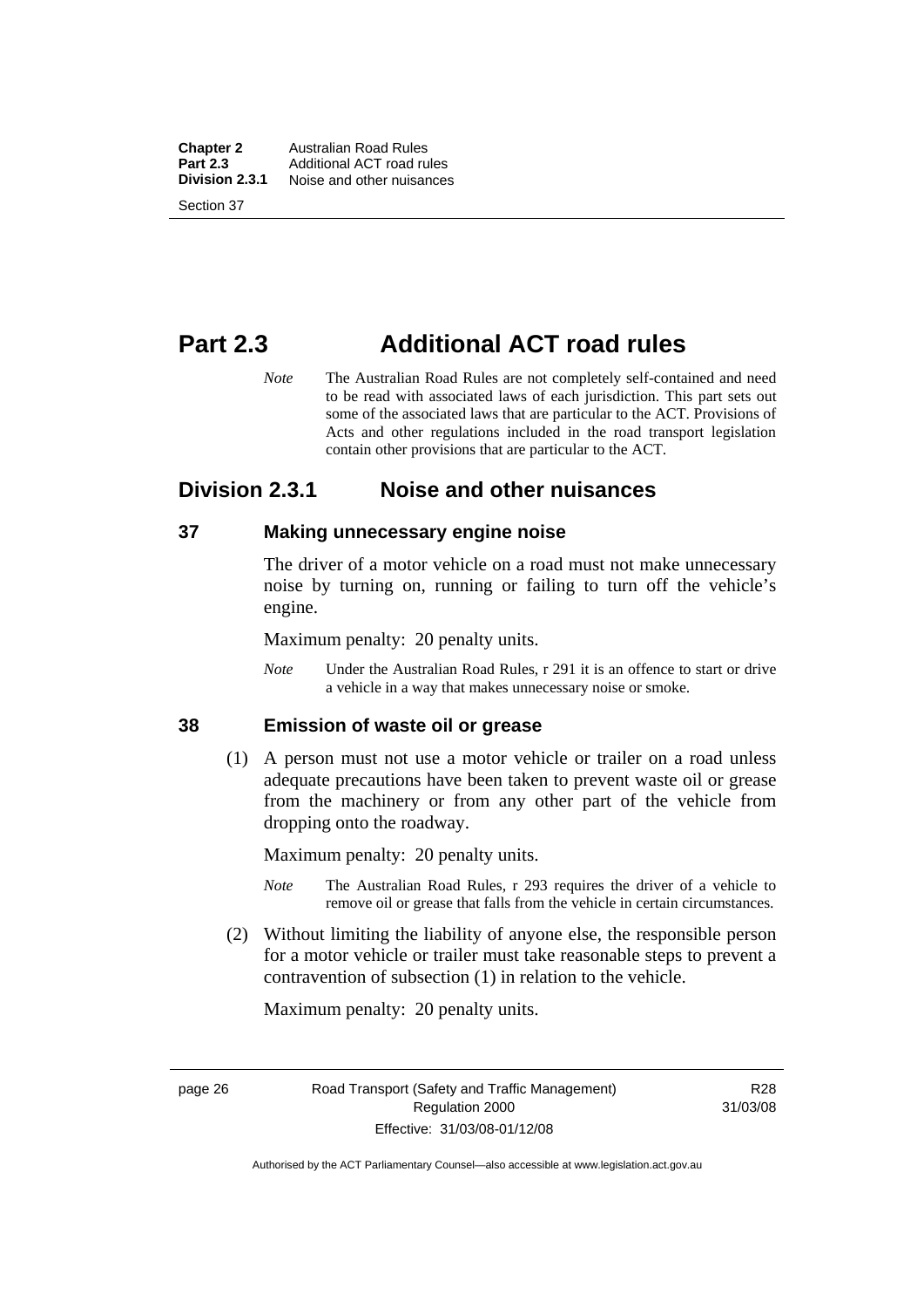# Part 2.3 Additional ACT road rules

*Note* The Australian Road Rules are not completely self-contained and need to be read with associated laws of each jurisdiction. This part sets out some of the associated laws that are particular to the ACT. Provisions of Acts and other regulations included in the road transport legislation contain other provisions that are particular to the ACT.

## Division 2.3.1 Noise and other nuisances

### 37 Making unnecessary engine noise

The driver of a motor vehicle on a road must not make unnecessary noise by turning on, running or failing to turn off the vehicle's engine.

Maximum penalty: 20 penalty units.

*Note* Under the Australian Road Rules, r 291 it is an offence to start or drive a vehicle in a way that makes unnecessary noise or smoke.

### 38 Emission of waste oil or grease

(1) A person must not use a motor vehicle or trailer on a road unless adequate precautions have been taken to prevent waste oil or grease from the machinery or from any other part of the vehicle from dropping onto the roadway.

Maximum penalty: 20 penalty units.

*Note* The Australian Road Rules, r 293 requires the driver of a vehicle to remove oil or grease that falls from the vehicle in certain circumstances.

(2) Without limiting the liability of anyone else, the responsible person for a motor vehicle or trailer must take reasonable steps to prevent a contravention of subsection (1) in relation to the vehicle.

Maximum penalty: 20 penalty units.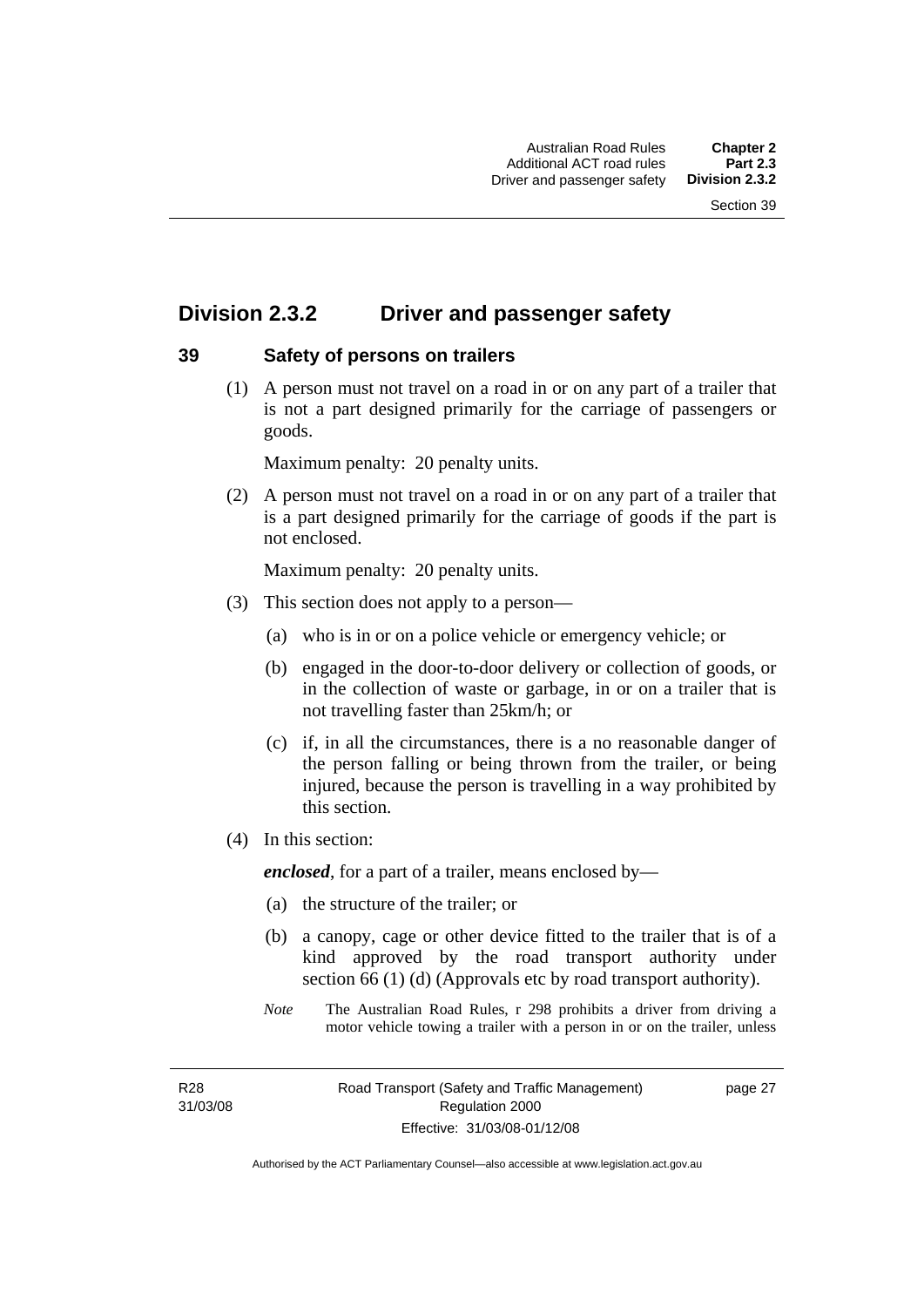## Division 2.3.2 Driver and passenger safety

### 39 Safety of persons on trailers

(1) A person must not travel on a road in or on any part of a trailer that is not a part designed primarily for the carriage of passengers or goods.

Maximum penalty: 20 penalty units.

(2) A person must not travel on a road in or on any part of a trailer that is a part designed primarily for the carriage of goods if the part is not enclosed.

Maximum penalty: 20 penalty units.

(3) This section does not apply to a person—

(a) who is in or on a police vehicle or emergency vehicle; or

(b) engaged in the door-to-door delivery or collection of goods, or in the collection of waste or garbage, in or on a trailer that is not travelling faster than 25km/h; or

(c) if, in all the circumstances, there is a no reasonable danger of the person falling or being thrown from the trailer, or being injured, because the person is travelling in a way prohibited by this section.

(4) In this section:

***enclosed***, for a part of a trailer, means enclosed by—

(a) the structure of the trailer; or

(b) a canopy, cage or other device fitted to the trailer that is of a kind approved by the road transport authority under section 66 (1) (d) (Approvals etc by road transport authority).

*Note* The Australian Road Rules, r 298 prohibits a driver from driving a motor vehicle towing a trailer with a person in or on the trailer, unless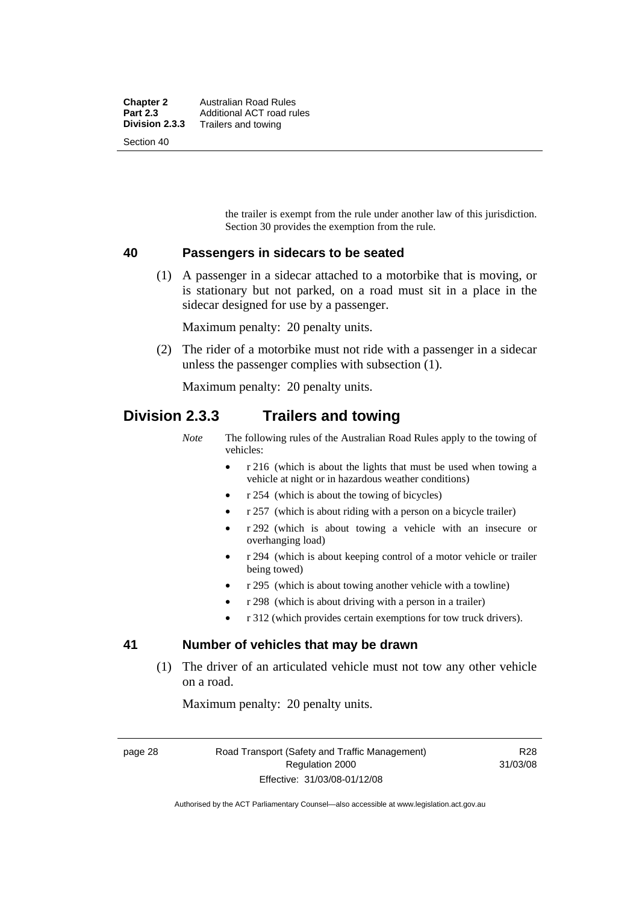the trailer is exempt from the rule under another law of this jurisdiction. Section 30 provides the exemption from the rule.

### 40 Passengers in sidecars to be seated

(1) A passenger in a sidecar attached to a motorbike that is moving, or is stationary but not parked, on a road must sit in a place in the sidecar designed for use by a passenger.

Maximum penalty: 20 penalty units.

(2) The rider of a motorbike must not ride with a passenger in a sidecar unless the passenger complies with subsection (1).

Maximum penalty: 20 penalty units.

## Division 2.3.3 Trailers and towing

*Note* The following rules of the Australian Road Rules apply to the towing of vehicles:

- r 216 (which is about the lights that must be used when towing a vehicle at night or in hazardous weather conditions)
- r 254 (which is about the towing of bicycles)
- r 257 (which is about riding with a person on a bicycle trailer)
- r 292 (which is about towing a vehicle with an insecure or overhanging load)
- r 294 (which is about keeping control of a motor vehicle or trailer being towed)
- r 295 (which is about towing another vehicle with a towline)
- r 298 (which is about driving with a person in a trailer)
- r 312 (which provides certain exemptions for tow truck drivers).

### 41 Number of vehicles that may be drawn

(1) The driver of an articulated vehicle must not tow any other vehicle on a road.

Maximum penalty: 20 penalty units.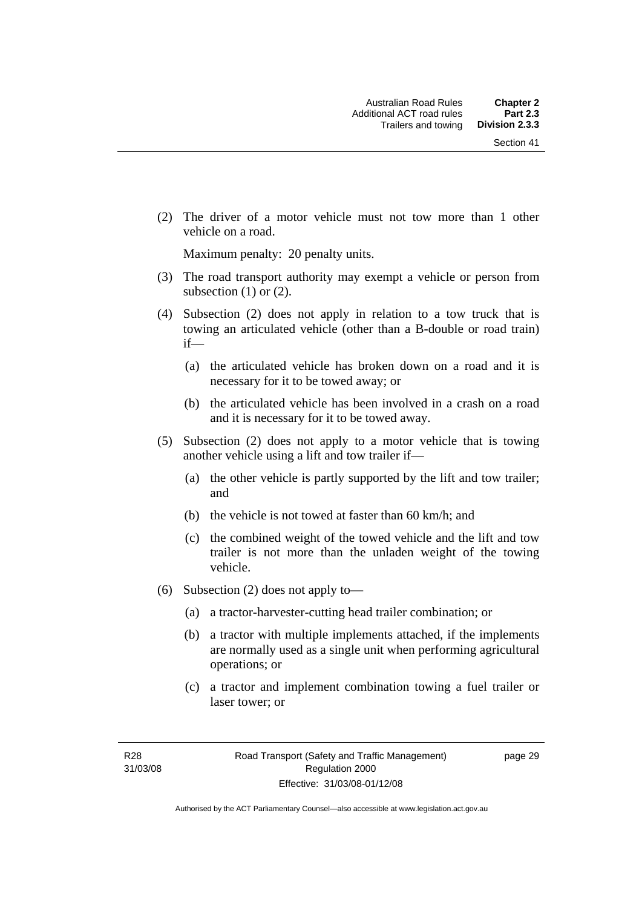(2) The driver of a motor vehicle must not tow more than 1 other vehicle on a road.

Maximum penalty: 20 penalty units.

(3) The road transport authority may exempt a vehicle or person from subsection (1) or (2).

(4) Subsection (2) does not apply in relation to a tow truck that is towing an articulated vehicle (other than a B-double or road train) if—

(a) the articulated vehicle has broken down on a road and it is necessary for it to be towed away; or

(b) the articulated vehicle has been involved in a crash on a road and it is necessary for it to be towed away.

(5) Subsection (2) does not apply to a motor vehicle that is towing another vehicle using a lift and tow trailer if—

(a) the other vehicle is partly supported by the lift and tow trailer; and

(b) the vehicle is not towed at faster than 60 km/h; and

(c) the combined weight of the towed vehicle and the lift and tow trailer is not more than the unladen weight of the towing vehicle.

(6) Subsection (2) does not apply to—

(a) a tractor-harvester-cutting head trailer combination; or

(b) a tractor with multiple implements attached, if the implements are normally used as a single unit when performing agricultural operations; or

(c) a tractor and implement combination towing a fuel trailer or laser tower; or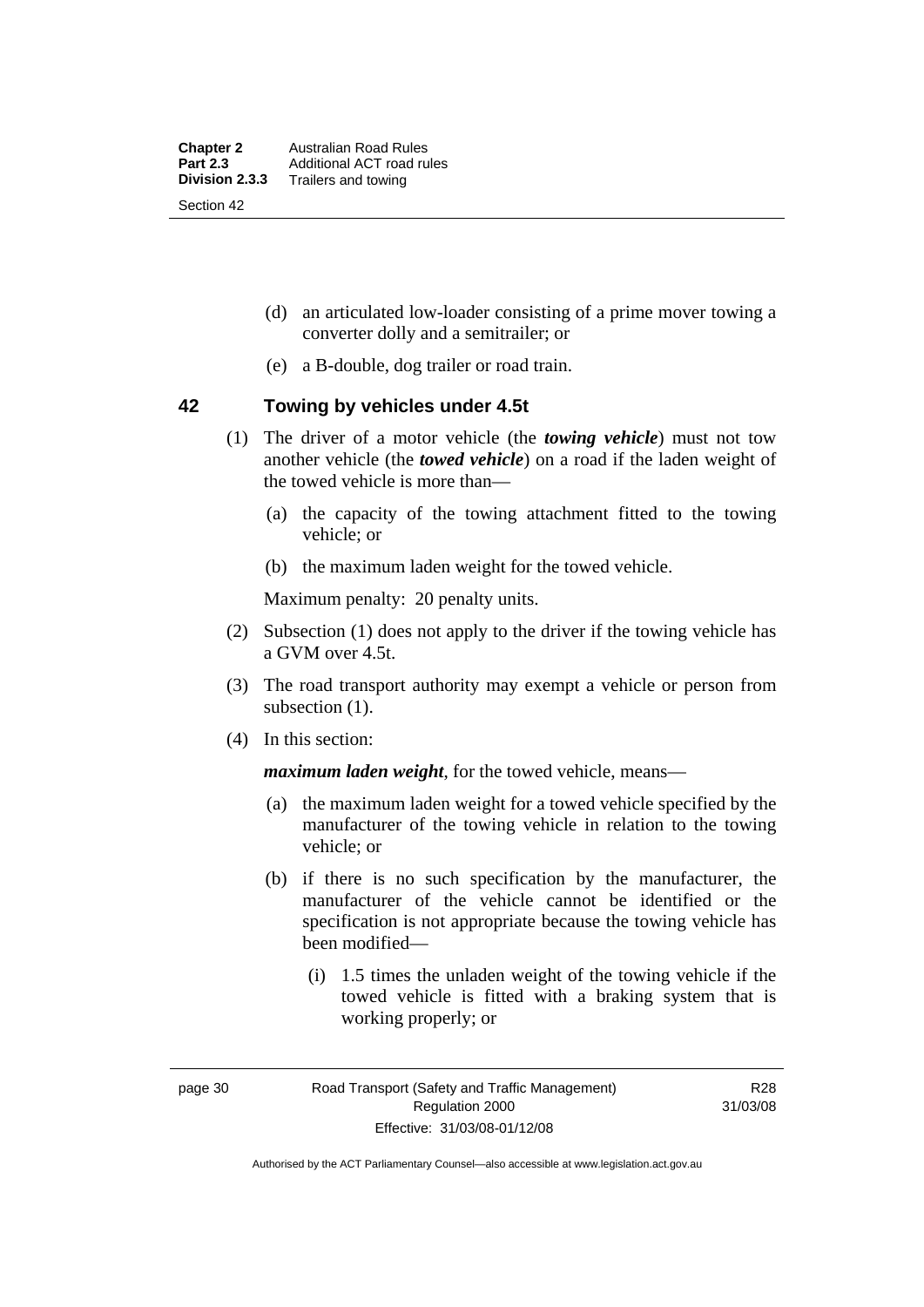(d) an articulated low-loader consisting of a prime mover towing a converter dolly and a semitrailer; or

(e) a B-double, dog trailer or road train.

## 42 Towing by vehicles under 4.5t

(1) The driver of a motor vehicle (the ***towing vehicle***) must not tow another vehicle (the ***towed vehicle***) on a road if the laden weight of the towed vehicle is more than—

(a) the capacity of the towing attachment fitted to the towing vehicle; or

(b) the maximum laden weight for the towed vehicle.

Maximum penalty: 20 penalty units.

(2) Subsection (1) does not apply to the driver if the towing vehicle has a GVM over 4.5t.

(3) The road transport authority may exempt a vehicle or person from subsection (1).

(4) In this section:

***maximum laden weight***, for the towed vehicle, means—

(a) the maximum laden weight for a towed vehicle specified by the manufacturer of the towing vehicle in relation to the towing vehicle; or

(b) if there is no such specification by the manufacturer, the manufacturer of the vehicle cannot be identified or the specification is not appropriate because the towing vehicle has been modified—

(i) 1.5 times the unladen weight of the towing vehicle if the towed vehicle is fitted with a braking system that is working properly; or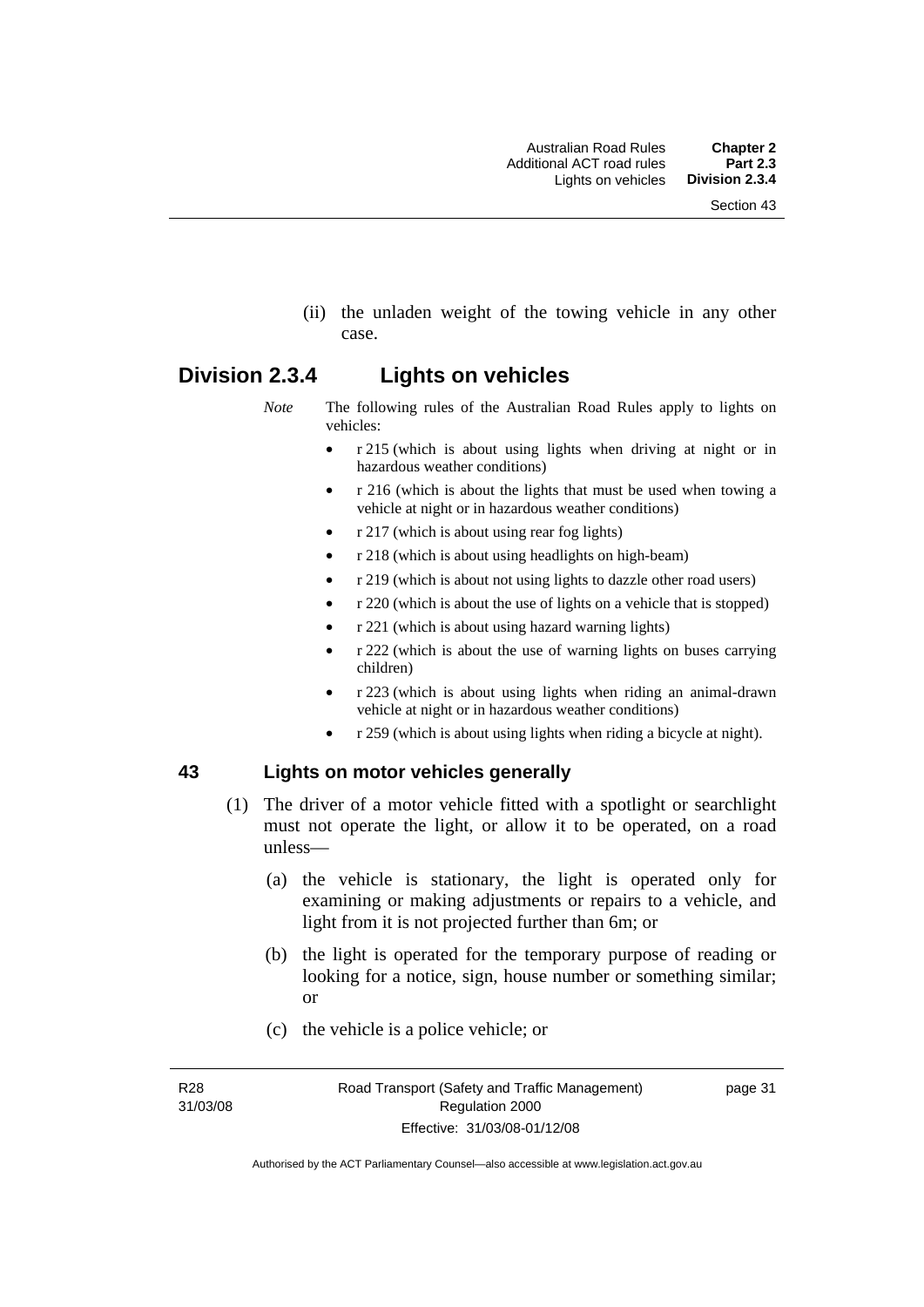(ii) the unladen weight of the towing vehicle in any other case.

## Division 2.3.4 Lights on vehicles

*Note* The following rules of the Australian Road Rules apply to lights on vehicles:

- r 215 (which is about using lights when driving at night or in hazardous weather conditions)
- r 216 (which is about the lights that must be used when towing a vehicle at night or in hazardous weather conditions)
- r 217 (which is about using rear fog lights)
- r 218 (which is about using headlights on high-beam)
- r 219 (which is about not using lights to dazzle other road users)
- r 220 (which is about the use of lights on a vehicle that is stopped)
- r 221 (which is about using hazard warning lights)
- r 222 (which is about the use of warning lights on buses carrying children)
- r 223 (which is about using lights when riding an animal-drawn vehicle at night or in hazardous weather conditions)
- r 259 (which is about using lights when riding a bicycle at night).

### 43 Lights on motor vehicles generally

(1) The driver of a motor vehicle fitted with a spotlight or searchlight must not operate the light, or allow it to be operated, on a road unless—

(a) the vehicle is stationary, the light is operated only for examining or making adjustments or repairs to a vehicle, and light from it is not projected further than 6m; or

(b) the light is operated for the temporary purpose of reading or looking for a notice, sign, house number or something similar; or

(c) the vehicle is a police vehicle; or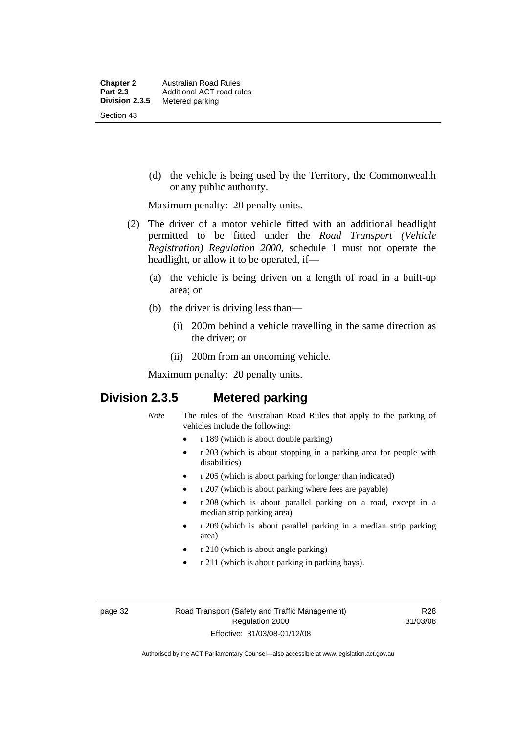(d) the vehicle is being used by the Territory, the Commonwealth or any public authority.

Maximum penalty: 20 penalty units.

(2) The driver of a motor vehicle fitted with an additional headlight permitted to be fitted under the *Road Transport (Vehicle Registration) Regulation 2000*, schedule 1 must not operate the headlight, or allow it to be operated, if—

(a) the vehicle is being driven on a length of road in a built-up area; or

(b) the driver is driving less than—

(i) 200m behind a vehicle travelling in the same direction as the driver; or

(ii) 200m from an oncoming vehicle.

Maximum penalty: 20 penalty units.

## Division 2.3.5 Metered parking

*Note* The rules of the Australian Road Rules that apply to the parking of vehicles include the following:

- r 189 (which is about double parking)
- r 203 (which is about stopping in a parking area for people with disabilities)
- r 205 (which is about parking for longer than indicated)
- r 207 (which is about parking where fees are payable)
- r 208 (which is about parallel parking on a road, except in a median strip parking area)
- r 209 (which is about parallel parking in a median strip parking area)
- r 210 (which is about angle parking)
- r 211 (which is about parking in parking bays).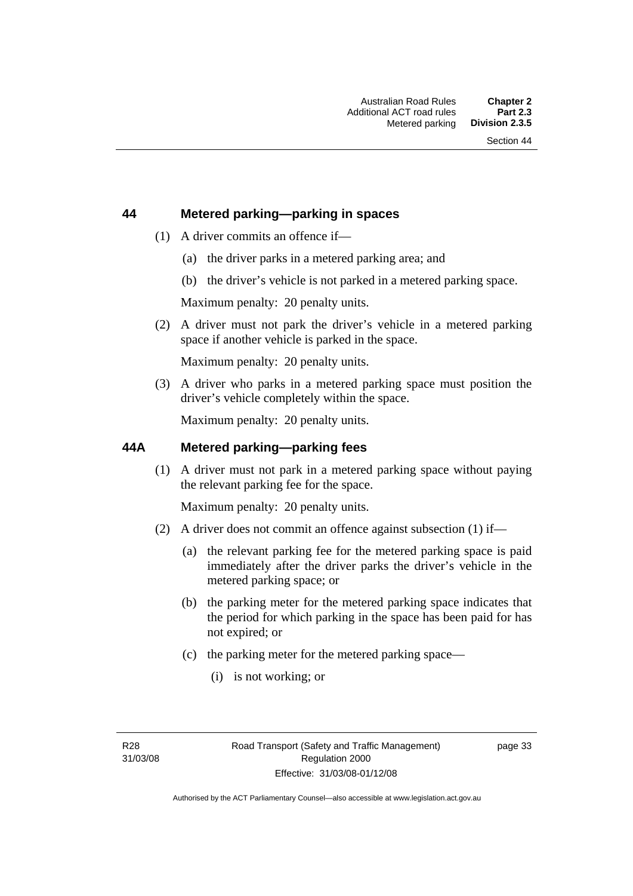## 44 Metered parking—parking in spaces

(1) A driver commits an offence if—

(a) the driver parks in a metered parking area; and

(b) the driver's vehicle is not parked in a metered parking space.

Maximum penalty: 20 penalty units.

(2) A driver must not park the driver's vehicle in a metered parking space if another vehicle is parked in the space.

Maximum penalty: 20 penalty units.

(3) A driver who parks in a metered parking space must position the driver's vehicle completely within the space.

Maximum penalty: 20 penalty units.

## 44A Metered parking—parking fees

(1) A driver must not park in a metered parking space without paying the relevant parking fee for the space.

Maximum penalty: 20 penalty units.

(2) A driver does not commit an offence against subsection (1) if—

(a) the relevant parking fee for the metered parking space is paid immediately after the driver parks the driver's vehicle in the metered parking space; or

(b) the parking meter for the metered parking space indicates that the period for which parking in the space has been paid for has not expired; or

(c) the parking meter for the metered parking space—

(i) is not working; or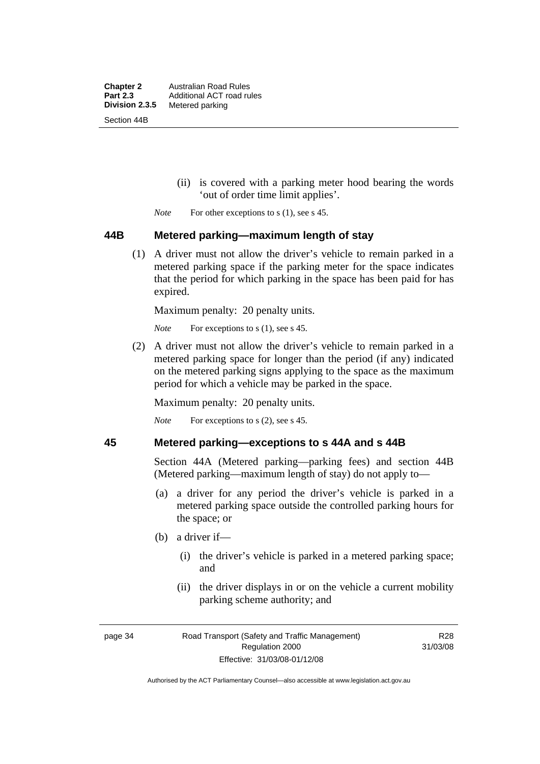(ii) is covered with a parking meter hood bearing the words 'out of order time limit applies'.

*Note* For other exceptions to s (1), see s 45.

## 44B Metered parking—maximum length of stay

(1) A driver must not allow the driver's vehicle to remain parked in a metered parking space if the parking meter for the space indicates that the period for which parking in the space has been paid for has expired.

Maximum penalty: 20 penalty units.

*Note* For exceptions to s (1), see s 45.

(2) A driver must not allow the driver's vehicle to remain parked in a metered parking space for longer than the period (if any) indicated on the metered parking signs applying to the space as the maximum period for which a vehicle may be parked in the space.

Maximum penalty: 20 penalty units.

*Note* For exceptions to s (2), see s 45.

## 45 Metered parking—exceptions to s 44A and s 44B

Section 44A (Metered parking—parking fees) and section 44B (Metered parking—maximum length of stay) do not apply to—

(a) a driver for any period the driver's vehicle is parked in a metered parking space outside the controlled parking hours for the space; or

(b) a driver if—

(i) the driver's vehicle is parked in a metered parking space; and

(ii) the driver displays in or on the vehicle a current mobility parking scheme authority; and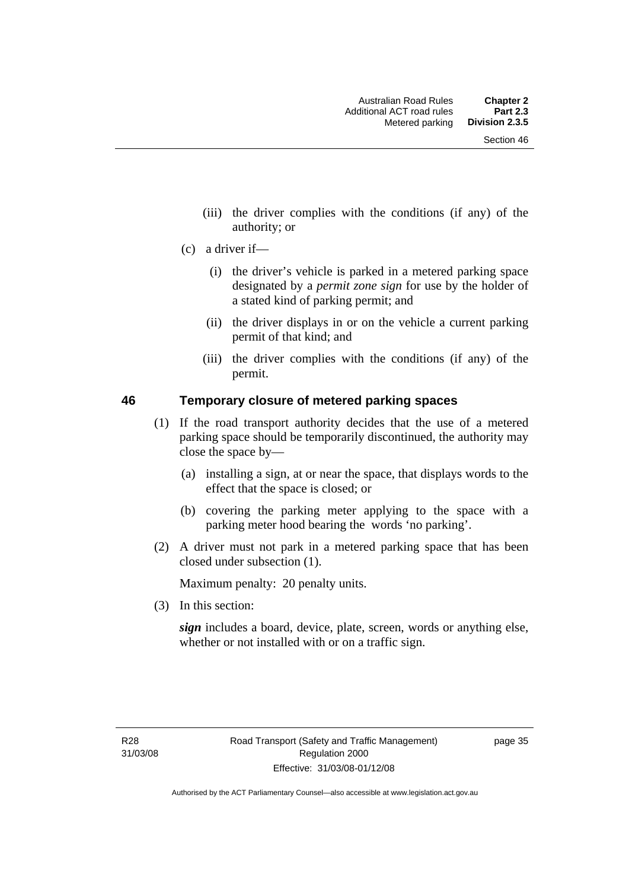(iii) the driver complies with the conditions (if any) of the authority; or

(c) a driver if—

(i) the driver's vehicle is parked in a metered parking space designated by a *permit zone sign* for use by the holder of a stated kind of parking permit; and

(ii) the driver displays in or on the vehicle a current parking permit of that kind; and

(iii) the driver complies with the conditions (if any) of the permit.

## 46 Temporary closure of metered parking spaces

(1) If the road transport authority decides that the use of a metered parking space should be temporarily discontinued, the authority may close the space by—

(a) installing a sign, at or near the space, that displays words to the effect that the space is closed; or

(b) covering the parking meter applying to the space with a parking meter hood bearing the words 'no parking'.

(2) A driver must not park in a metered parking space that has been closed under subsection (1).

Maximum penalty: 20 penalty units.

(3) In this section:

***sign*** includes a board, device, plate, screen, words or anything else, whether or not installed with or on a traffic sign.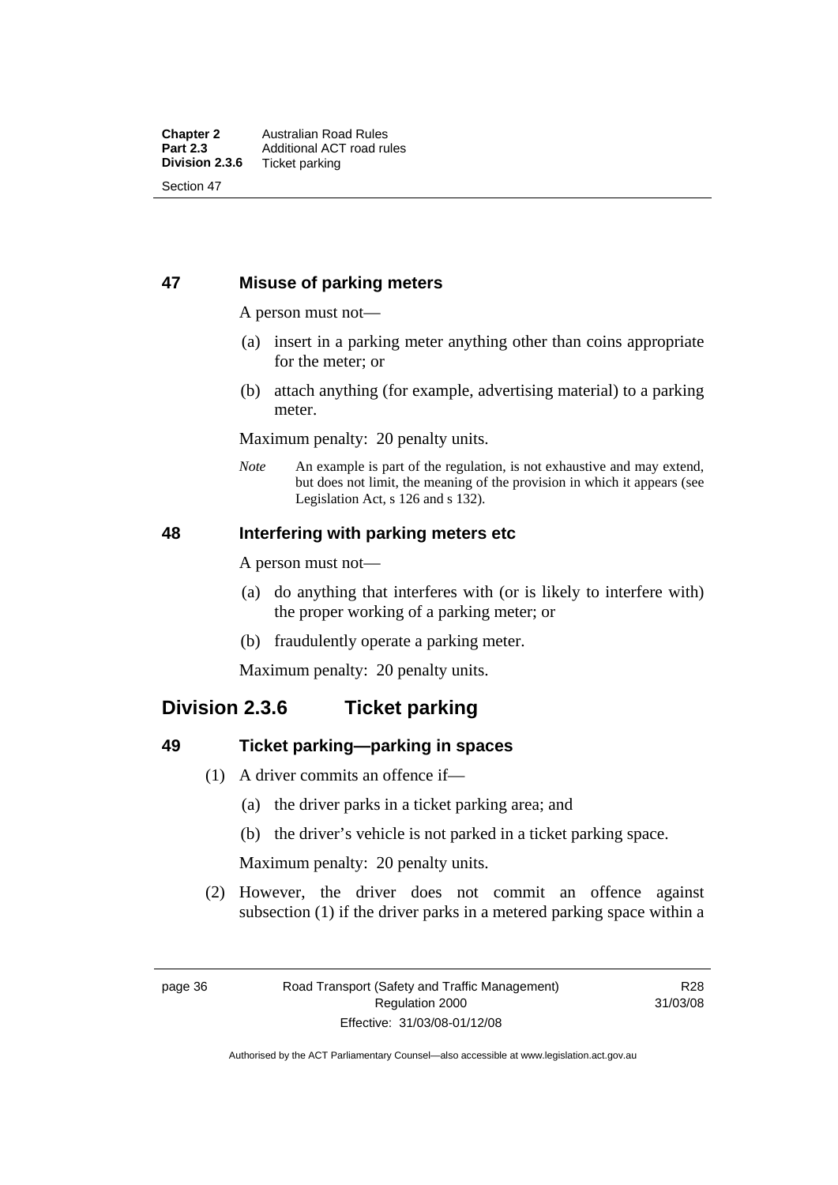## 47 Misuse of parking meters

A person must not—

(a) insert in a parking meter anything other than coins appropriate for the meter; or

(b) attach anything (for example, advertising material) to a parking meter.

Maximum penalty: 20 penalty units.

*Note* An example is part of the regulation, is not exhaustive and may extend, but does not limit, the meaning of the provision in which it appears (see Legislation Act, s 126 and s 132).

## 48 Interfering with parking meters etc

A person must not—

(a) do anything that interferes with (or is likely to interfere with) the proper working of a parking meter; or

(b) fraudulently operate a parking meter.

Maximum penalty: 20 penalty units.

# Division 2.3.6 Ticket parking

## 49 Ticket parking—parking in spaces

(1) A driver commits an offence if—

(a) the driver parks in a ticket parking area; and

(b) the driver's vehicle is not parked in a ticket parking space.

Maximum penalty: 20 penalty units.

(2) However, the driver does not commit an offence against subsection (1) if the driver parks in a metered parking space within a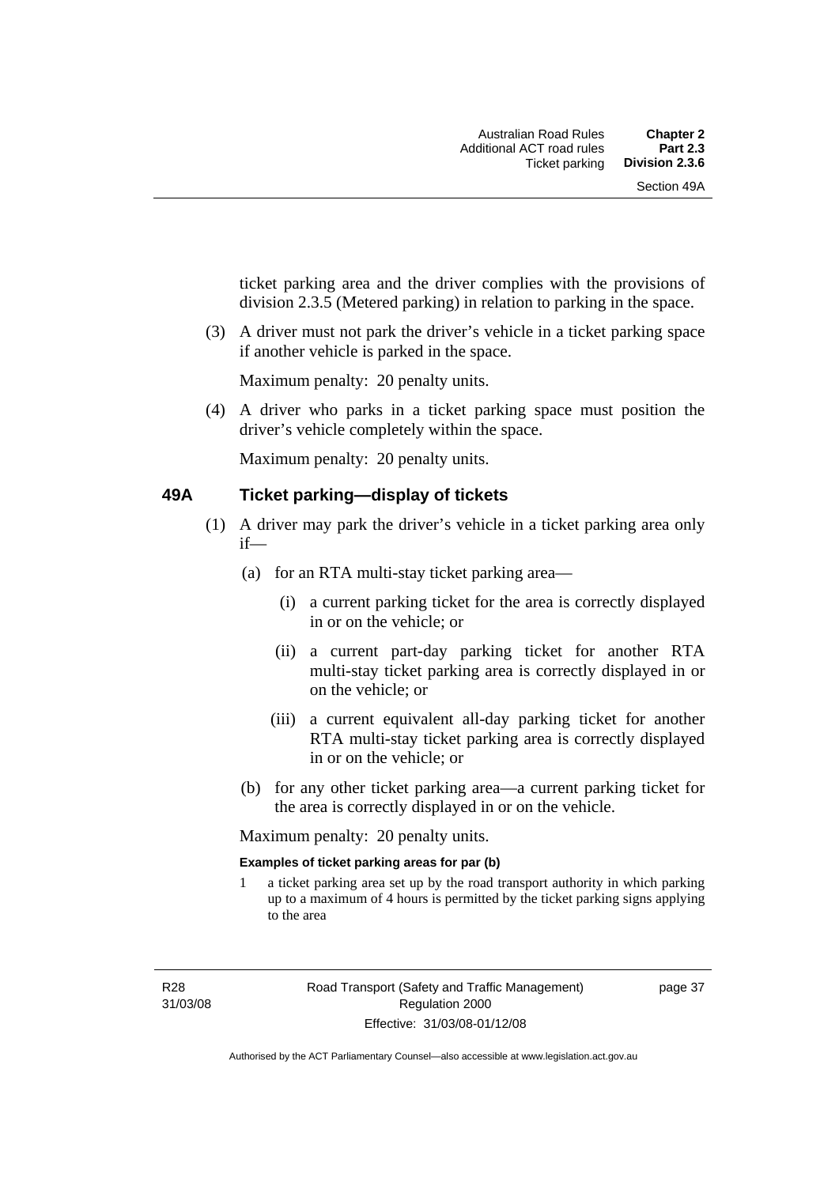ticket parking area and the driver complies with the provisions of division 2.3.5 (Metered parking) in relation to parking in the space.

(3) A driver must not park the driver's vehicle in a ticket parking space if another vehicle is parked in the space.

Maximum penalty: 20 penalty units.

(4) A driver who parks in a ticket parking space must position the driver's vehicle completely within the space.

Maximum penalty: 20 penalty units.

## 49A Ticket parking—display of tickets

(1) A driver may park the driver's vehicle in a ticket parking area only if—

(a) for an RTA multi-stay ticket parking area—

(i) a current parking ticket for the area is correctly displayed in or on the vehicle; or

(ii) a current part-day parking ticket for another RTA multi-stay ticket parking area is correctly displayed in or on the vehicle; or

(iii) a current equivalent all-day parking ticket for another RTA multi-stay ticket parking area is correctly displayed in or on the vehicle; or

(b) for any other ticket parking area—a current parking ticket for the area is correctly displayed in or on the vehicle.

Maximum penalty: 20 penalty units.

**Examples of ticket parking areas for par (b)**

1 a ticket parking area set up by the road transport authority in which parking up to a maximum of 4 hours is permitted by the ticket parking signs applying to the area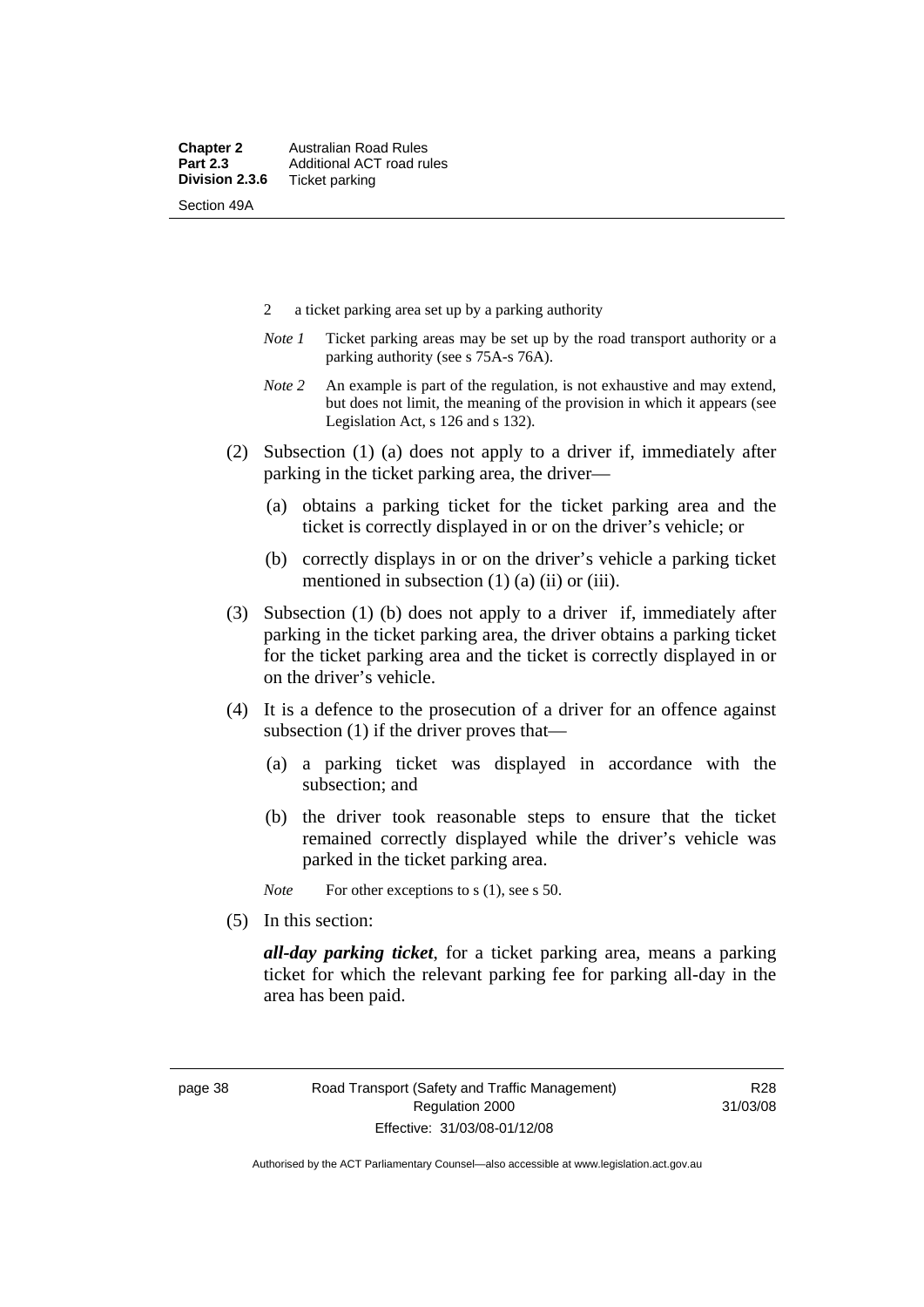2 a ticket parking area set up by a parking authority

*Note 1* Ticket parking areas may be set up by the road transport authority or a parking authority (see s 75A-s 76A).

*Note 2* An example is part of the regulation, is not exhaustive and may extend, but does not limit, the meaning of the provision in which it appears (see Legislation Act, s 126 and s 132).

(2) Subsection (1) (a) does not apply to a driver if, immediately after parking in the ticket parking area, the driver—

(a) obtains a parking ticket for the ticket parking area and the ticket is correctly displayed in or on the driver's vehicle; or

(b) correctly displays in or on the driver's vehicle a parking ticket mentioned in subsection (1) (a) (ii) or (iii).

(3) Subsection (1) (b) does not apply to a driver if, immediately after parking in the ticket parking area, the driver obtains a parking ticket for the ticket parking area and the ticket is correctly displayed in or on the driver's vehicle.

(4) It is a defence to the prosecution of a driver for an offence against subsection (1) if the driver proves that—

(a) a parking ticket was displayed in accordance with the subsection; and

(b) the driver took reasonable steps to ensure that the ticket remained correctly displayed while the driver's vehicle was parked in the ticket parking area.

*Note* For other exceptions to s (1), see s 50.

(5) In this section:

***all-day parking ticket***, for a ticket parking area, means a parking ticket for which the relevant parking fee for parking all-day in the area has been paid.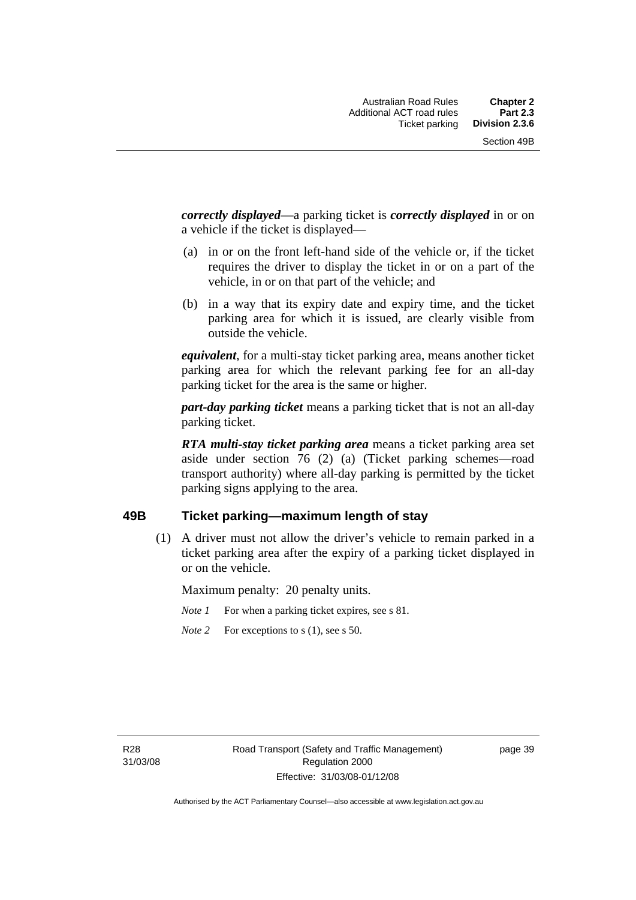***correctly displayed***—a parking ticket is ***correctly displayed*** in or on a vehicle if the ticket is displayed—

(a) in or on the front left-hand side of the vehicle or, if the ticket requires the driver to display the ticket in or on a part of the vehicle, in or on that part of the vehicle; and

(b) in a way that its expiry date and expiry time, and the ticket parking area for which it is issued, are clearly visible from outside the vehicle.

***equivalent***, for a multi-stay ticket parking area, means another ticket parking area for which the relevant parking fee for an all-day parking ticket for the area is the same or higher.

***part-day parking ticket*** means a parking ticket that is not an all-day parking ticket.

***RTA multi-stay ticket parking area*** means a ticket parking area set aside under section 76 (2) (a) (Ticket parking schemes—road transport authority) where all-day parking is permitted by the ticket parking signs applying to the area.

### 49B Ticket parking—maximum length of stay

(1) A driver must not allow the driver's vehicle to remain parked in a ticket parking area after the expiry of a parking ticket displayed in or on the vehicle.

Maximum penalty: 20 penalty units.

*Note 1* For when a parking ticket expires, see s 81.

*Note 2* For exceptions to s (1), see s 50.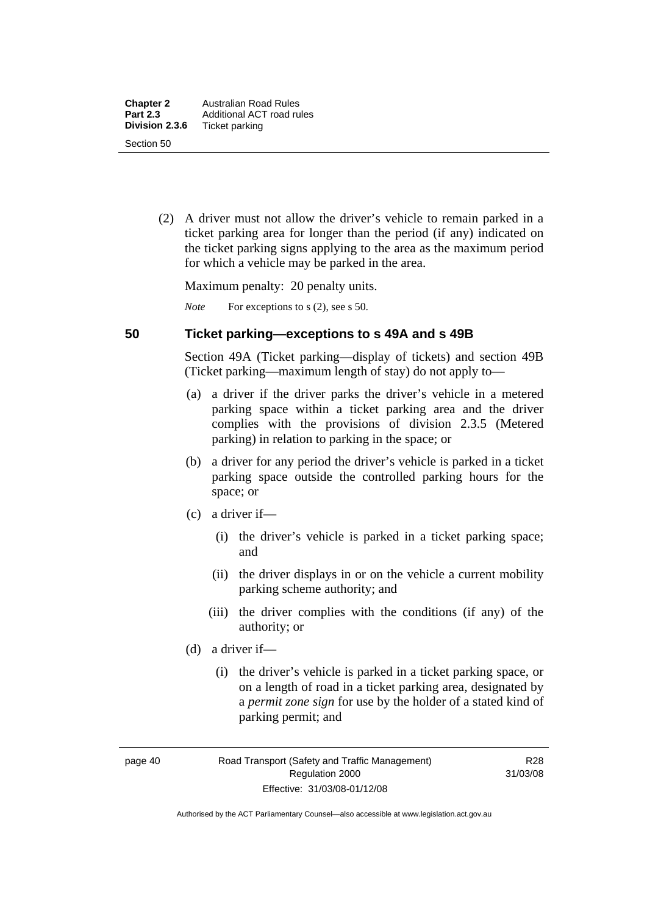(2) A driver must not allow the driver's vehicle to remain parked in a ticket parking area for longer than the period (if any) indicated on the ticket parking signs applying to the area as the maximum period for which a vehicle may be parked in the area.

Maximum penalty: 20 penalty units.

*Note* For exceptions to s (2), see s 50.

## 50 Ticket parking—exceptions to s 49A and s 49B

Section 49A (Ticket parking—display of tickets) and section 49B (Ticket parking—maximum length of stay) do not apply to—

(a) a driver if the driver parks the driver's vehicle in a metered parking space within a ticket parking area and the driver complies with the provisions of division 2.3.5 (Metered parking) in relation to parking in the space; or

(b) a driver for any period the driver's vehicle is parked in a ticket parking space outside the controlled parking hours for the space; or

(c) a driver if—

(i) the driver's vehicle is parked in a ticket parking space; and

(ii) the driver displays in or on the vehicle a current mobility parking scheme authority; and

(iii) the driver complies with the conditions (if any) of the authority; or

(d) a driver if—

(i) the driver's vehicle is parked in a ticket parking space, or on a length of road in a ticket parking area, designated by a ***permit zone sign*** for use by the holder of a stated kind of parking permit; and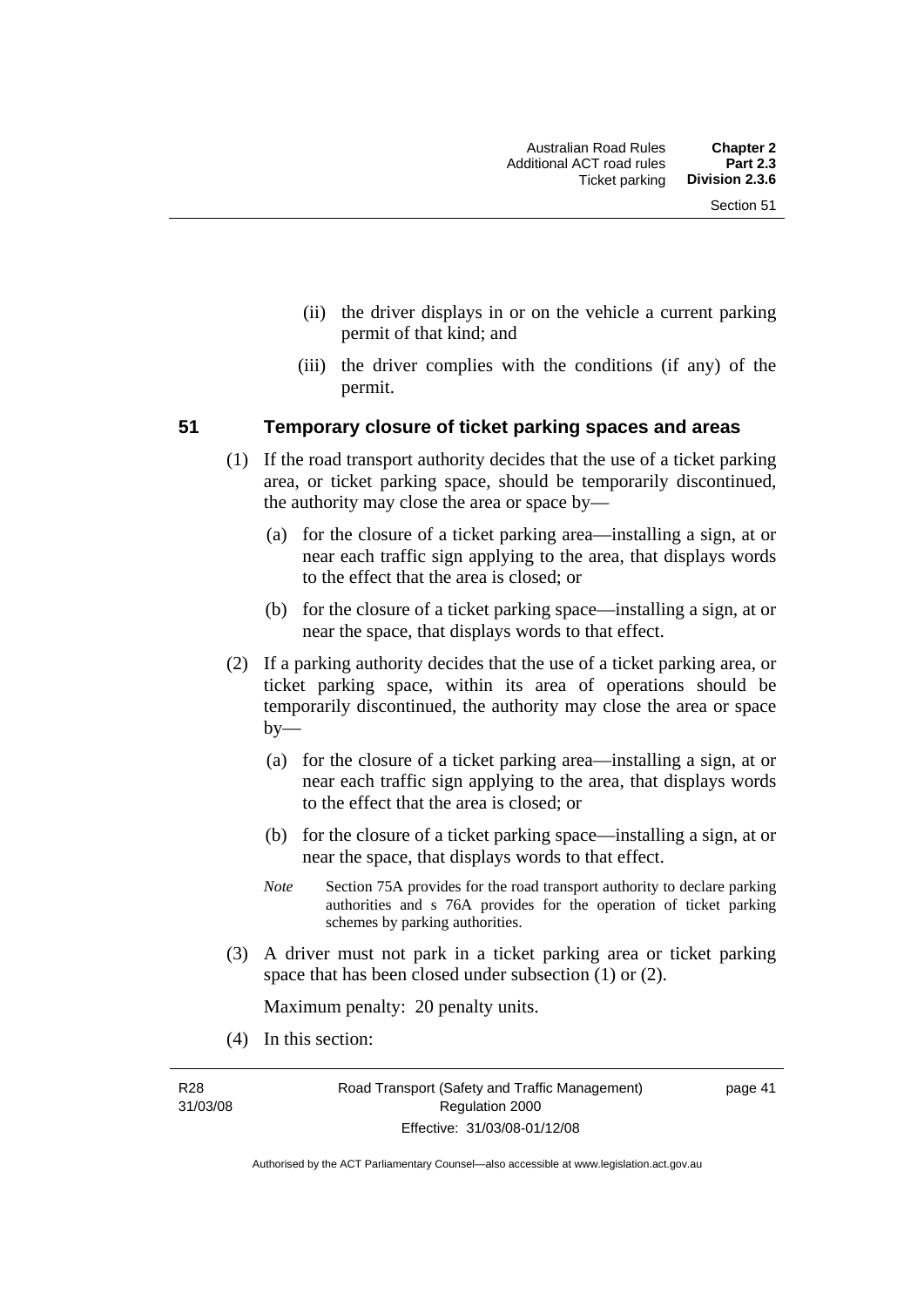(ii) the driver displays in or on the vehicle a current parking permit of that kind; and

(iii) the driver complies with the conditions (if any) of the permit.

## 51 Temporary closure of ticket parking spaces and areas

(1) If the road transport authority decides that the use of a ticket parking area, or ticket parking space, should be temporarily discontinued, the authority may close the area or space by—

(a) for the closure of a ticket parking area—installing a sign, at or near each traffic sign applying to the area, that displays words to the effect that the area is closed; or

(b) for the closure of a ticket parking space—installing a sign, at or near the space, that displays words to that effect.

(2) If a parking authority decides that the use of a ticket parking area, or ticket parking space, within its area of operations should be temporarily discontinued, the authority may close the area or space by—

(a) for the closure of a ticket parking area—installing a sign, at or near each traffic sign applying to the area, that displays words to the effect that the area is closed; or

(b) for the closure of a ticket parking space—installing a sign, at or near the space, that displays words to that effect.

*Note* Section 75A provides for the road transport authority to declare parking authorities and s 76A provides for the operation of ticket parking schemes by parking authorities.

(3) A driver must not park in a ticket parking area or ticket parking space that has been closed under subsection (1) or (2).

Maximum penalty: 20 penalty units.

(4) In this section: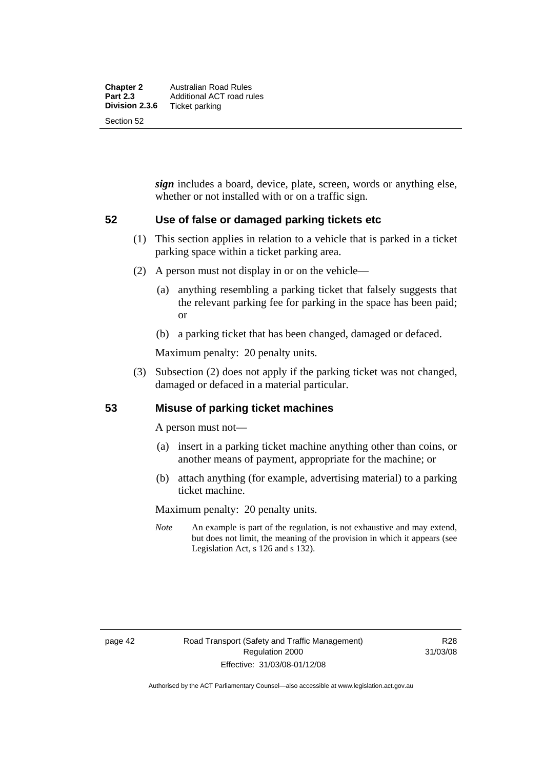***sign*** includes a board, device, plate, screen, words or anything else, whether or not installed with or on a traffic sign.

## 52 Use of false or damaged parking tickets etc

(1) This section applies in relation to a vehicle that is parked in a ticket parking space within a ticket parking area.

(2) A person must not display in or on the vehicle—

(a) anything resembling a parking ticket that falsely suggests that the relevant parking fee for parking in the space has been paid; or

(b) a parking ticket that has been changed, damaged or defaced.

Maximum penalty: 20 penalty units.

(3) Subsection (2) does not apply if the parking ticket was not changed, damaged or defaced in a material particular.

## 53 Misuse of parking ticket machines

A person must not—

(a) insert in a parking ticket machine anything other than coins, or another means of payment, appropriate for the machine; or

(b) attach anything (for example, advertising material) to a parking ticket machine.

Maximum penalty: 20 penalty units.

*Note* An example is part of the regulation, is not exhaustive and may extend, but does not limit, the meaning of the provision in which it appears (see Legislation Act, s 126 and s 132).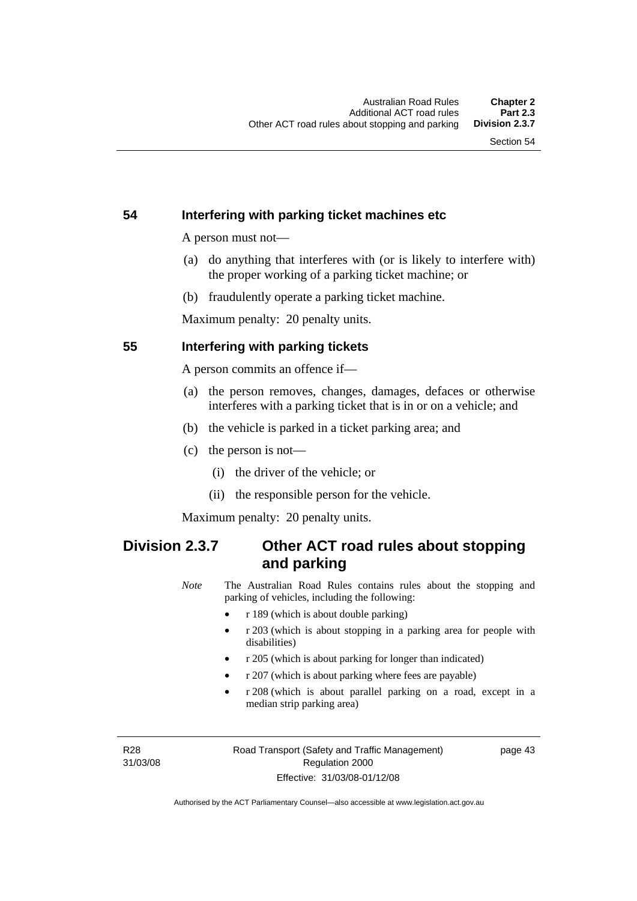## 54 Interfering with parking ticket machines etc

A person must not—

(a) do anything that interferes with (or is likely to interfere with) the proper working of a parking ticket machine; or

(b) fraudulently operate a parking ticket machine.

Maximum penalty: 20 penalty units.

## 55 Interfering with parking tickets

A person commits an offence if—

(a) the person removes, changes, damages, defaces or otherwise interferes with a parking ticket that is in or on a vehicle; and

(b) the vehicle is parked in a ticket parking area; and

(c) the person is not—

   (i) the driver of the vehicle; or

   (ii) the responsible person for the vehicle.

Maximum penalty: 20 penalty units.

# Division 2.3.7 Other ACT road rules about stopping and parking

*Note* The Australian Road Rules contains rules about the stopping and parking of vehicles, including the following:

- r 189 (which is about double parking)
- r 203 (which is about stopping in a parking area for people with disabilities)
- r 205 (which is about parking for longer than indicated)
- r 207 (which is about parking where fees are payable)
- r 208 (which is about parallel parking on a road, except in a median strip parking area)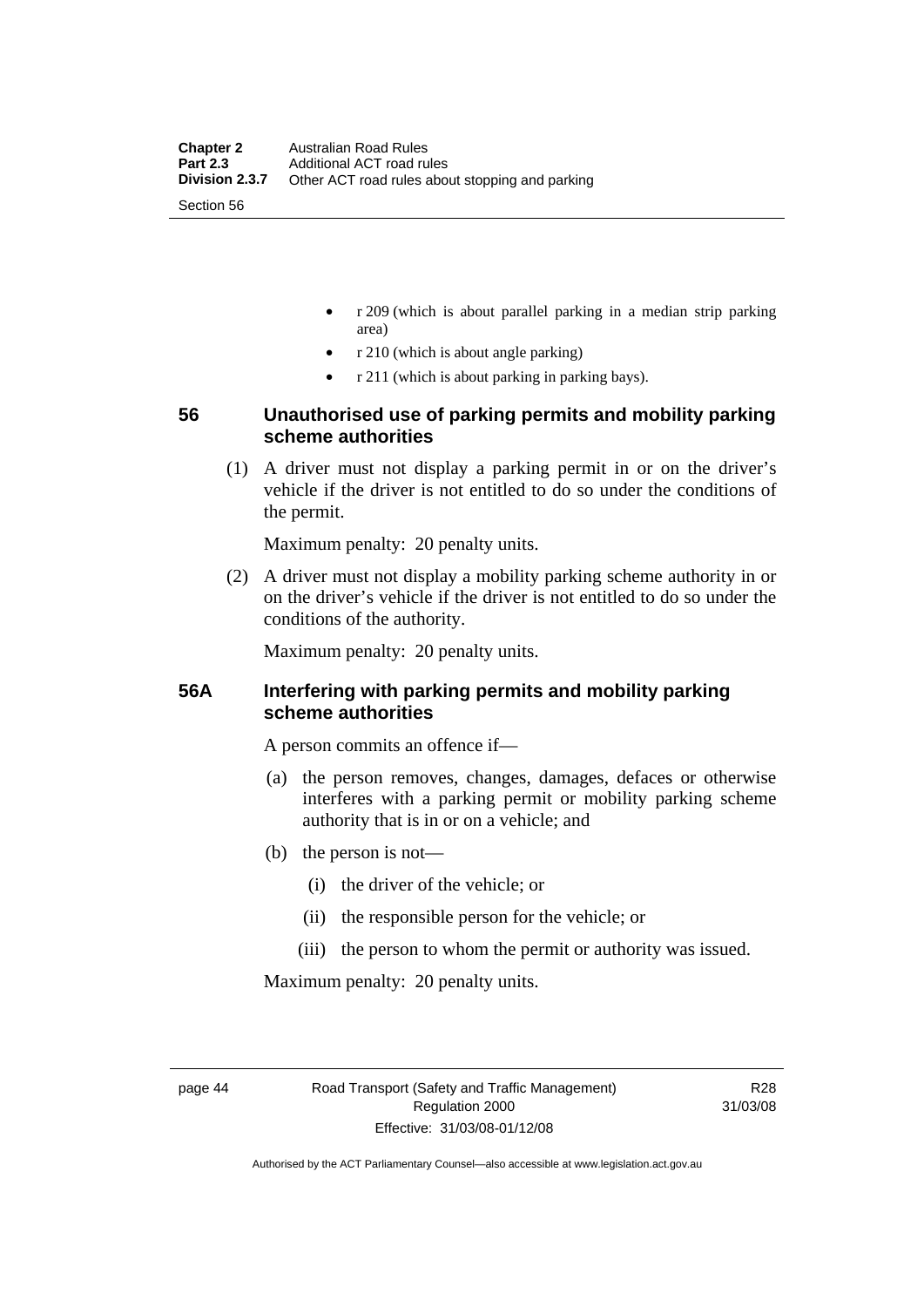- r 209 (which is about parallel parking in a median strip parking area)
- r 210 (which is about angle parking)
- r 211 (which is about parking in parking bays).

### 56 Unauthorised use of parking permits and mobility parking scheme authorities

(1) A driver must not display a parking permit in or on the driver's vehicle if the driver is not entitled to do so under the conditions of the permit.

Maximum penalty: 20 penalty units.

(2) A driver must not display a mobility parking scheme authority in or on the driver's vehicle if the driver is not entitled to do so under the conditions of the authority.

Maximum penalty: 20 penalty units.

### 56A Interfering with parking permits and mobility parking scheme authorities

A person commits an offence if—

(a) the person removes, changes, damages, defaces or otherwise interferes with a parking permit or mobility parking scheme authority that is in or on a vehicle; and

(b) the person is not—

(i) the driver of the vehicle; or

(ii) the responsible person for the vehicle; or

(iii) the person to whom the permit or authority was issued.

Maximum penalty: 20 penalty units.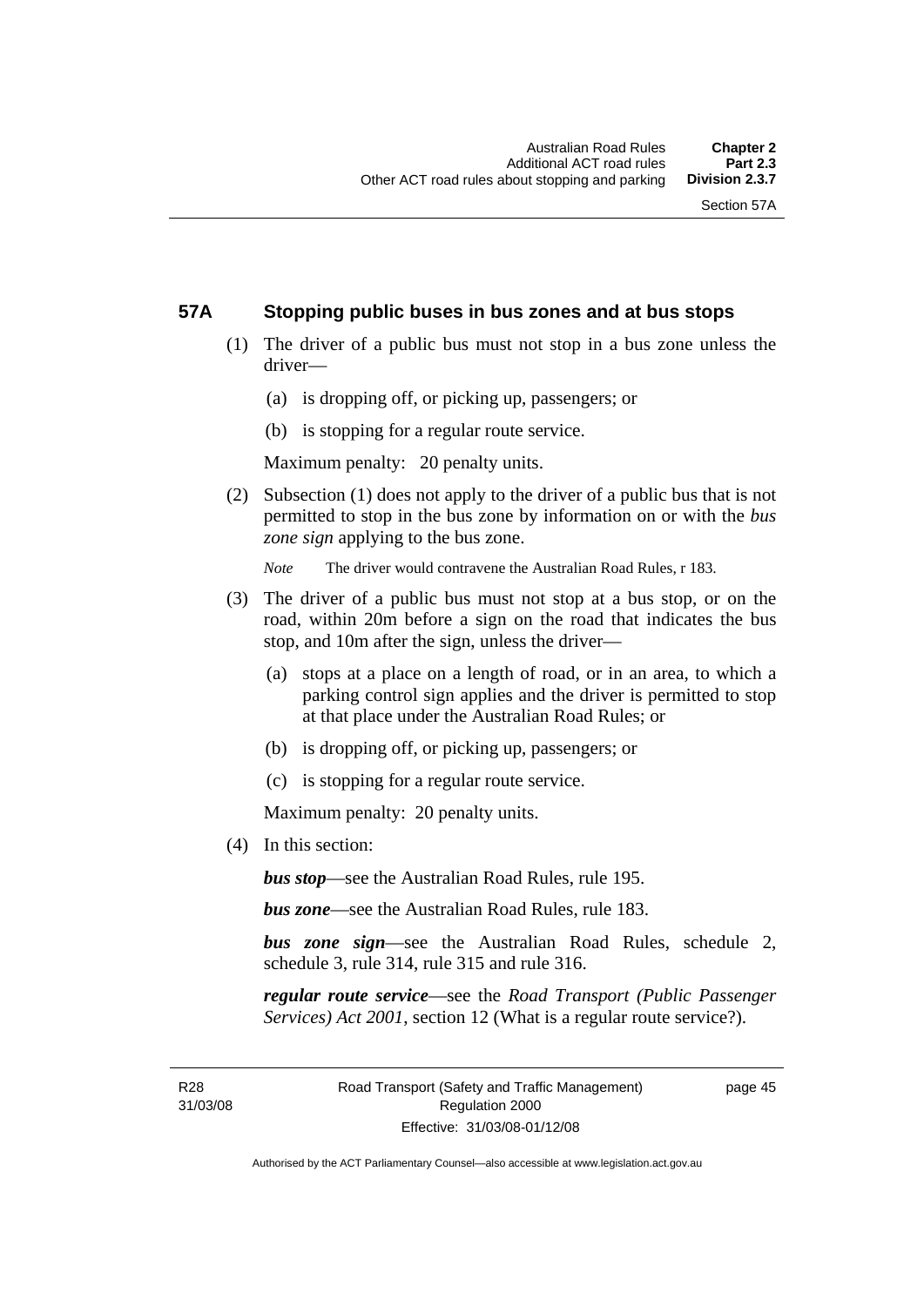### 57A Stopping public buses in bus zones and at bus stops

(1) The driver of a public bus must not stop in a bus zone unless the driver—

(a) is dropping off, or picking up, passengers; or

(b) is stopping for a regular route service.

Maximum penalty: 20 penalty units.

(2) Subsection (1) does not apply to the driver of a public bus that is not permitted to stop in the bus zone by information on or with the *bus zone sign* applying to the bus zone.

*Note* The driver would contravene the Australian Road Rules, r 183.

(3) The driver of a public bus must not stop at a bus stop, or on the road, within 20m before a sign on the road that indicates the bus stop, and 10m after the sign, unless the driver—

(a) stops at a place on a length of road, or in an area, to which a parking control sign applies and the driver is permitted to stop at that place under the Australian Road Rules; or

(b) is dropping off, or picking up, passengers; or

(c) is stopping for a regular route service.

Maximum penalty: 20 penalty units.

(4) In this section:

***bus stop***—see the Australian Road Rules, rule 195.

***bus zone***—see the Australian Road Rules, rule 183.

***bus zone sign***—see the Australian Road Rules, schedule 2, schedule 3, rule 314, rule 315 and rule 316.

***regular route service***—see the *Road Transport (Public Passenger Services) Act 2001*, section 12 (What is a regular route service?).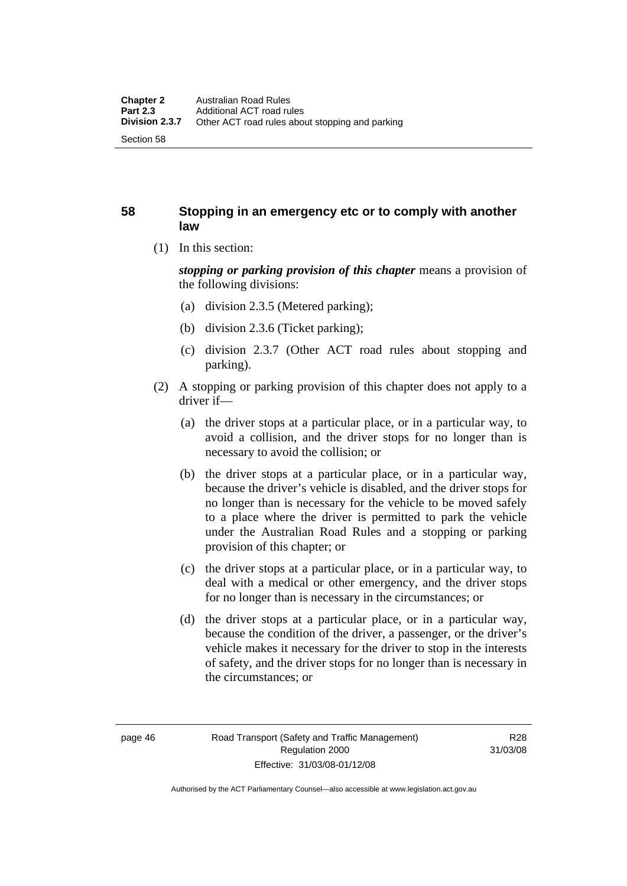## 58 Stopping in an emergency etc or to comply with another law

(1) In this section:

***stopping or parking provision of this chapter*** means a provision of the following divisions:

(a) division 2.3.5 (Metered parking);

(b) division 2.3.6 (Ticket parking);

(c) division 2.3.7 (Other ACT road rules about stopping and parking).

(2) A stopping or parking provision of this chapter does not apply to a driver if—

(a) the driver stops at a particular place, or in a particular way, to avoid a collision, and the driver stops for no longer than is necessary to avoid the collision; or

(b) the driver stops at a particular place, or in a particular way, because the driver's vehicle is disabled, and the driver stops for no longer than is necessary for the vehicle to be moved safely to a place where the driver is permitted to park the vehicle under the Australian Road Rules and a stopping or parking provision of this chapter; or

(c) the driver stops at a particular place, or in a particular way, to deal with a medical or other emergency, and the driver stops for no longer than is necessary in the circumstances; or

(d) the driver stops at a particular place, or in a particular way, because the condition of the driver, a passenger, or the driver's vehicle makes it necessary for the driver to stop in the interests of safety, and the driver stops for no longer than is necessary in the circumstances; or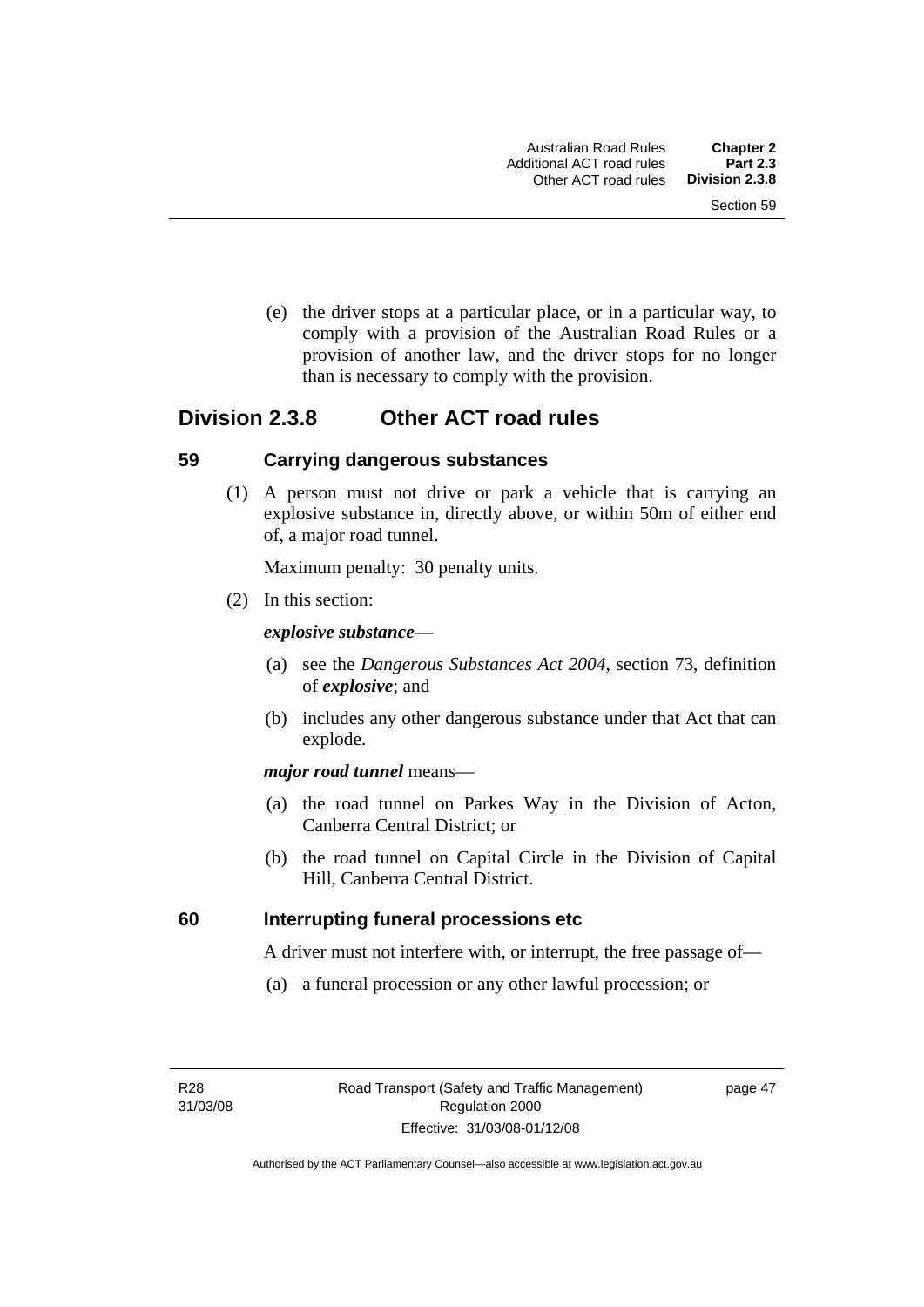(e) the driver stops at a particular place, or in a particular way, to comply with a provision of the Australian Road Rules or a provision of another law, and the driver stops for no longer than is necessary to comply with the provision.

## Division 2.3.8 Other ACT road rules

### 59 Carrying dangerous substances

(1) A person must not drive or park a vehicle that is carrying an explosive substance in, directly above, or within 50m of either end of, a major road tunnel.

Maximum penalty: 30 penalty units.

(2) In this section:

***explosive substance***—

(a) see the *Dangerous Substances Act 2004*, section 73, definition of ***explosive***; and

(b) includes any other dangerous substance under that Act that can explode.

***major road tunnel*** means—

(a) the road tunnel on Parkes Way in the Division of Acton, Canberra Central District; or

(b) the road tunnel on Capital Circle in the Division of Capital Hill, Canberra Central District.

### 60 Interrupting funeral processions etc

A driver must not interfere with, or interrupt, the free passage of—

(a) a funeral procession or any other lawful procession; or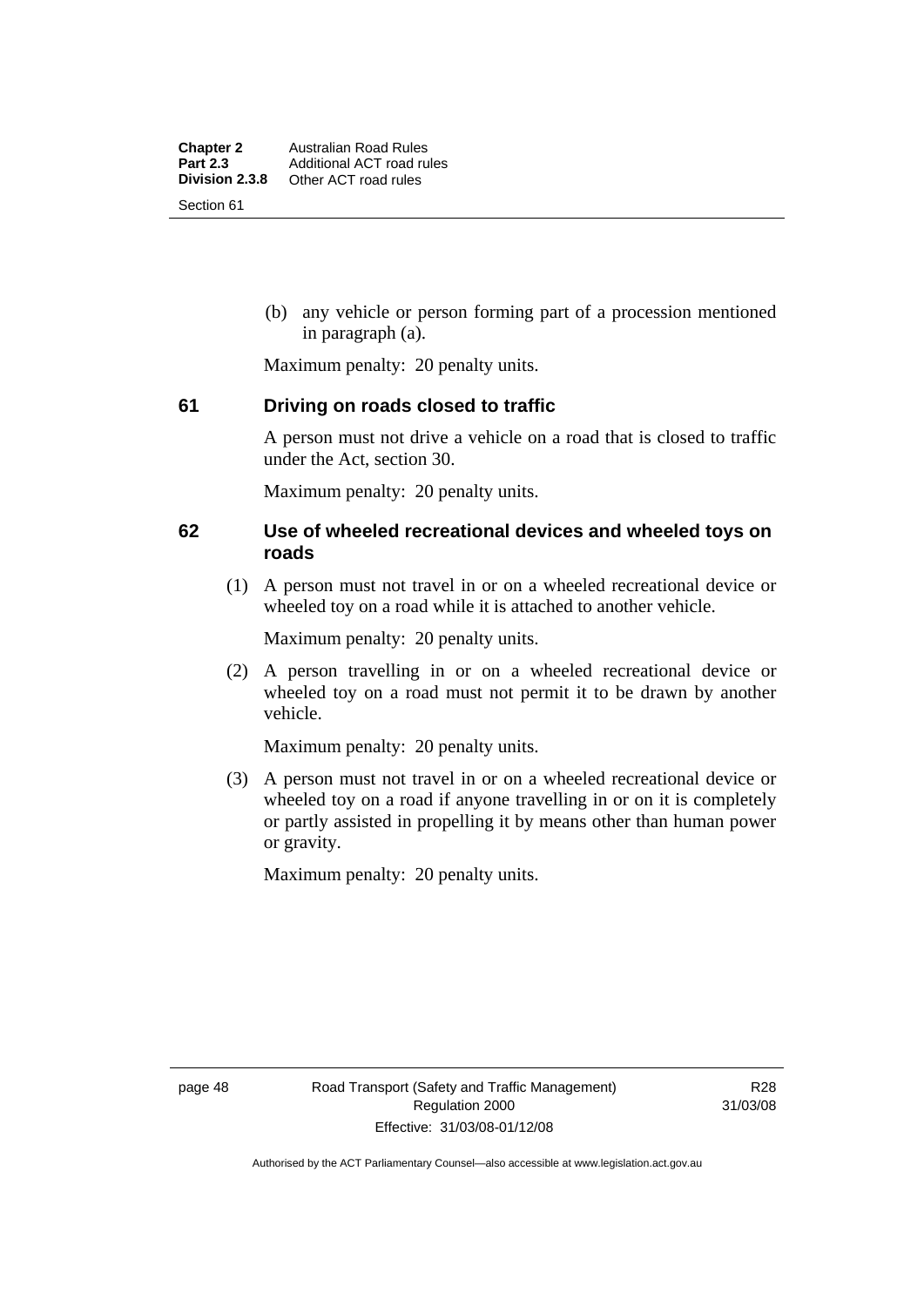(b) any vehicle or person forming part of a procession mentioned in paragraph (a).

Maximum penalty: 20 penalty units.

## 61 Driving on roads closed to traffic

A person must not drive a vehicle on a road that is closed to traffic under the Act, section 30.

Maximum penalty: 20 penalty units.

## 62 Use of wheeled recreational devices and wheeled toys on roads

(1) A person must not travel in or on a wheeled recreational device or wheeled toy on a road while it is attached to another vehicle.

Maximum penalty: 20 penalty units.

(2) A person travelling in or on a wheeled recreational device or wheeled toy on a road must not permit it to be drawn by another vehicle.

Maximum penalty: 20 penalty units.

(3) A person must not travel in or on a wheeled recreational device or wheeled toy on a road if anyone travelling in or on it is completely or partly assisted in propelling it by means other than human power or gravity.

Maximum penalty: 20 penalty units.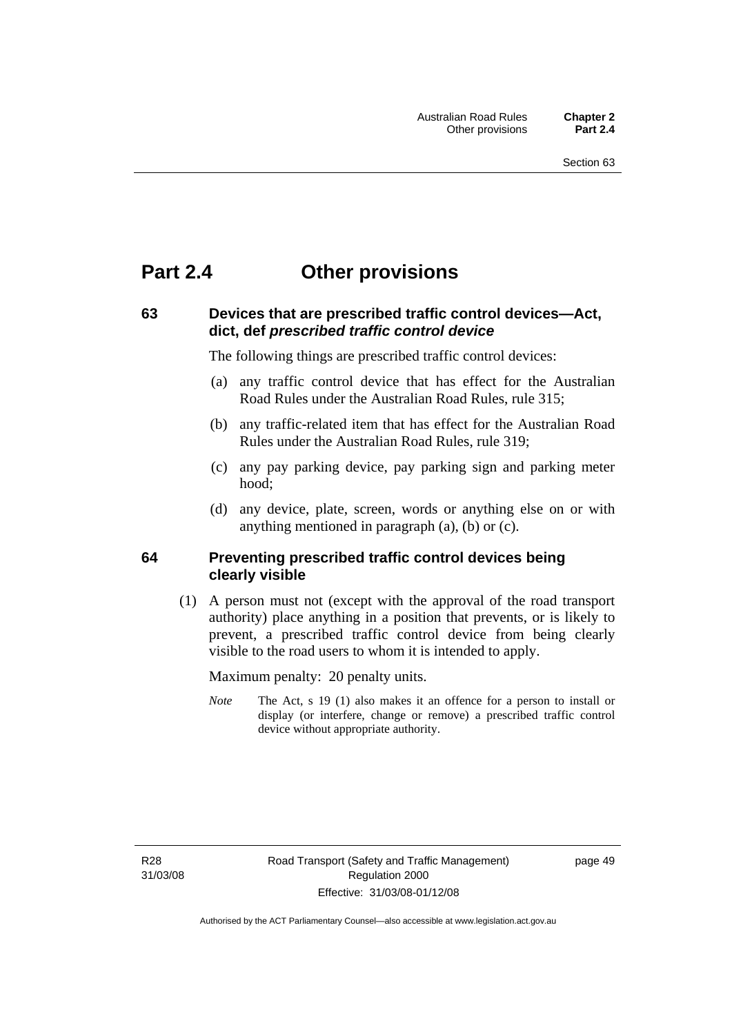# Part 2.4 Other provisions

## 63 Devices that are prescribed traffic control devices—Act, dict, def *prescribed traffic control device*

The following things are prescribed traffic control devices:

(a) any traffic control device that has effect for the Australian Road Rules under the Australian Road Rules, rule 315;

(b) any traffic-related item that has effect for the Australian Road Rules under the Australian Road Rules, rule 319;

(c) any pay parking device, pay parking sign and parking meter hood;

(d) any device, plate, screen, words or anything else on or with anything mentioned in paragraph (a), (b) or (c).

## 64 Preventing prescribed traffic control devices being clearly visible

(1) A person must not (except with the approval of the road transport authority) place anything in a position that prevents, or is likely to prevent, a prescribed traffic control device from being clearly visible to the road users to whom it is intended to apply.

Maximum penalty: 20 penalty units.

*Note* The Act, s 19 (1) also makes it an offence for a person to install or display (or interfere, change or remove) a prescribed traffic control device without appropriate authority.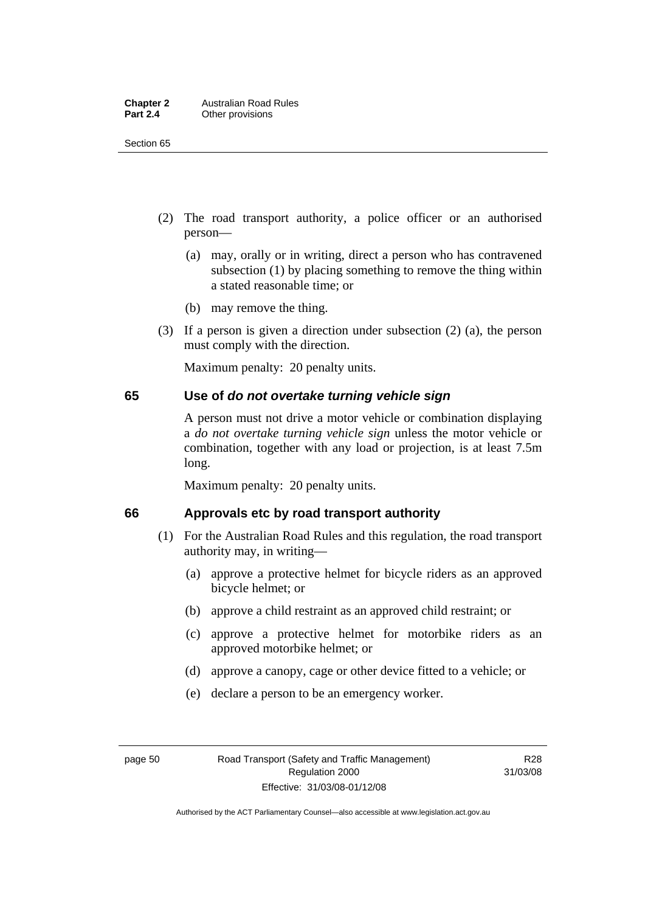(2) The road transport authority, a police officer or an authorised person—

(a) may, orally or in writing, direct a person who has contravened subsection (1) by placing something to remove the thing within a stated reasonable time; or

(b) may remove the thing.

(3) If a person is given a direction under subsection (2) (a), the person must comply with the direction.

Maximum penalty: 20 penalty units.

## 65 Use of *do not overtake turning vehicle sign*

A person must not drive a motor vehicle or combination displaying a *do not overtake turning vehicle sign* unless the motor vehicle or combination, together with any load or projection, is at least 7.5m long.

Maximum penalty: 20 penalty units.

## 66 Approvals etc by road transport authority

(1) For the Australian Road Rules and this regulation, the road transport authority may, in writing—

(a) approve a protective helmet for bicycle riders as an approved bicycle helmet; or

(b) approve a child restraint as an approved child restraint; or

(c) approve a protective helmet for motorbike riders as an approved motorbike helmet; or

(d) approve a canopy, cage or other device fitted to a vehicle; or

(e) declare a person to be an emergency worker.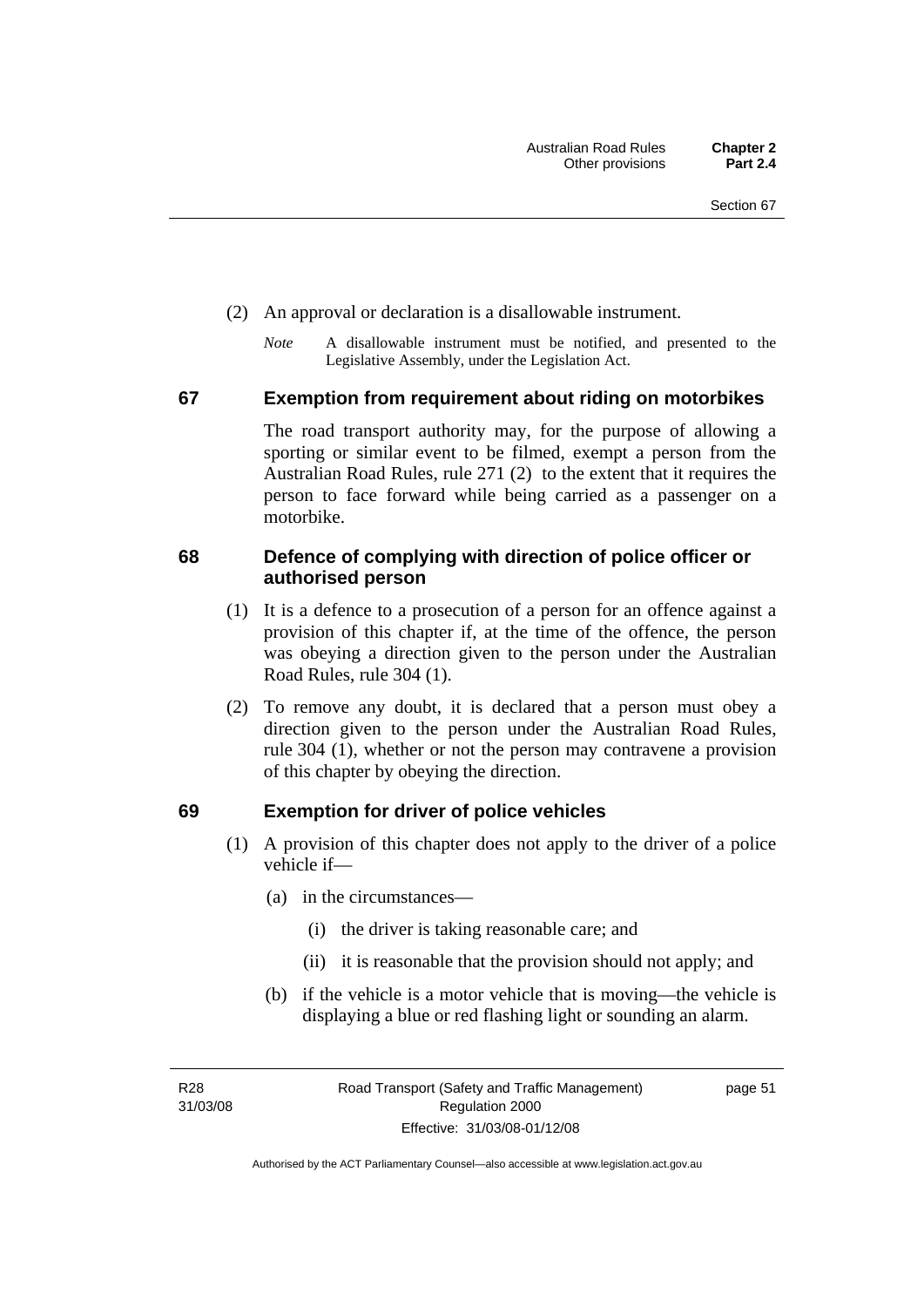(2) An approval or declaration is a disallowable instrument.

*Note* A disallowable instrument must be notified, and presented to the Legislative Assembly, under the Legislation Act.

## 67 Exemption from requirement about riding on motorbikes

The road transport authority may, for the purpose of allowing a sporting or similar event to be filmed, exempt a person from the Australian Road Rules, rule 271 (2) to the extent that it requires the person to face forward while being carried as a passenger on a motorbike.

## 68 Defence of complying with direction of police officer or authorised person

(1) It is a defence to a prosecution of a person for an offence against a provision of this chapter if, at the time of the offence, the person was obeying a direction given to the person under the Australian Road Rules, rule 304 (1).

(2) To remove any doubt, it is declared that a person must obey a direction given to the person under the Australian Road Rules, rule 304 (1), whether or not the person may contravene a provision of this chapter by obeying the direction.

## 69 Exemption for driver of police vehicles

(1) A provision of this chapter does not apply to the driver of a police vehicle if—

(a) in the circumstances—

(i) the driver is taking reasonable care; and

(ii) it is reasonable that the provision should not apply; and

(b) if the vehicle is a motor vehicle that is moving—the vehicle is displaying a blue or red flashing light or sounding an alarm.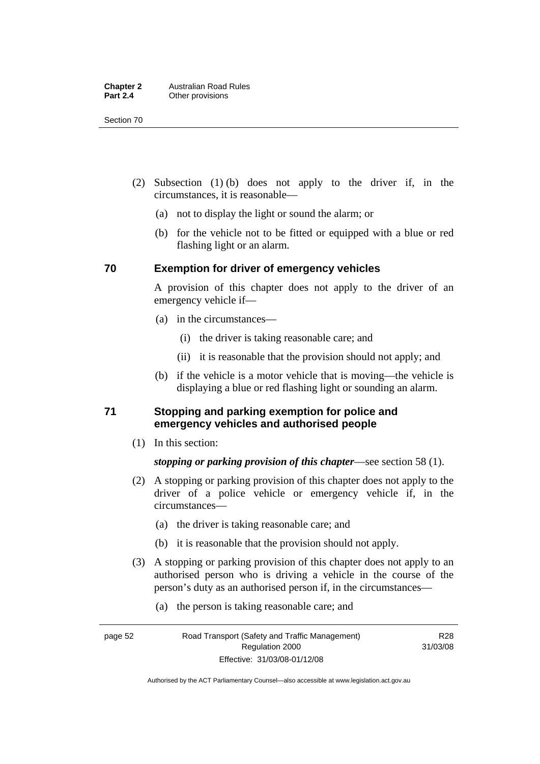(2) Subsection (1) (b) does not apply to the driver if, in the circumstances, it is reasonable—

(a) not to display the light or sound the alarm; or

(b) for the vehicle not to be fitted or equipped with a blue or red flashing light or an alarm.

## 70 Exemption for driver of emergency vehicles

A provision of this chapter does not apply to the driver of an emergency vehicle if—

(a) in the circumstances—

(i) the driver is taking reasonable care; and

(ii) it is reasonable that the provision should not apply; and

(b) if the vehicle is a motor vehicle that is moving—the vehicle is displaying a blue or red flashing light or sounding an alarm.

## 71 Stopping and parking exemption for police and emergency vehicles and authorised people

(1) In this section:

***stopping or parking provision of this chapter***—see section 58 (1).

(2) A stopping or parking provision of this chapter does not apply to the driver of a police vehicle or emergency vehicle if, in the circumstances—

(a) the driver is taking reasonable care; and

(b) it is reasonable that the provision should not apply.

(3) A stopping or parking provision of this chapter does not apply to an authorised person who is driving a vehicle in the course of the person's duty as an authorised person if, in the circumstances—

(a) the person is taking reasonable care; and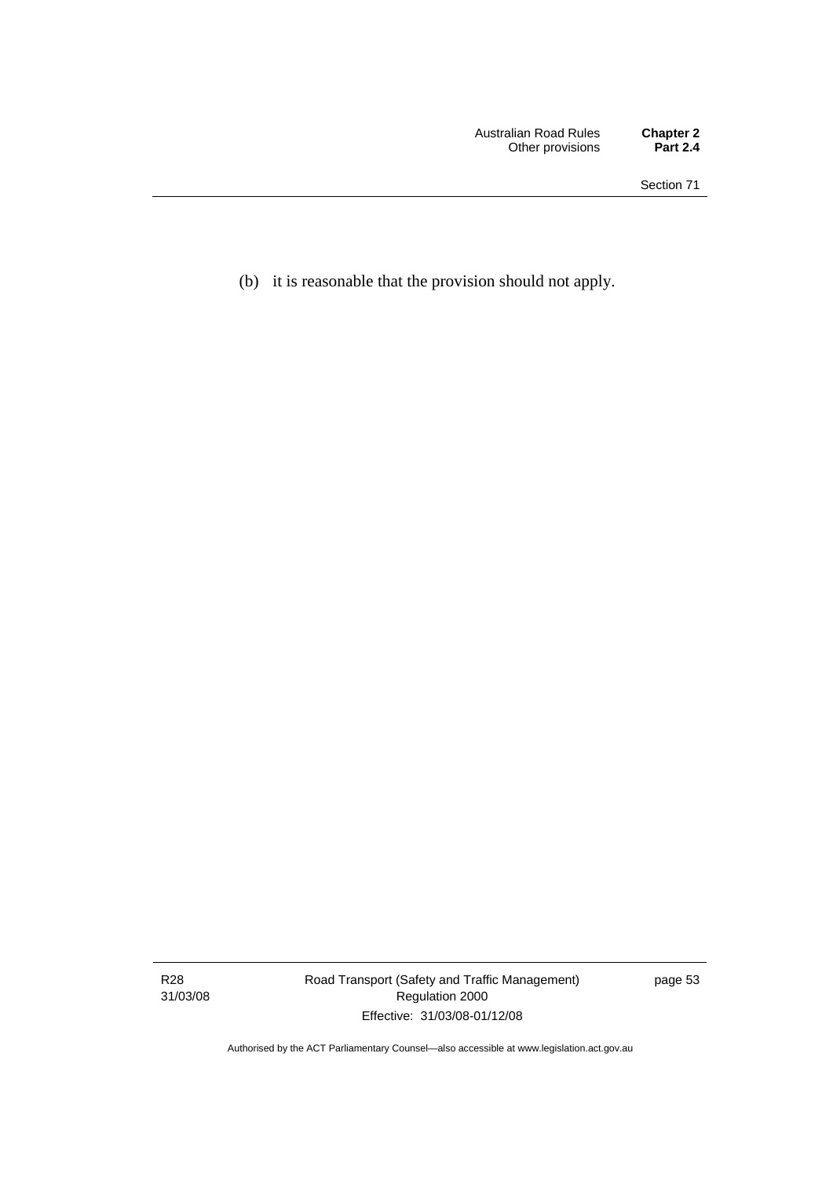(b) it is reasonable that the provision should not apply.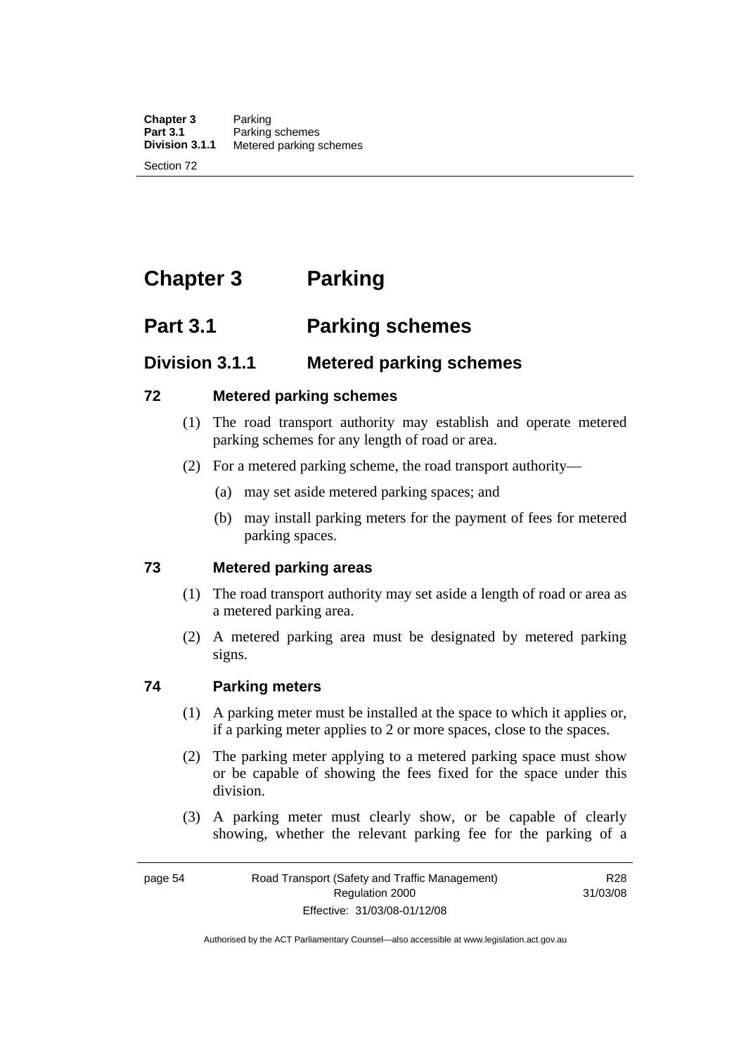# Chapter 3 Parking

## Part 3.1 Parking schemes

### Division 3.1.1 Metered parking schemes

#### 72 Metered parking schemes

(1) The road transport authority may establish and operate metered parking schemes for any length of road or area.

(2) For a metered parking scheme, the road transport authority—

(a) may set aside metered parking spaces; and

(b) may install parking meters for the payment of fees for metered parking spaces.

#### 73 Metered parking areas

(1) The road transport authority may set aside a length of road or area as a metered parking area.

(2) A metered parking area must be designated by metered parking signs.

#### 74 Parking meters

(1) A parking meter must be installed at the space to which it applies or, if a parking meter applies to 2 or more spaces, close to the spaces.

(2) The parking meter applying to a metered parking space must show or be capable of showing the fees fixed for the space under this division.

(3) A parking meter must clearly show, or be capable of clearly showing, whether the relevant parking fee for the parking of a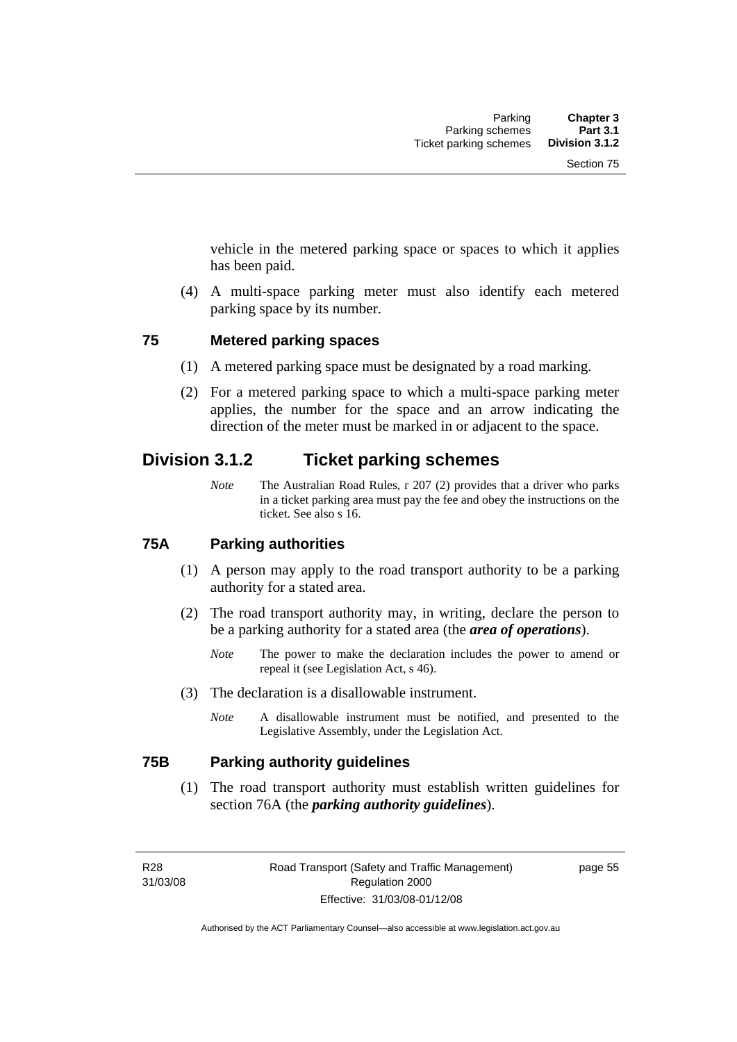vehicle in the metered parking space or spaces to which it applies has been paid.

(4) A multi-space parking meter must also identify each metered parking space by its number.

### 75 Metered parking spaces

(1) A metered parking space must be designated by a road marking.

(2) For a metered parking space to which a multi-space parking meter applies, the number for the space and an arrow indicating the direction of the meter must be marked in or adjacent to the space.

## Division 3.1.2 Ticket parking schemes

*Note* The Australian Road Rules, r 207 (2) provides that a driver who parks in a ticket parking area must pay the fee and obey the instructions on the ticket. See also s 16.

### 75A Parking authorities

(1) A person may apply to the road transport authority to be a parking authority for a stated area.

(2) The road transport authority may, in writing, declare the person to be a parking authority for a stated area (the ***area of operations***).

*Note* The power to make the declaration includes the power to amend or repeal it (see Legislation Act, s 46).

(3) The declaration is a disallowable instrument.

*Note* A disallowable instrument must be notified, and presented to the Legislative Assembly, under the Legislation Act.

### 75B Parking authority guidelines

(1) The road transport authority must establish written guidelines for section 76A (the ***parking authority guidelines***).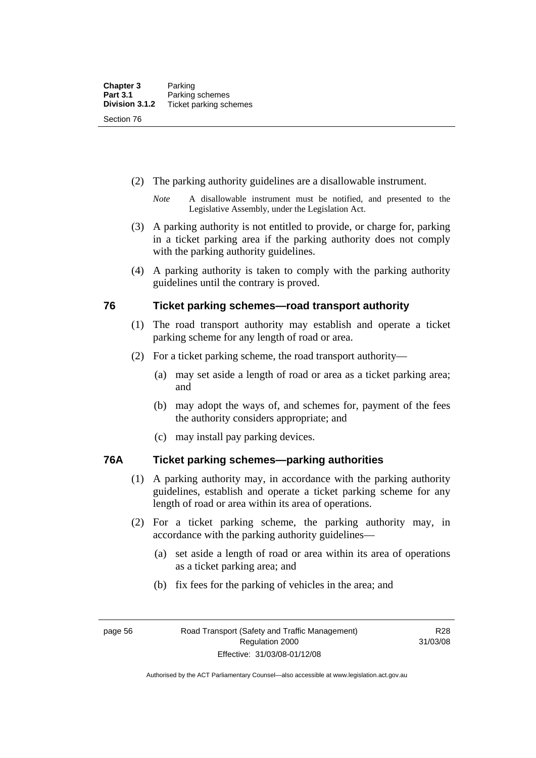(2) The parking authority guidelines are a disallowable instrument.

*Note* A disallowable instrument must be notified, and presented to the Legislative Assembly, under the Legislation Act.

(3) A parking authority is not entitled to provide, or charge for, parking in a ticket parking area if the parking authority does not comply with the parking authority guidelines.

(4) A parking authority is taken to comply with the parking authority guidelines until the contrary is proved.

## 76 Ticket parking schemes—road transport authority

(1) The road transport authority may establish and operate a ticket parking scheme for any length of road or area.

(2) For a ticket parking scheme, the road transport authority—

(a) may set aside a length of road or area as a ticket parking area; and

(b) may adopt the ways of, and schemes for, payment of the fees the authority considers appropriate; and

(c) may install pay parking devices.

## 76A Ticket parking schemes—parking authorities

(1) A parking authority may, in accordance with the parking authority guidelines, establish and operate a ticket parking scheme for any length of road or area within its area of operations.

(2) For a ticket parking scheme, the parking authority may, in accordance with the parking authority guidelines—

(a) set aside a length of road or area within its area of operations as a ticket parking area; and

(b) fix fees for the parking of vehicles in the area; and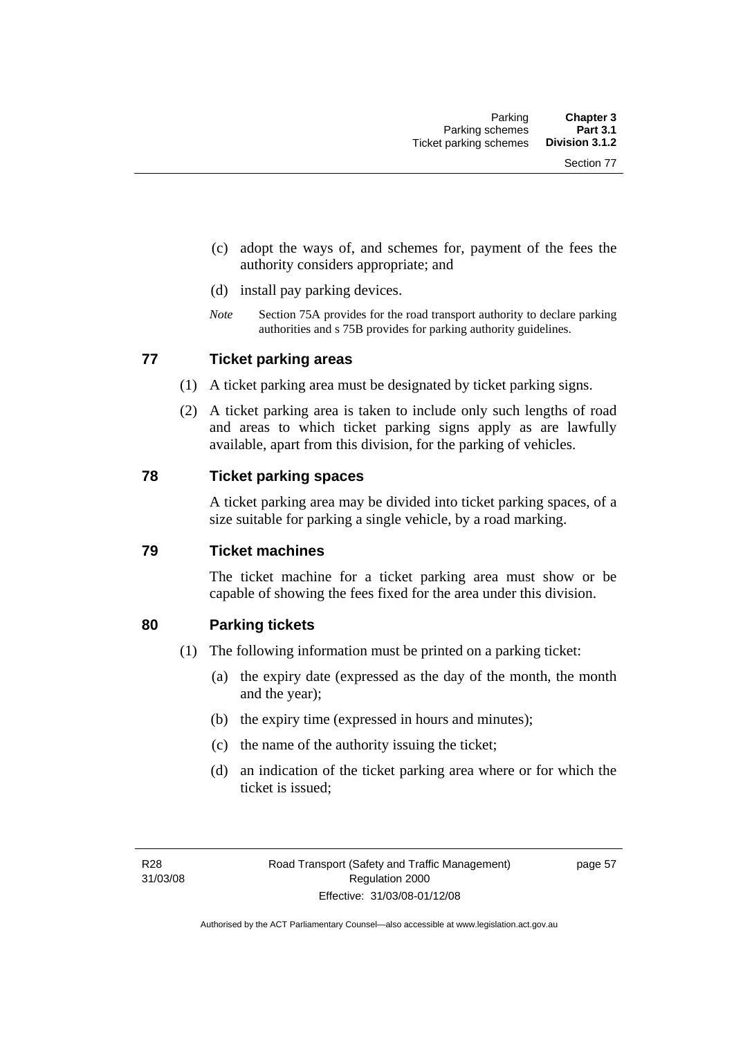(c) adopt the ways of, and schemes for, payment of the fees the authority considers appropriate; and

(d) install pay parking devices.

*Note* Section 75A provides for the road transport authority to declare parking authorities and s 75B provides for parking authority guidelines.

## 77 Ticket parking areas

(1) A ticket parking area must be designated by ticket parking signs.

(2) A ticket parking area is taken to include only such lengths of road and areas to which ticket parking signs apply as are lawfully available, apart from this division, for the parking of vehicles.

## 78 Ticket parking spaces

A ticket parking area may be divided into ticket parking spaces, of a size suitable for parking a single vehicle, by a road marking.

## 79 Ticket machines

The ticket machine for a ticket parking area must show or be capable of showing the fees fixed for the area under this division.

## 80 Parking tickets

(1) The following information must be printed on a parking ticket:

(a) the expiry date (expressed as the day of the month, the month and the year);

(b) the expiry time (expressed in hours and minutes);

(c) the name of the authority issuing the ticket;

(d) an indication of the ticket parking area where or for which the ticket is issued;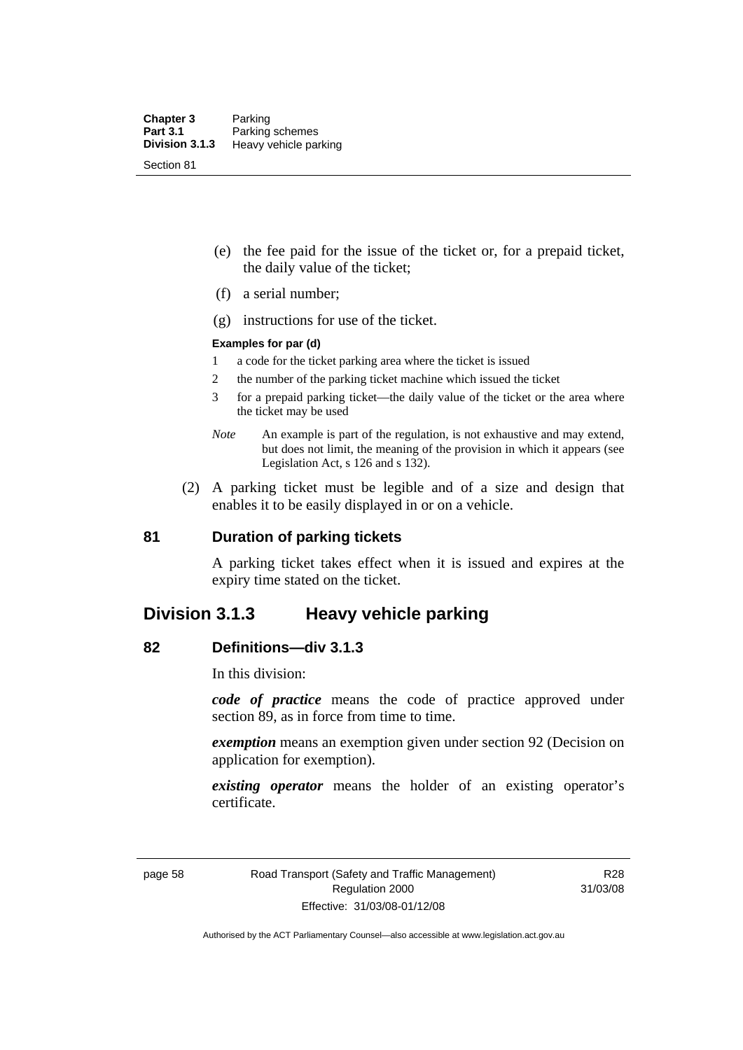(e) the fee paid for the issue of the ticket or, for a prepaid ticket, the daily value of the ticket;

(f) a serial number;

(g) instructions for use of the ticket.

**Examples for par (d)**

1 a code for the ticket parking area where the ticket is issued

2 the number of the parking ticket machine which issued the ticket

3 for a prepaid parking ticket—the daily value of the ticket or the area where the ticket may be used

*Note* An example is part of the regulation, is not exhaustive and may extend, but does not limit, the meaning of the provision in which it appears (see Legislation Act, s 126 and s 132).

(2) A parking ticket must be legible and of a size and design that enables it to be easily displayed in or on a vehicle.

### 81 Duration of parking tickets

A parking ticket takes effect when it is issued and expires at the expiry time stated on the ticket.

## Division 3.1.3 Heavy vehicle parking

### 82 Definitions—div 3.1.3

In this division:

***code of practice*** means the code of practice approved under section 89, as in force from time to time.

***exemption*** means an exemption given under section 92 (Decision on application for exemption).

***existing operator*** means the holder of an existing operator's certificate.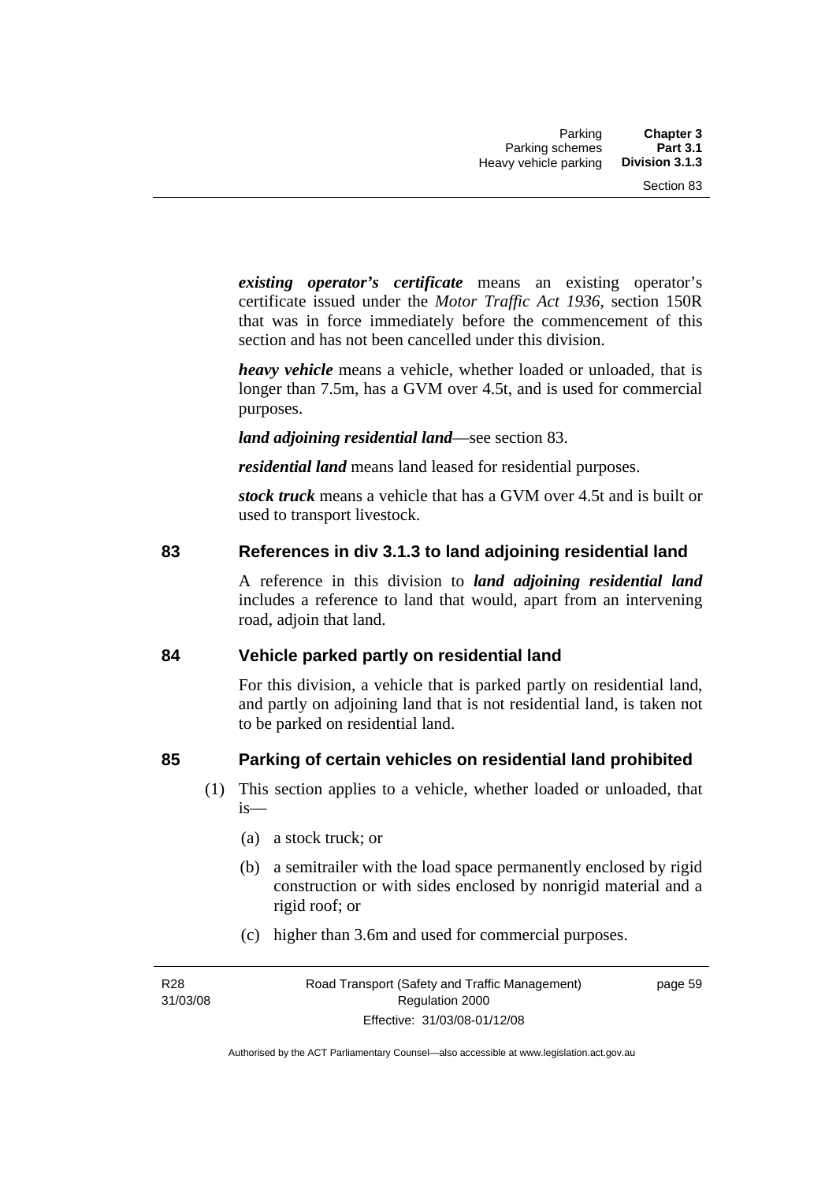***existing operator's certificate*** means an existing operator's certificate issued under the *Motor Traffic Act 1936*, section 150R that was in force immediately before the commencement of this section and has not been cancelled under this division.

***heavy vehicle*** means a vehicle, whether loaded or unloaded, that is longer than 7.5m, has a GVM over 4.5t, and is used for commercial purposes.

***land adjoining residential land***—see section 83.

***residential land*** means land leased for residential purposes.

***stock truck*** means a vehicle that has a GVM over 4.5t and is built or used to transport livestock.

### 83 References in div 3.1.3 to land adjoining residential land

A reference in this division to ***land adjoining residential land*** includes a reference to land that would, apart from an intervening road, adjoin that land.

### 84 Vehicle parked partly on residential land

For this division, a vehicle that is parked partly on residential land, and partly on adjoining land that is not residential land, is taken not to be parked on residential land.

### 85 Parking of certain vehicles on residential land prohibited

(1) This section applies to a vehicle, whether loaded or unloaded, that is—

(a) a stock truck; or

(b) a semitrailer with the load space permanently enclosed by rigid construction or with sides enclosed by nonrigid material and a rigid roof; or

(c) higher than 3.6m and used for commercial purposes.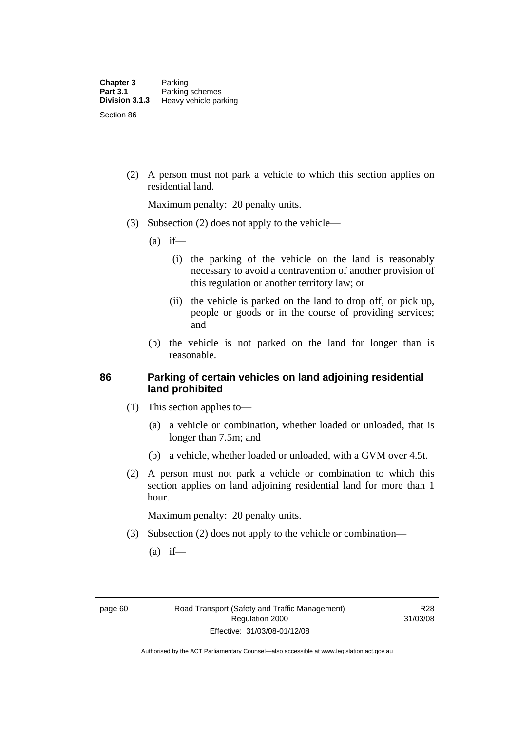(2) A person must not park a vehicle to which this section applies on residential land.

Maximum penalty: 20 penalty units.

(3) Subsection (2) does not apply to the vehicle—

(a) if—

(i) the parking of the vehicle on the land is reasonably necessary to avoid a contravention of another provision of this regulation or another territory law; or

(ii) the vehicle is parked on the land to drop off, or pick up, people or goods or in the course of providing services; and

(b) the vehicle is not parked on the land for longer than is reasonable.

### 86 Parking of certain vehicles on land adjoining residential land prohibited

(1) This section applies to—

(a) a vehicle or combination, whether loaded or unloaded, that is longer than 7.5m; and

(b) a vehicle, whether loaded or unloaded, with a GVM over 4.5t.

(2) A person must not park a vehicle or combination to which this section applies on land adjoining residential land for more than 1 hour.

Maximum penalty: 20 penalty units.

(3) Subsection (2) does not apply to the vehicle or combination—

(a) if—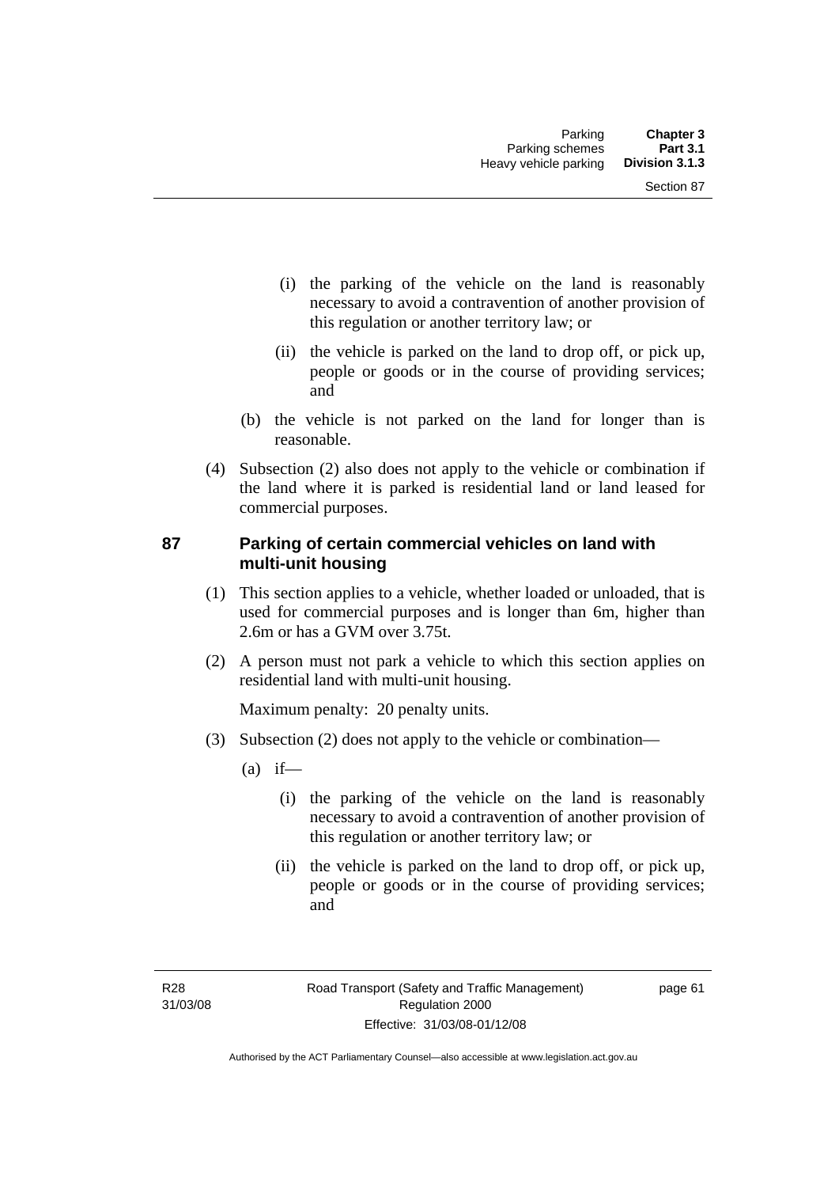(i) the parking of the vehicle on the land is reasonably necessary to avoid a contravention of another provision of this regulation or another territory law; or

(ii) the vehicle is parked on the land to drop off, or pick up, people or goods or in the course of providing services; and

(b) the vehicle is not parked on the land for longer than is reasonable.

(4) Subsection (2) also does not apply to the vehicle or combination if the land where it is parked is residential land or land leased for commercial purposes.

## 87 Parking of certain commercial vehicles on land with multi-unit housing

(1) This section applies to a vehicle, whether loaded or unloaded, that is used for commercial purposes and is longer than 6m, higher than 2.6m or has a GVM over 3.75t.

(2) A person must not park a vehicle to which this section applies on residential land with multi-unit housing.

Maximum penalty: 20 penalty units.

(3) Subsection (2) does not apply to the vehicle or combination—

(a) if—

(i) the parking of the vehicle on the land is reasonably necessary to avoid a contravention of another provision of this regulation or another territory law; or

(ii) the vehicle is parked on the land to drop off, or pick up, people or goods or in the course of providing services; and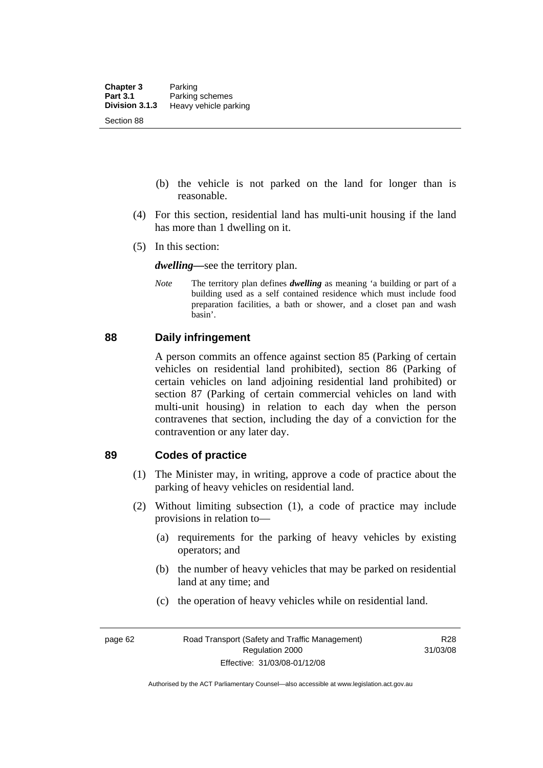(b) the vehicle is not parked on the land for longer than is reasonable.

(4) For this section, residential land has multi-unit housing if the land has more than 1 dwelling on it.

(5) In this section:

***dwelling***—see the territory plan.

*Note* The territory plan defines ***dwelling*** as meaning 'a building or part of a building used as a self contained residence which must include food preparation facilities, a bath or shower, and a closet pan and wash basin'.

## 88 Daily infringement

A person commits an offence against section 85 (Parking of certain vehicles on residential land prohibited), section 86 (Parking of certain vehicles on land adjoining residential land prohibited) or section 87 (Parking of certain commercial vehicles on land with multi-unit housing) in relation to each day when the person contravenes that section, including the day of a conviction for the contravention or any later day.

## 89 Codes of practice

(1) The Minister may, in writing, approve a code of practice about the parking of heavy vehicles on residential land.

(2) Without limiting subsection (1), a code of practice may include provisions in relation to—

(a) requirements for the parking of heavy vehicles by existing operators; and

(b) the number of heavy vehicles that may be parked on residential land at any time; and

(c) the operation of heavy vehicles while on residential land.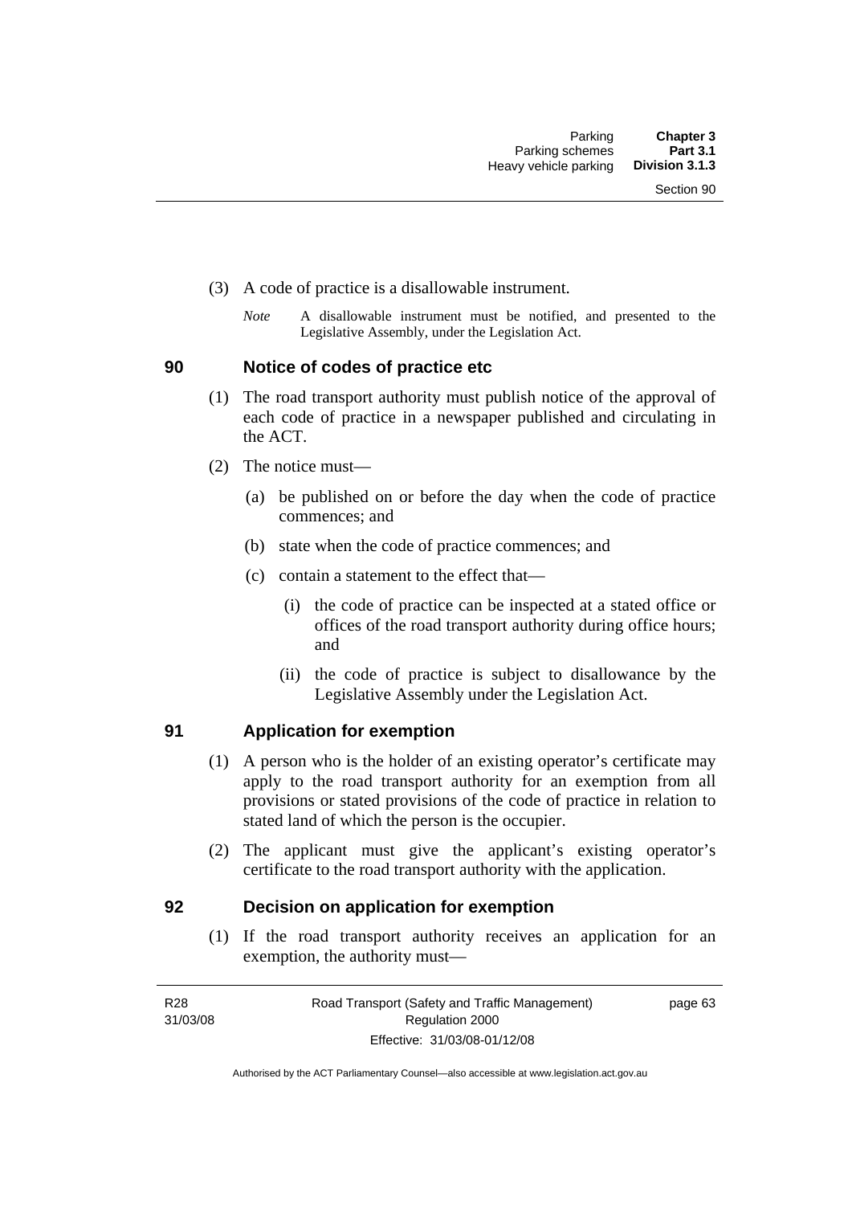(3) A code of practice is a disallowable instrument.

*Note* A disallowable instrument must be notified, and presented to the Legislative Assembly, under the Legislation Act.

## 90 Notice of codes of practice etc

(1) The road transport authority must publish notice of the approval of each code of practice in a newspaper published and circulating in the ACT.

(2) The notice must—

(a) be published on or before the day when the code of practice commences; and

(b) state when the code of practice commences; and

(c) contain a statement to the effect that—

(i) the code of practice can be inspected at a stated office or offices of the road transport authority during office hours; and

(ii) the code of practice is subject to disallowance by the Legislative Assembly under the Legislation Act.

## 91 Application for exemption

(1) A person who is the holder of an existing operator's certificate may apply to the road transport authority for an exemption from all provisions or stated provisions of the code of practice in relation to stated land of which the person is the occupier.

(2) The applicant must give the applicant's existing operator's certificate to the road transport authority with the application.

## 92 Decision on application for exemption

(1) If the road transport authority receives an application for an exemption, the authority must—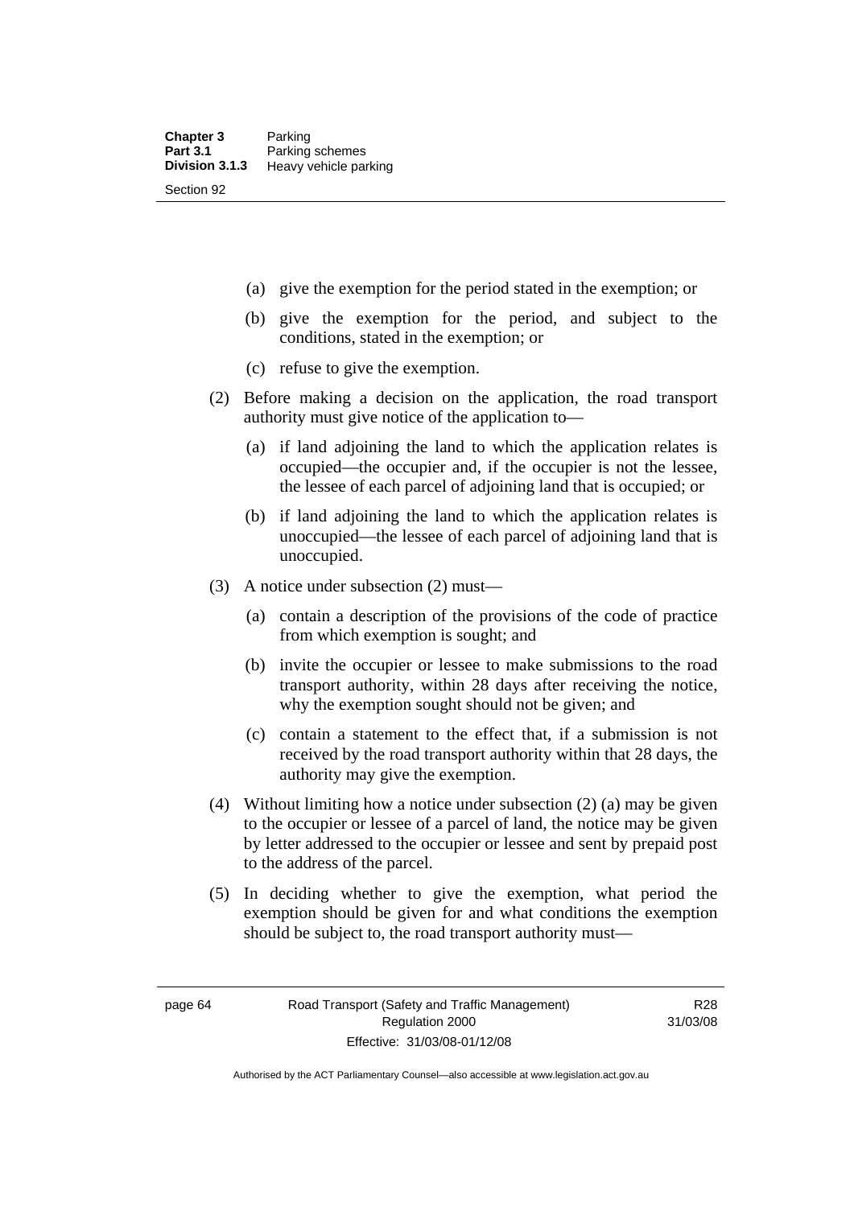(a) give the exemption for the period stated in the exemption; or

(b) give the exemption for the period, and subject to the conditions, stated in the exemption; or

(c) refuse to give the exemption.

(2) Before making a decision on the application, the road transport authority must give notice of the application to—

(a) if land adjoining the land to which the application relates is occupied—the occupier and, if the occupier is not the lessee, the lessee of each parcel of adjoining land that is occupied; or

(b) if land adjoining the land to which the application relates is unoccupied—the lessee of each parcel of adjoining land that is unoccupied.

(3) A notice under subsection (2) must—

(a) contain a description of the provisions of the code of practice from which exemption is sought; and

(b) invite the occupier or lessee to make submissions to the road transport authority, within 28 days after receiving the notice, why the exemption sought should not be given; and

(c) contain a statement to the effect that, if a submission is not received by the road transport authority within that 28 days, the authority may give the exemption.

(4) Without limiting how a notice under subsection (2) (a) may be given to the occupier or lessee of a parcel of land, the notice may be given by letter addressed to the occupier or lessee and sent by prepaid post to the address of the parcel.

(5) In deciding whether to give the exemption, what period the exemption should be given for and what conditions the exemption should be subject to, the road transport authority must—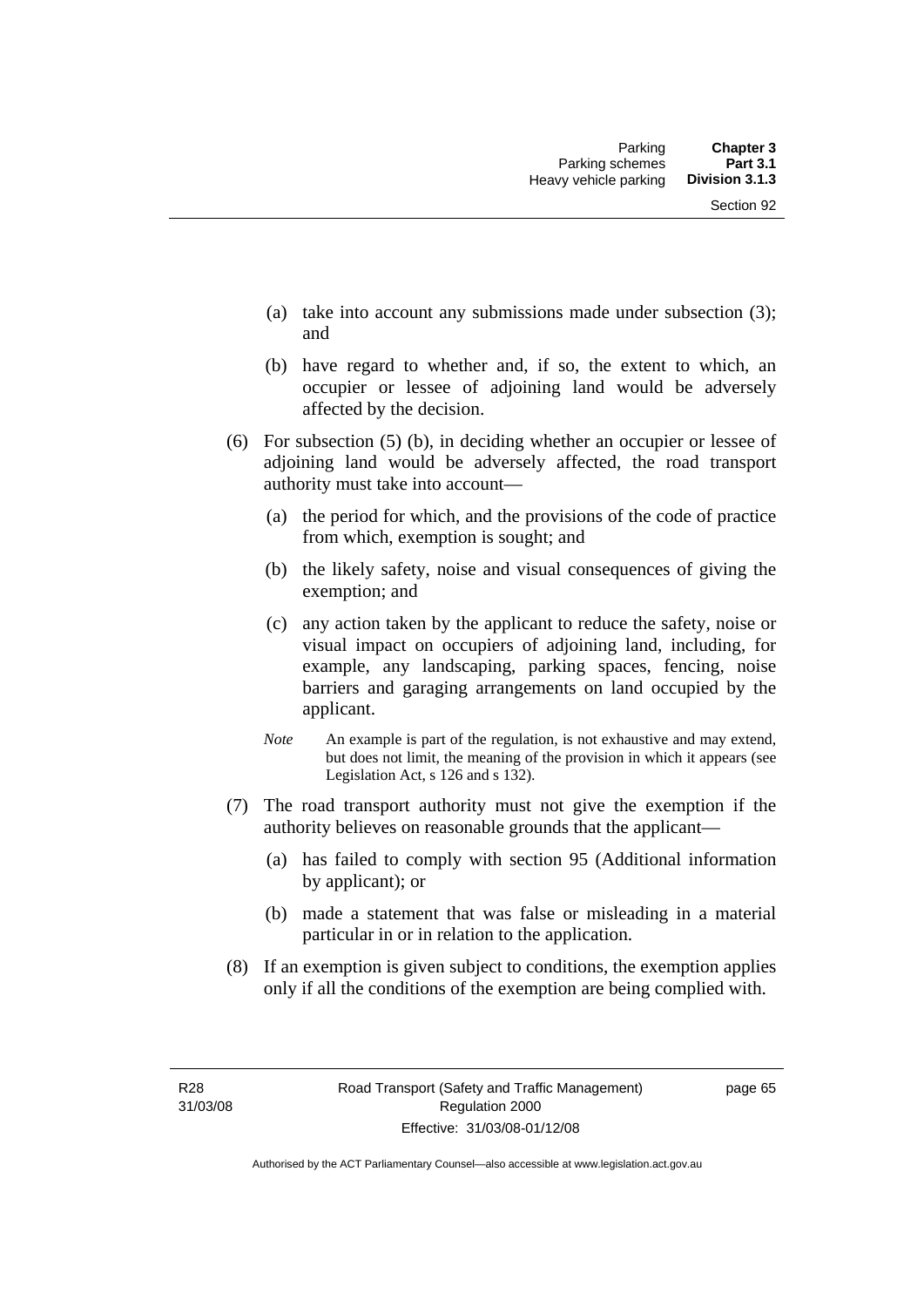(a) take into account any submissions made under subsection (3); and

(b) have regard to whether and, if so, the extent to which, an occupier or lessee of adjoining land would be adversely affected by the decision.

(6) For subsection (5) (b), in deciding whether an occupier or lessee of adjoining land would be adversely affected, the road transport authority must take into account—

(a) the period for which, and the provisions of the code of practice from which, exemption is sought; and

(b) the likely safety, noise and visual consequences of giving the exemption; and

(c) any action taken by the applicant to reduce the safety, noise or visual impact on occupiers of adjoining land, including, for example, any landscaping, parking spaces, fencing, noise barriers and garaging arrangements on land occupied by the applicant.

*Note* An example is part of the regulation, is not exhaustive and may extend, but does not limit, the meaning of the provision in which it appears (see Legislation Act, s 126 and s 132).

(7) The road transport authority must not give the exemption if the authority believes on reasonable grounds that the applicant—

(a) has failed to comply with section 95 (Additional information by applicant); or

(b) made a statement that was false or misleading in a material particular in or in relation to the application.

(8) If an exemption is given subject to conditions, the exemption applies only if all the conditions of the exemption are being complied with.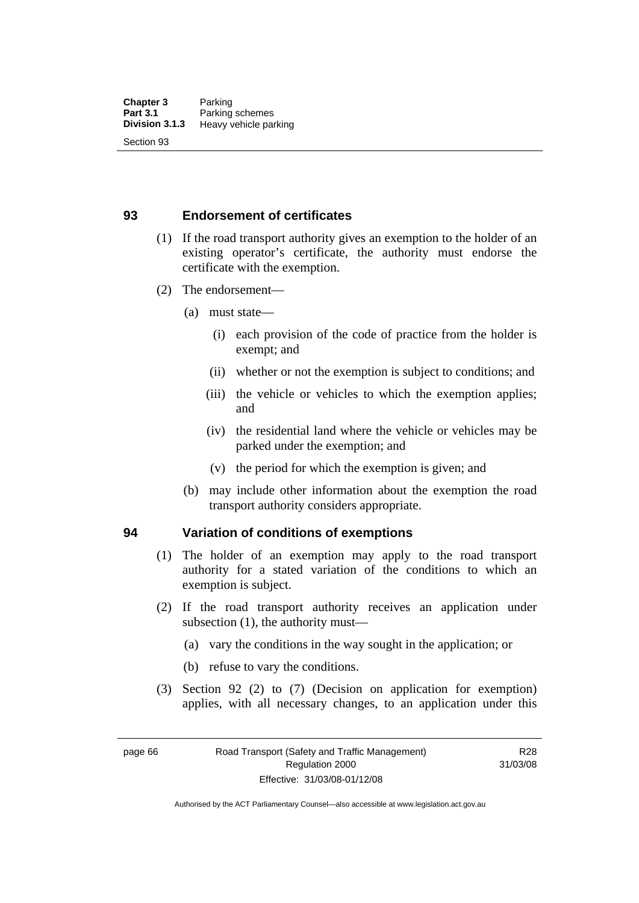## 93 Endorsement of certificates

(1) If the road transport authority gives an exemption to the holder of an existing operator's certificate, the authority must endorse the certificate with the exemption.

(2) The endorsement—

(a) must state—

(i) each provision of the code of practice from the holder is exempt; and

(ii) whether or not the exemption is subject to conditions; and

(iii) the vehicle or vehicles to which the exemption applies; and

(iv) the residential land where the vehicle or vehicles may be parked under the exemption; and

(v) the period for which the exemption is given; and

(b) may include other information about the exemption the road transport authority considers appropriate.

## 94 Variation of conditions of exemptions

(1) The holder of an exemption may apply to the road transport authority for a stated variation of the conditions to which an exemption is subject.

(2) If the road transport authority receives an application under subsection (1), the authority must—

(a) vary the conditions in the way sought in the application; or

(b) refuse to vary the conditions.

(3) Section 92 (2) to (7) (Decision on application for exemption) applies, with all necessary changes, to an application under this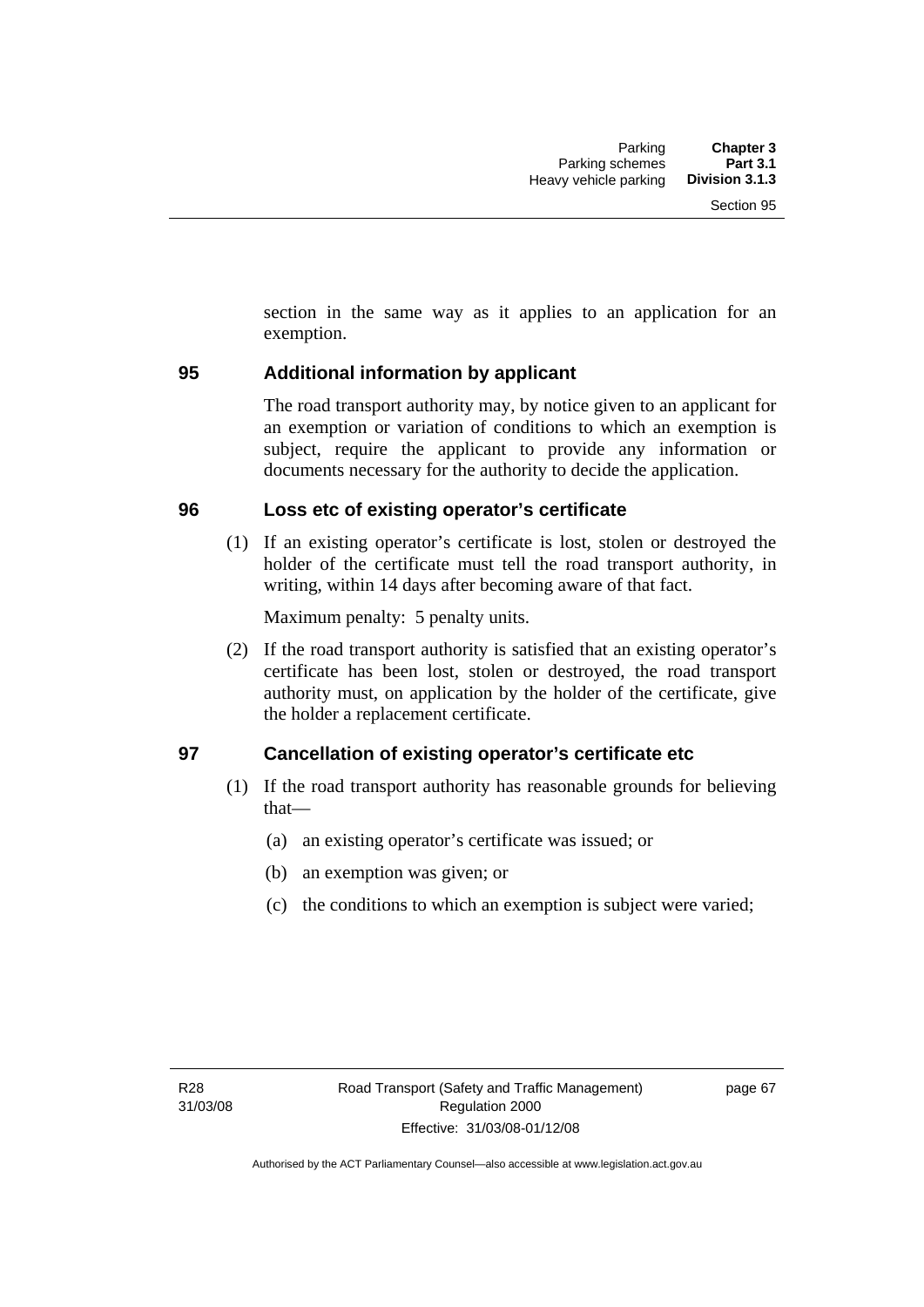section in the same way as it applies to an application for an exemption.

### 95 Additional information by applicant

The road transport authority may, by notice given to an applicant for an exemption or variation of conditions to which an exemption is subject, require the applicant to provide any information or documents necessary for the authority to decide the application.

### 96 Loss etc of existing operator's certificate

(1) If an existing operator's certificate is lost, stolen or destroyed the holder of the certificate must tell the road transport authority, in writing, within 14 days after becoming aware of that fact.

Maximum penalty: 5 penalty units.

(2) If the road transport authority is satisfied that an existing operator's certificate has been lost, stolen or destroyed, the road transport authority must, on application by the holder of the certificate, give the holder a replacement certificate.

### 97 Cancellation of existing operator's certificate etc

(1) If the road transport authority has reasonable grounds for believing that—

(a) an existing operator's certificate was issued; or

(b) an exemption was given; or

(c) the conditions to which an exemption is subject were varied;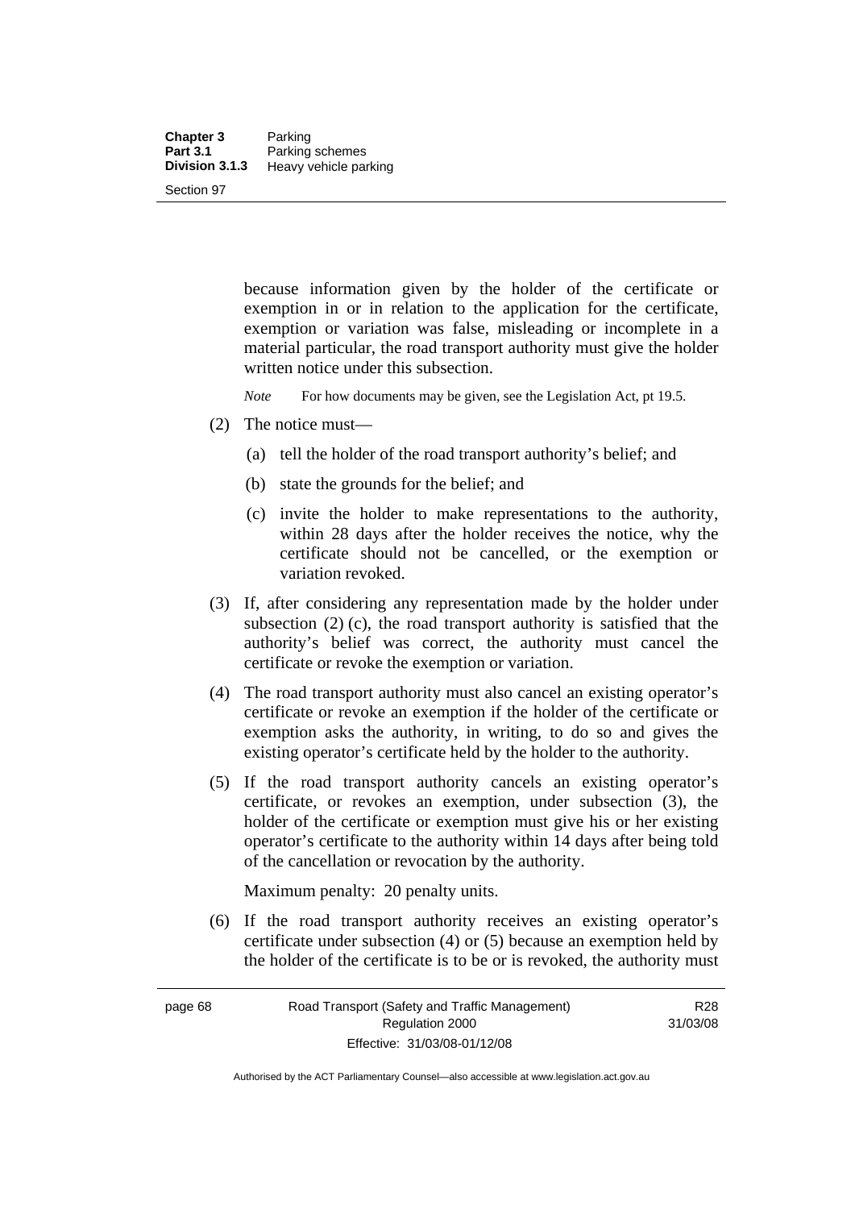because information given by the holder of the certificate or exemption in or in relation to the application for the certificate, exemption or variation was false, misleading or incomplete in a material particular, the road transport authority must give the holder written notice under this subsection.

*Note* For how documents may be given, see the Legislation Act, pt 19.5.

(2) The notice must—

(a) tell the holder of the road transport authority's belief; and

(b) state the grounds for the belief; and

(c) invite the holder to make representations to the authority, within 28 days after the holder receives the notice, why the certificate should not be cancelled, or the exemption or variation revoked.

(3) If, after considering any representation made by the holder under subsection (2) (c), the road transport authority is satisfied that the authority's belief was correct, the authority must cancel the certificate or revoke the exemption or variation.

(4) The road transport authority must also cancel an existing operator's certificate or revoke an exemption if the holder of the certificate or exemption asks the authority, in writing, to do so and gives the existing operator's certificate held by the holder to the authority.

(5) If the road transport authority cancels an existing operator's certificate, or revokes an exemption, under subsection (3), the holder of the certificate or exemption must give his or her existing operator's certificate to the authority within 14 days after being told of the cancellation or revocation by the authority.

Maximum penalty: 20 penalty units.

(6) If the road transport authority receives an existing operator's certificate under subsection (4) or (5) because an exemption held by the holder of the certificate is to be or is revoked, the authority must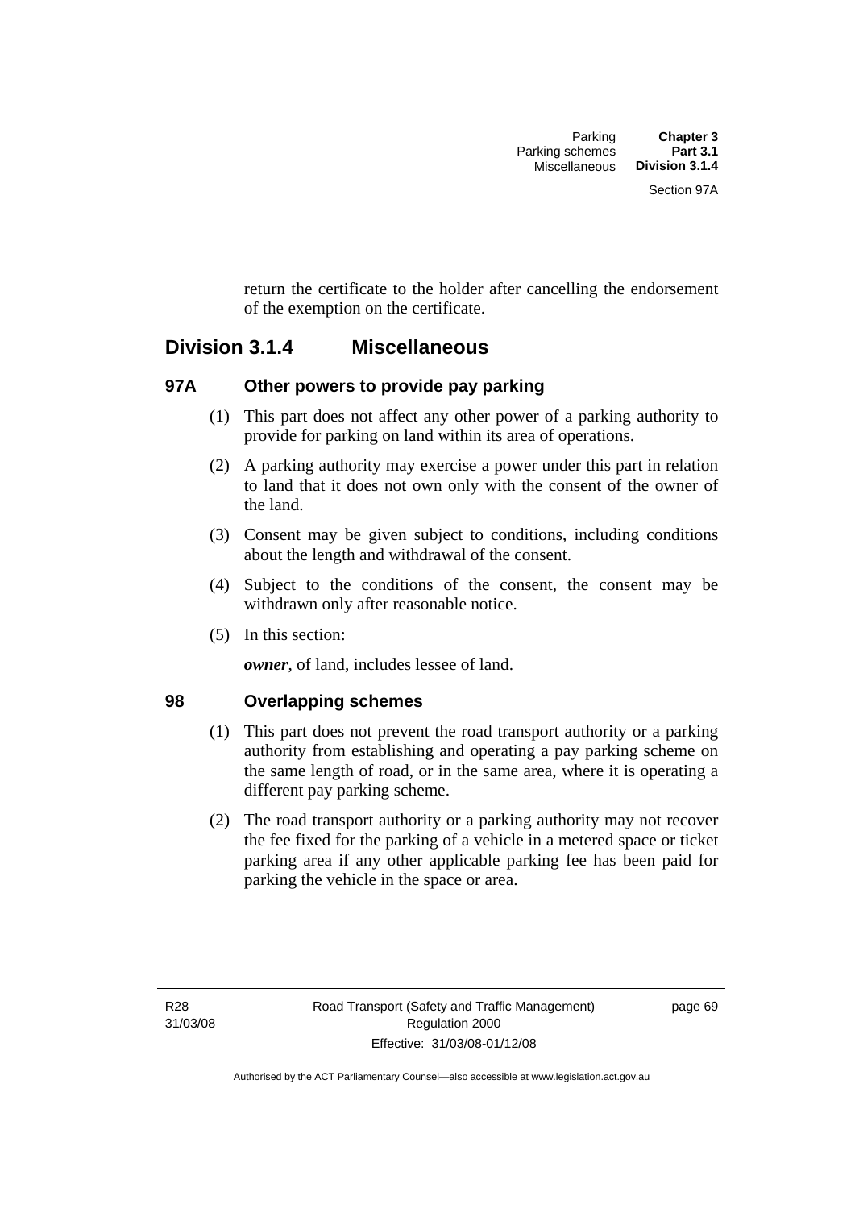return the certificate to the holder after cancelling the endorsement of the exemption on the certificate.

## Division 3.1.4 Miscellaneous

### 97A Other powers to provide pay parking

(1) This part does not affect any other power of a parking authority to provide for parking on land within its area of operations.

(2) A parking authority may exercise a power under this part in relation to land that it does not own only with the consent of the owner of the land.

(3) Consent may be given subject to conditions, including conditions about the length and withdrawal of the consent.

(4) Subject to the conditions of the consent, the consent may be withdrawn only after reasonable notice.

(5) In this section:

***owner***, of land, includes lessee of land.

### 98 Overlapping schemes

(1) This part does not prevent the road transport authority or a parking authority from establishing and operating a pay parking scheme on the same length of road, or in the same area, where it is operating a different pay parking scheme.

(2) The road transport authority or a parking authority may not recover the fee fixed for the parking of a vehicle in a metered space or ticket parking area if any other applicable parking fee has been paid for parking the vehicle in the space or area.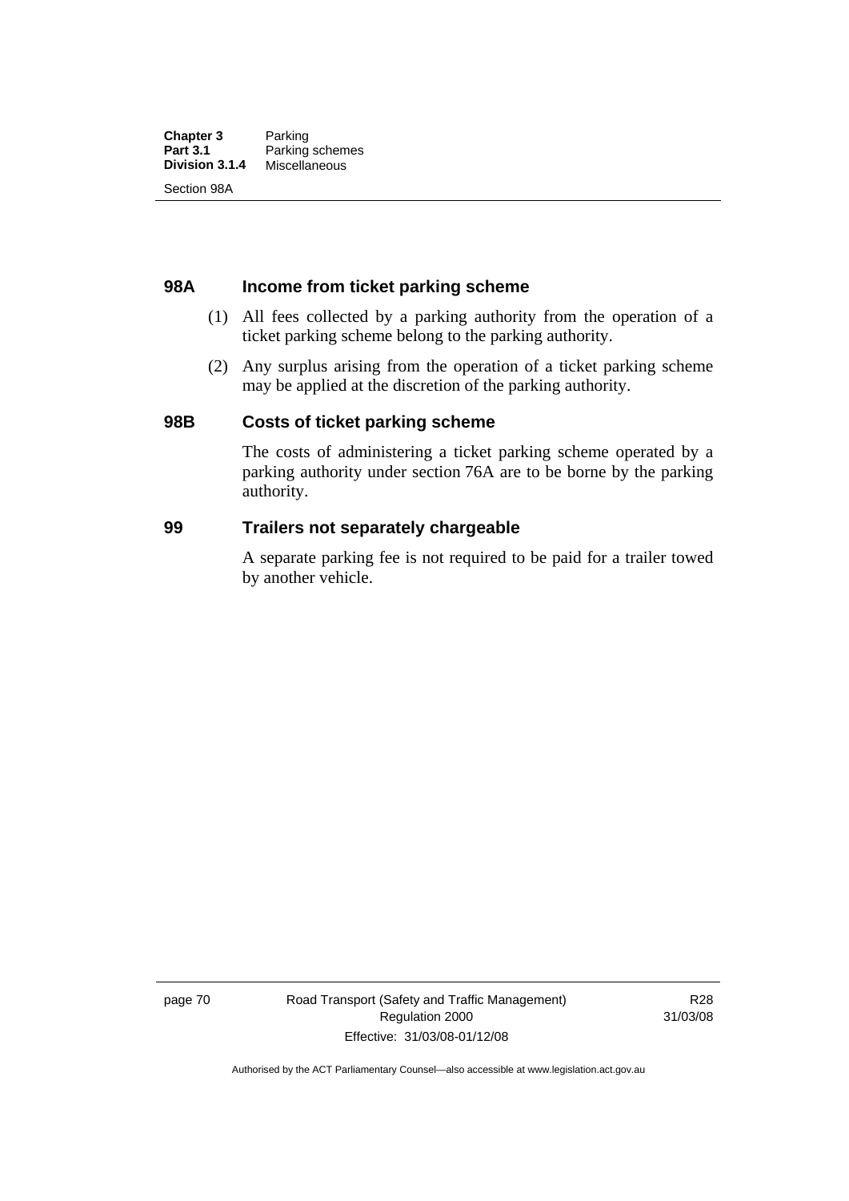### 98A Income from ticket parking scheme

(1) All fees collected by a parking authority from the operation of a ticket parking scheme belong to the parking authority.

(2) Any surplus arising from the operation of a ticket parking scheme may be applied at the discretion of the parking authority.

### 98B Costs of ticket parking scheme

The costs of administering a ticket parking scheme operated by a parking authority under section 76A are to be borne by the parking authority.

### 99 Trailers not separately chargeable

A separate parking fee is not required to be paid for a trailer towed by another vehicle.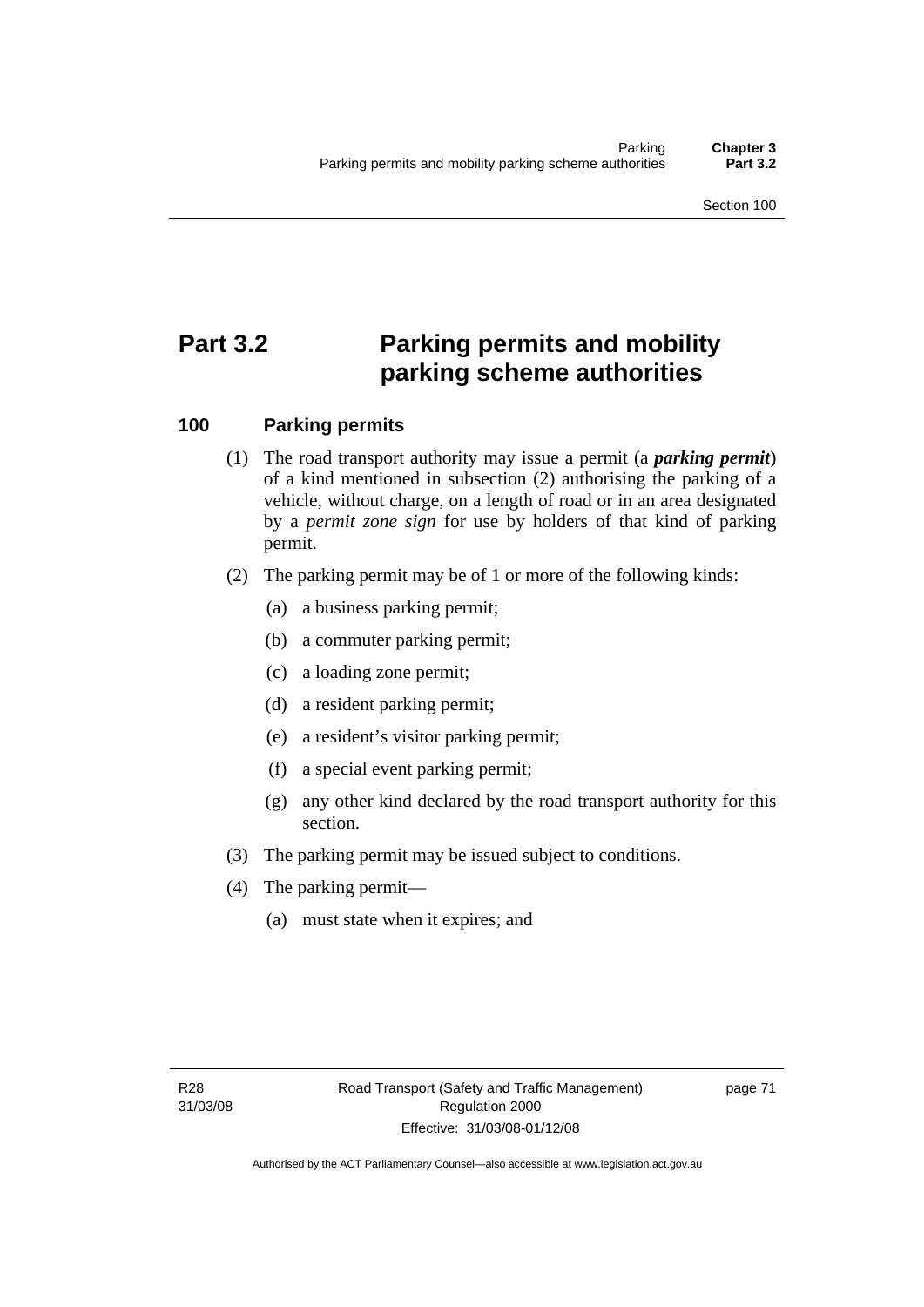# Part 3.2 Parking permits and mobility parking scheme authorities

## 100 Parking permits

(1) The road transport authority may issue a permit (a ***parking permit***) of a kind mentioned in subsection (2) authorising the parking of a vehicle, without charge, on a length of road or in an area designated by a *permit zone sign* for use by holders of that kind of parking permit.

(2) The parking permit may be of 1 or more of the following kinds:

(a) a business parking permit;

(b) a commuter parking permit;

(c) a loading zone permit;

(d) a resident parking permit;

(e) a resident's visitor parking permit;

(f) a special event parking permit;

(g) any other kind declared by the road transport authority for this section.

(3) The parking permit may be issued subject to conditions.

(4) The parking permit—

(a) must state when it expires; and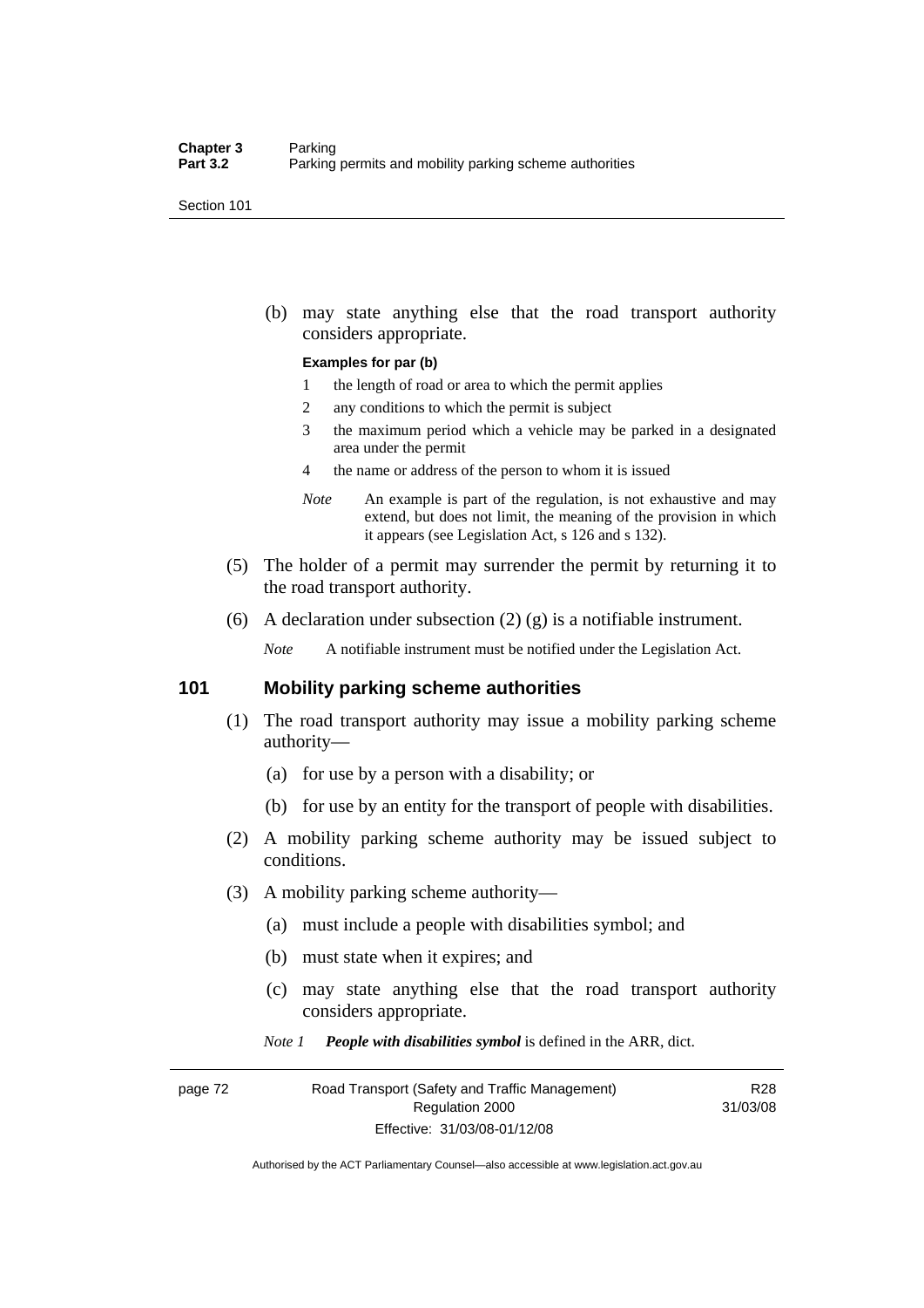(b) may state anything else that the road transport authority considers appropriate.

**Examples for par (b)**

1 the length of road or area to which the permit applies

2 any conditions to which the permit is subject

3 the maximum period which a vehicle may be parked in a designated area under the permit

4 the name or address of the person to whom it is issued

*Note* An example is part of the regulation, is not exhaustive and may extend, but does not limit, the meaning of the provision in which it appears (see Legislation Act, s 126 and s 132).

(5) The holder of a permit may surrender the permit by returning it to the road transport authority.

(6) A declaration under subsection (2) (g) is a notifiable instrument.

*Note* A notifiable instrument must be notified under the Legislation Act.

## 101 Mobility parking scheme authorities

(1) The road transport authority may issue a mobility parking scheme authority—

(a) for use by a person with a disability; or

(b) for use by an entity for the transport of people with disabilities.

(2) A mobility parking scheme authority may be issued subject to conditions.

(3) A mobility parking scheme authority—

(a) must include a people with disabilities symbol; and

(b) must state when it expires; and

(c) may state anything else that the road transport authority considers appropriate.

*Note 1* ***People with disabilities symbol*** is defined in the ARR, dict.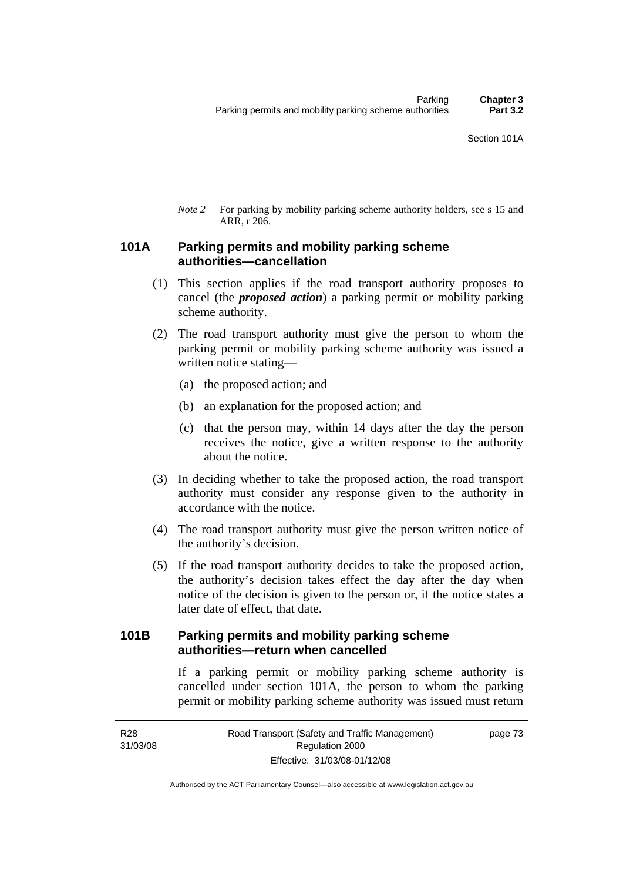*Note 2* For parking by mobility parking scheme authority holders, see s 15 and ARR, r 206.

## 101A Parking permits and mobility parking scheme authorities—cancellation

(1) This section applies if the road transport authority proposes to cancel (the ***proposed action***) a parking permit or mobility parking scheme authority.

(2) The road transport authority must give the person to whom the parking permit or mobility parking scheme authority was issued a written notice stating—

- (a) the proposed action; and
- (b) an explanation for the proposed action; and
- (c) that the person may, within 14 days after the day the person receives the notice, give a written response to the authority about the notice.

(3) In deciding whether to take the proposed action, the road transport authority must consider any response given to the authority in accordance with the notice.

(4) The road transport authority must give the person written notice of the authority's decision.

(5) If the road transport authority decides to take the proposed action, the authority's decision takes effect the day after the day when notice of the decision is given to the person or, if the notice states a later date of effect, that date.

## 101B Parking permits and mobility parking scheme authorities—return when cancelled

If a parking permit or mobility parking scheme authority is cancelled under section 101A, the person to whom the parking permit or mobility parking scheme authority was issued must return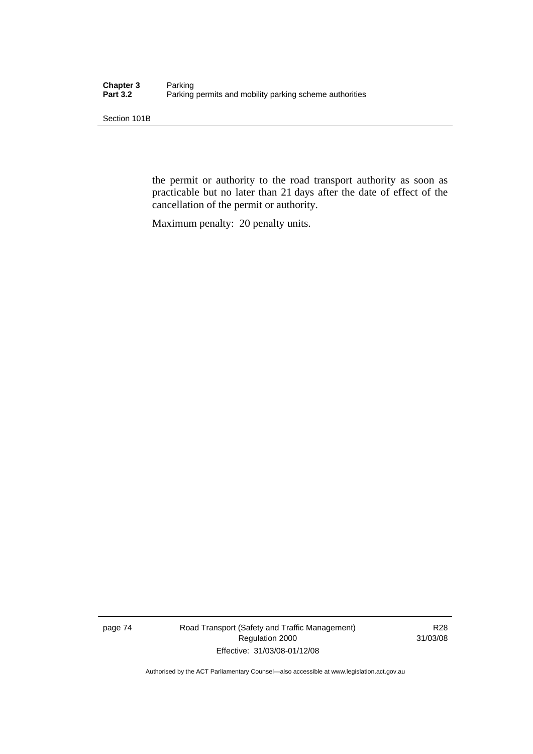the permit or authority to the road transport authority as soon as practicable but no later than 21 days after the date of effect of the cancellation of the permit or authority.

Maximum penalty: 20 penalty units.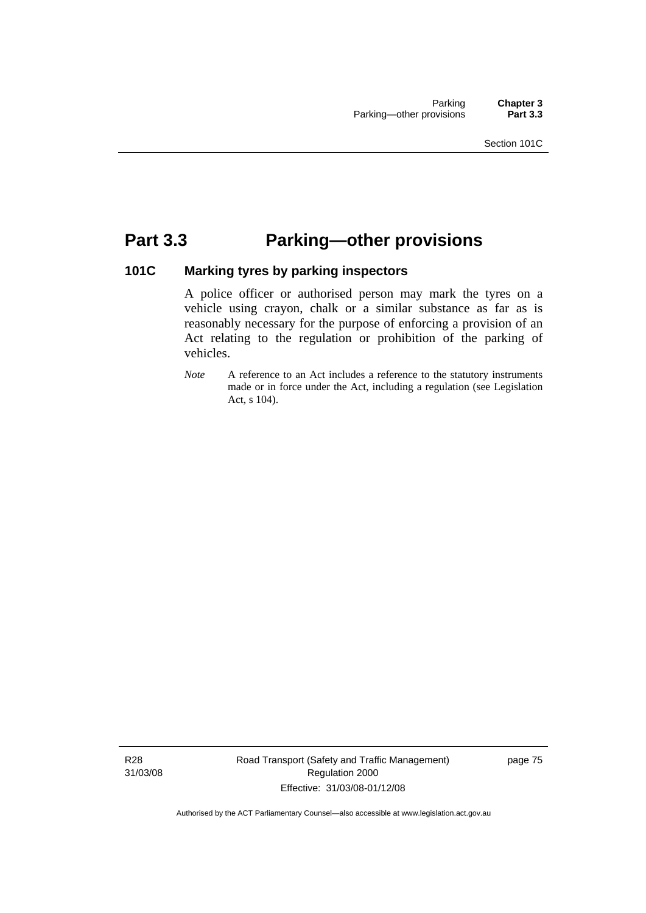# Part 3.3 Parking—other provisions

### 101C Marking tyres by parking inspectors

A police officer or authorised person may mark the tyres on a vehicle using crayon, chalk or a similar substance as far as is reasonably necessary for the purpose of enforcing a provision of an Act relating to the regulation or prohibition of the parking of vehicles.

*Note* A reference to an Act includes a reference to the statutory instruments made or in force under the Act, including a regulation (see Legislation Act, s 104).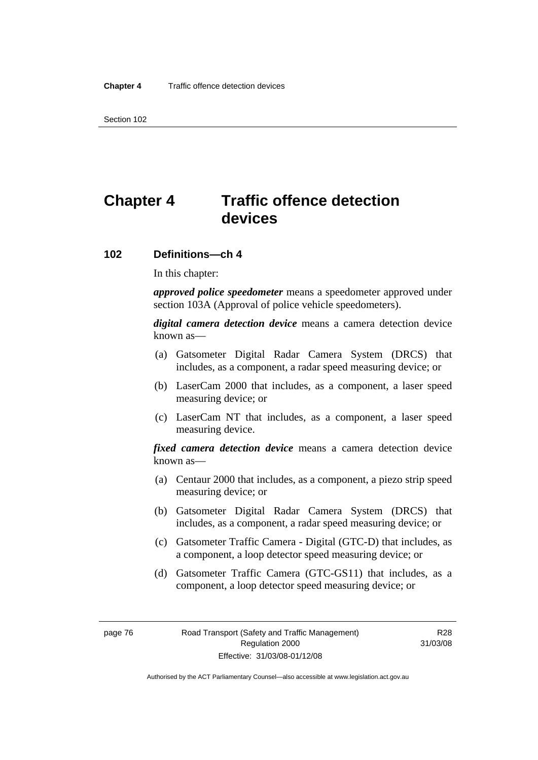# Chapter 4 Traffic offence detection devices

## 102 Definitions—ch 4

In this chapter:

***approved police speedometer*** means a speedometer approved under section 103A (Approval of police vehicle speedometers).

***digital camera detection device*** means a camera detection device known as—

(a) Gatsometer Digital Radar Camera System (DRCS) that includes, as a component, a radar speed measuring device; or

(b) LaserCam 2000 that includes, as a component, a laser speed measuring device; or

(c) LaserCam NT that includes, as a component, a laser speed measuring device.

***fixed camera detection device*** means a camera detection device known as—

(a) Centaur 2000 that includes, as a component, a piezo strip speed measuring device; or

(b) Gatsometer Digital Radar Camera System (DRCS) that includes, as a component, a radar speed measuring device; or

(c) Gatsometer Traffic Camera - Digital (GTC-D) that includes, as a component, a loop detector speed measuring device; or

(d) Gatsometer Traffic Camera (GTC-GS11) that includes, as a component, a loop detector speed measuring device; or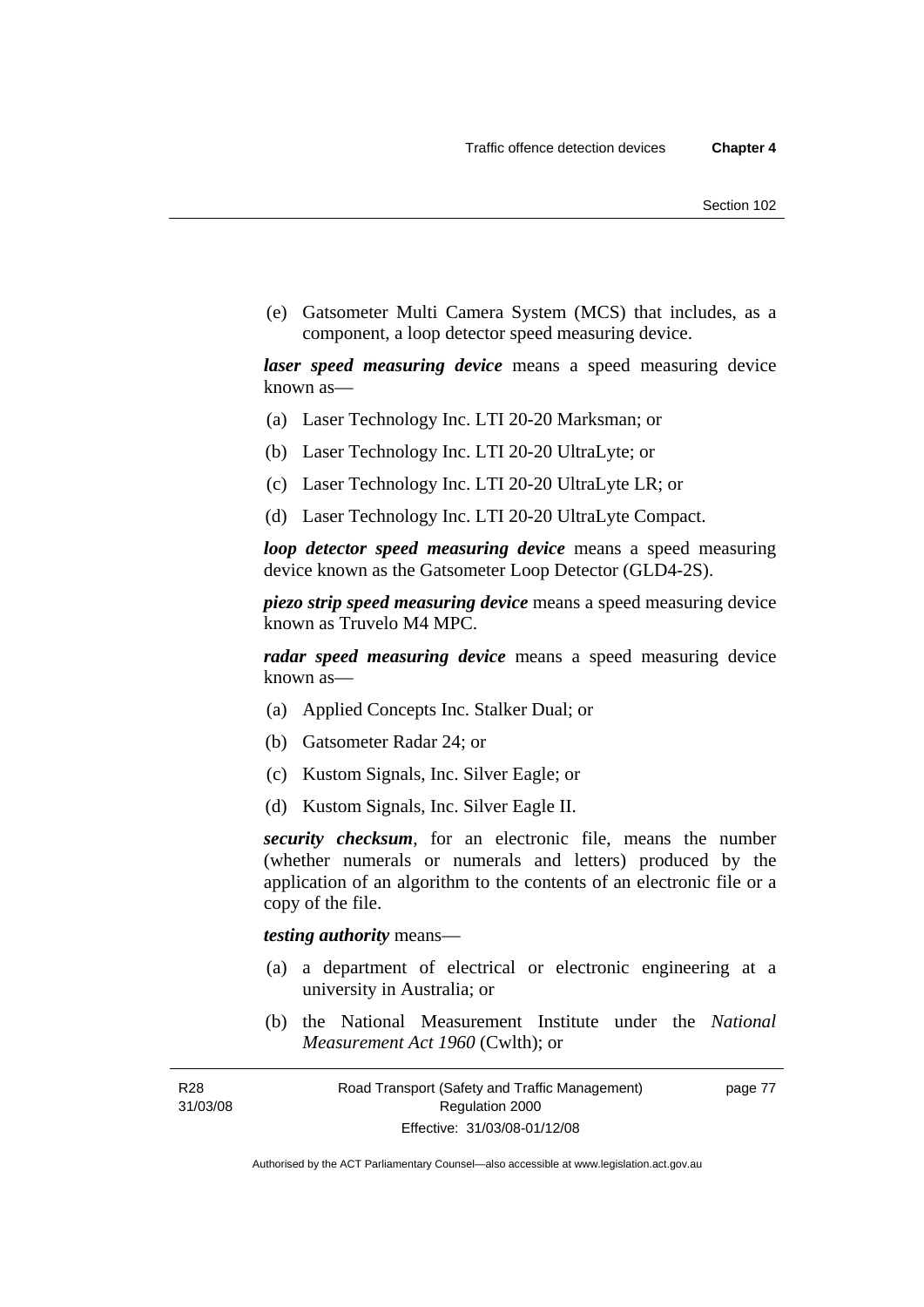(e) Gatsometer Multi Camera System (MCS) that includes, as a component, a loop detector speed measuring device.

***laser speed measuring device*** means a speed measuring device known as—

(a) Laser Technology Inc. LTI 20-20 Marksman; or

(b) Laser Technology Inc. LTI 20-20 UltraLyte; or

(c) Laser Technology Inc. LTI 20-20 UltraLyte LR; or

(d) Laser Technology Inc. LTI 20-20 UltraLyte Compact.

***loop detector speed measuring device*** means a speed measuring device known as the Gatsometer Loop Detector (GLD4-2S).

***piezo strip speed measuring device*** means a speed measuring device known as Truvelo M4 MPC.

***radar speed measuring device*** means a speed measuring device known as—

(a) Applied Concepts Inc. Stalker Dual; or

(b) Gatsometer Radar 24; or

(c) Kustom Signals, Inc. Silver Eagle; or

(d) Kustom Signals, Inc. Silver Eagle II.

***security checksum***, for an electronic file, means the number (whether numerals or numerals and letters) produced by the application of an algorithm to the contents of an electronic file or a copy of the file.

***testing authority*** means—

(a) a department of electrical or electronic engineering at a university in Australia; or

(b) the National Measurement Institute under the *National Measurement Act 1960* (Cwlth); or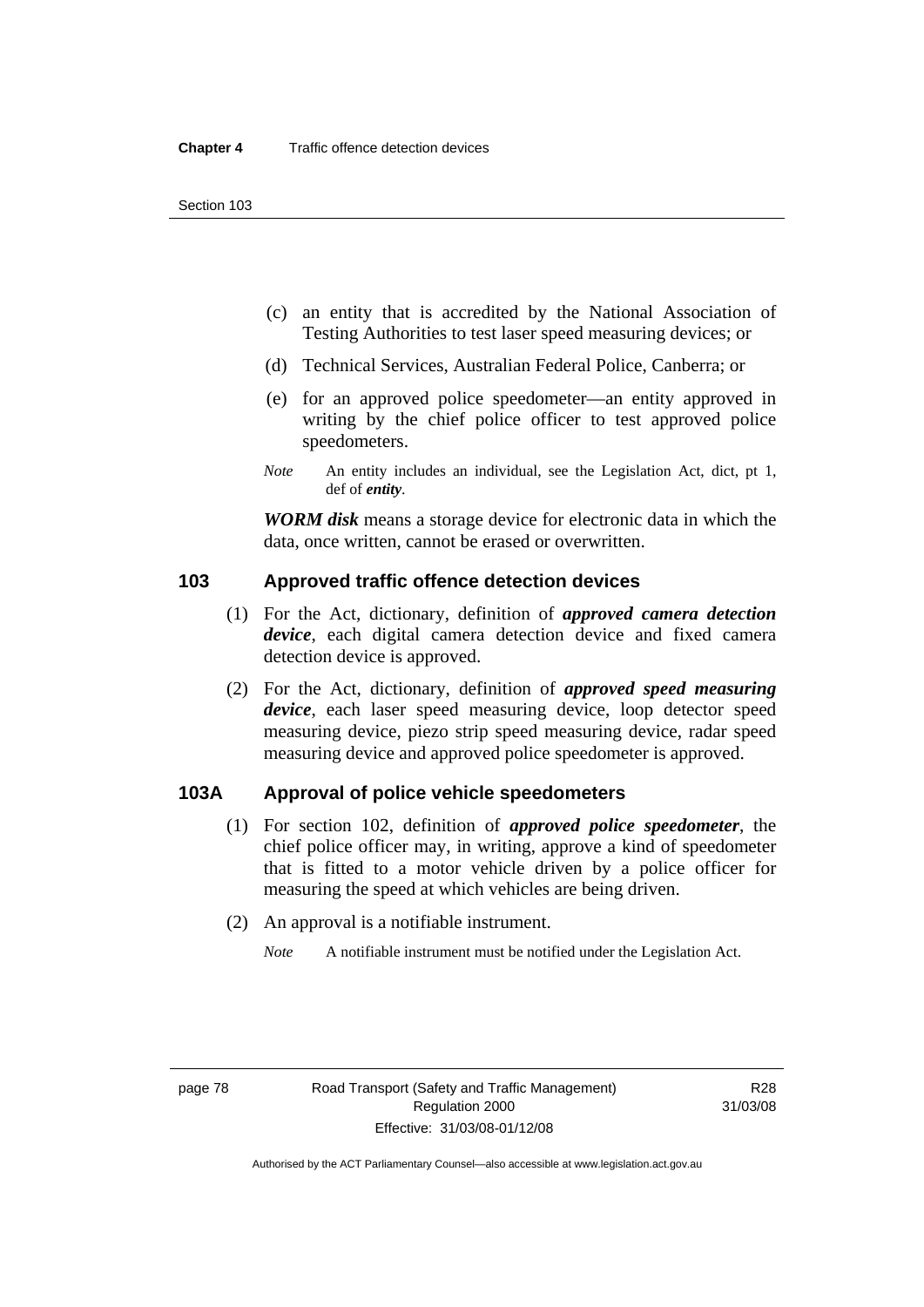(c) an entity that is accredited by the National Association of Testing Authorities to test laser speed measuring devices; or

(d) Technical Services, Australian Federal Police, Canberra; or

(e) for an approved police speedometer—an entity approved in writing by the chief police officer to test approved police speedometers.

*Note* An entity includes an individual, see the Legislation Act, dict, pt 1, def of ***entity***.

***WORM disk*** means a storage device for electronic data in which the data, once written, cannot be erased or overwritten.

## 103 Approved traffic offence detection devices

(1) For the Act, dictionary, definition of ***approved camera detection device***, each digital camera detection device and fixed camera detection device is approved.

(2) For the Act, dictionary, definition of ***approved speed measuring device***, each laser speed measuring device, loop detector speed measuring device, piezo strip speed measuring device, radar speed measuring device and approved police speedometer is approved.

## 103A Approval of police vehicle speedometers

(1) For section 102, definition of ***approved police speedometer***, the chief police officer may, in writing, approve a kind of speedometer that is fitted to a motor vehicle driven by a police officer for measuring the speed at which vehicles are being driven.

(2) An approval is a notifiable instrument.

*Note* A notifiable instrument must be notified under the Legislation Act.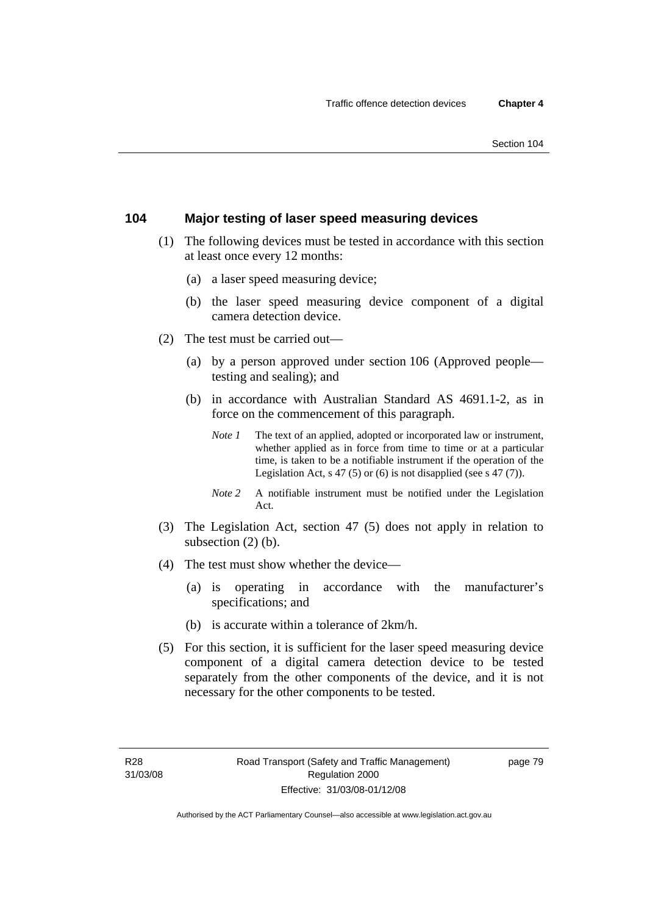## 104 Major testing of laser speed measuring devices

(1) The following devices must be tested in accordance with this section at least once every 12 months:

(a) a laser speed measuring device;

(b) the laser speed measuring device component of a digital camera detection device.

(2) The test must be carried out—

(a) by a person approved under section 106 (Approved people—testing and sealing); and

(b) in accordance with Australian Standard AS 4691.1-2, as in force on the commencement of this paragraph.

*Note 1* The text of an applied, adopted or incorporated law or instrument, whether applied as in force from time to time or at a particular time, is taken to be a notifiable instrument if the operation of the Legislation Act, s 47 (5) or (6) is not disapplied (see s 47 (7)).

*Note 2* A notifiable instrument must be notified under the Legislation Act.

(3) The Legislation Act, section 47 (5) does not apply in relation to subsection (2) (b).

(4) The test must show whether the device—

(a) is operating in accordance with the manufacturer's specifications; and

(b) is accurate within a tolerance of 2km/h.

(5) For this section, it is sufficient for the laser speed measuring device component of a digital camera detection device to be tested separately from the other components of the device, and it is not necessary for the other components to be tested.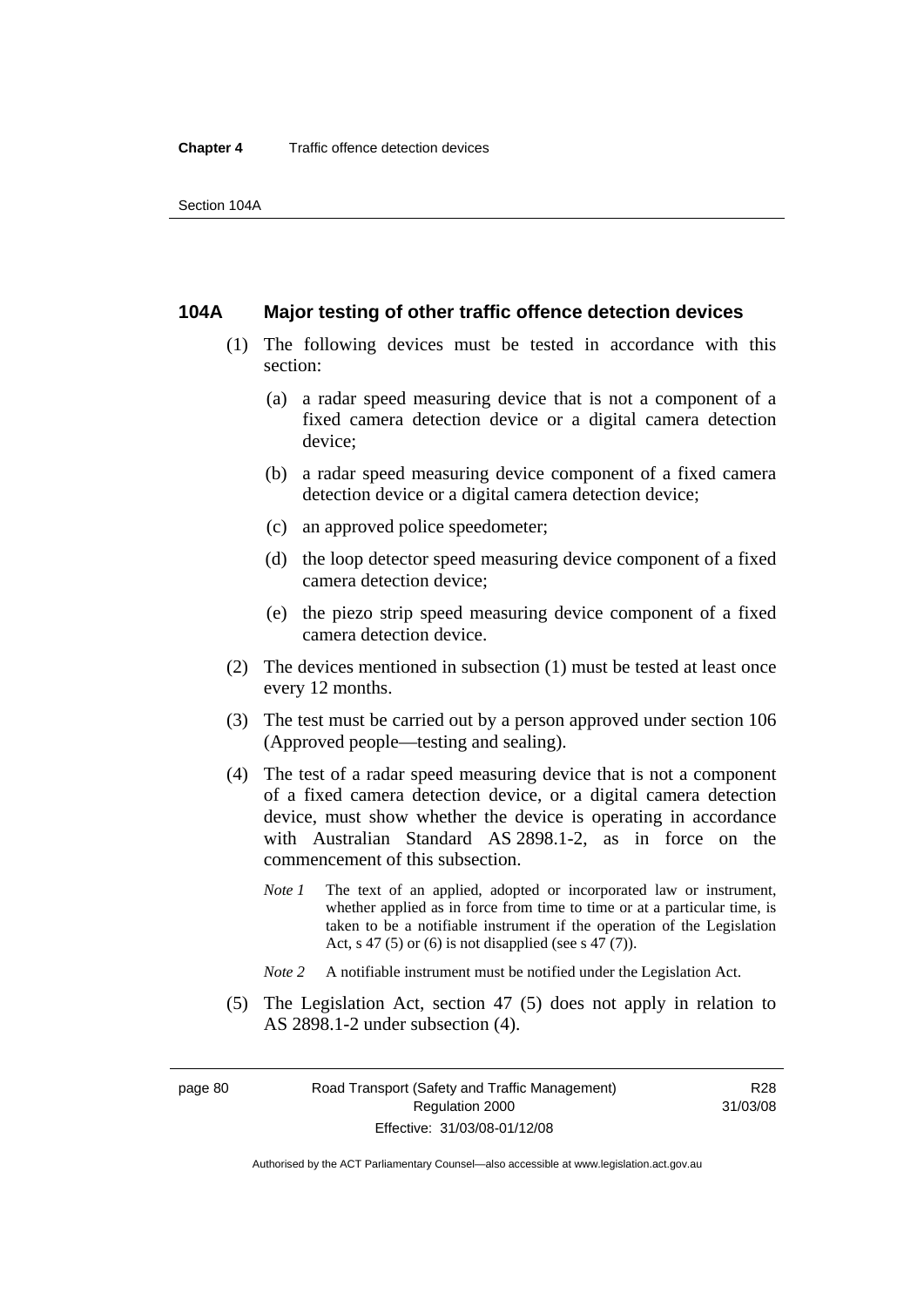### 104A Major testing of other traffic offence detection devices

(1) The following devices must be tested in accordance with this section:

(a) a radar speed measuring device that is not a component of a fixed camera detection device or a digital camera detection device;

(b) a radar speed measuring device component of a fixed camera detection device or a digital camera detection device;

(c) an approved police speedometer;

(d) the loop detector speed measuring device component of a fixed camera detection device;

(e) the piezo strip speed measuring device component of a fixed camera detection device.

(2) The devices mentioned in subsection (1) must be tested at least once every 12 months.

(3) The test must be carried out by a person approved under section 106 (Approved people—testing and sealing).

(4) The test of a radar speed measuring device that is not a component of a fixed camera detection device, or a digital camera detection device, must show whether the device is operating in accordance with Australian Standard AS 2898.1-2, as in force on the commencement of this subsection.

*Note 1* The text of an applied, adopted or incorporated law or instrument, whether applied as in force from time to time or at a particular time, is taken to be a notifiable instrument if the operation of the Legislation Act, s 47 (5) or (6) is not disapplied (see s 47 (7)).

*Note 2* A notifiable instrument must be notified under the Legislation Act.

(5) The Legislation Act, section 47 (5) does not apply in relation to AS 2898.1-2 under subsection (4).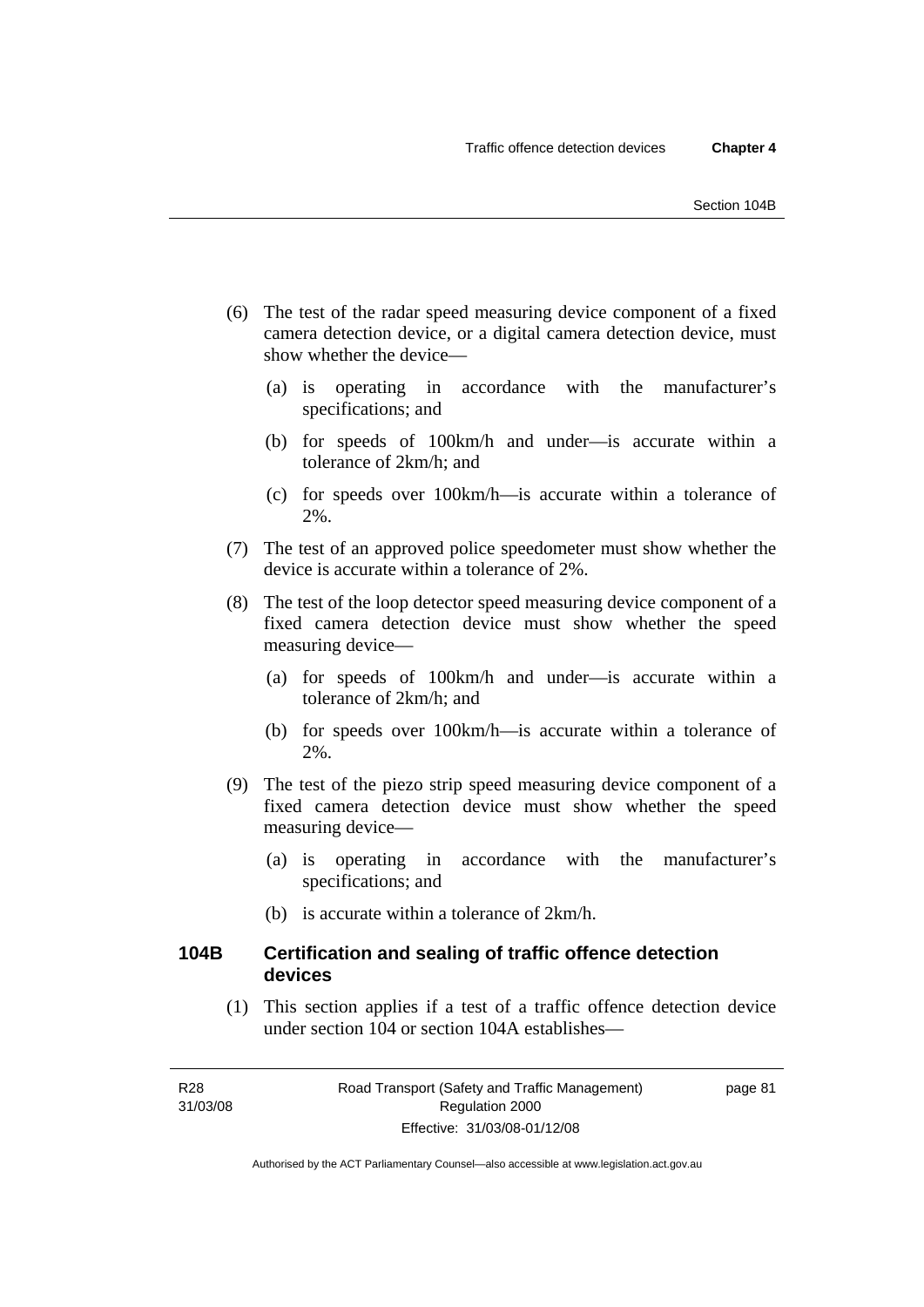(6) The test of the radar speed measuring device component of a fixed camera detection device, or a digital camera detection device, must show whether the device—

(a) is operating in accordance with the manufacturer's specifications; and

(b) for speeds of 100km/h and under—is accurate within a tolerance of 2km/h; and

(c) for speeds over 100km/h—is accurate within a tolerance of 2%.

(7) The test of an approved police speedometer must show whether the device is accurate within a tolerance of 2%.

(8) The test of the loop detector speed measuring device component of a fixed camera detection device must show whether the speed measuring device—

(a) for speeds of 100km/h and under—is accurate within a tolerance of 2km/h; and

(b) for speeds over 100km/h—is accurate within a tolerance of 2%.

(9) The test of the piezo strip speed measuring device component of a fixed camera detection device must show whether the speed measuring device—

(a) is operating in accordance with the manufacturer's specifications; and

(b) is accurate within a tolerance of 2km/h.

### 104B Certification and sealing of traffic offence detection devices

(1) This section applies if a test of a traffic offence detection device under section 104 or section 104A establishes—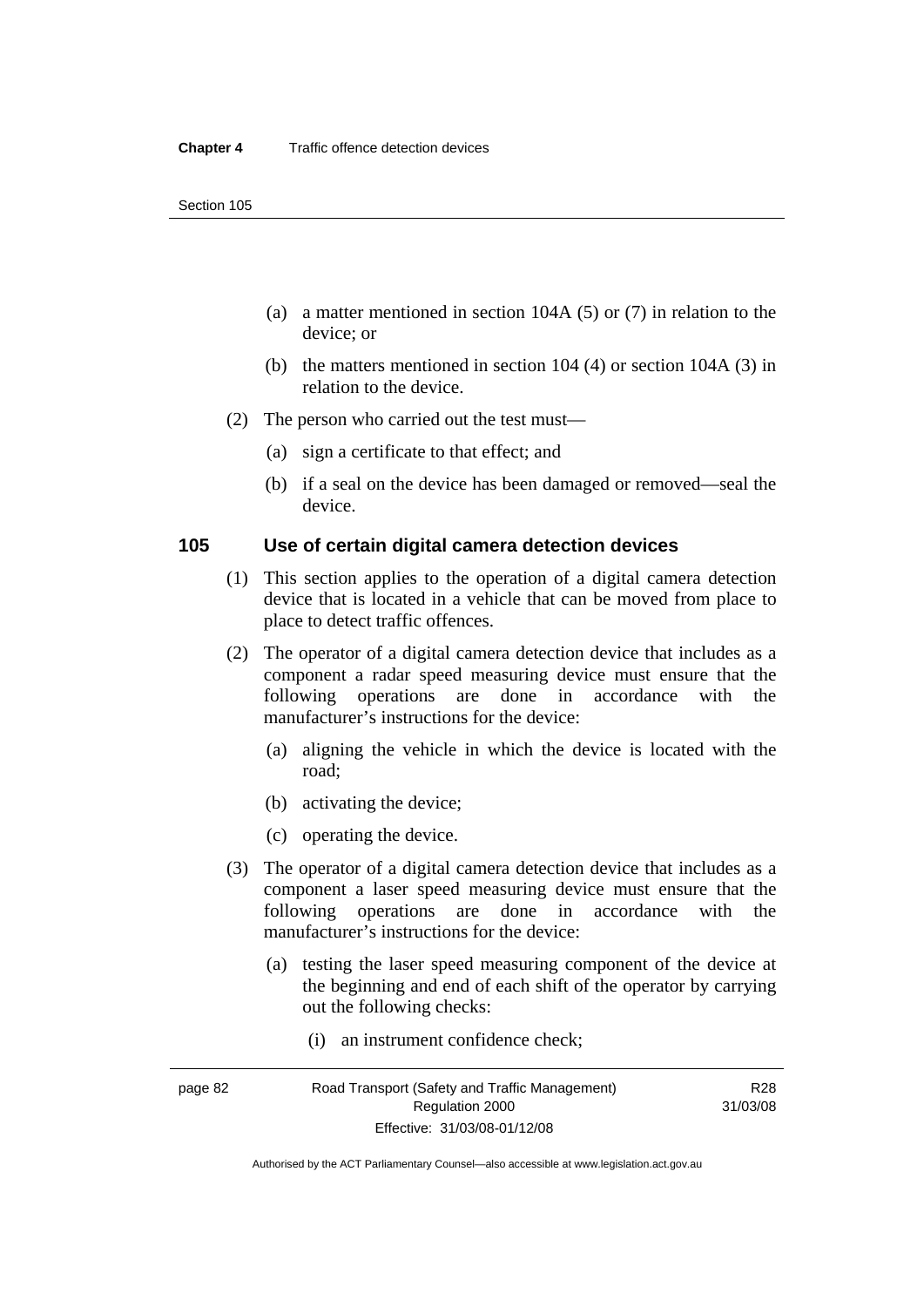(a) a matter mentioned in section 104A (5) or (7) in relation to the device; or

(b) the matters mentioned in section 104 (4) or section 104A (3) in relation to the device.

(2) The person who carried out the test must—

(a) sign a certificate to that effect; and

(b) if a seal on the device has been damaged or removed—seal the device.

## 105 Use of certain digital camera detection devices

(1) This section applies to the operation of a digital camera detection device that is located in a vehicle that can be moved from place to place to detect traffic offences.

(2) The operator of a digital camera detection device that includes as a component a radar speed measuring device must ensure that the following operations are done in accordance with the manufacturer's instructions for the device:

(a) aligning the vehicle in which the device is located with the road;

(b) activating the device;

(c) operating the device.

(3) The operator of a digital camera detection device that includes as a component a laser speed measuring device must ensure that the following operations are done in accordance with the manufacturer's instructions for the device:

(a) testing the laser speed measuring component of the device at the beginning and end of each shift of the operator by carrying out the following checks:

(i) an instrument confidence check;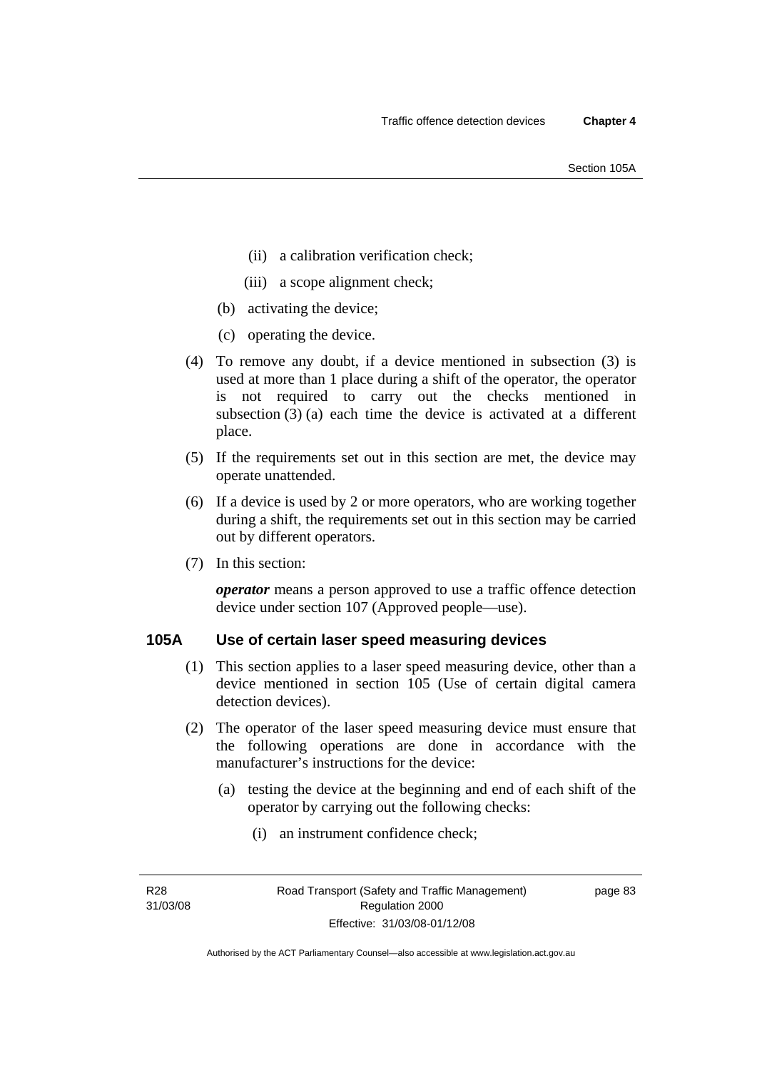(ii) a calibration verification check;

(iii) a scope alignment check;

(b) activating the device;

(c) operating the device.

(4) To remove any doubt, if a device mentioned in subsection (3) is used at more than 1 place during a shift of the operator, the operator is not required to carry out the checks mentioned in subsection (3) (a) each time the device is activated at a different place.

(5) If the requirements set out in this section are met, the device may operate unattended.

(6) If a device is used by 2 or more operators, who are working together during a shift, the requirements set out in this section may be carried out by different operators.

(7) In this section:

***operator*** means a person approved to use a traffic offence detection device under section 107 (Approved people—use).

## 105A Use of certain laser speed measuring devices

(1) This section applies to a laser speed measuring device, other than a device mentioned in section 105 (Use of certain digital camera detection devices).

(2) The operator of the laser speed measuring device must ensure that the following operations are done in accordance with the manufacturer's instructions for the device:

(a) testing the device at the beginning and end of each shift of the operator by carrying out the following checks:

(i) an instrument confidence check;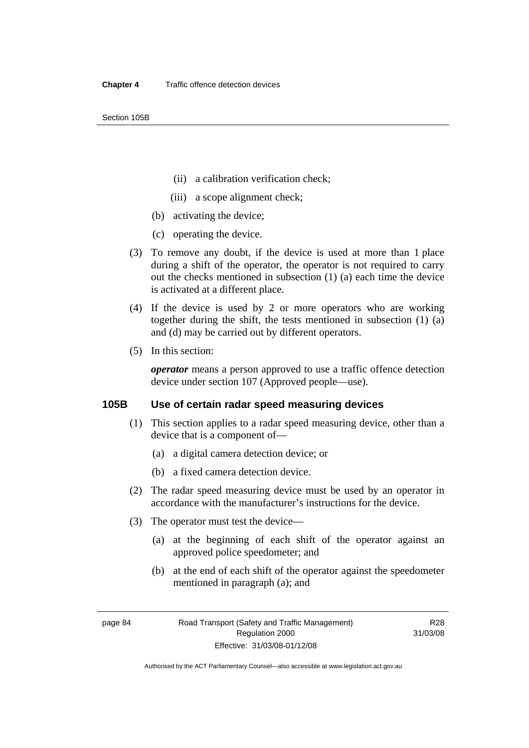(ii) a calibration verification check;

(iii) a scope alignment check;

(b) activating the device;

(c) operating the device.

(3) To remove any doubt, if the device is used at more than 1 place during a shift of the operator, the operator is not required to carry out the checks mentioned in subsection (1) (a) each time the device is activated at a different place.

(4) If the device is used by 2 or more operators who are working together during the shift, the tests mentioned in subsection (1) (a) and (d) may be carried out by different operators.

(5) In this section:

***operator*** means a person approved to use a traffic offence detection device under section 107 (Approved people—use).

### 105B Use of certain radar speed measuring devices

(1) This section applies to a radar speed measuring device, other than a device that is a component of—

(a) a digital camera detection device; or

(b) a fixed camera detection device.

(2) The radar speed measuring device must be used by an operator in accordance with the manufacturer's instructions for the device.

(3) The operator must test the device—

(a) at the beginning of each shift of the operator against an approved police speedometer; and

(b) at the end of each shift of the operator against the speedometer mentioned in paragraph (a); and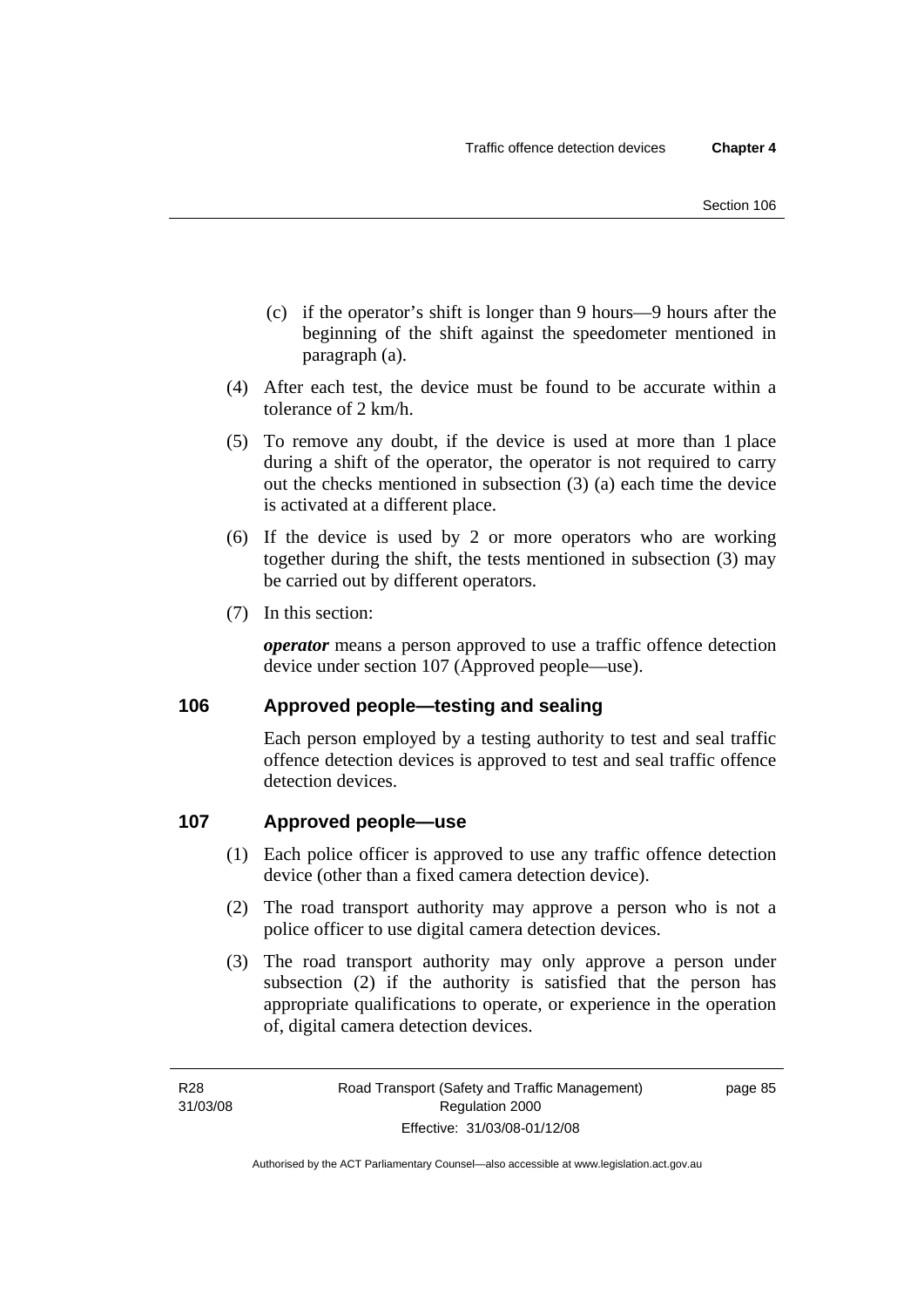(c) if the operator's shift is longer than 9 hours—9 hours after the beginning of the shift against the speedometer mentioned in paragraph (a).

(4) After each test, the device must be found to be accurate within a tolerance of 2 km/h.

(5) To remove any doubt, if the device is used at more than 1 place during a shift of the operator, the operator is not required to carry out the checks mentioned in subsection (3) (a) each time the device is activated at a different place.

(6) If the device is used by 2 or more operators who are working together during the shift, the tests mentioned in subsection (3) may be carried out by different operators.

(7) In this section:

***operator*** means a person approved to use a traffic offence detection device under section 107 (Approved people—use).

## 106 Approved people—testing and sealing

Each person employed by a testing authority to test and seal traffic offence detection devices is approved to test and seal traffic offence detection devices.

## 107 Approved people—use

(1) Each police officer is approved to use any traffic offence detection device (other than a fixed camera detection device).

(2) The road transport authority may approve a person who is not a police officer to use digital camera detection devices.

(3) The road transport authority may only approve a person under subsection (2) if the authority is satisfied that the person has appropriate qualifications to operate, or experience in the operation of, digital camera detection devices.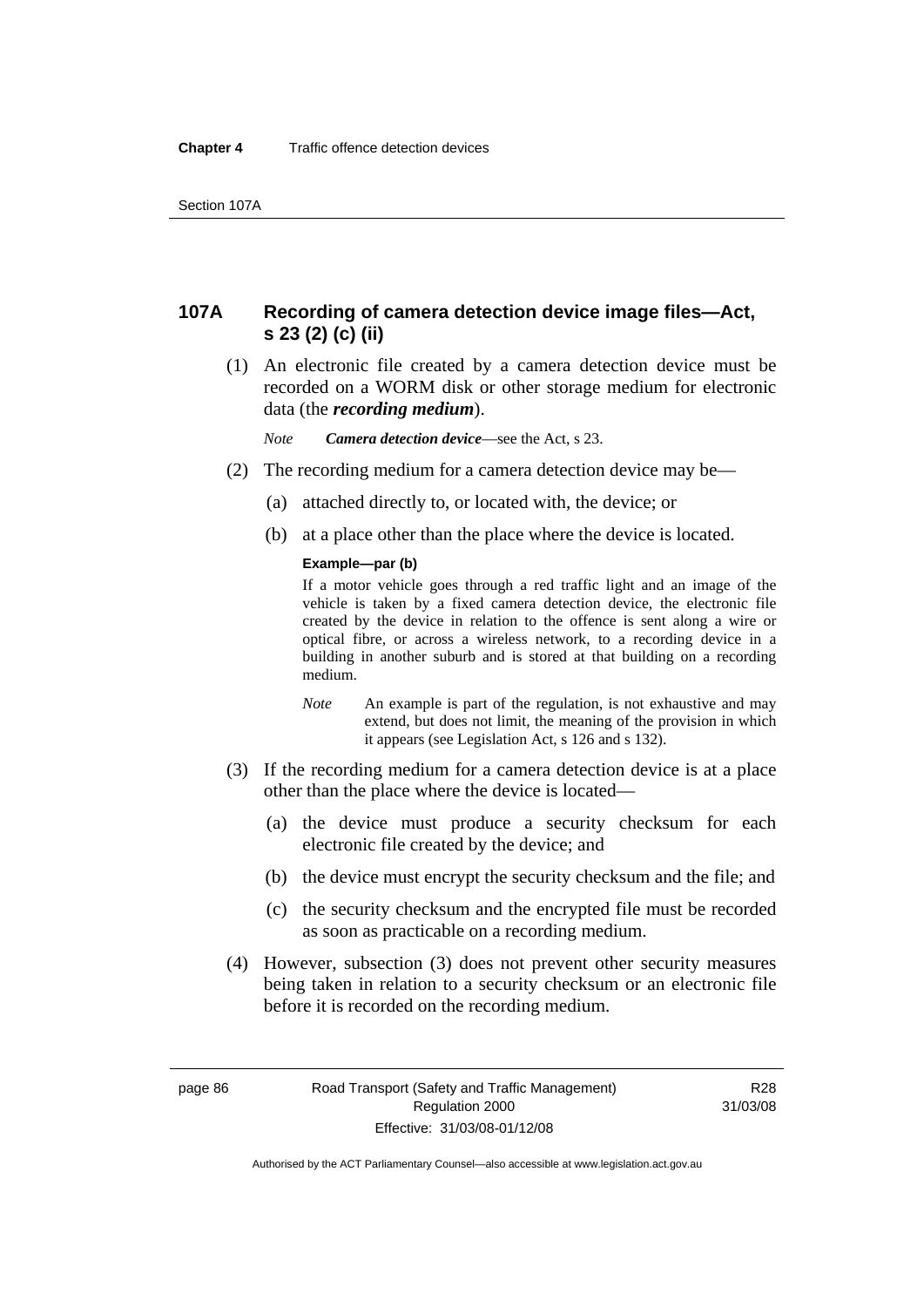## 107A Recording of camera detection device image files—Act, s 23 (2) (c) (ii)

(1) An electronic file created by a camera detection device must be recorded on a WORM disk or other storage medium for electronic data (the ***recording medium***).

*Note* ***Camera detection device***—see the Act, s 23.

(2) The recording medium for a camera detection device may be—

(a) attached directly to, or located with, the device; or

(b) at a place other than the place where the device is located.

**Example—par (b)**

If a motor vehicle goes through a red traffic light and an image of the vehicle is taken by a fixed camera detection device, the electronic file created by the device in relation to the offence is sent along a wire or optical fibre, or across a wireless network, to a recording device in a building in another suburb and is stored at that building on a recording medium.

*Note* An example is part of the regulation, is not exhaustive and may extend, but does not limit, the meaning of the provision in which it appears (see Legislation Act, s 126 and s 132).

(3) If the recording medium for a camera detection device is at a place other than the place where the device is located—

(a) the device must produce a security checksum for each electronic file created by the device; and

(b) the device must encrypt the security checksum and the file; and

(c) the security checksum and the encrypted file must be recorded as soon as practicable on a recording medium.

(4) However, subsection (3) does not prevent other security measures being taken in relation to a security checksum or an electronic file before it is recorded on the recording medium.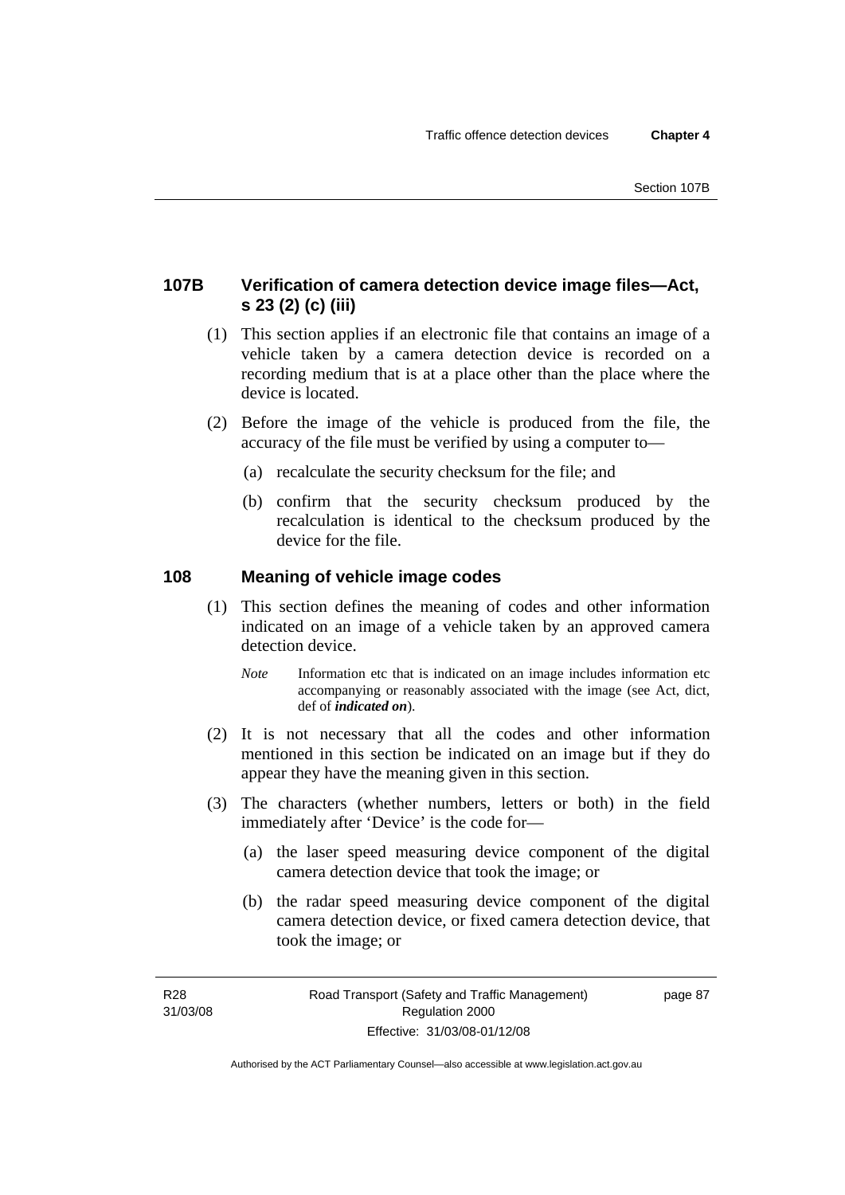## 107B Verification of camera detection device image files—Act, s 23 (2) (c) (iii)

(1) This section applies if an electronic file that contains an image of a vehicle taken by a camera detection device is recorded on a recording medium that is at a place other than the place where the device is located.

(2) Before the image of the vehicle is produced from the file, the accuracy of the file must be verified by using a computer to—

(a) recalculate the security checksum for the file; and

(b) confirm that the security checksum produced by the recalculation is identical to the checksum produced by the device for the file.

## 108 Meaning of vehicle image codes

(1) This section defines the meaning of codes and other information indicated on an image of a vehicle taken by an approved camera detection device.

*Note* Information etc that is indicated on an image includes information etc accompanying or reasonably associated with the image (see Act, dict, def of ***indicated on***).

(2) It is not necessary that all the codes and other information mentioned in this section be indicated on an image but if they do appear they have the meaning given in this section.

(3) The characters (whether numbers, letters or both) in the field immediately after 'Device' is the code for—

(a) the laser speed measuring device component of the digital camera detection device that took the image; or

(b) the radar speed measuring device component of the digital camera detection device, or fixed camera detection device, that took the image; or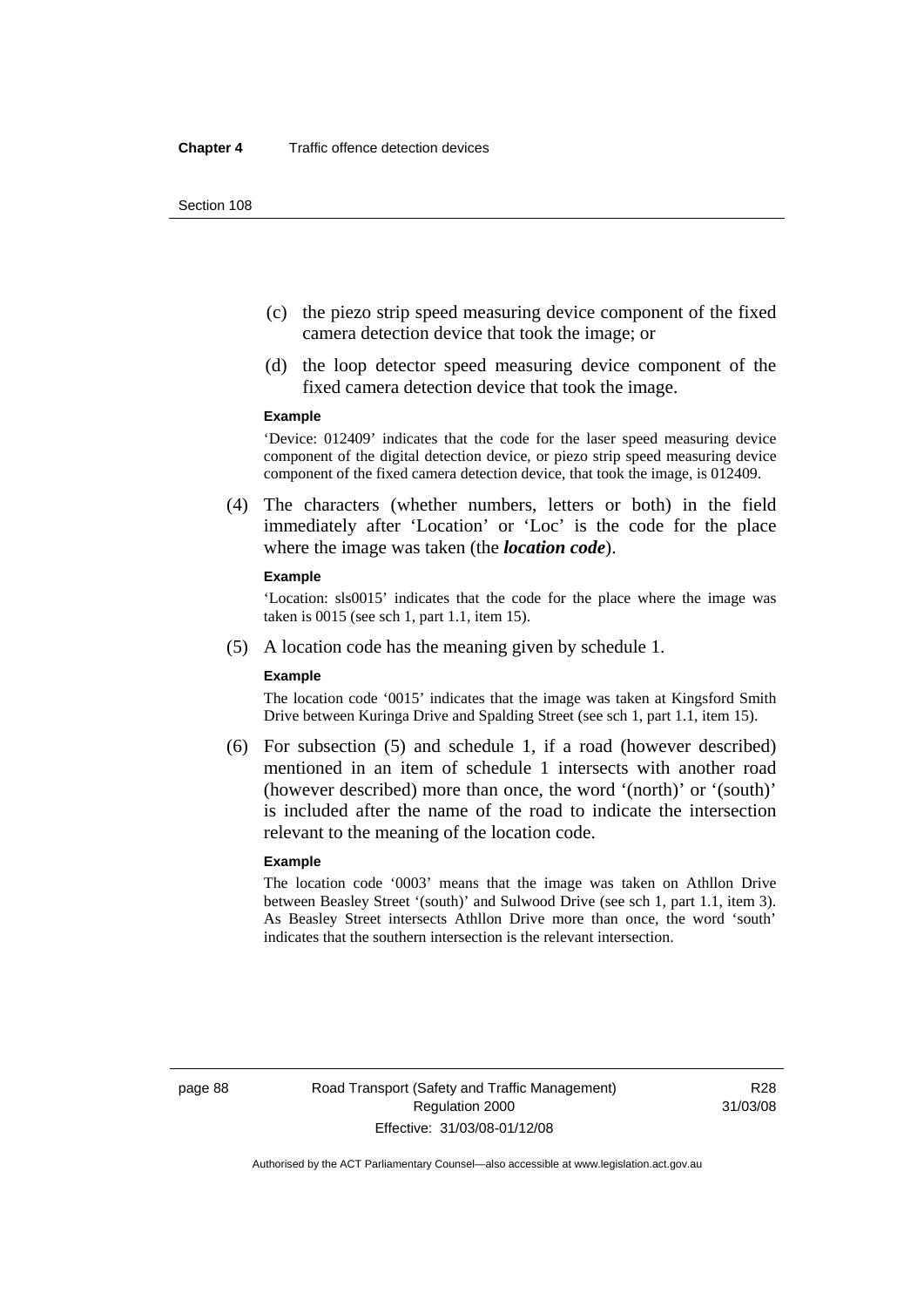(c) the piezo strip speed measuring device component of the fixed camera detection device that took the image; or

(d) the loop detector speed measuring device component of the fixed camera detection device that took the image.

**Example**

'Device: 012409' indicates that the code for the laser speed measuring device component of the digital detection device, or piezo strip speed measuring device component of the fixed camera detection device, that took the image, is 012409.

(4) The characters (whether numbers, letters or both) in the field immediately after 'Location' or 'Loc' is the code for the place where the image was taken (the ***location code***).

**Example**

'Location: sls0015' indicates that the code for the place where the image was taken is 0015 (see sch 1, part 1.1, item 15).

(5) A location code has the meaning given by schedule 1.

**Example**

The location code '0015' indicates that the image was taken at Kingsford Smith Drive between Kuringa Drive and Spalding Street (see sch 1, part 1.1, item 15).

(6) For subsection (5) and schedule 1, if a road (however described) mentioned in an item of schedule 1 intersects with another road (however described) more than once, the word '(north)' or '(south)' is included after the name of the road to indicate the intersection relevant to the meaning of the location code.

**Example**

The location code '0003' means that the image was taken on Athllon Drive between Beasley Street '(south)' and Sulwood Drive (see sch 1, part 1.1, item 3). As Beasley Street intersects Athllon Drive more than once, the word 'south' indicates that the southern intersection is the relevant intersection.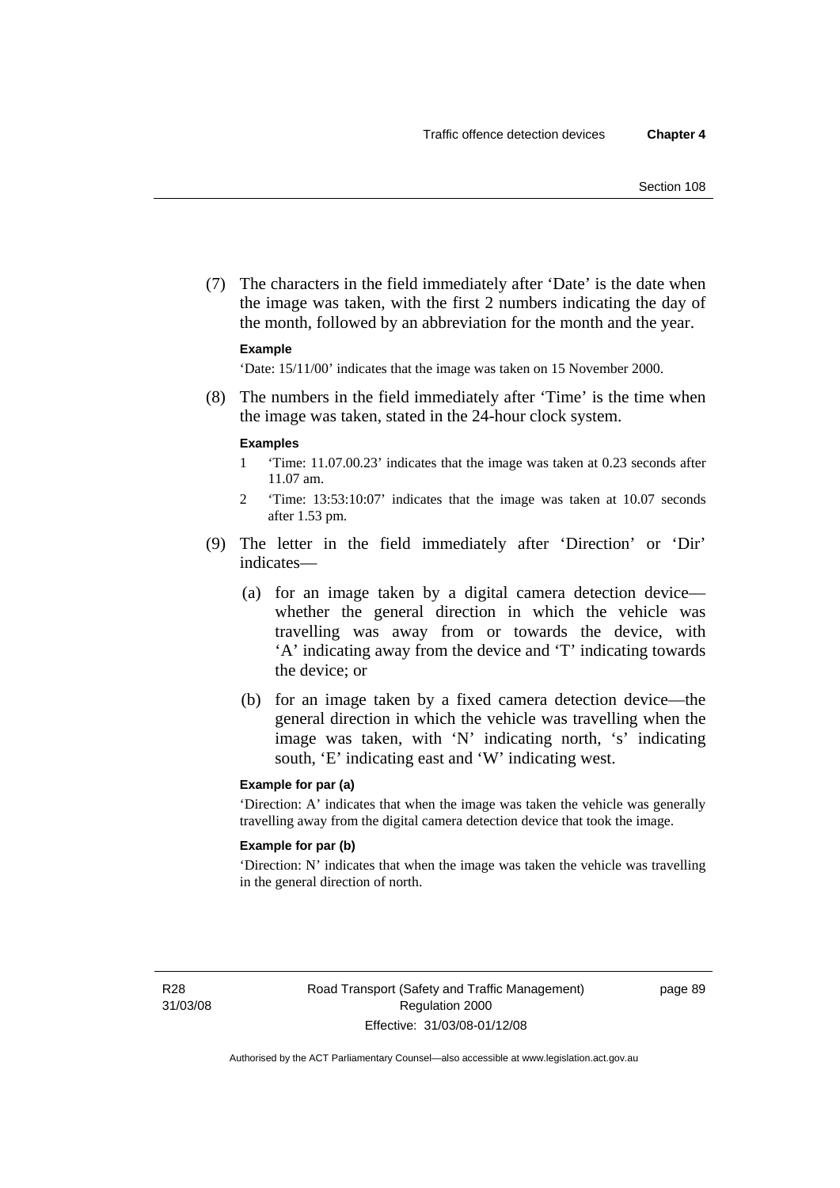(7) The characters in the field immediately after 'Date' is the date when the image was taken, with the first 2 numbers indicating the day of the month, followed by an abbreviation for the month and the year.

**Example**

'Date: 15/11/00' indicates that the image was taken on 15 November 2000.

(8) The numbers in the field immediately after 'Time' is the time when the image was taken, stated in the 24-hour clock system.

**Examples**

1 'Time: 11.07.00.23' indicates that the image was taken at 0.23 seconds after 11.07 am.

2 'Time: 13:53:10:07' indicates that the image was taken at 10.07 seconds after 1.53 pm.

(9) The letter in the field immediately after 'Direction' or 'Dir' indicates—

(a) for an image taken by a digital camera detection device—whether the general direction in which the vehicle was travelling was away from or towards the device, with 'A' indicating away from the device and 'T' indicating towards the device; or

(b) for an image taken by a fixed camera detection device—the general direction in which the vehicle was travelling when the image was taken, with 'N' indicating north, 's' indicating south, 'E' indicating east and 'W' indicating west.

**Example for par (a)**

'Direction: A' indicates that when the image was taken the vehicle was generally travelling away from the digital camera detection device that took the image.

**Example for par (b)**

'Direction: N' indicates that when the image was taken the vehicle was travelling in the general direction of north.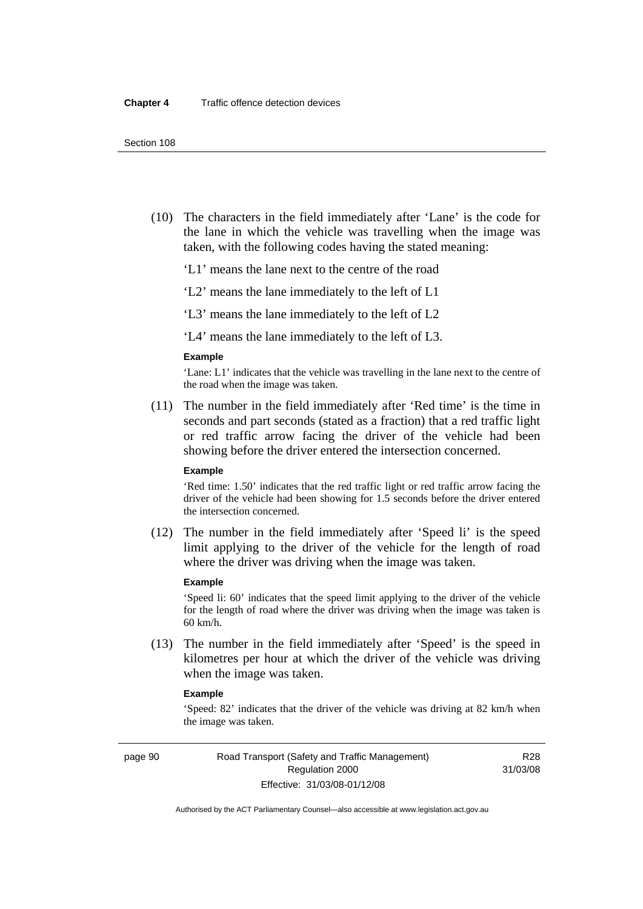(10) The characters in the field immediately after 'Lane' is the code for the lane in which the vehicle was travelling when the image was taken, with the following codes having the stated meaning:

'L1' means the lane next to the centre of the road

'L2' means the lane immediately to the left of L1

'L3' means the lane immediately to the left of L2

'L4' means the lane immediately to the left of L3.

**Example**

'Lane: L1' indicates that the vehicle was travelling in the lane next to the centre of the road when the image was taken.

(11) The number in the field immediately after 'Red time' is the time in seconds and part seconds (stated as a fraction) that a red traffic light or red traffic arrow facing the driver of the vehicle had been showing before the driver entered the intersection concerned.

**Example**

'Red time: 1.50' indicates that the red traffic light or red traffic arrow facing the driver of the vehicle had been showing for 1.5 seconds before the driver entered the intersection concerned.

(12) The number in the field immediately after 'Speed li' is the speed limit applying to the driver of the vehicle for the length of road where the driver was driving when the image was taken.

**Example**

'Speed li: 60' indicates that the speed limit applying to the driver of the vehicle for the length of road where the driver was driving when the image was taken is 60 km/h.

(13) The number in the field immediately after 'Speed' is the speed in kilometres per hour at which the driver of the vehicle was driving when the image was taken.

**Example**

'Speed: 82' indicates that the driver of the vehicle was driving at 82 km/h when the image was taken.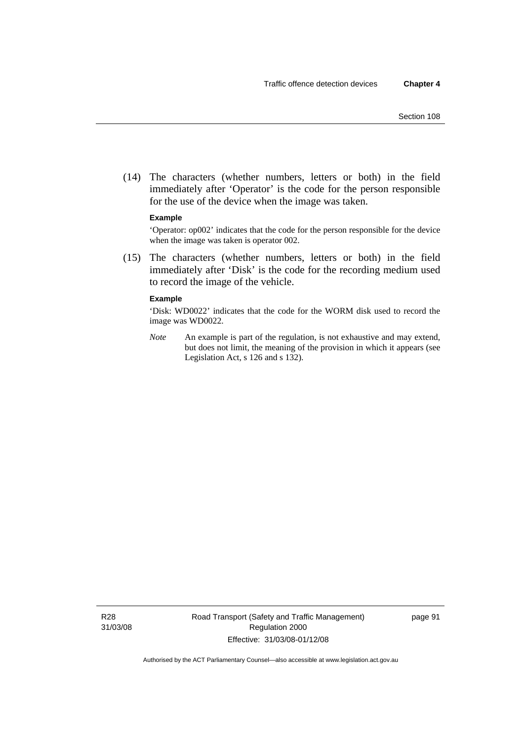(14) The characters (whether numbers, letters or both) in the field immediately after 'Operator' is the code for the person responsible for the use of the device when the image was taken.

**Example**

'Operator: op002' indicates that the code for the person responsible for the device when the image was taken is operator 002.

(15) The characters (whether numbers, letters or both) in the field immediately after 'Disk' is the code for the recording medium used to record the image of the vehicle.

**Example**

'Disk: WD0022' indicates that the code for the WORM disk used to record the image was WD0022.

*Note* An example is part of the regulation, is not exhaustive and may extend, but does not limit, the meaning of the provision in which it appears (see Legislation Act, s 126 and s 132).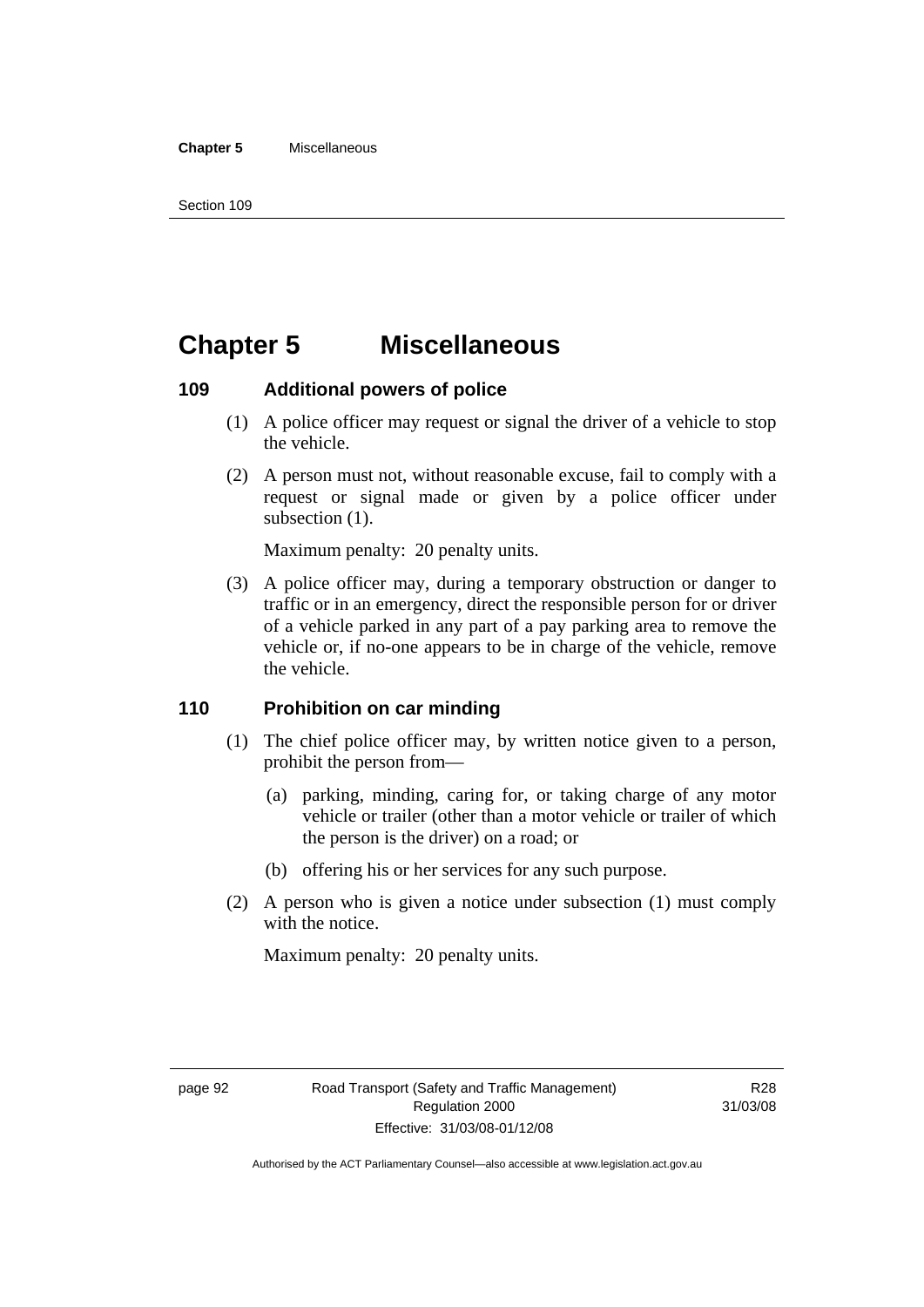# Chapter 5 Miscellaneous

### 109 Additional powers of police

(1) A police officer may request or signal the driver of a vehicle to stop the vehicle.

(2) A person must not, without reasonable excuse, fail to comply with a request or signal made or given by a police officer under subsection (1).

Maximum penalty: 20 penalty units.

(3) A police officer may, during a temporary obstruction or danger to traffic or in an emergency, direct the responsible person for or driver of a vehicle parked in any part of a pay parking area to remove the vehicle or, if no-one appears to be in charge of the vehicle, remove the vehicle.

### 110 Prohibition on car minding

(1) The chief police officer may, by written notice given to a person, prohibit the person from—

(a) parking, minding, caring for, or taking charge of any motor vehicle or trailer (other than a motor vehicle or trailer of which the person is the driver) on a road; or

(b) offering his or her services for any such purpose.

(2) A person who is given a notice under subsection (1) must comply with the notice.

Maximum penalty: 20 penalty units.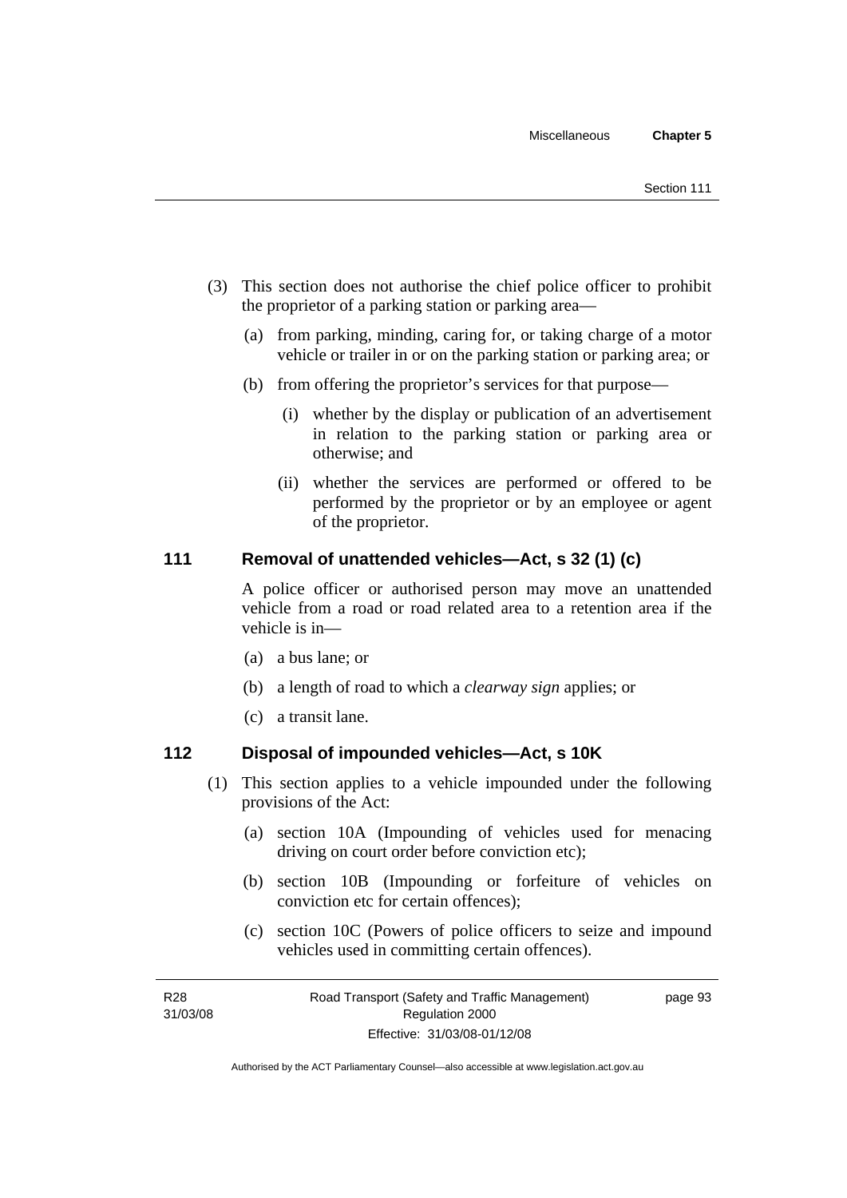(3) This section does not authorise the chief police officer to prohibit the proprietor of a parking station or parking area—

(a) from parking, minding, caring for, or taking charge of a motor vehicle or trailer in or on the parking station or parking area; or

(b) from offering the proprietor's services for that purpose—

(i) whether by the display or publication of an advertisement in relation to the parking station or parking area or otherwise; and

(ii) whether the services are performed or offered to be performed by the proprietor or by an employee or agent of the proprietor.

## 111 Removal of unattended vehicles—Act, s 32 (1) (c)

A police officer or authorised person may move an unattended vehicle from a road or road related area to a retention area if the vehicle is in—

(a) a bus lane; or

(b) a length of road to which a *clearway sign* applies; or

(c) a transit lane.

## 112 Disposal of impounded vehicles—Act, s 10K

(1) This section applies to a vehicle impounded under the following provisions of the Act:

(a) section 10A (Impounding of vehicles used for menacing driving on court order before conviction etc);

(b) section 10B (Impounding or forfeiture of vehicles on conviction etc for certain offences);

(c) section 10C (Powers of police officers to seize and impound vehicles used in committing certain offences).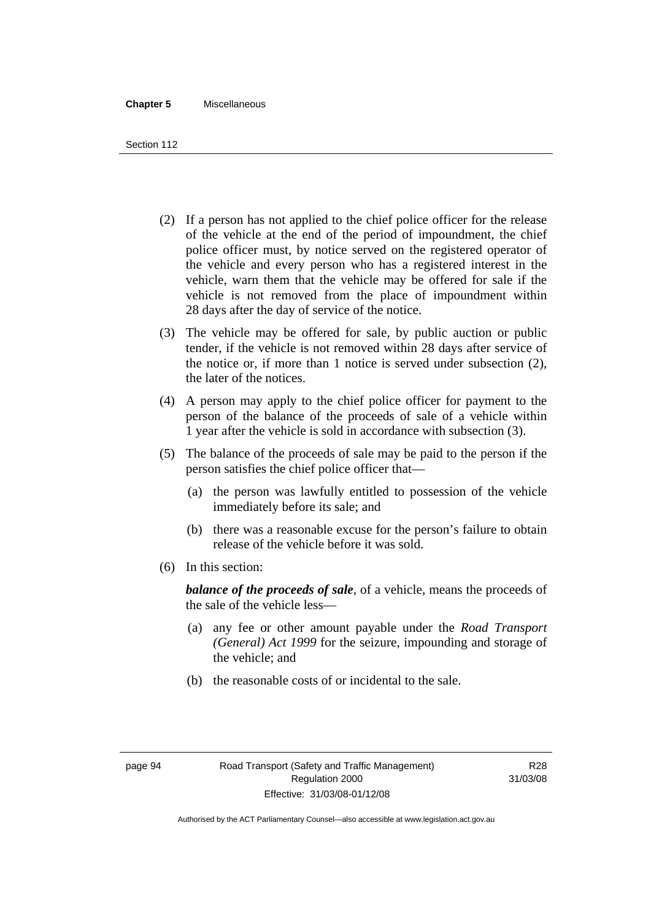(2) If a person has not applied to the chief police officer for the release of the vehicle at the end of the period of impoundment, the chief police officer must, by notice served on the registered operator of the vehicle and every person who has a registered interest in the vehicle, warn them that the vehicle may be offered for sale if the vehicle is not removed from the place of impoundment within 28 days after the day of service of the notice.

(3) The vehicle may be offered for sale, by public auction or public tender, if the vehicle is not removed within 28 days after service of the notice or, if more than 1 notice is served under subsection (2), the later of the notices.

(4) A person may apply to the chief police officer for payment to the person of the balance of the proceeds of sale of a vehicle within 1 year after the vehicle is sold in accordance with subsection (3).

(5) The balance of the proceeds of sale may be paid to the person if the person satisfies the chief police officer that—

(a) the person was lawfully entitled to possession of the vehicle immediately before its sale; and

(b) there was a reasonable excuse for the person's failure to obtain release of the vehicle before it was sold.

(6) In this section:

***balance of the proceeds of sale***, of a vehicle, means the proceeds of the sale of the vehicle less—

(a) any fee or other amount payable under the *Road Transport (General) Act 1999* for the seizure, impounding and storage of the vehicle; and

(b) the reasonable costs of or incidental to the sale.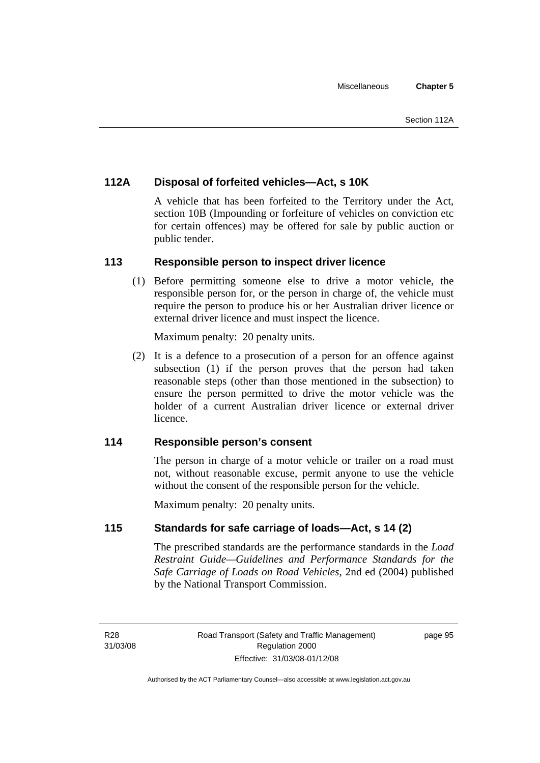### 112A Disposal of forfeited vehicles—Act, s 10K

A vehicle that has been forfeited to the Territory under the Act, section 10B (Impounding or forfeiture of vehicles on conviction etc for certain offences) may be offered for sale by public auction or public tender.

### 113 Responsible person to inspect driver licence

(1) Before permitting someone else to drive a motor vehicle, the responsible person for, or the person in charge of, the vehicle must require the person to produce his or her Australian driver licence or external driver licence and must inspect the licence.

Maximum penalty: 20 penalty units.

(2) It is a defence to a prosecution of a person for an offence against subsection (1) if the person proves that the person had taken reasonable steps (other than those mentioned in the subsection) to ensure the person permitted to drive the motor vehicle was the holder of a current Australian driver licence or external driver licence.

### 114 Responsible person's consent

The person in charge of a motor vehicle or trailer on a road must not, without reasonable excuse, permit anyone to use the vehicle without the consent of the responsible person for the vehicle.

Maximum penalty: 20 penalty units.

### 115 Standards for safe carriage of loads—Act, s 14 (2)

The prescribed standards are the performance standards in the *Load Restraint Guide—Guidelines and Performance Standards for the Safe Carriage of Loads on Road Vehicles*, 2nd ed (2004) published by the National Transport Commission.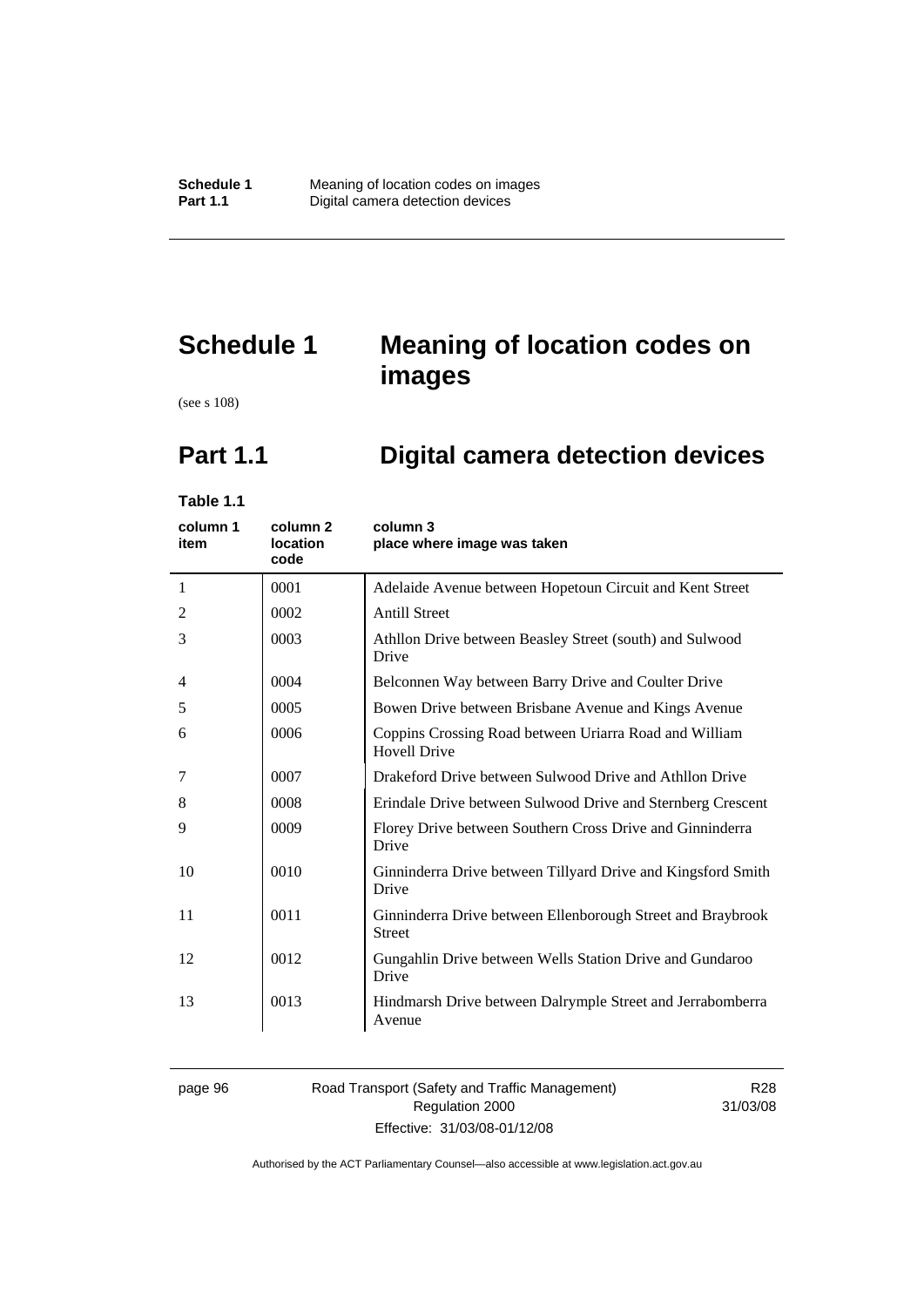# Schedule 1 Meaning of location codes on images

(see s 108)

## Part 1.1 Digital camera detection devices

**Table 1.1**

| column 1 item | column 2 location code | column 3 place where image was taken |
|---|---|---|
| 1 | 0001 | Adelaide Avenue between Hopetoun Circuit and Kent Street |
| 2 | 0002 | Antill Street |
| 3 | 0003 | Athllon Drive between Beasley Street (south) and Sulwood Drive |
| 4 | 0004 | Belconnen Way between Barry Drive and Coulter Drive |
| 5 | 0005 | Bowen Drive between Brisbane Avenue and Kings Avenue |
| 6 | 0006 | Coppins Crossing Road between Uriarra Road and William Hovell Drive |
| 7 | 0007 | Drakeford Drive between Sulwood Drive and Athllon Drive |
| 8 | 0008 | Erindale Drive between Sulwood Drive and Sternberg Crescent |
| 9 | 0009 | Florey Drive between Southern Cross Drive and Ginninderra Drive |
| 10 | 0010 | Ginninderra Drive between Tillyard Drive and Kingsford Smith Drive |
| 11 | 0011 | Ginninderra Drive between Ellenborough Street and Braybrook Street |
| 12 | 0012 | Gungahlin Drive between Wells Station Drive and Gundaroo Drive |
| 13 | 0013 | Hindmarsh Drive between Dalrymple Street and Jerrabomberra Avenue |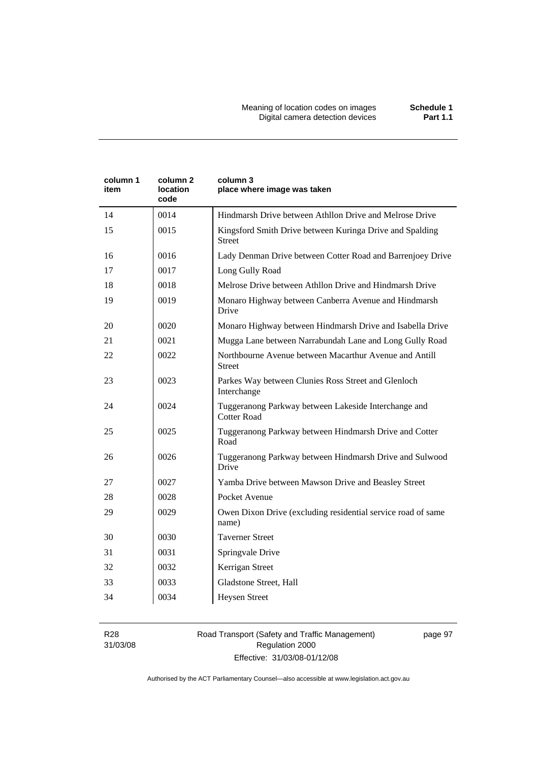| column 1 item | column 2 location code | column 3 place where image was taken |
| --- | --- | --- |
| 14 | 0014 | Hindmarsh Drive between Athllon Drive and Melrose Drive |
| 15 | 0015 | Kingsford Smith Drive between Kuringa Drive and Spalding Street |
| 16 | 0016 | Lady Denman Drive between Cotter Road and Barrenjoey Drive |
| 17 | 0017 | Long Gully Road |
| 18 | 0018 | Melrose Drive between Athllon Drive and Hindmarsh Drive |
| 19 | 0019 | Monaro Highway between Canberra Avenue and Hindmarsh Drive |
| 20 | 0020 | Monaro Highway between Hindmarsh Drive and Isabella Drive |
| 21 | 0021 | Mugga Lane between Narrabundah Lane and Long Gully Road |
| 22 | 0022 | Northbourne Avenue between Macarthur Avenue and Antill Street |
| 23 | 0023 | Parkes Way between Clunies Ross Street and Glenloch Interchange |
| 24 | 0024 | Tuggeranong Parkway between Lakeside Interchange and Cotter Road |
| 25 | 0025 | Tuggeranong Parkway between Hindmarsh Drive and Cotter Road |
| 26 | 0026 | Tuggeranong Parkway between Hindmarsh Drive and Sulwood Drive |
| 27 | 0027 | Yamba Drive between Mawson Drive and Beasley Street |
| 28 | 0028 | Pocket Avenue |
| 29 | 0029 | Owen Dixon Drive (excluding residential service road of same name) |
| 30 | 0030 | Taverner Street |
| 31 | 0031 | Springvale Drive |
| 32 | 0032 | Kerrigan Street |
| 33 | 0033 | Gladstone Street, Hall |
| 34 | 0034 | Heysen Street |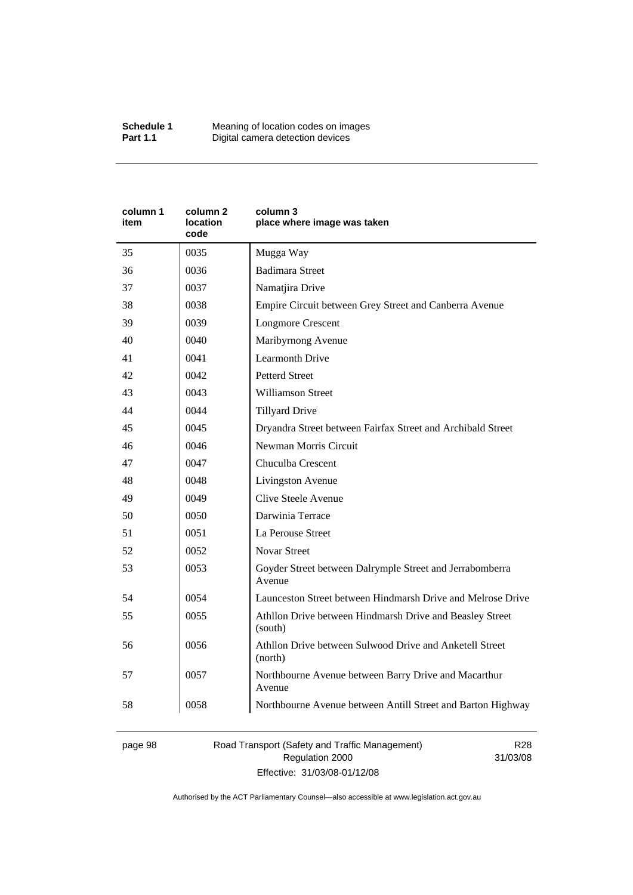| column 1 item | column 2 location code | column 3 place where image was taken |
|---|---|---|
| 35 | 0035 | Mugga Way |
| 36 | 0036 | Badimara Street |
| 37 | 0037 | Namatjira Drive |
| 38 | 0038 | Empire Circuit between Grey Street and Canberra Avenue |
| 39 | 0039 | Longmore Crescent |
| 40 | 0040 | Maribyrnong Avenue |
| 41 | 0041 | Learmonth Drive |
| 42 | 0042 | Petterd Street |
| 43 | 0043 | Williamson Street |
| 44 | 0044 | Tillyard Drive |
| 45 | 0045 | Dryandra Street between Fairfax Street and Archibald Street |
| 46 | 0046 | Newman Morris Circuit |
| 47 | 0047 | Chuculba Crescent |
| 48 | 0048 | Livingston Avenue |
| 49 | 0049 | Clive Steele Avenue |
| 50 | 0050 | Darwinia Terrace |
| 51 | 0051 | La Perouse Street |
| 52 | 0052 | Novar Street |
| 53 | 0053 | Goyder Street between Dalrymple Street and Jerrabomberra Avenue |
| 54 | 0054 | Launceston Street between Hindmarsh Drive and Melrose Drive |
| 55 | 0055 | Athllon Drive between Hindmarsh Drive and Beasley Street (south) |
| 56 | 0056 | Athllon Drive between Sulwood Drive and Anketell Street (north) |
| 57 | 0057 | Northbourne Avenue between Barry Drive and Macarthur Avenue |
| 58 | 0058 | Northbourne Avenue between Antill Street and Barton Highway |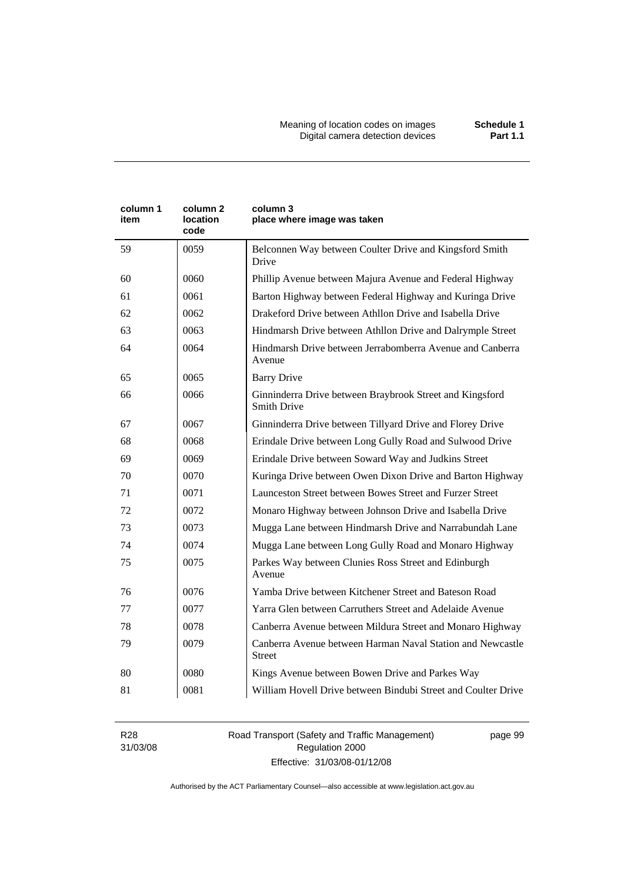| column 1 item | column 2 location code | column 3 place where image was taken |
|---|---|---|
| 59 | 0059 | Belconnen Way between Coulter Drive and Kingsford Smith Drive |
| 60 | 0060 | Phillip Avenue between Majura Avenue and Federal Highway |
| 61 | 0061 | Barton Highway between Federal Highway and Kuringa Drive |
| 62 | 0062 | Drakeford Drive between Athllon Drive and Isabella Drive |
| 63 | 0063 | Hindmarsh Drive between Athllon Drive and Dalrymple Street |
| 64 | 0064 | Hindmarsh Drive between Jerrabomberra Avenue and Canberra Avenue |
| 65 | 0065 | Barry Drive |
| 66 | 0066 | Ginninderra Drive between Braybrook Street and Kingsford Smith Drive |
| 67 | 0067 | Ginninderra Drive between Tillyard Drive and Florey Drive |
| 68 | 0068 | Erindale Drive between Long Gully Road and Sulwood Drive |
| 69 | 0069 | Erindale Drive between Soward Way and Judkins Street |
| 70 | 0070 | Kuringa Drive between Owen Dixon Drive and Barton Highway |
| 71 | 0071 | Launceston Street between Bowes Street and Furzer Street |
| 72 | 0072 | Monaro Highway between Johnson Drive and Isabella Drive |
| 73 | 0073 | Mugga Lane between Hindmarsh Drive and Narrabundah Lane |
| 74 | 0074 | Mugga Lane between Long Gully Road and Monaro Highway |
| 75 | 0075 | Parkes Way between Clunies Ross Street and Edinburgh Avenue |
| 76 | 0076 | Yamba Drive between Kitchener Street and Bateson Road |
| 77 | 0077 | Yarra Glen between Carruthers Street and Adelaide Avenue |
| 78 | 0078 | Canberra Avenue between Mildura Street and Monaro Highway |
| 79 | 0079 | Canberra Avenue between Harman Naval Station and Newcastle Street |
| 80 | 0080 | Kings Avenue between Bowen Drive and Parkes Way |
| 81 | 0081 | William Hovell Drive between Bindubi Street and Coulter Drive |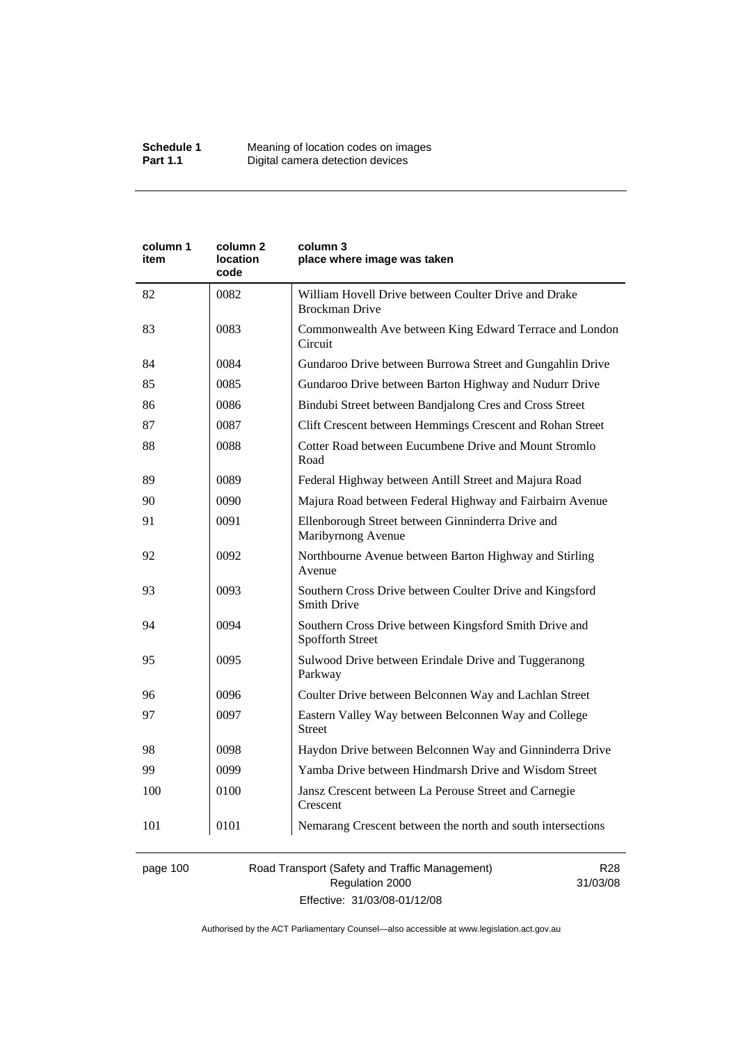| column 1 item | column 2 location code | column 3 place where image was taken |
|---|---|---|
| 82 | 0082 | William Hovell Drive between Coulter Drive and Drake Brockman Drive |
| 83 | 0083 | Commonwealth Ave between King Edward Terrace and London Circuit |
| 84 | 0084 | Gundaroo Drive between Burrowa Street and Gungahlin Drive |
| 85 | 0085 | Gundaroo Drive between Barton Highway and Nudurr Drive |
| 86 | 0086 | Bindubi Street between Bandjalong Cres and Cross Street |
| 87 | 0087 | Clift Crescent between Hemmings Crescent and Rohan Street |
| 88 | 0088 | Cotter Road between Eucumbene Drive and Mount Stromlo Road |
| 89 | 0089 | Federal Highway between Antill Street and Majura Road |
| 90 | 0090 | Majura Road between Federal Highway and Fairbairn Avenue |
| 91 | 0091 | Ellenborough Street between Ginninderra Drive and Maribyrnong Avenue |
| 92 | 0092 | Northbourne Avenue between Barton Highway and Stirling Avenue |
| 93 | 0093 | Southern Cross Drive between Coulter Drive and Kingsford Smith Drive |
| 94 | 0094 | Southern Cross Drive between Kingsford Smith Drive and Spofforth Street |
| 95 | 0095 | Sulwood Drive between Erindale Drive and Tuggeranong Parkway |
| 96 | 0096 | Coulter Drive between Belconnen Way and Lachlan Street |
| 97 | 0097 | Eastern Valley Way between Belconnen Way and College Street |
| 98 | 0098 | Haydon Drive between Belconnen Way and Ginninderra Drive |
| 99 | 0099 | Yamba Drive between Hindmarsh Drive and Wisdom Street |
| 100 | 0100 | Jansz Crescent between La Perouse Street and Carnegie Crescent |
| 101 | 0101 | Nemarang Crescent between the north and south intersections |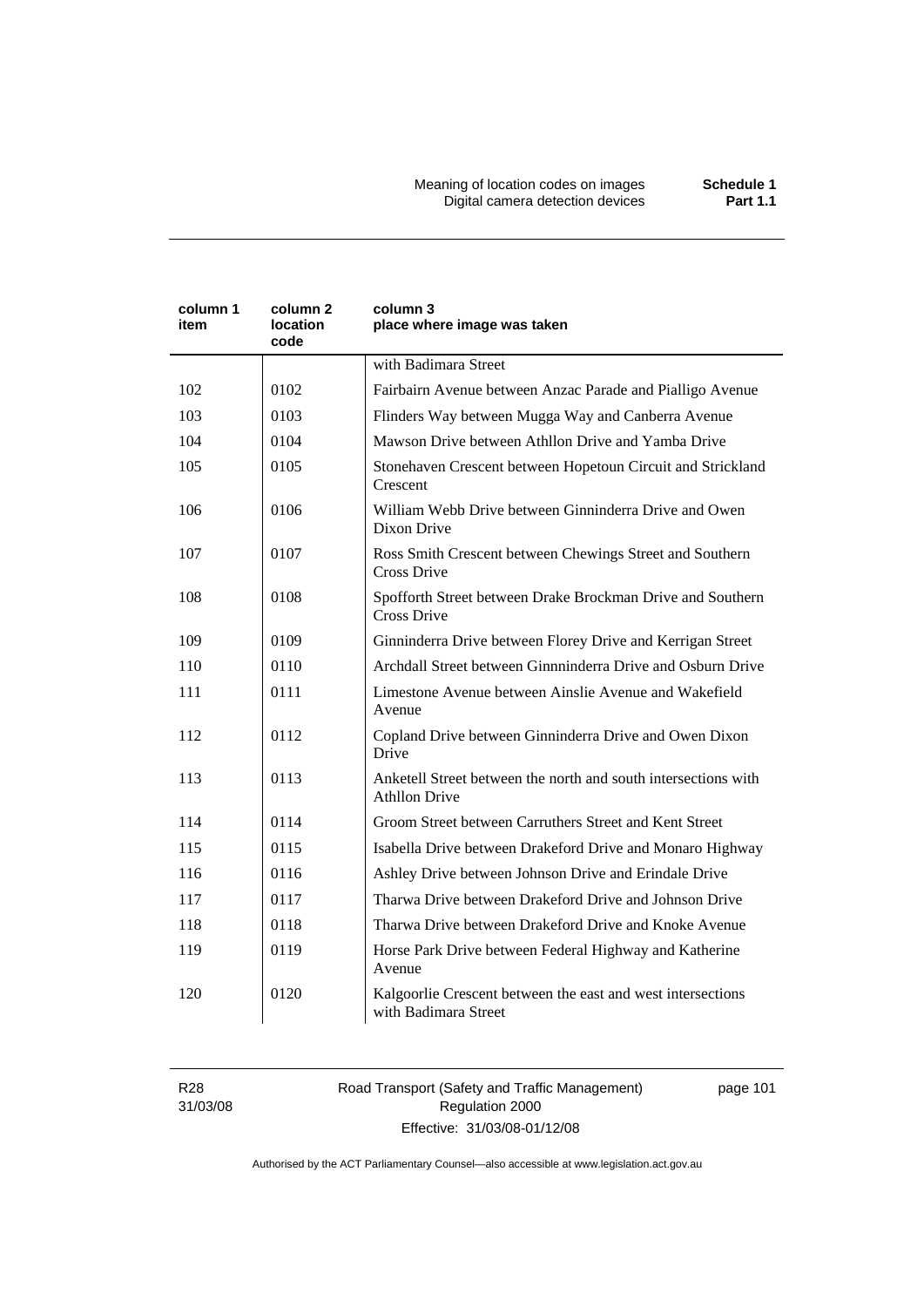| column 1 item | column 2 location code | column 3 place where image was taken |
|---|---|---|
| | | with Badimara Street |
| 102 | 0102 | Fairbairn Avenue between Anzac Parade and Pialligo Avenue |
| 103 | 0103 | Flinders Way between Mugga Way and Canberra Avenue |
| 104 | 0104 | Mawson Drive between Athllon Drive and Yamba Drive |
| 105 | 0105 | Stonehaven Crescent between Hopetoun Circuit and Strickland Crescent |
| 106 | 0106 | William Webb Drive between Ginninderra Drive and Owen Dixon Drive |
| 107 | 0107 | Ross Smith Crescent between Chewings Street and Southern Cross Drive |
| 108 | 0108 | Spofforth Street between Drake Brockman Drive and Southern Cross Drive |
| 109 | 0109 | Ginninderra Drive between Florey Drive and Kerrigan Street |
| 110 | 0110 | Archdall Street between Ginnninderra Drive and Osburn Drive |
| 111 | 0111 | Limestone Avenue between Ainslie Avenue and Wakefield Avenue |
| 112 | 0112 | Copland Drive between Ginninderra Drive and Owen Dixon Drive |
| 113 | 0113 | Anketell Street between the north and south intersections with Athllon Drive |
| 114 | 0114 | Groom Street between Carruthers Street and Kent Street |
| 115 | 0115 | Isabella Drive between Drakeford Drive and Monaro Highway |
| 116 | 0116 | Ashley Drive between Johnson Drive and Erindale Drive |
| 117 | 0117 | Tharwa Drive between Drakeford Drive and Johnson Drive |
| 118 | 0118 | Tharwa Drive between Drakeford Drive and Knoke Avenue |
| 119 | 0119 | Horse Park Drive between Federal Highway and Katherine Avenue |
| 120 | 0120 | Kalgoorlie Crescent between the east and west intersections with Badimara Street |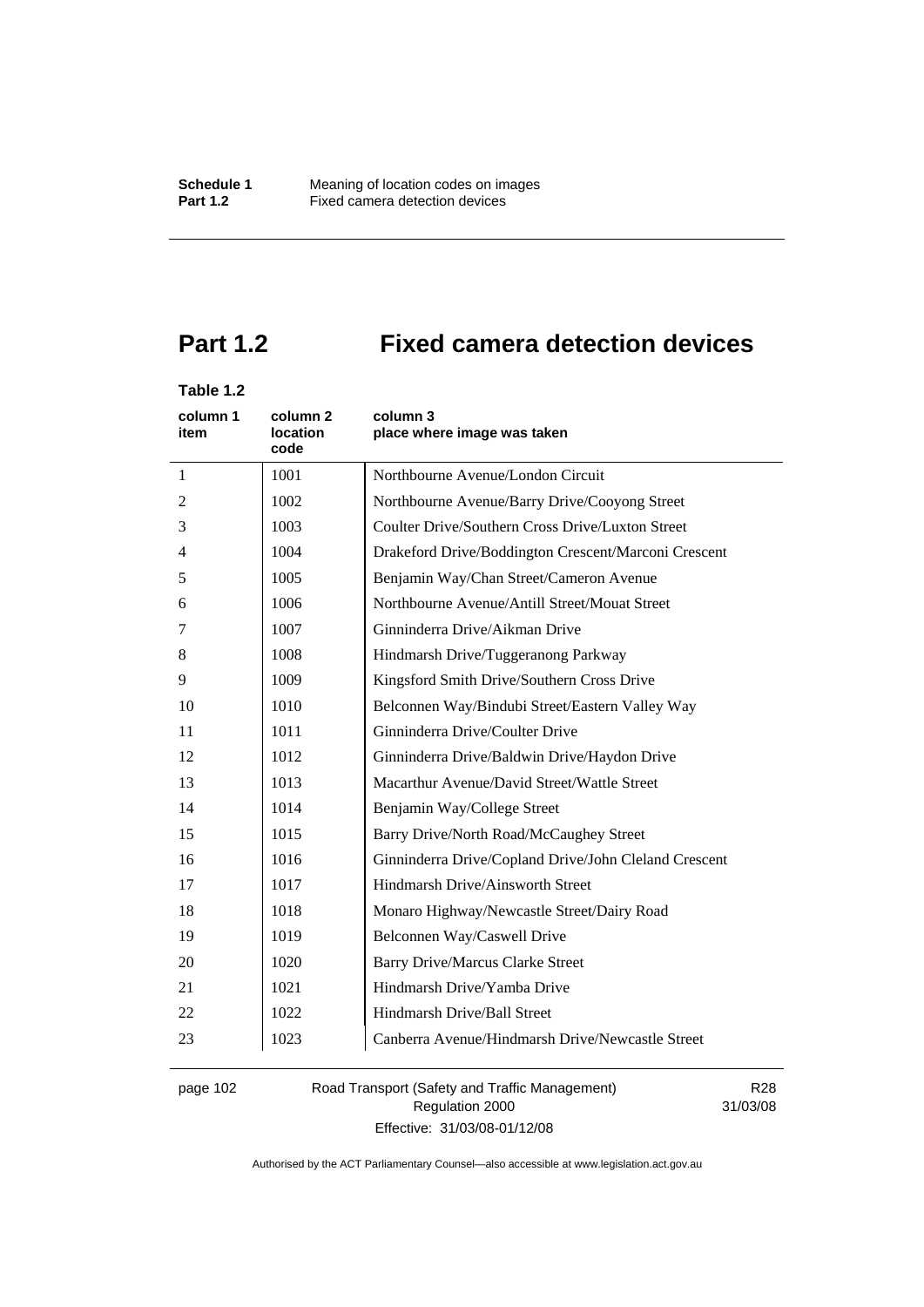# Part 1.2 Fixed camera detection devices

**Table 1.2**

| column 1 item | column 2 location code | column 3 place where image was taken |
|---|---|---|
| 1 | 1001 | Northbourne Avenue/London Circuit |
| 2 | 1002 | Northbourne Avenue/Barry Drive/Cooyong Street |
| 3 | 1003 | Coulter Drive/Southern Cross Drive/Luxton Street |
| 4 | 1004 | Drakeford Drive/Boddington Crescent/Marconi Crescent |
| 5 | 1005 | Benjamin Way/Chan Street/Cameron Avenue |
| 6 | 1006 | Northbourne Avenue/Antill Street/Mouat Street |
| 7 | 1007 | Ginninderra Drive/Aikman Drive |
| 8 | 1008 | Hindmarsh Drive/Tuggeranong Parkway |
| 9 | 1009 | Kingsford Smith Drive/Southern Cross Drive |
| 10 | 1010 | Belconnen Way/Bindubi Street/Eastern Valley Way |
| 11 | 1011 | Ginninderra Drive/Coulter Drive |
| 12 | 1012 | Ginninderra Drive/Baldwin Drive/Haydon Drive |
| 13 | 1013 | Macarthur Avenue/David Street/Wattle Street |
| 14 | 1014 | Benjamin Way/College Street |
| 15 | 1015 | Barry Drive/North Road/McCaughey Street |
| 16 | 1016 | Ginninderra Drive/Copland Drive/John Cleland Crescent |
| 17 | 1017 | Hindmarsh Drive/Ainsworth Street |
| 18 | 1018 | Monaro Highway/Newcastle Street/Dairy Road |
| 19 | 1019 | Belconnen Way/Caswell Drive |
| 20 | 1020 | Barry Drive/Marcus Clarke Street |
| 21 | 1021 | Hindmarsh Drive/Yamba Drive |
| 22 | 1022 | Hindmarsh Drive/Ball Street |
| 23 | 1023 | Canberra Avenue/Hindmarsh Drive/Newcastle Street |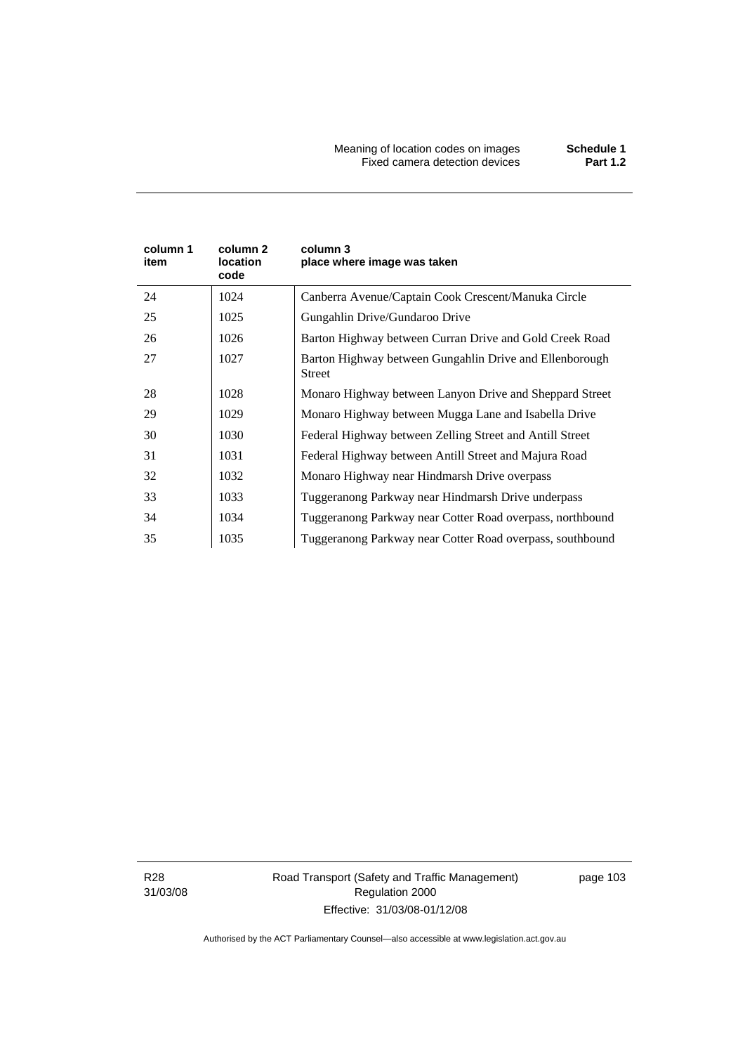| column 1 item | column 2 location code | column 3 place where image was taken |
|---|---|---|
| 24 | 1024 | Canberra Avenue/Captain Cook Crescent/Manuka Circle |
| 25 | 1025 | Gungahlin Drive/Gundaroo Drive |
| 26 | 1026 | Barton Highway between Curran Drive and Gold Creek Road |
| 27 | 1027 | Barton Highway between Gungahlin Drive and Ellenborough Street |
| 28 | 1028 | Monaro Highway between Lanyon Drive and Sheppard Street |
| 29 | 1029 | Monaro Highway between Mugga Lane and Isabella Drive |
| 30 | 1030 | Federal Highway between Zelling Street and Antill Street |
| 31 | 1031 | Federal Highway between Antill Street and Majura Road |
| 32 | 1032 | Monaro Highway near Hindmarsh Drive overpass |
| 33 | 1033 | Tuggeranong Parkway near Hindmarsh Drive underpass |
| 34 | 1034 | Tuggeranong Parkway near Cotter Road overpass, northbound |
| 35 | 1035 | Tuggeranong Parkway near Cotter Road overpass, southbound |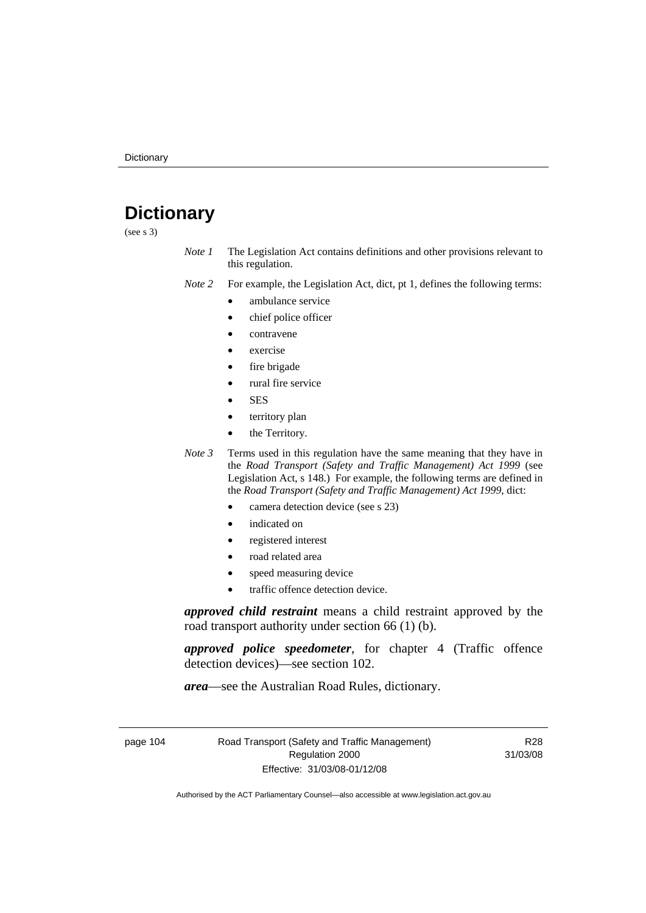# Dictionary

(see s 3)

*Note 1* The Legislation Act contains definitions and other provisions relevant to this regulation.

*Note 2* For example, the Legislation Act, dict, pt 1, defines the following terms:

- ambulance service
- chief police officer
- contravene
- exercise
- fire brigade
- rural fire service
- SES
- territory plan
- the Territory.

*Note 3* Terms used in this regulation have the same meaning that they have in the *Road Transport (Safety and Traffic Management) Act 1999* (see Legislation Act, s 148.) For example, the following terms are defined in the *Road Transport (Safety and Traffic Management) Act 1999*, dict:

- camera detection device (see s 23)
- indicated on
- registered interest
- road related area
- speed measuring device
- traffic offence detection device.

***approved child restraint*** means a child restraint approved by the road transport authority under section 66 (1) (b).

***approved police speedometer***, for chapter 4 (Traffic offence detection devices)—see section 102.

***area***—see the Australian Road Rules, dictionary.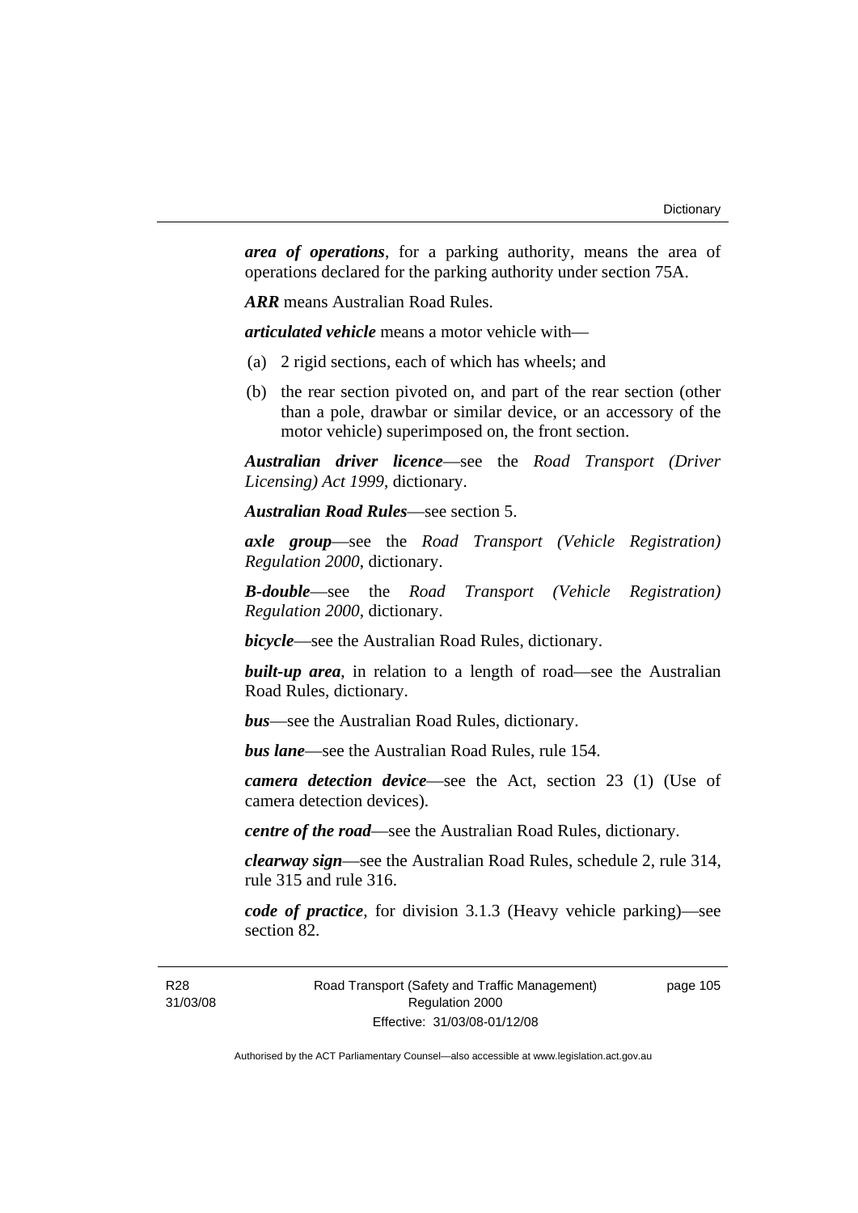***area of operations***, for a parking authority, means the area of operations declared for the parking authority under section 75A.

***ARR*** means Australian Road Rules.

***articulated vehicle*** means a motor vehicle with—

(a) 2 rigid sections, each of which has wheels; and

(b) the rear section pivoted on, and part of the rear section (other than a pole, drawbar or similar device, or an accessory of the motor vehicle) superimposed on, the front section.

***Australian driver licence***—see the *Road Transport (Driver Licensing) Act 1999*, dictionary.

***Australian Road Rules***—see section 5.

***axle group***—see the *Road Transport (Vehicle Registration) Regulation 2000*, dictionary.

***B-double***—see the *Road Transport (Vehicle Registration) Regulation 2000*, dictionary.

***bicycle***—see the Australian Road Rules, dictionary.

***built-up area***, in relation to a length of road—see the Australian Road Rules, dictionary.

***bus***—see the Australian Road Rules, dictionary.

***bus lane***—see the Australian Road Rules, rule 154.

***camera detection device***—see the Act, section 23 (1) (Use of camera detection devices).

***centre of the road***—see the Australian Road Rules, dictionary.

***clearway sign***—see the Australian Road Rules, schedule 2, rule 314, rule 315 and rule 316.

***code of practice***, for division 3.1.3 (Heavy vehicle parking)—see section 82.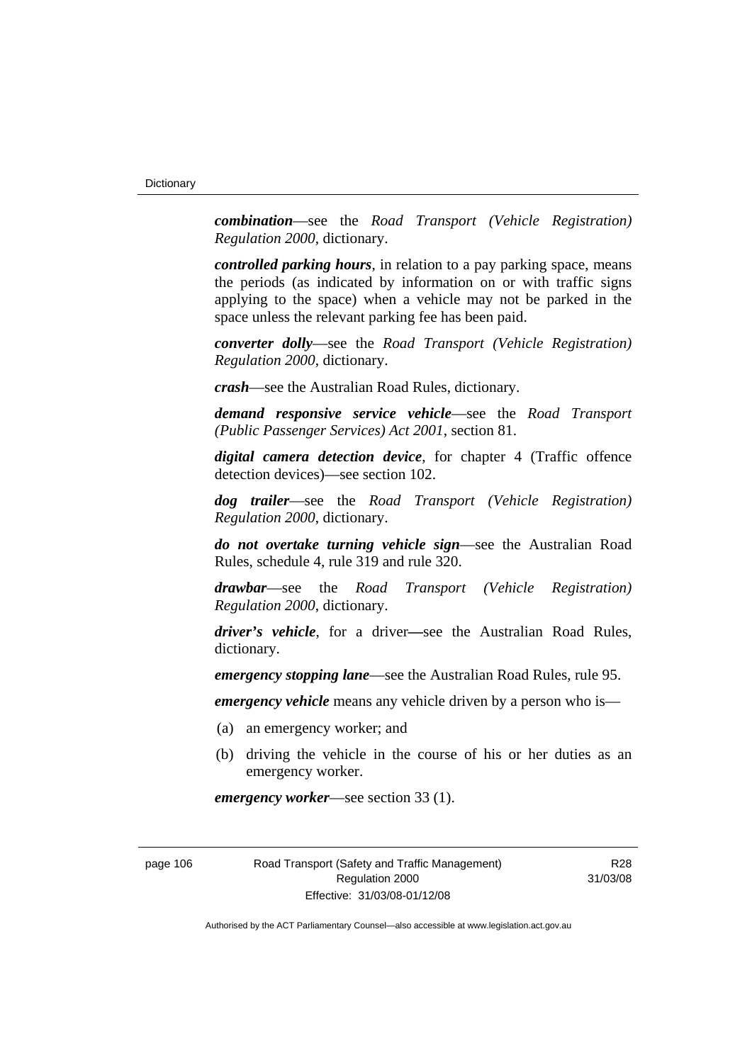***combination***—see the *Road Transport (Vehicle Registration) Regulation 2000*, dictionary.

***controlled parking hours***, in relation to a pay parking space, means the periods (as indicated by information on or with traffic signs applying to the space) when a vehicle may not be parked in the space unless the relevant parking fee has been paid.

***converter dolly***—see the *Road Transport (Vehicle Registration) Regulation 2000*, dictionary.

***crash***—see the Australian Road Rules, dictionary.

***demand responsive service vehicle***—see the *Road Transport (Public Passenger Services) Act 2001*, section 81.

***digital camera detection device***, for chapter 4 (Traffic offence detection devices)—see section 102.

***dog trailer***—see the *Road Transport (Vehicle Registration) Regulation 2000*, dictionary.

***do not overtake turning vehicle sign***—see the Australian Road Rules, schedule 4, rule 319 and rule 320.

***drawbar***—see the *Road Transport (Vehicle Registration) Regulation 2000*, dictionary.

***driver's vehicle***, for a driver—see the Australian Road Rules, dictionary.

***emergency stopping lane***—see the Australian Road Rules, rule 95.

***emergency vehicle*** means any vehicle driven by a person who is—

(a) an emergency worker; and

(b) driving the vehicle in the course of his or her duties as an emergency worker.

***emergency worker***—see section 33 (1).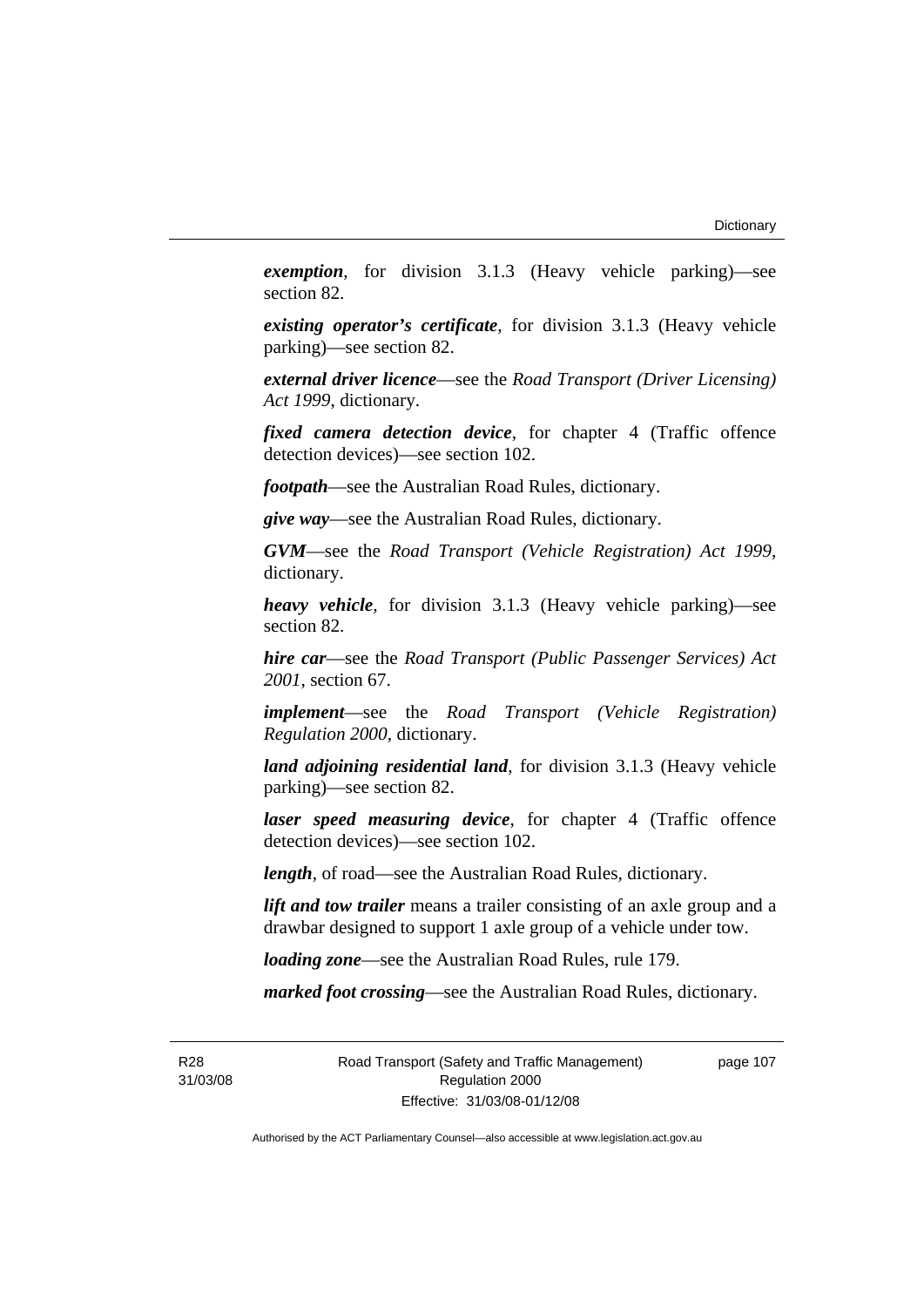***exemption***, for division 3.1.3 (Heavy vehicle parking)—see section 82.

***existing operator's certificate***, for division 3.1.3 (Heavy vehicle parking)—see section 82.

***external driver licence***—see the *Road Transport (Driver Licensing) Act 1999*, dictionary.

***fixed camera detection device***, for chapter 4 (Traffic offence detection devices)—see section 102.

***footpath***—see the Australian Road Rules, dictionary.

***give way***—see the Australian Road Rules, dictionary.

***GVM***—see the *Road Transport (Vehicle Registration) Act 1999*, dictionary.

***heavy vehicle***, for division 3.1.3 (Heavy vehicle parking)—see section 82.

***hire car***—see the *Road Transport (Public Passenger Services) Act 2001*, section 67.

***implement***—see the *Road Transport (Vehicle Registration) Regulation 2000*, dictionary.

***land adjoining residential land***, for division 3.1.3 (Heavy vehicle parking)—see section 82.

***laser speed measuring device***, for chapter 4 (Traffic offence detection devices)—see section 102.

***length***, of road—see the Australian Road Rules, dictionary.

***lift and tow trailer*** means a trailer consisting of an axle group and a drawbar designed to support 1 axle group of a vehicle under tow.

***loading zone***—see the Australian Road Rules, rule 179.

***marked foot crossing***—see the Australian Road Rules, dictionary.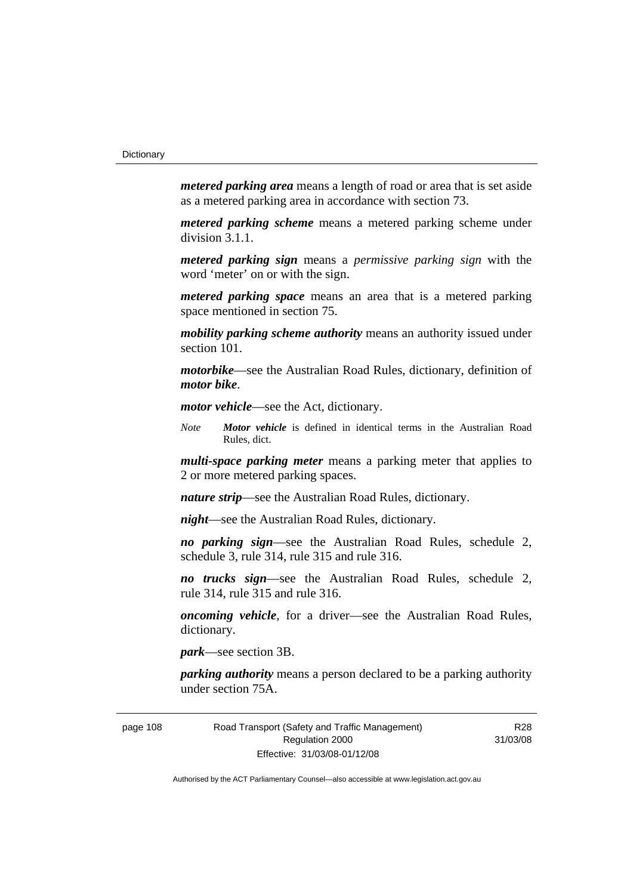***metered parking area*** means a length of road or area that is set aside as a metered parking area in accordance with section 73.

***metered parking scheme*** means a metered parking scheme under division 3.1.1.

***metered parking sign*** means a *permissive parking sign* with the word 'meter' on or with the sign.

***metered parking space*** means an area that is a metered parking space mentioned in section 75.

***mobility parking scheme authority*** means an authority issued under section 101.

***motorbike***—see the Australian Road Rules, dictionary, definition of ***motor bike***.

***motor vehicle***—see the Act, dictionary.

*Note* ***Motor vehicle*** is defined in identical terms in the Australian Road Rules, dict.

***multi-space parking meter*** means a parking meter that applies to 2 or more metered parking spaces.

***nature strip***—see the Australian Road Rules, dictionary.

***night***—see the Australian Road Rules, dictionary.

***no parking sign***—see the Australian Road Rules, schedule 2, schedule 3, rule 314, rule 315 and rule 316.

***no trucks sign***—see the Australian Road Rules, schedule 2, rule 314, rule 315 and rule 316.

***oncoming vehicle***, for a driver—see the Australian Road Rules, dictionary.

***park***—see section 3B.

***parking authority*** means a person declared to be a parking authority under section 75A.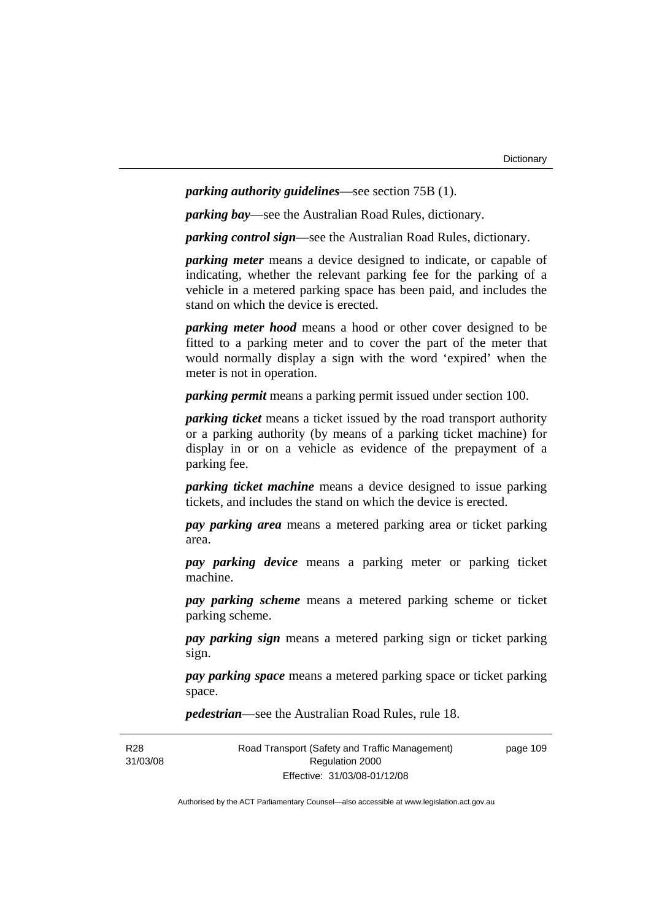***parking authority guidelines***—see section 75B (1).

***parking bay***—see the Australian Road Rules, dictionary.

***parking control sign***—see the Australian Road Rules, dictionary.

***parking meter*** means a device designed to indicate, or capable of indicating, whether the relevant parking fee for the parking of a vehicle in a metered parking space has been paid, and includes the stand on which the device is erected.

***parking meter hood*** means a hood or other cover designed to be fitted to a parking meter and to cover the part of the meter that would normally display a sign with the word 'expired' when the meter is not in operation.

***parking permit*** means a parking permit issued under section 100.

***parking ticket*** means a ticket issued by the road transport authority or a parking authority (by means of a parking ticket machine) for display in or on a vehicle as evidence of the prepayment of a parking fee.

***parking ticket machine*** means a device designed to issue parking tickets, and includes the stand on which the device is erected.

***pay parking area*** means a metered parking area or ticket parking area.

***pay parking device*** means a parking meter or parking ticket machine.

***pay parking scheme*** means a metered parking scheme or ticket parking scheme.

***pay parking sign*** means a metered parking sign or ticket parking sign.

***pay parking space*** means a metered parking space or ticket parking space.

***pedestrian***—see the Australian Road Rules, rule 18.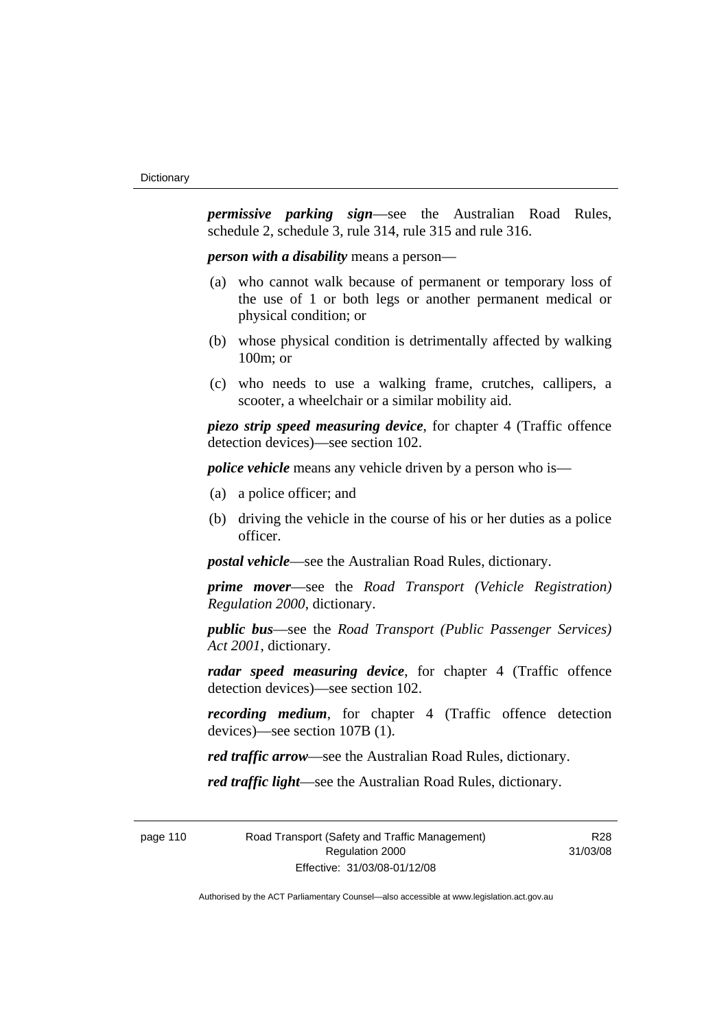***permissive parking sign***—see the Australian Road Rules, schedule 2, schedule 3, rule 314, rule 315 and rule 316.

***person with a disability*** means a person—

(a) who cannot walk because of permanent or temporary loss of the use of 1 or both legs or another permanent medical or physical condition; or

(b) whose physical condition is detrimentally affected by walking 100m; or

(c) who needs to use a walking frame, crutches, callipers, a scooter, a wheelchair or a similar mobility aid.

***piezo strip speed measuring device***, for chapter 4 (Traffic offence detection devices)—see section 102.

***police vehicle*** means any vehicle driven by a person who is—

(a) a police officer; and

(b) driving the vehicle in the course of his or her duties as a police officer.

***postal vehicle***—see the Australian Road Rules, dictionary.

***prime mover***—see the *Road Transport (Vehicle Registration) Regulation 2000*, dictionary.

***public bus***—see the *Road Transport (Public Passenger Services) Act 2001*, dictionary.

***radar speed measuring device***, for chapter 4 (Traffic offence detection devices)—see section 102.

***recording medium***, for chapter 4 (Traffic offence detection devices)—see section 107B (1).

***red traffic arrow***—see the Australian Road Rules, dictionary.

***red traffic light***—see the Australian Road Rules, dictionary.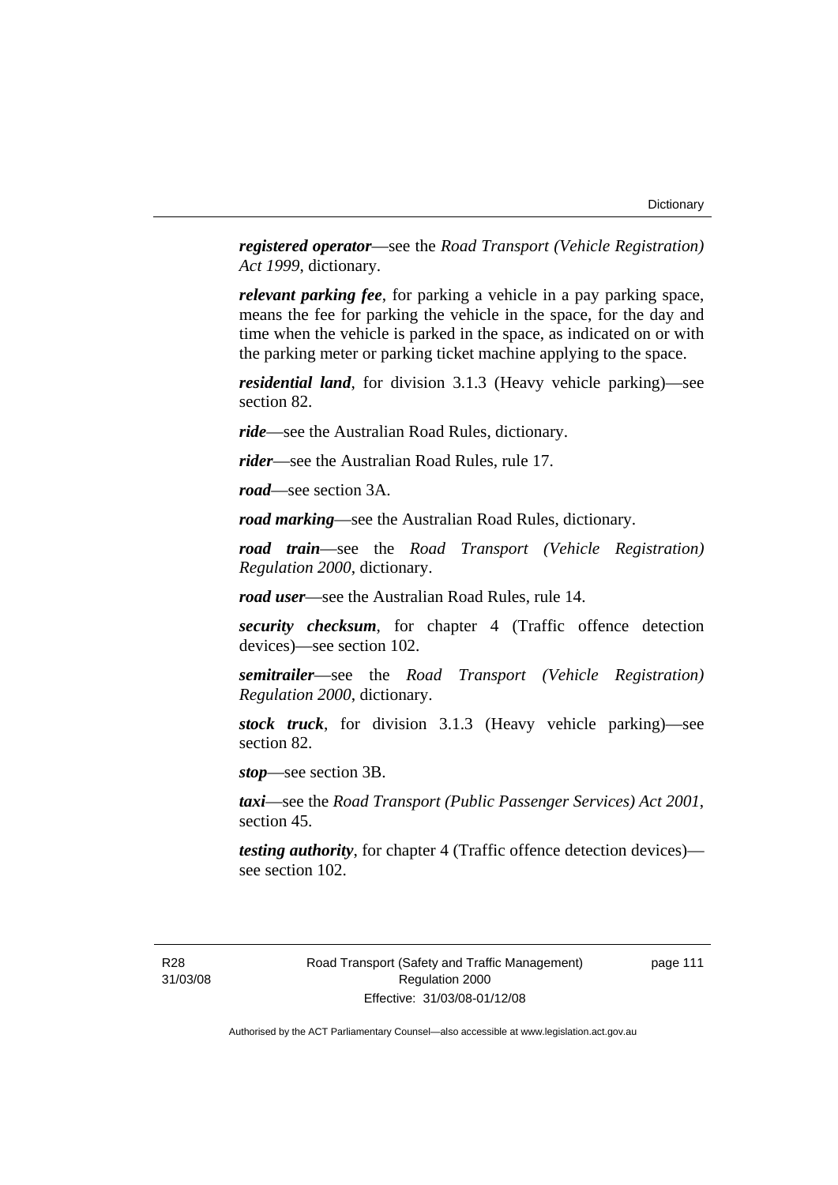***registered operator***—see the *Road Transport (Vehicle Registration) Act 1999*, dictionary.

***relevant parking fee***, for parking a vehicle in a pay parking space, means the fee for parking the vehicle in the space, for the day and time when the vehicle is parked in the space, as indicated on or with the parking meter or parking ticket machine applying to the space.

***residential land***, for division 3.1.3 (Heavy vehicle parking)—see section 82.

***ride***—see the Australian Road Rules, dictionary.

***rider***—see the Australian Road Rules, rule 17.

***road***—see section 3A.

***road marking***—see the Australian Road Rules, dictionary.

***road train***—see the *Road Transport (Vehicle Registration) Regulation 2000*, dictionary.

***road user***—see the Australian Road Rules, rule 14.

***security checksum***, for chapter 4 (Traffic offence detection devices)—see section 102.

***semitrailer***—see the *Road Transport (Vehicle Registration) Regulation 2000*, dictionary.

***stock truck***, for division 3.1.3 (Heavy vehicle parking)—see section 82.

***stop***—see section 3B.

***taxi***—see the *Road Transport (Public Passenger Services) Act 2001*, section 45.

***testing authority***, for chapter 4 (Traffic offence detection devices)—see section 102.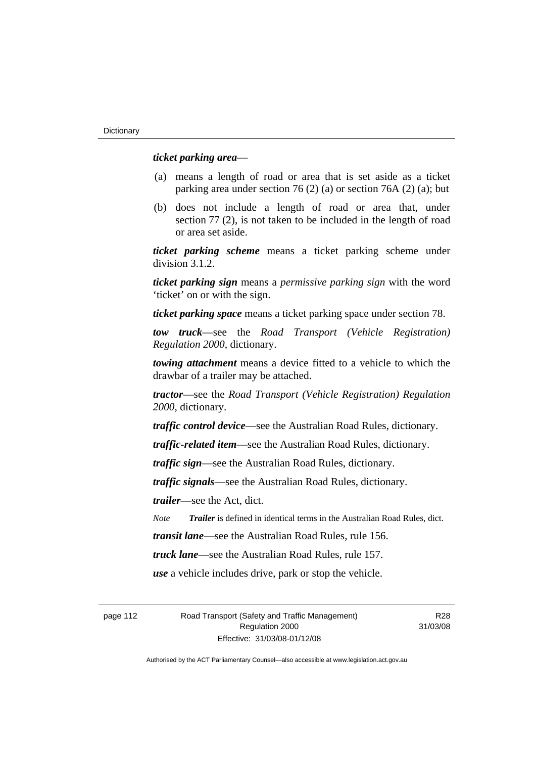***ticket parking area***—

(a) means a length of road or area that is set aside as a ticket parking area under section 76 (2) (a) or section 76A (2) (a); but

(b) does not include a length of road or area that, under section 77 (2), is not taken to be included in the length of road or area set aside.

***ticket parking scheme*** means a ticket parking scheme under division 3.1.2.

***ticket parking sign*** means a *permissive parking sign* with the word 'ticket' on or with the sign.

***ticket parking space*** means a ticket parking space under section 78.

***tow truck***—see the *Road Transport (Vehicle Registration) Regulation 2000*, dictionary.

***towing attachment*** means a device fitted to a vehicle to which the drawbar of a trailer may be attached.

***tractor***—see the *Road Transport (Vehicle Registration) Regulation 2000*, dictionary.

***traffic control device***—see the Australian Road Rules, dictionary.

***traffic-related item***—see the Australian Road Rules, dictionary.

***traffic sign***—see the Australian Road Rules, dictionary.

***traffic signals***—see the Australian Road Rules, dictionary.

***trailer***—see the Act, dict.

*Note* ***Trailer*** is defined in identical terms in the Australian Road Rules, dict.

***transit lane***—see the Australian Road Rules, rule 156.

***truck lane***—see the Australian Road Rules, rule 157.

***use*** a vehicle includes drive, park or stop the vehicle.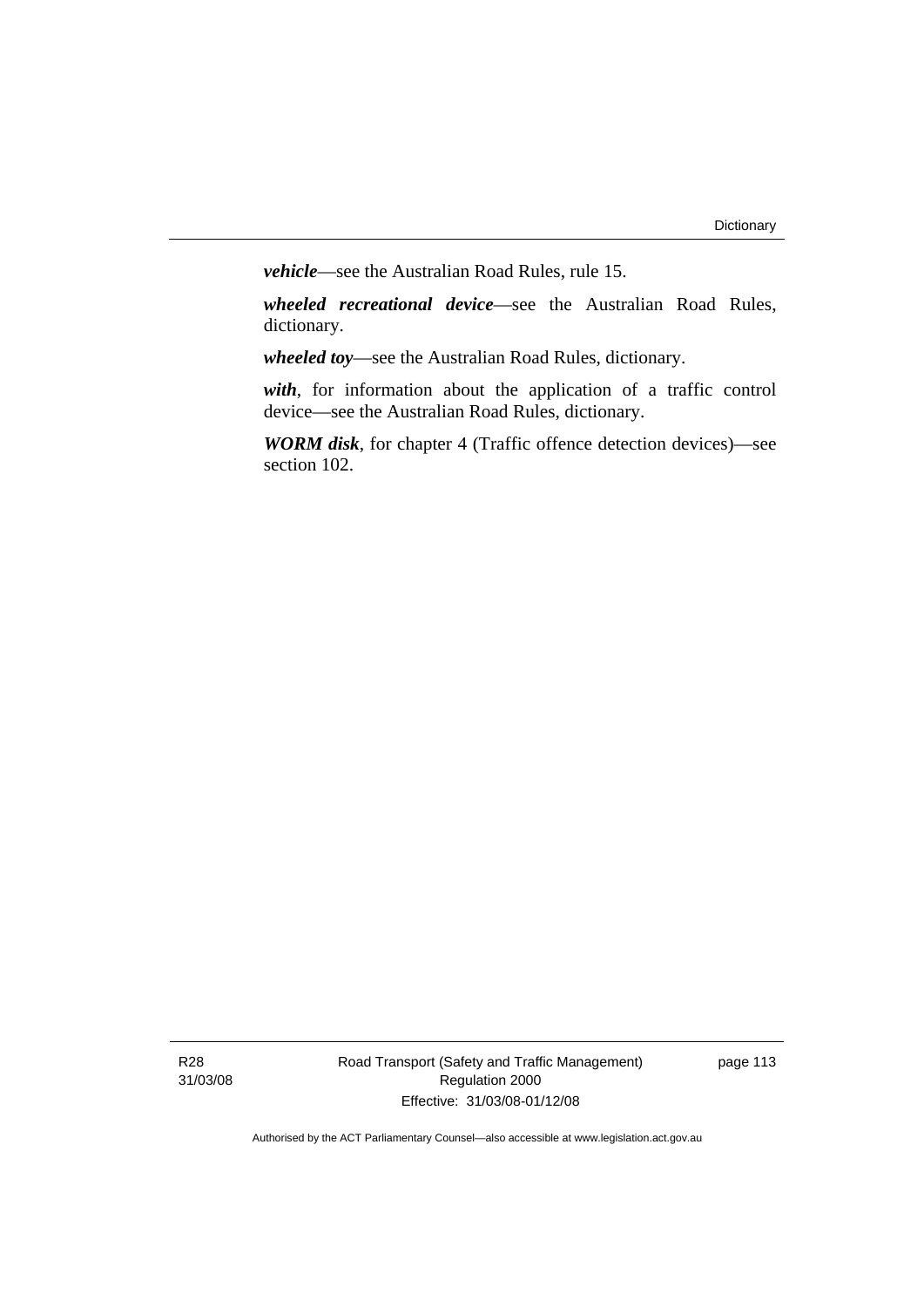***vehicle***—see the Australian Road Rules, rule 15.

***wheeled recreational device***—see the Australian Road Rules, dictionary.

***wheeled toy***—see the Australian Road Rules, dictionary.

***with***, for information about the application of a traffic control device—see the Australian Road Rules, dictionary.

***WORM disk***, for chapter 4 (Traffic offence detection devices)—see section 102.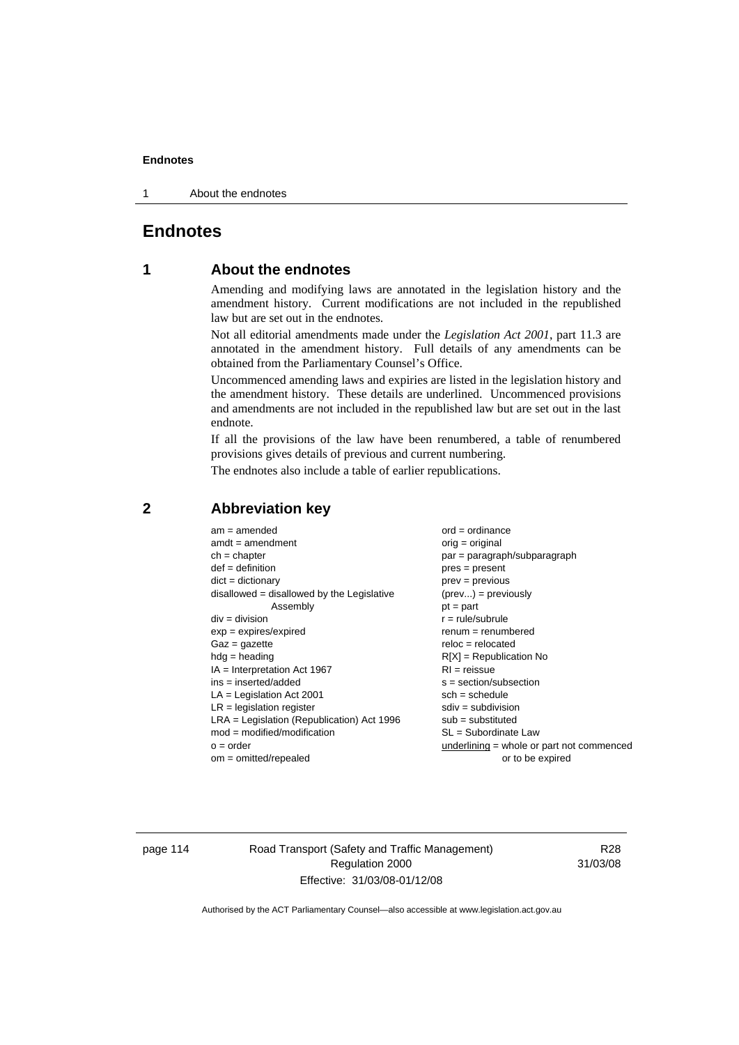# Endnotes

## 1 About the endnotes

Amending and modifying laws are annotated in the legislation history and the amendment history. Current modifications are not included in the republished law but are set out in the endnotes.

Not all editorial amendments made under the *Legislation Act 2001*, part 11.3 are annotated in the amendment history. Full details of any amendments can be obtained from the Parliamentary Counsel's Office.

Uncommenced amending laws and expiries are listed in the legislation history and the amendment history. These details are underlined. Uncommenced provisions and amendments are not included in the republished law but are set out in the last endnote.

If all the provisions of the law have been renumbered, a table of renumbered provisions gives details of previous and current numbering.

The endnotes also include a table of earlier republications.

## 2 Abbreviation key

am = amended
amdt = amendment
ch = chapter
def = definition
dict = dictionary
disallowed = disallowed by the Legislative Assembly
div = division
exp = expires/expired
Gaz = gazette
hdg = heading
IA = Interpretation Act 1967
ins = inserted/added
LA = Legislation Act 2001
LR = legislation register
LRA = Legislation (Republication) Act 1996
mod = modified/modification
o = order
om = omitted/repealed
ord = ordinance
orig = original
par = paragraph/subparagraph
pres = present
prev = previous
(prev...) = previously
pt = part
r = rule/subrule
renum = renumbered
reloc = relocated
R[X] = Republication No
RI = reissue
s = section/subsection
sch = schedule
sdiv = subdivision
sub = substituted
SL = Subordinate Law
underlining = whole or part not commenced or to be expired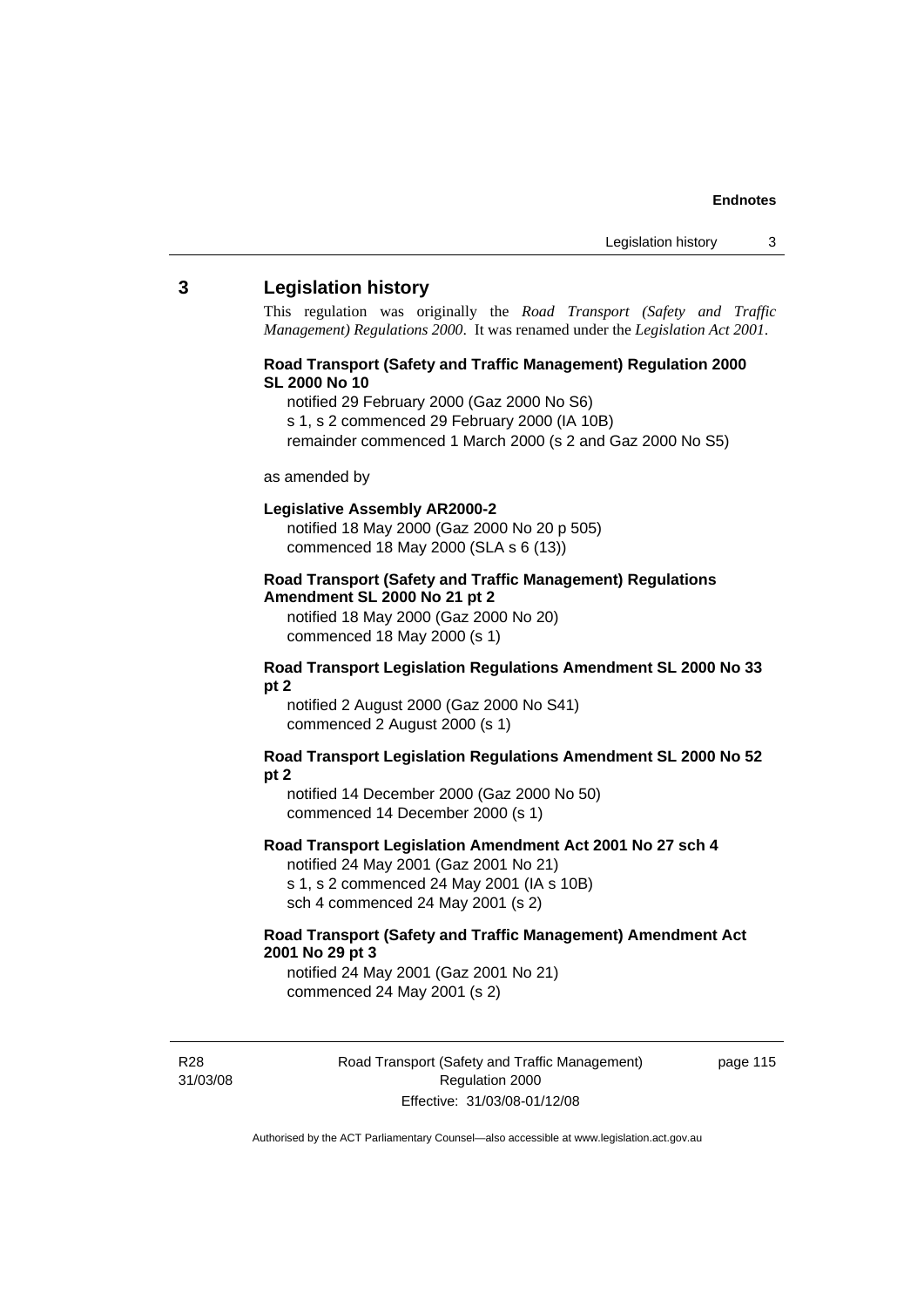## 3 Legislation history

This regulation was originally the *Road Transport (Safety and Traffic Management) Regulations 2000*. It was renamed under the *Legislation Act 2001*.

**Road Transport (Safety and Traffic Management) Regulation 2000 SL 2000 No 10**

notified 29 February 2000 (Gaz 2000 No S6)
s 1, s 2 commenced 29 February 2000 (IA 10B)
remainder commenced 1 March 2000 (s 2 and Gaz 2000 No S5)

as amended by

**Legislative Assembly AR2000-2**

notified 18 May 2000 (Gaz 2000 No 20 p 505)
commenced 18 May 2000 (SLA s 6 (13))

**Road Transport (Safety and Traffic Management) Regulations Amendment SL 2000 No 21 pt 2**

notified 18 May 2000 (Gaz 2000 No 20)
commenced 18 May 2000 (s 1)

**Road Transport Legislation Regulations Amendment SL 2000 No 33 pt 2**

notified 2 August 2000 (Gaz 2000 No S41)
commenced 2 August 2000 (s 1)

**Road Transport Legislation Regulations Amendment SL 2000 No 52 pt 2**

notified 14 December 2000 (Gaz 2000 No 50)
commenced 14 December 2000 (s 1)

**Road Transport Legislation Amendment Act 2001 No 27 sch 4**

notified 24 May 2001 (Gaz 2001 No 21)
s 1, s 2 commenced 24 May 2001 (IA s 10B)
sch 4 commenced 24 May 2001 (s 2)

**Road Transport (Safety and Traffic Management) Amendment Act 2001 No 29 pt 3**

notified 24 May 2001 (Gaz 2001 No 21)
commenced 24 May 2001 (s 2)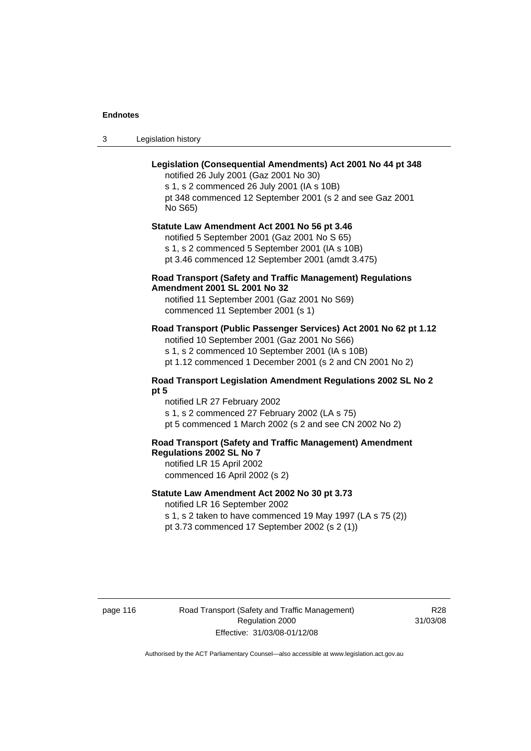**Legislation (Consequential Amendments) Act 2001 No 44 pt 348**

notified 26 July 2001 (Gaz 2001 No 30)

s 1, s 2 commenced 26 July 2001 (IA s 10B)

pt 348 commenced 12 September 2001 (s 2 and see Gaz 2001 No S65)

**Statute Law Amendment Act 2001 No 56 pt 3.46**

notified 5 September 2001 (Gaz 2001 No S 65)

s 1, s 2 commenced 5 September 2001 (IA s 10B)

pt 3.46 commenced 12 September 2001 (amdt 3.475)

**Road Transport (Safety and Traffic Management) Regulations Amendment 2001 SL 2001 No 32**

notified 11 September 2001 (Gaz 2001 No S69)

commenced 11 September 2001 (s 1)

**Road Transport (Public Passenger Services) Act 2001 No 62 pt 1.12**

notified 10 September 2001 (Gaz 2001 No S66)

s 1, s 2 commenced 10 September 2001 (IA s 10B)

pt 1.12 commenced 1 December 2001 (s 2 and CN 2001 No 2)

**Road Transport Legislation Amendment Regulations 2002 SL No 2 pt 5**

notified LR 27 February 2002

s 1, s 2 commenced 27 February 2002 (LA s 75)

pt 5 commenced 1 March 2002 (s 2 and see CN 2002 No 2)

**Road Transport (Safety and Traffic Management) Amendment Regulations 2002 SL No 7**

notified LR 15 April 2002

commenced 16 April 2002 (s 2)

**Statute Law Amendment Act 2002 No 30 pt 3.73**

notified LR 16 September 2002

s 1, s 2 taken to have commenced 19 May 1997 (LA s 75 (2))

pt 3.73 commenced 17 September 2002 (s 2 (1))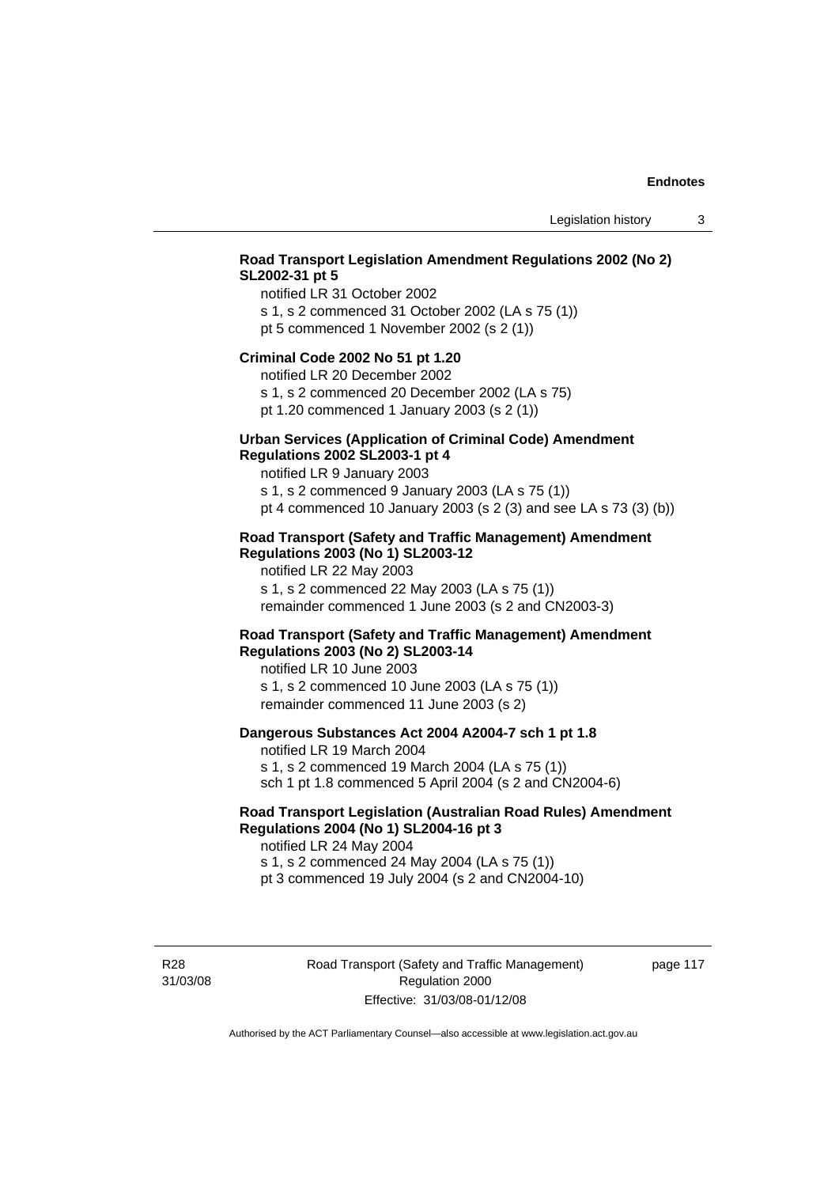**Road Transport Legislation Amendment Regulations 2002 (No 2) SL2002-31 pt 5**

notified LR 31 October 2002
s 1, s 2 commenced 31 October 2002 (LA s 75 (1))
pt 5 commenced 1 November 2002 (s 2 (1))

**Criminal Code 2002 No 51 pt 1.20**

notified LR 20 December 2002
s 1, s 2 commenced 20 December 2002 (LA s 75)
pt 1.20 commenced 1 January 2003 (s 2 (1))

**Urban Services (Application of Criminal Code) Amendment Regulations 2002 SL2003-1 pt 4**

notified LR 9 January 2003
s 1, s 2 commenced 9 January 2003 (LA s 75 (1))
pt 4 commenced 10 January 2003 (s 2 (3) and see LA s 73 (3) (b))

**Road Transport (Safety and Traffic Management) Amendment Regulations 2003 (No 1) SL2003-12**

notified LR 22 May 2003
s 1, s 2 commenced 22 May 2003 (LA s 75 (1))
remainder commenced 1 June 2003 (s 2 and CN2003-3)

**Road Transport (Safety and Traffic Management) Amendment Regulations 2003 (No 2) SL2003-14**

notified LR 10 June 2003
s 1, s 2 commenced 10 June 2003 (LA s 75 (1))
remainder commenced 11 June 2003 (s 2)

**Dangerous Substances Act 2004 A2004-7 sch 1 pt 1.8**

notified LR 19 March 2004
s 1, s 2 commenced 19 March 2004 (LA s 75 (1))
sch 1 pt 1.8 commenced 5 April 2004 (s 2 and CN2004-6)

**Road Transport Legislation (Australian Road Rules) Amendment Regulations 2004 (No 1) SL2004-16 pt 3**

notified LR 24 May 2004
s 1, s 2 commenced 24 May 2004 (LA s 75 (1))
pt 3 commenced 19 July 2004 (s 2 and CN2004-10)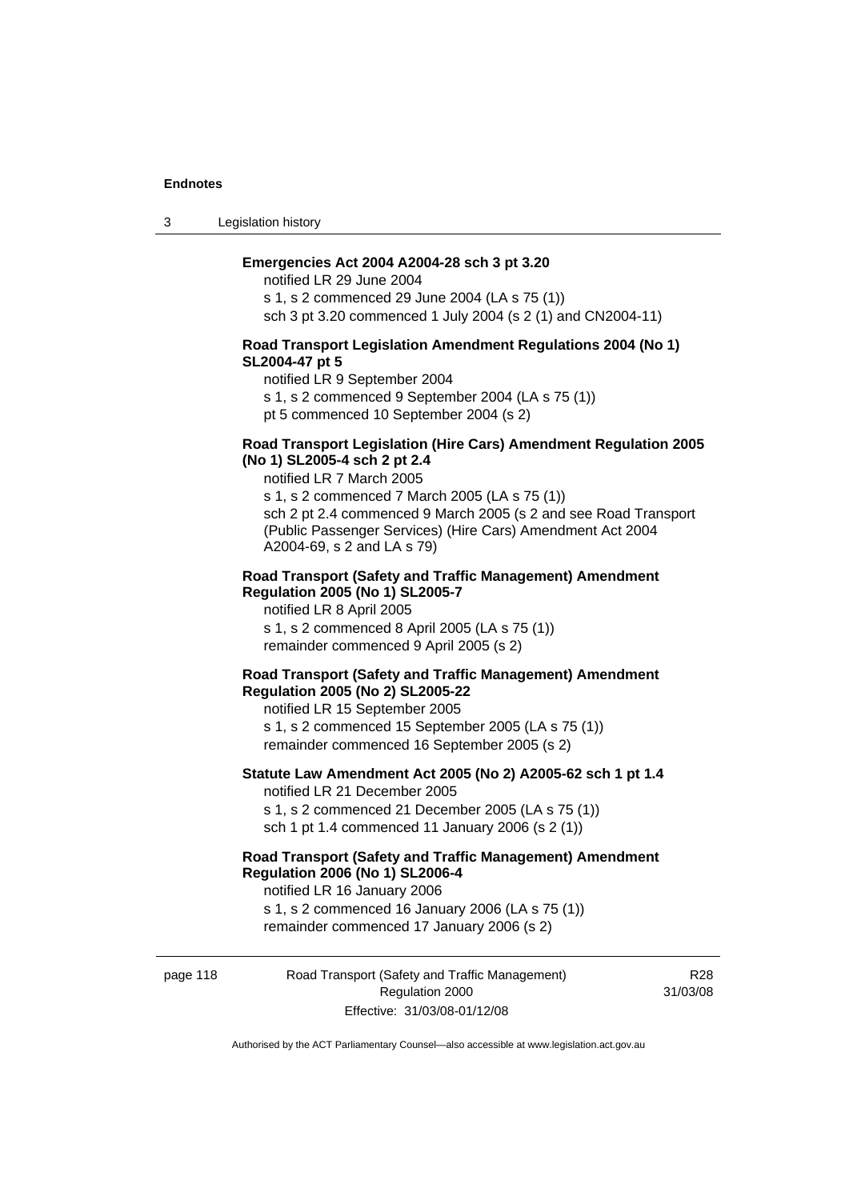**Emergencies Act 2004 A2004-28 sch 3 pt 3.20**

notified LR 29 June 2004

s 1, s 2 commenced 29 June 2004 (LA s 75 (1))

sch 3 pt 3.20 commenced 1 July 2004 (s 2 (1) and CN2004-11)

**Road Transport Legislation Amendment Regulations 2004 (No 1) SL2004-47 pt 5**

notified LR 9 September 2004

s 1, s 2 commenced 9 September 2004 (LA s 75 (1))

pt 5 commenced 10 September 2004 (s 2)

**Road Transport Legislation (Hire Cars) Amendment Regulation 2005 (No 1) SL2005-4 sch 2 pt 2.4**

notified LR 7 March 2005

s 1, s 2 commenced 7 March 2005 (LA s 75 (1))

sch 2 pt 2.4 commenced 9 March 2005 (s 2 and see Road Transport (Public Passenger Services) (Hire Cars) Amendment Act 2004 A2004-69, s 2 and LA s 79)

**Road Transport (Safety and Traffic Management) Amendment Regulation 2005 (No 1) SL2005-7**

notified LR 8 April 2005

s 1, s 2 commenced 8 April 2005 (LA s 75 (1))

remainder commenced 9 April 2005 (s 2)

**Road Transport (Safety and Traffic Management) Amendment Regulation 2005 (No 2) SL2005-22**

notified LR 15 September 2005

s 1, s 2 commenced 15 September 2005 (LA s 75 (1))

remainder commenced 16 September 2005 (s 2)

**Statute Law Amendment Act 2005 (No 2) A2005-62 sch 1 pt 1.4**

notified LR 21 December 2005

s 1, s 2 commenced 21 December 2005 (LA s 75 (1))

sch 1 pt 1.4 commenced 11 January 2006 (s 2 (1))

**Road Transport (Safety and Traffic Management) Amendment Regulation 2006 (No 1) SL2006-4**

notified LR 16 January 2006

s 1, s 2 commenced 16 January 2006 (LA s 75 (1))

remainder commenced 17 January 2006 (s 2)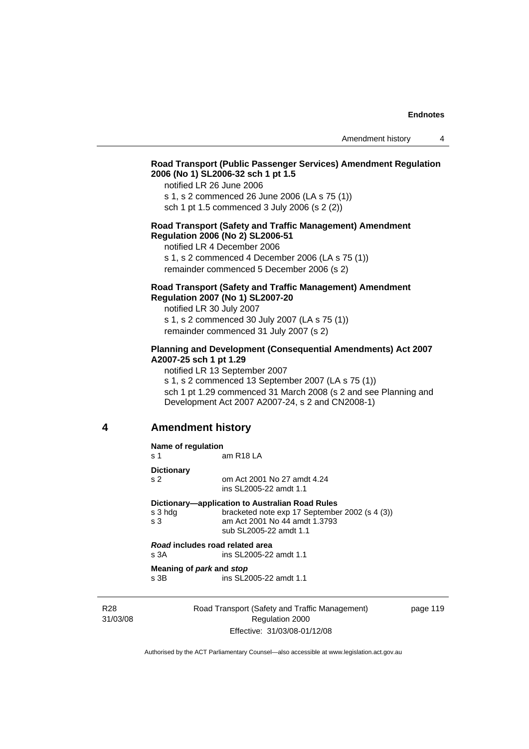**Road Transport (Public Passenger Services) Amendment Regulation 2006 (No 1) SL2006-32 sch 1 pt 1.5**

notified LR 26 June 2006

s 1, s 2 commenced 26 June 2006 (LA s 75 (1))

sch 1 pt 1.5 commenced 3 July 2006 (s 2 (2))

**Road Transport (Safety and Traffic Management) Amendment Regulation 2006 (No 2) SL2006-51**

notified LR 4 December 2006

s 1, s 2 commenced 4 December 2006 (LA s 75 (1))

remainder commenced 5 December 2006 (s 2)

**Road Transport (Safety and Traffic Management) Amendment Regulation 2007 (No 1) SL2007-20**

notified LR 30 July 2007

s 1, s 2 commenced 30 July 2007 (LA s 75 (1))

remainder commenced 31 July 2007 (s 2)

**Planning and Development (Consequential Amendments) Act 2007 A2007-25 sch 1 pt 1.29**

notified LR 13 September 2007

s 1, s 2 commenced 13 September 2007 (LA s 75 (1))

sch 1 pt 1.29 commenced 31 March 2008 (s 2 and see Planning and Development Act 2007 A2007-24, s 2 and CN2008-1)

## 4 Amendment history

**Name of regulation**

s 1 am R18 LA

**Dictionary**

s 2 om Act 2001 No 27 amdt 4.24
ins SL2005-22 amdt 1.1

**Dictionary—application to Australian Road Rules**

s 3 hdg bracketed note exp 17 September 2002 (s 4 (3))

s 3 am Act 2001 No 44 amdt 1.3793
sub SL2005-22 amdt 1.1

***Road*** **includes road related area**

s 3A ins SL2005-22 amdt 1.1

**Meaning of** ***park*** **and** ***stop***

s 3B ins SL2005-22 amdt 1.1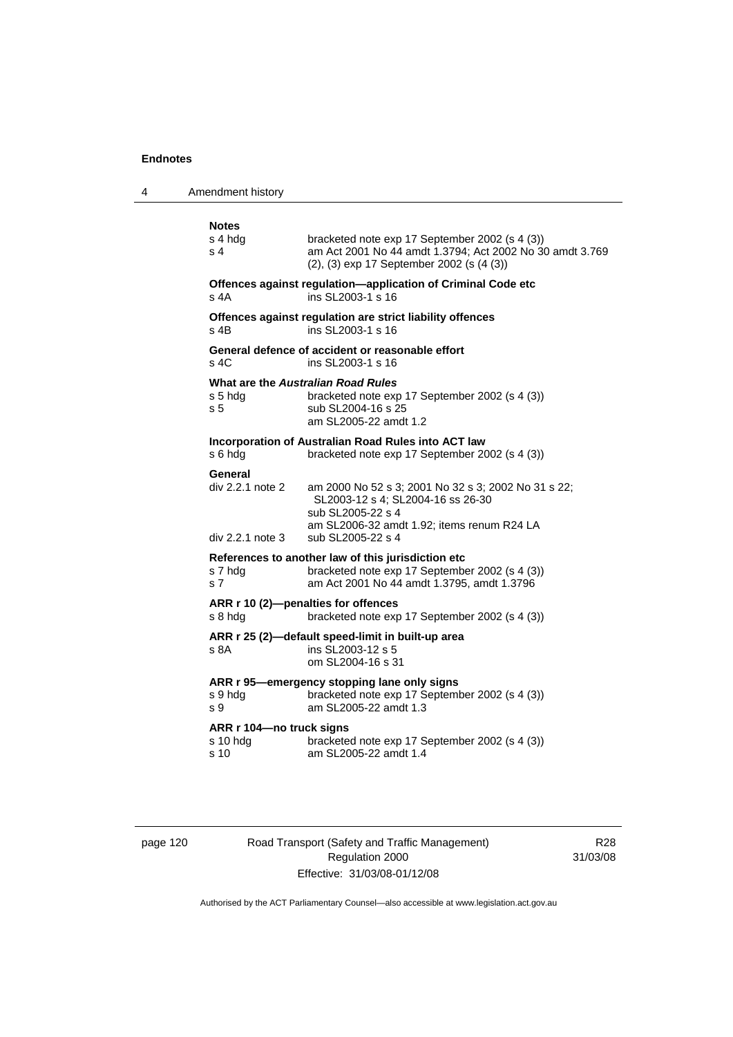**Notes**

s 4 hdg — bracketed note exp 17 September 2002 (s 4 (3))
s 4 — am Act 2001 No 44 amdt 1.3794; Act 2002 No 30 amdt 3.769 (2), (3) exp 17 September 2002 (s (4 (3))

**Offences against regulation—application of Criminal Code etc**
s 4A — ins SL2003-1 s 16

**Offences against regulation are strict liability offences**
s 4B — ins SL2003-1 s 16

**General defence of accident or reasonable effort**
s 4C — ins SL2003-1 s 16

**What are the *Australian Road Rules***
s 5 hdg — bracketed note exp 17 September 2002 (s 4 (3))
s 5 — sub SL2004-16 s 25
am SL2005-22 amdt 1.2

**Incorporation of Australian Road Rules into ACT law**
s 6 hdg — bracketed note exp 17 September 2002 (s 4 (3))

**General**
div 2.2.1 note 2 — am 2000 No 52 s 3; 2001 No 32 s 3; 2002 No 31 s 22; SL2003-12 s 4; SL2004-16 ss 26-30
sub SL2005-22 s 4
am SL2006-32 amdt 1.92; items renum R24 LA
div 2.2.1 note 3 — sub SL2005-22 s 4

**References to another law of this jurisdiction etc**
s 7 hdg — bracketed note exp 17 September 2002 (s 4 (3))
s 7 — am Act 2001 No 44 amdt 1.3795, amdt 1.3796

**ARR r 10 (2)—penalties for offences**
s 8 hdg — bracketed note exp 17 September 2002 (s 4 (3))

**ARR r 25 (2)—default speed-limit in built-up area**
s 8A — ins SL2003-12 s 5
om SL2004-16 s 31

**ARR r 95—emergency stopping lane only signs**
s 9 hdg — bracketed note exp 17 September 2002 (s 4 (3))
s 9 — am SL2005-22 amdt 1.3

**ARR r 104—no truck signs**
s 10 hdg — bracketed note exp 17 September 2002 (s 4 (3))
s 10 — am SL2005-22 amdt 1.4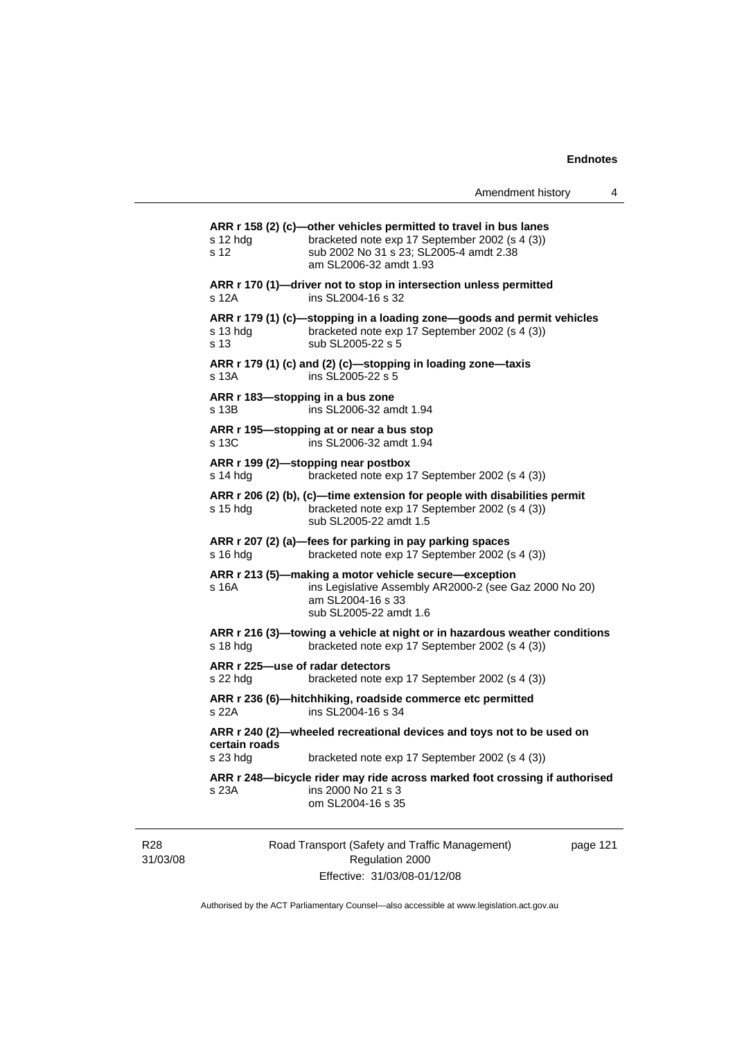**ARR r 158 (2) (c)—other vehicles permitted to travel in bus lanes**

s 12 hdg bracketed note exp 17 September 2002 (s 4 (3))
s 12 sub 2002 No 31 s 23; SL2005-4 amdt 2.38
am SL2006-32 amdt 1.93

**ARR r 170 (1)—driver not to stop in intersection unless permitted**

s 12A ins SL2004-16 s 32

**ARR r 179 (1) (c)—stopping in a loading zone—goods and permit vehicles**

s 13 hdg bracketed note exp 17 September 2002 (s 4 (3))
s 13 sub SL2005-22 s 5

**ARR r 179 (1) (c) and (2) (c)—stopping in loading zone—taxis**

s 13A ins SL2005-22 s 5

**ARR r 183—stopping in a bus zone**

s 13B ins SL2006-32 amdt 1.94

**ARR r 195—stopping at or near a bus stop**

s 13C ins SL2006-32 amdt 1.94

**ARR r 199 (2)—stopping near postbox**

s 14 hdg bracketed note exp 17 September 2002 (s 4 (3))

**ARR r 206 (2) (b), (c)—time extension for people with disabilities permit**

s 15 hdg bracketed note exp 17 September 2002 (s 4 (3))
sub SL2005-22 amdt 1.5

**ARR r 207 (2) (a)—fees for parking in pay parking spaces**

s 16 hdg bracketed note exp 17 September 2002 (s 4 (3))

**ARR r 213 (5)—making a motor vehicle secure—exception**

s 16A ins Legislative Assembly AR2000-2 (see Gaz 2000 No 20)
am SL2004-16 s 33
sub SL2005-22 amdt 1.6

**ARR r 216 (3)—towing a vehicle at night or in hazardous weather conditions**

s 18 hdg bracketed note exp 17 September 2002 (s 4 (3))

**ARR r 225—use of radar detectors**

s 22 hdg bracketed note exp 17 September 2002 (s 4 (3))

**ARR r 236 (6)—hitchhiking, roadside commerce etc permitted**

s 22A ins SL2004-16 s 34

**ARR r 240 (2)—wheeled recreational devices and toys not to be used on certain roads**

s 23 hdg bracketed note exp 17 September 2002 (s 4 (3))

**ARR r 248—bicycle rider may ride across marked foot crossing if authorised**

s 23A ins 2000 No 21 s 3
om SL2004-16 s 35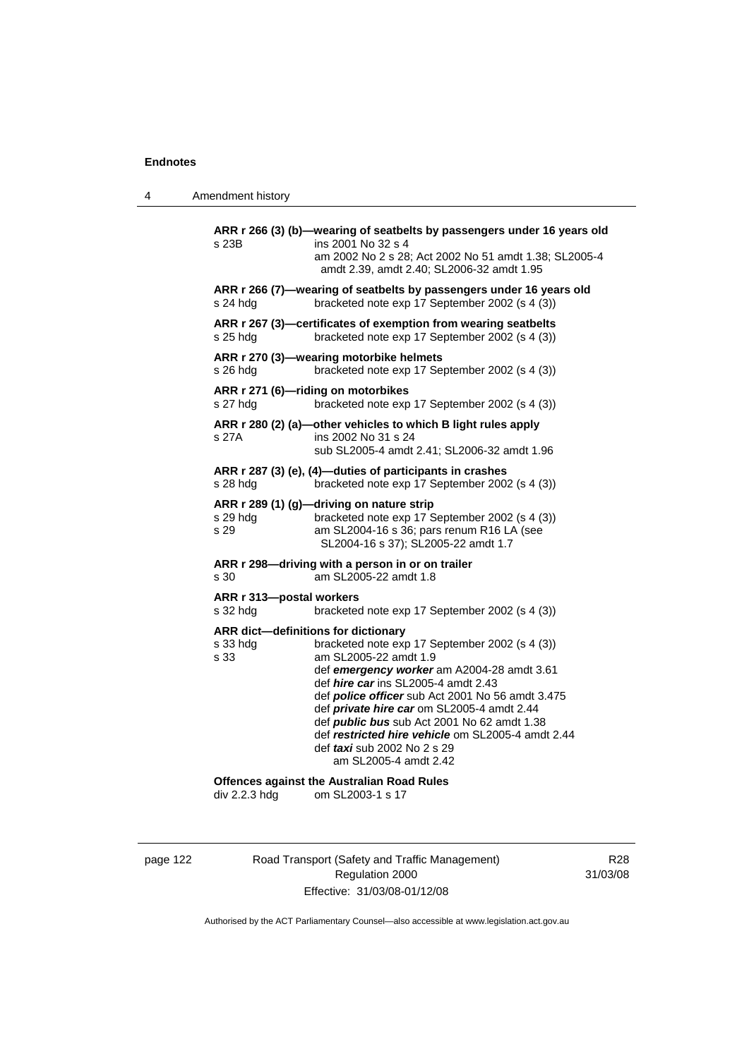**ARR r 266 (3) (b)—wearing of seatbelts by passengers under 16 years old**
s 23B ins 2001 No 32 s 4
am 2002 No 2 s 28; Act 2002 No 51 amdt 1.38; SL2005-4 amdt 2.39, amdt 2.40; SL2006-32 amdt 1.95

**ARR r 266 (7)—wearing of seatbelts by passengers under 16 years old**
s 24 hdg bracketed note exp 17 September 2002 (s 4 (3))

**ARR r 267 (3)—certificates of exemption from wearing seatbelts**
s 25 hdg bracketed note exp 17 September 2002 (s 4 (3))

**ARR r 270 (3)—wearing motorbike helmets**
s 26 hdg bracketed note exp 17 September 2002 (s 4 (3))

**ARR r 271 (6)—riding on motorbikes**
s 27 hdg bracketed note exp 17 September 2002 (s 4 (3))

**ARR r 280 (2) (a)—other vehicles to which B light rules apply**
s 27A ins 2002 No 31 s 24
sub SL2005-4 amdt 2.41; SL2006-32 amdt 1.96

**ARR r 287 (3) (e), (4)—duties of participants in crashes**
s 28 hdg bracketed note exp 17 September 2002 (s 4 (3))

**ARR r 289 (1) (g)—driving on nature strip**
s 29 hdg bracketed note exp 17 September 2002 (s 4 (3))
s 29 am SL2004-16 s 36; pars renum R16 LA (see SL2004-16 s 37); SL2005-22 amdt 1.7

**ARR r 298—driving with a person in or on trailer**
s 30 am SL2005-22 amdt 1.8

**ARR r 313—postal workers**
s 32 hdg bracketed note exp 17 September 2002 (s 4 (3))

**ARR dict—definitions for dictionary**
s 33 hdg bracketed note exp 17 September 2002 (s 4 (3))
s 33 am SL2005-22 amdt 1.9
def ***emergency worker*** am A2004-28 amdt 3.61
def ***hire car*** ins SL2005-4 amdt 2.43
def ***police officer*** sub Act 2001 No 56 amdt 3.475
def ***private hire car*** om SL2005-4 amdt 2.44
def ***public bus*** sub Act 2001 No 62 amdt 1.38
def ***restricted hire vehicle*** om SL2005-4 amdt 2.44
def ***taxi*** sub 2002 No 2 s 29
am SL2005-4 amdt 2.42

**Offences against the Australian Road Rules**
div 2.2.3 hdg om SL2003-1 s 17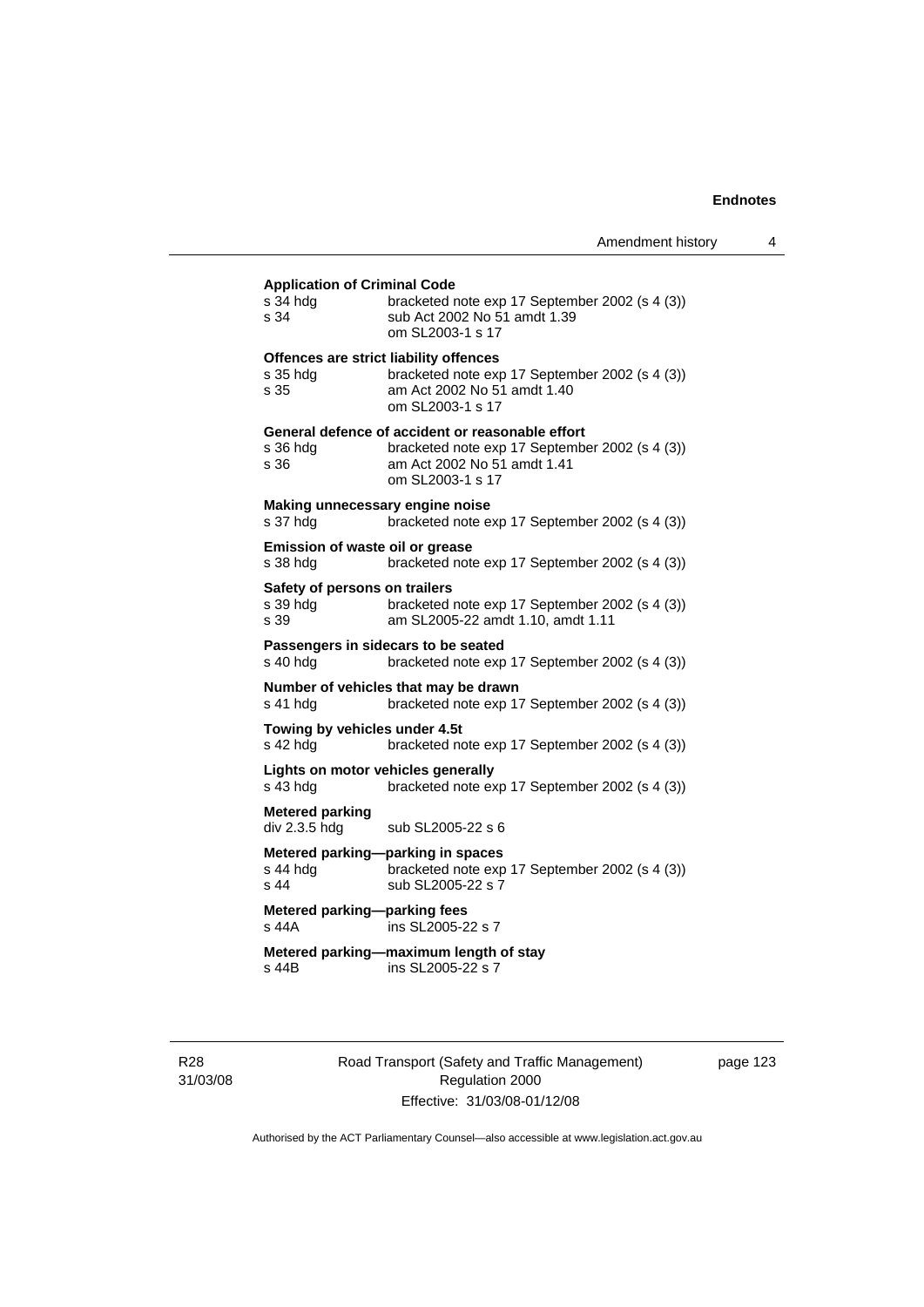**Application of Criminal Code**

s 34 hdg bracketed note exp 17 September 2002 (s 4 (3))
s 34 sub Act 2002 No 51 amdt 1.39
om SL2003-1 s 17

**Offences are strict liability offences**

s 35 hdg bracketed note exp 17 September 2002 (s 4 (3))
s 35 am Act 2002 No 51 amdt 1.40
om SL2003-1 s 17

**General defence of accident or reasonable effort**

s 36 hdg bracketed note exp 17 September 2002 (s 4 (3))
s 36 am Act 2002 No 51 amdt 1.41
om SL2003-1 s 17

**Making unnecessary engine noise**

s 37 hdg bracketed note exp 17 September 2002 (s 4 (3))

**Emission of waste oil or grease**

s 38 hdg bracketed note exp 17 September 2002 (s 4 (3))

**Safety of persons on trailers**

s 39 hdg bracketed note exp 17 September 2002 (s 4 (3))
s 39 am SL2005-22 amdt 1.10, amdt 1.11

**Passengers in sidecars to be seated**

s 40 hdg bracketed note exp 17 September 2002 (s 4 (3))

**Number of vehicles that may be drawn**

s 41 hdg bracketed note exp 17 September 2002 (s 4 (3))

**Towing by vehicles under 4.5t**

s 42 hdg bracketed note exp 17 September 2002 (s 4 (3))

**Lights on motor vehicles generally**

s 43 hdg bracketed note exp 17 September 2002 (s 4 (3))

**Metered parking**

div 2.3.5 hdg sub SL2005-22 s 6

**Metered parking—parking in spaces**

s 44 hdg bracketed note exp 17 September 2002 (s 4 (3))
s 44 sub SL2005-22 s 7

**Metered parking—parking fees**

s 44A ins SL2005-22 s 7

**Metered parking—maximum length of stay**

s 44B ins SL2005-22 s 7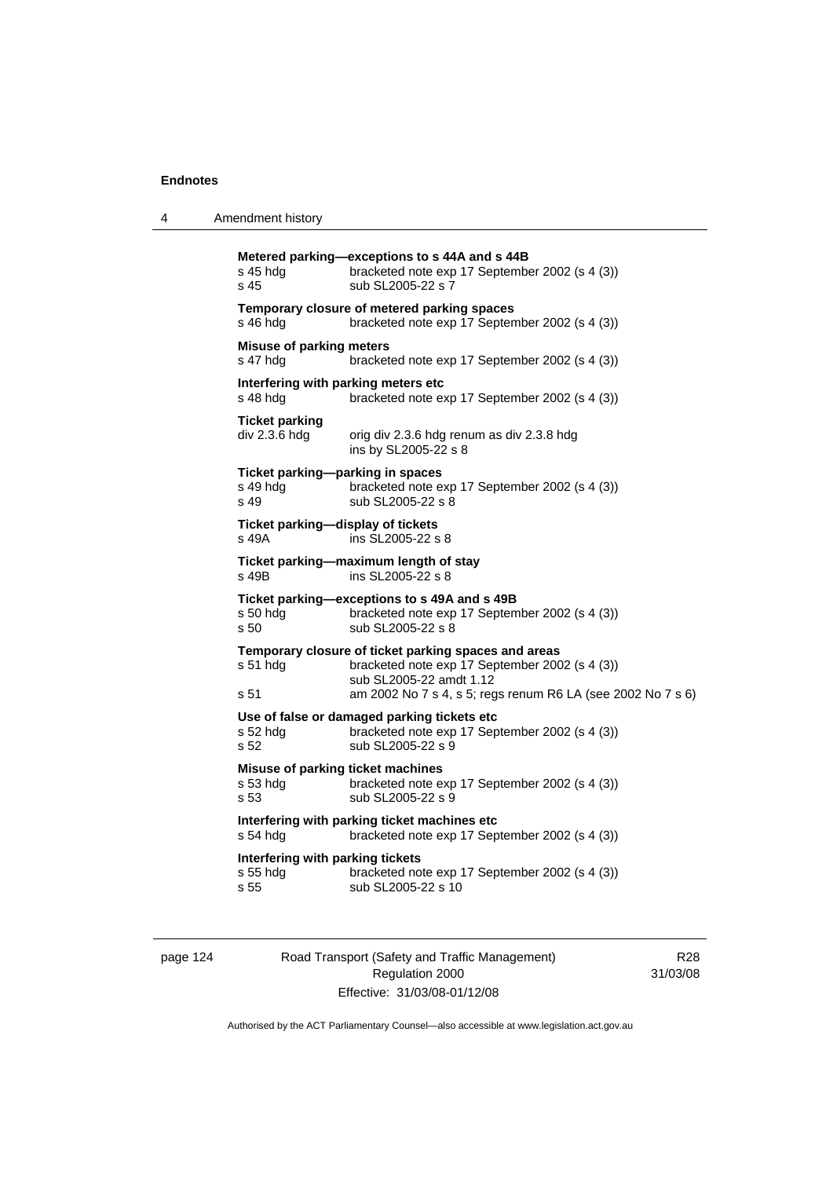**Metered parking—exceptions to s 44A and s 44B**

s 45 hdg bracketed note exp 17 September 2002 (s 4 (3))
s 45 sub SL2005-22 s 7

**Temporary closure of metered parking spaces**

s 46 hdg bracketed note exp 17 September 2002 (s 4 (3))

**Misuse of parking meters**

s 47 hdg bracketed note exp 17 September 2002 (s 4 (3))

**Interfering with parking meters etc**

s 48 hdg bracketed note exp 17 September 2002 (s 4 (3))

**Ticket parking**

div 2.3.6 hdg orig div 2.3.6 hdg renum as div 2.3.8 hdg
ins by SL2005-22 s 8

**Ticket parking—parking in spaces**

s 49 hdg bracketed note exp 17 September 2002 (s 4 (3))
s 49 sub SL2005-22 s 8

**Ticket parking—display of tickets**

s 49A ins SL2005-22 s 8

**Ticket parking—maximum length of stay**

s 49B ins SL2005-22 s 8

**Ticket parking—exceptions to s 49A and s 49B**

s 50 hdg bracketed note exp 17 September 2002 (s 4 (3))
s 50 sub SL2005-22 s 8

**Temporary closure of ticket parking spaces and areas**

s 51 hdg bracketed note exp 17 September 2002 (s 4 (3))
sub SL2005-22 amdt 1.12
s 51 am 2002 No 7 s 4, s 5; regs renum R6 LA (see 2002 No 7 s 6)

**Use of false or damaged parking tickets etc**

s 52 hdg bracketed note exp 17 September 2002 (s 4 (3))
s 52 sub SL2005-22 s 9

**Misuse of parking ticket machines**

s 53 hdg bracketed note exp 17 September 2002 (s 4 (3))
s 53 sub SL2005-22 s 9

**Interfering with parking ticket machines etc**

s 54 hdg bracketed note exp 17 September 2002 (s 4 (3))

**Interfering with parking tickets**

s 55 hdg bracketed note exp 17 September 2002 (s 4 (3))
s 55 sub SL2005-22 s 10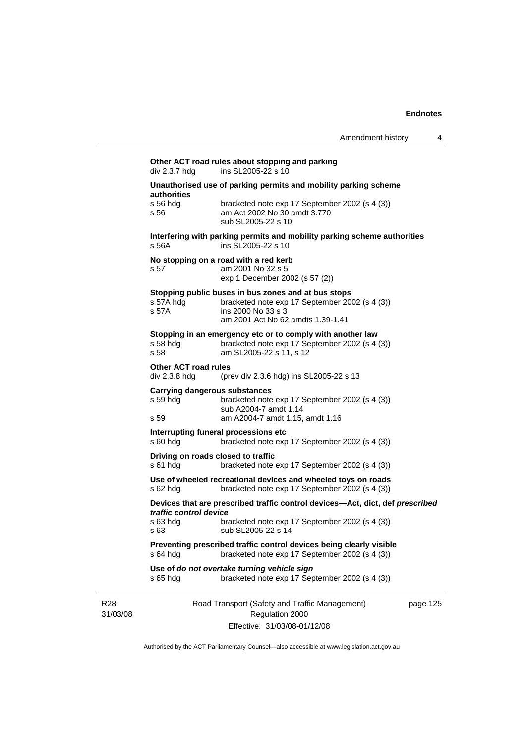**Other ACT road rules about stopping and parking**

div 2.3.7 hdg ins SL2005-22 s 10

**Unauthorised use of parking permits and mobility parking scheme authorities**

s 56 hdg bracketed note exp 17 September 2002 (s 4 (3))
s 56 am Act 2002 No 30 amdt 3.770
sub SL2005-22 s 10

**Interfering with parking permits and mobility parking scheme authorities**

s 56A ins SL2005-22 s 10

**No stopping on a road with a red kerb**

s 57 am 2001 No 32 s 5
exp 1 December 2002 (s 57 (2))

**Stopping public buses in bus zones and at bus stops**

s 57A hdg bracketed note exp 17 September 2002 (s 4 (3))
s 57A ins 2000 No 33 s 3
am 2001 Act No 62 amdts 1.39-1.41

**Stopping in an emergency etc or to comply with another law**

s 58 hdg bracketed note exp 17 September 2002 (s 4 (3))
s 58 am SL2005-22 s 11, s 12

**Other ACT road rules**

div 2.3.8 hdg (prev div 2.3.6 hdg) ins SL2005-22 s 13

**Carrying dangerous substances**

s 59 hdg bracketed note exp 17 September 2002 (s 4 (3))
sub A2004-7 amdt 1.14
s 59 am A2004-7 amdt 1.15, amdt 1.16

**Interrupting funeral processions etc**

s 60 hdg bracketed note exp 17 September 2002 (s 4 (3))

**Driving on roads closed to traffic**

s 61 hdg bracketed note exp 17 September 2002 (s 4 (3))

**Use of wheeled recreational devices and wheeled toys on roads**

s 62 hdg bracketed note exp 17 September 2002 (s 4 (3))

**Devices that are prescribed traffic control devices—Act, dict, def *prescribed traffic control device***

s 63 hdg bracketed note exp 17 September 2002 (s 4 (3))
s 63 sub SL2005-22 s 14

**Preventing prescribed traffic control devices being clearly visible**

s 64 hdg bracketed note exp 17 September 2002 (s 4 (3))

**Use of *do not overtake turning vehicle sign***

s 65 hdg bracketed note exp 17 September 2002 (s 4 (3))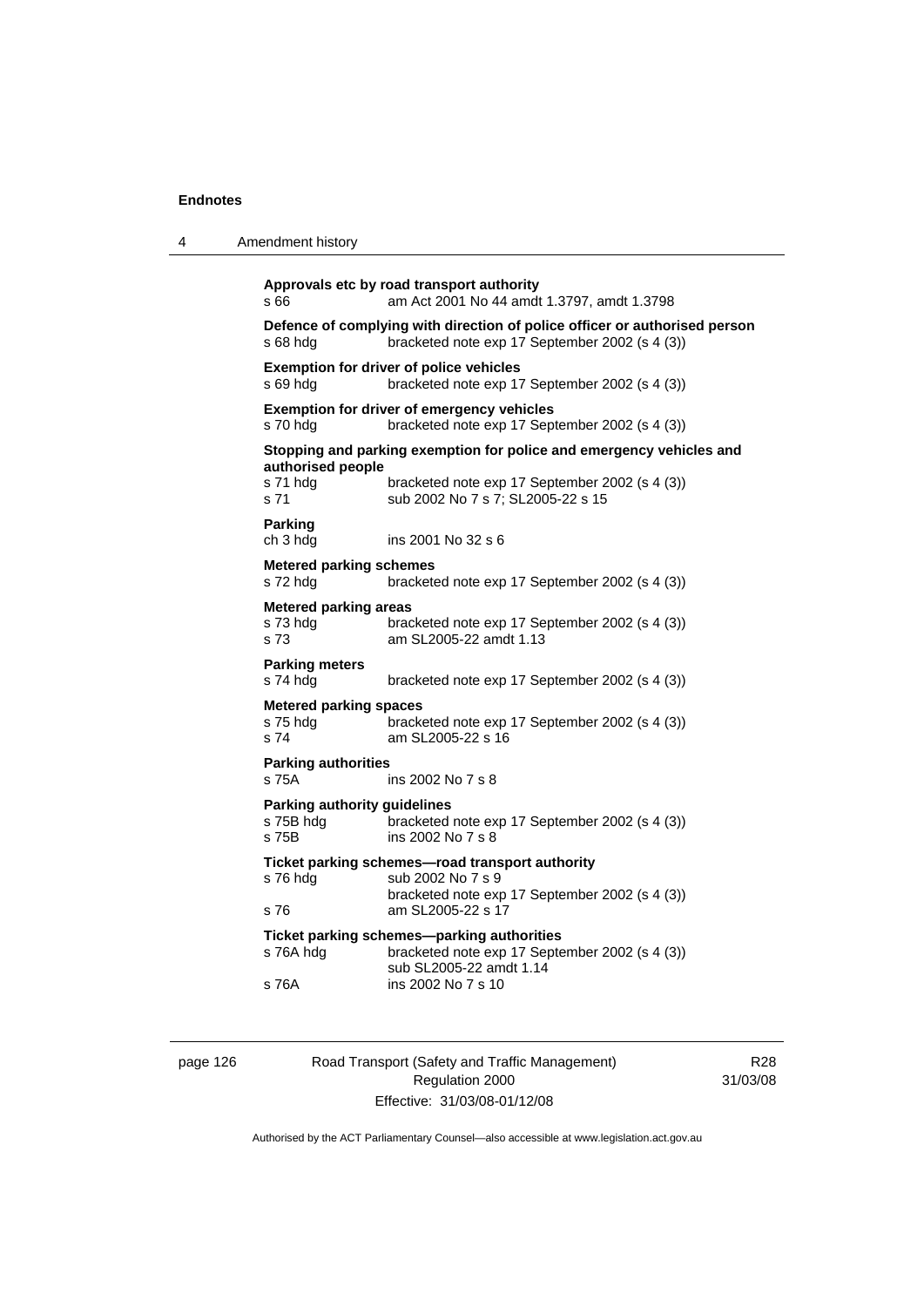**Approvals etc by road transport authority**
s 66 am Act 2001 No 44 amdt 1.3797, amdt 1.3798

**Defence of complying with direction of police officer or authorised person**
s 68 hdg bracketed note exp 17 September 2002 (s 4 (3))

**Exemption for driver of police vehicles**
s 69 hdg bracketed note exp 17 September 2002 (s 4 (3))

**Exemption for driver of emergency vehicles**
s 70 hdg bracketed note exp 17 September 2002 (s 4 (3))

**Stopping and parking exemption for police and emergency vehicles and authorised people**
s 71 hdg bracketed note exp 17 September 2002 (s 4 (3))
s 71 sub 2002 No 7 s 7; SL2005-22 s 15

**Parking**
ch 3 hdg ins 2001 No 32 s 6

**Metered parking schemes**
s 72 hdg bracketed note exp 17 September 2002 (s 4 (3))

**Metered parking areas**
s 73 hdg bracketed note exp 17 September 2002 (s 4 (3))
s 73 am SL2005-22 amdt 1.13

**Parking meters**
s 74 hdg bracketed note exp 17 September 2002 (s 4 (3))

**Metered parking spaces**
s 75 hdg bracketed note exp 17 September 2002 (s 4 (3))
s 74 am SL2005-22 s 16

**Parking authorities**
s 75A ins 2002 No 7 s 8

**Parking authority guidelines**
s 75B hdg bracketed note exp 17 September 2002 (s 4 (3))
s 75B ins 2002 No 7 s 8

**Ticket parking schemes—road transport authority**
s 76 hdg sub 2002 No 7 s 9
bracketed note exp 17 September 2002 (s 4 (3))
s 76 am SL2005-22 s 17

**Ticket parking schemes—parking authorities**
s 76A hdg bracketed note exp 17 September 2002 (s 4 (3))
sub SL2005-22 amdt 1.14
s 76A ins 2002 No 7 s 10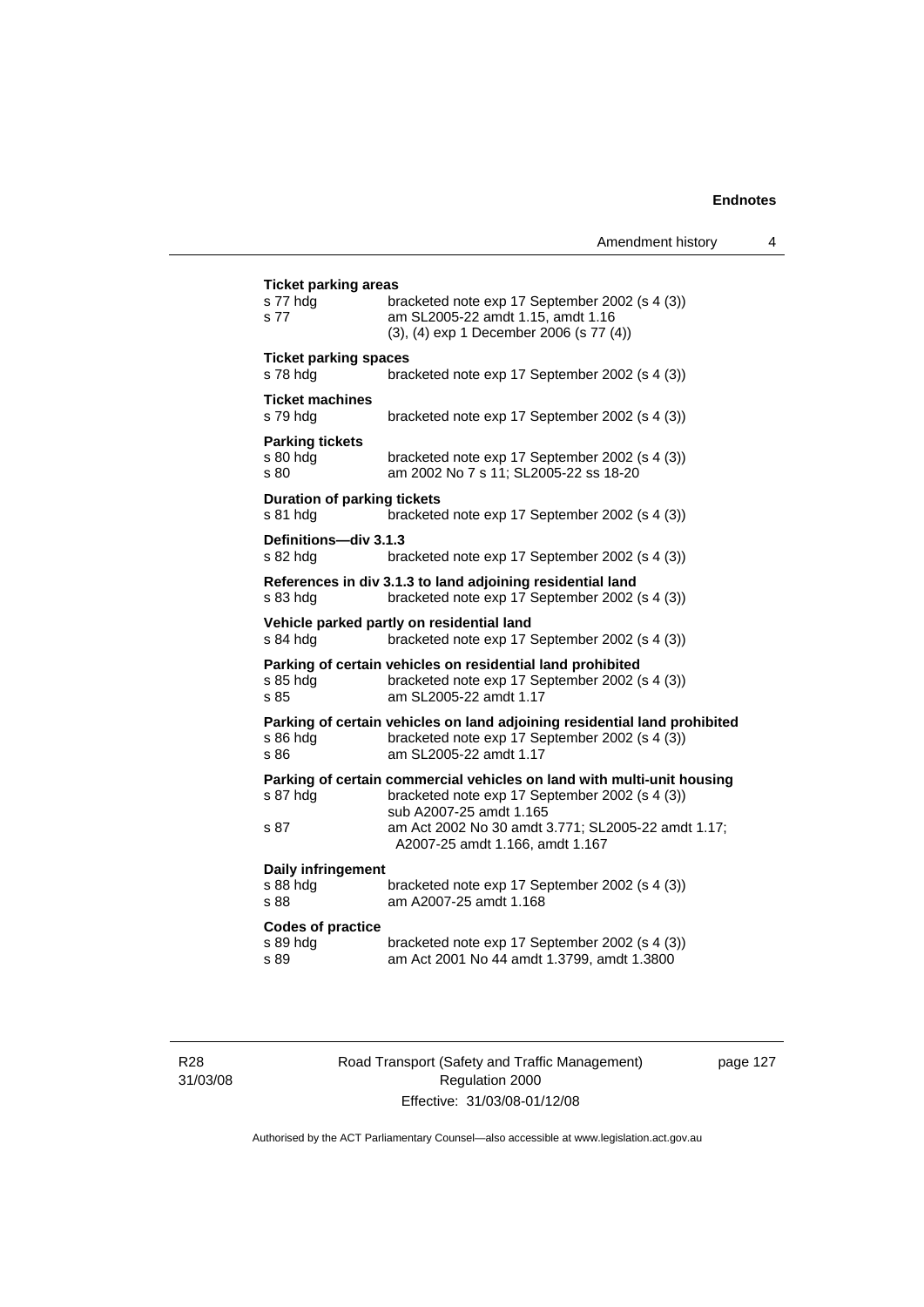**Ticket parking areas**

s 77 hdg — bracketed note exp 17 September 2002 (s 4 (3))
s 77 — am SL2005-22 amdt 1.15, amdt 1.16
(3), (4) exp 1 December 2006 (s 77 (4))

**Ticket parking spaces**

s 78 hdg — bracketed note exp 17 September 2002 (s 4 (3))

**Ticket machines**

s 79 hdg — bracketed note exp 17 September 2002 (s 4 (3))

**Parking tickets**

s 80 hdg — bracketed note exp 17 September 2002 (s 4 (3))
s 80 — am 2002 No 7 s 11; SL2005-22 ss 18-20

**Duration of parking tickets**

s 81 hdg — bracketed note exp 17 September 2002 (s 4 (3))

**Definitions—div 3.1.3**

s 82 hdg — bracketed note exp 17 September 2002 (s 4 (3))

**References in div 3.1.3 to land adjoining residential land**

s 83 hdg — bracketed note exp 17 September 2002 (s 4 (3))

**Vehicle parked partly on residential land**

s 84 hdg — bracketed note exp 17 September 2002 (s 4 (3))

**Parking of certain vehicles on residential land prohibited**

s 85 hdg — bracketed note exp 17 September 2002 (s 4 (3))
s 85 — am SL2005-22 amdt 1.17

**Parking of certain vehicles on land adjoining residential land prohibited**

s 86 hdg — bracketed note exp 17 September 2002 (s 4 (3))
s 86 — am SL2005-22 amdt 1.17

**Parking of certain commercial vehicles on land with multi-unit housing**

s 87 hdg — bracketed note exp 17 September 2002 (s 4 (3))
sub A2007-25 amdt 1.165
s 87 — am Act 2002 No 30 amdt 3.771; SL2005-22 amdt 1.17; A2007-25 amdt 1.166, amdt 1.167

**Daily infringement**

s 88 hdg — bracketed note exp 17 September 2002 (s 4 (3))
s 88 — am A2007-25 amdt 1.168

**Codes of practice**

s 89 hdg — bracketed note exp 17 September 2002 (s 4 (3))
s 89 — am Act 2001 No 44 amdt 1.3799, amdt 1.3800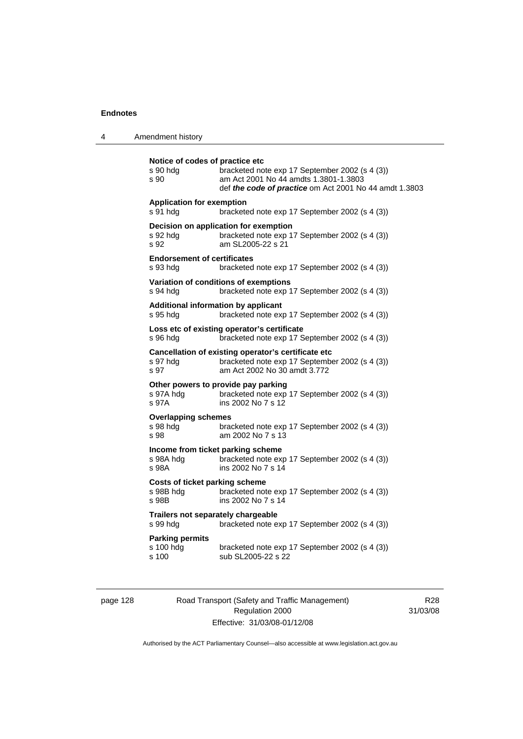**Notice of codes of practice etc**

s 90 hdg bracketed note exp 17 September 2002 (s 4 (3))
s 90 am Act 2001 No 44 amdts 1.3801-1.3803
def ***the code of practice*** om Act 2001 No 44 amdt 1.3803

**Application for exemption**

s 91 hdg bracketed note exp 17 September 2002 (s 4 (3))

**Decision on application for exemption**

s 92 hdg bracketed note exp 17 September 2002 (s 4 (3))
s 92 am SL2005-22 s 21

**Endorsement of certificates**

s 93 hdg bracketed note exp 17 September 2002 (s 4 (3))

**Variation of conditions of exemptions**

s 94 hdg bracketed note exp 17 September 2002 (s 4 (3))

**Additional information by applicant**

s 95 hdg bracketed note exp 17 September 2002 (s 4 (3))

**Loss etc of existing operator's certificate**

s 96 hdg bracketed note exp 17 September 2002 (s 4 (3))

**Cancellation of existing operator's certificate etc**

s 97 hdg bracketed note exp 17 September 2002 (s 4 (3))
s 97 am Act 2002 No 30 amdt 3.772

**Other powers to provide pay parking**

s 97A hdg bracketed note exp 17 September 2002 (s 4 (3))
s 97A ins 2002 No 7 s 12

**Overlapping schemes**

s 98 hdg bracketed note exp 17 September 2002 (s 4 (3))
s 98 am 2002 No 7 s 13

**Income from ticket parking scheme**

s 98A hdg bracketed note exp 17 September 2002 (s 4 (3))
s 98A ins 2002 No 7 s 14

**Costs of ticket parking scheme**

s 98B hdg bracketed note exp 17 September 2002 (s 4 (3))
s 98B ins 2002 No 7 s 14

**Trailers not separately chargeable**

s 99 hdg bracketed note exp 17 September 2002 (s 4 (3))

**Parking permits**

s 100 hdg bracketed note exp 17 September 2002 (s 4 (3))
s 100 sub SL2005-22 s 22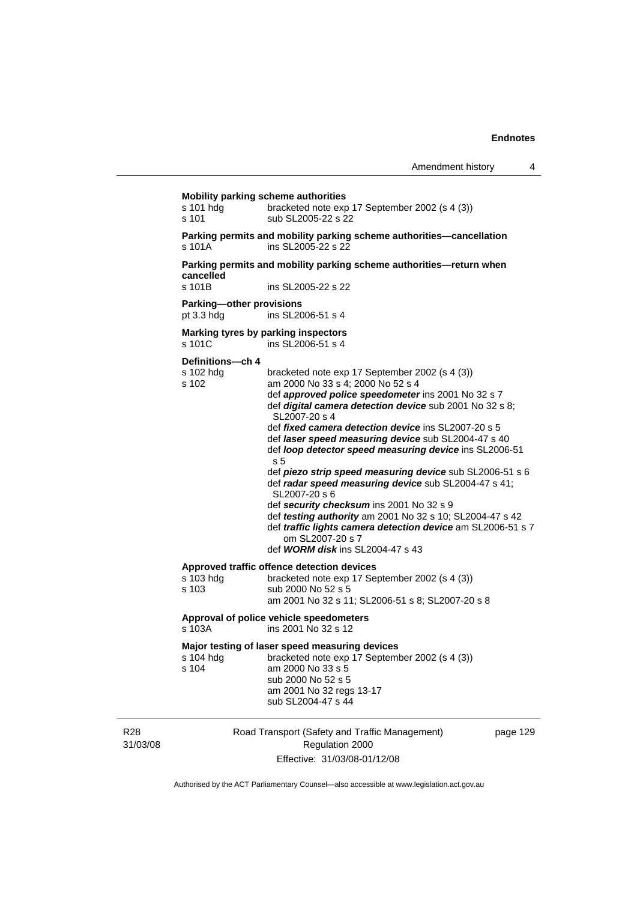**Mobility parking scheme authorities**

s 101 hdg bracketed note exp 17 September 2002 (s 4 (3))
s 101 sub SL2005-22 s 22

**Parking permits and mobility parking scheme authorities—cancellation**

s 101A ins SL2005-22 s 22

**Parking permits and mobility parking scheme authorities—return when cancelled**

s 101B ins SL2005-22 s 22

**Parking—other provisions**

pt 3.3 hdg ins SL2006-51 s 4

**Marking tyres by parking inspectors**

s 101C ins SL2006-51 s 4

**Definitions—ch 4**

s 102 hdg bracketed note exp 17 September 2002 (s 4 (3))
s 102 am 2000 No 33 s 4; 2000 No 52 s 4
def ***approved police speedometer*** ins 2001 No 32 s 7
def ***digital camera detection device*** sub 2001 No 32 s 8; SL2007-20 s 4
def ***fixed camera detection device*** ins SL2007-20 s 5
def ***laser speed measuring device*** sub SL2004-47 s 40
def ***loop detector speed measuring device*** ins SL2006-51 s 5
def ***piezo strip speed measuring device*** sub SL2006-51 s 6
def ***radar speed measuring device*** sub SL2004-47 s 41; SL2007-20 s 6
def ***security checksum*** ins 2001 No 32 s 9
def ***testing authority*** am 2001 No 32 s 10; SL2004-47 s 42
def ***traffic lights camera detection device*** am SL2006-51 s 7
om SL2007-20 s 7
def ***WORM disk*** ins SL2004-47 s 43

**Approved traffic offence detection devices**

s 103 hdg bracketed note exp 17 September 2002 (s 4 (3))
s 103 sub 2000 No 52 s 5
am 2001 No 32 s 11; SL2006-51 s 8; SL2007-20 s 8

**Approval of police vehicle speedometers**

s 103A ins 2001 No 32 s 12

**Major testing of laser speed measuring devices**

s 104 hdg bracketed note exp 17 September 2002 (s 4 (3))
s 104 am 2000 No 33 s 5
sub 2000 No 52 s 5
am 2001 No 32 regs 13-17
sub SL2004-47 s 44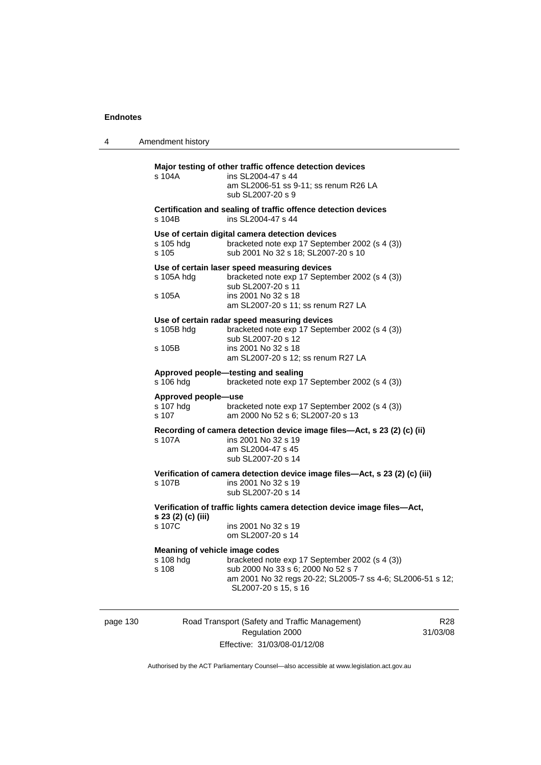**Major testing of other traffic offence detection devices**

s 104A ins SL2004-47 s 44
am SL2006-51 ss 9-11; ss renum R26 LA
sub SL2007-20 s 9

**Certification and sealing of traffic offence detection devices**

s 104B ins SL2004-47 s 44

**Use of certain digital camera detection devices**

s 105 hdg bracketed note exp 17 September 2002 (s 4 (3))
s 105 sub 2001 No 32 s 18; SL2007-20 s 10

**Use of certain laser speed measuring devices**

s 105A hdg bracketed note exp 17 September 2002 (s 4 (3))
sub SL2007-20 s 11
s 105A ins 2001 No 32 s 18
am SL2007-20 s 11; ss renum R27 LA

**Use of certain radar speed measuring devices**

s 105B hdg bracketed note exp 17 September 2002 (s 4 (3))
sub SL2007-20 s 12
s 105B ins 2001 No 32 s 18
am SL2007-20 s 12; ss renum R27 LA

**Approved people—testing and sealing**

s 106 hdg bracketed note exp 17 September 2002 (s 4 (3))

**Approved people—use**

s 107 hdg bracketed note exp 17 September 2002 (s 4 (3))
s 107 am 2000 No 52 s 6; SL2007-20 s 13

**Recording of camera detection device image files—Act, s 23 (2) (c) (ii)**

s 107A ins 2001 No 32 s 19
am SL2004-47 s 45
sub SL2007-20 s 14

**Verification of camera detection device image files—Act, s 23 (2) (c) (iii)**

s 107B ins 2001 No 32 s 19
sub SL2007-20 s 14

**Verification of traffic lights camera detection device image files—Act, s 23 (2) (c) (iii)**

s 107C ins 2001 No 32 s 19
om SL2007-20 s 14

**Meaning of vehicle image codes**

s 108 hdg bracketed note exp 17 September 2002 (s 4 (3))
s 108 sub 2000 No 33 s 6; 2000 No 52 s 7
am 2001 No 32 regs 20-22; SL2005-7 ss 4-6; SL2006-51 s 12; SL2007-20 s 15, s 16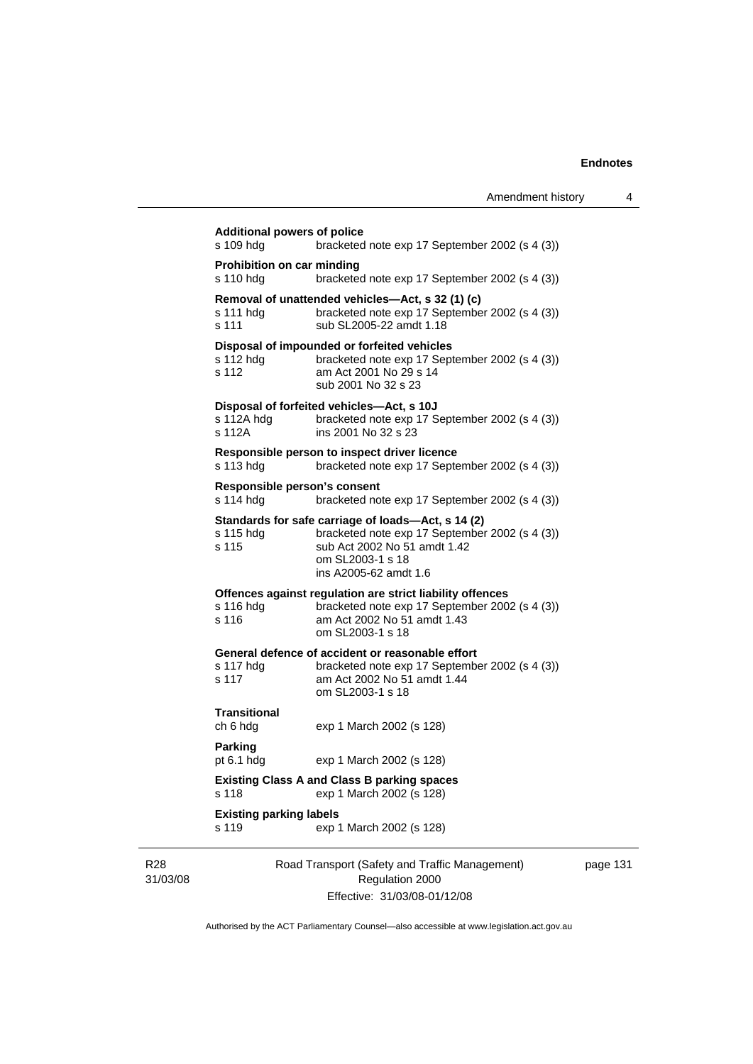**Additional powers of police**
s 109 hdg bracketed note exp 17 September 2002 (s 4 (3))

**Prohibition on car minding**
s 110 hdg bracketed note exp 17 September 2002 (s 4 (3))

**Removal of unattended vehicles—Act, s 32 (1) (c)**
s 111 hdg bracketed note exp 17 September 2002 (s 4 (3))
s 111 sub SL2005-22 amdt 1.18

**Disposal of impounded or forfeited vehicles**
s 112 hdg bracketed note exp 17 September 2002 (s 4 (3))
s 112 am Act 2001 No 29 s 14
sub 2001 No 32 s 23

**Disposal of forfeited vehicles—Act, s 10J**
s 112A hdg bracketed note exp 17 September 2002 (s 4 (3))
s 112A ins 2001 No 32 s 23

**Responsible person to inspect driver licence**
s 113 hdg bracketed note exp 17 September 2002 (s 4 (3))

**Responsible person's consent**
s 114 hdg bracketed note exp 17 September 2002 (s 4 (3))

**Standards for safe carriage of loads—Act, s 14 (2)**
s 115 hdg bracketed note exp 17 September 2002 (s 4 (3))
s 115 sub Act 2002 No 51 amdt 1.42
om SL2003-1 s 18
ins A2005-62 amdt 1.6

**Offences against regulation are strict liability offences**
s 116 hdg bracketed note exp 17 September 2002 (s 4 (3))
s 116 am Act 2002 No 51 amdt 1.43
om SL2003-1 s 18

**General defence of accident or reasonable effort**
s 117 hdg bracketed note exp 17 September 2002 (s 4 (3))
s 117 am Act 2002 No 51 amdt 1.44
om SL2003-1 s 18

**Transitional**
ch 6 hdg exp 1 March 2002 (s 128)

**Parking**
pt 6.1 hdg exp 1 March 2002 (s 128)

**Existing Class A and Class B parking spaces**
s 118 exp 1 March 2002 (s 128)

**Existing parking labels**
s 119 exp 1 March 2002 (s 128)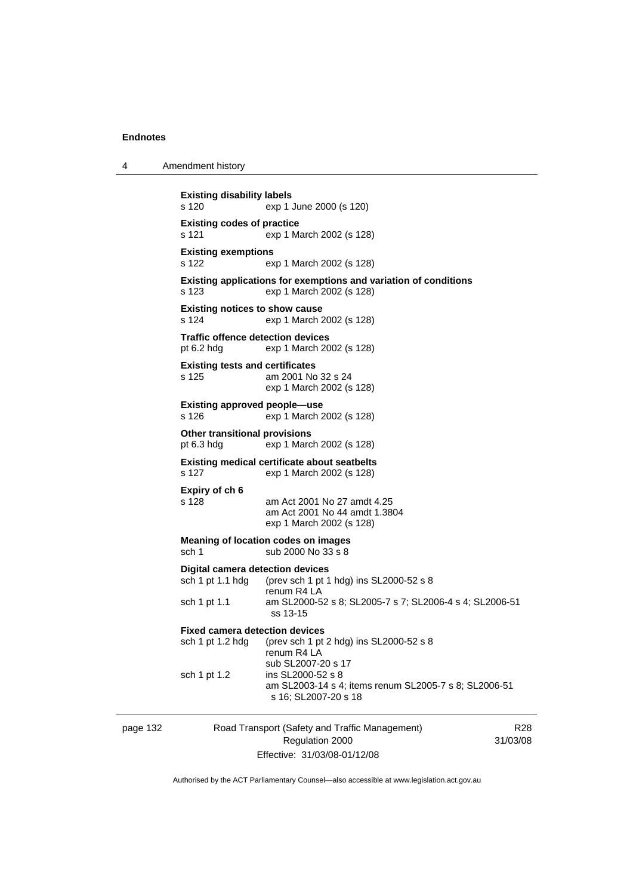**Existing disability labels**

s 120 exp 1 June 2000 (s 120)

**Existing codes of practice**

s 121 exp 1 March 2002 (s 128)

**Existing exemptions**

s 122 exp 1 March 2002 (s 128)

**Existing applications for exemptions and variation of conditions**

s 123 exp 1 March 2002 (s 128)

**Existing notices to show cause**

s 124 exp 1 March 2002 (s 128)

**Traffic offence detection devices**

pt 6.2 hdg exp 1 March 2002 (s 128)

**Existing tests and certificates**

s 125 am 2001 No 32 s 24
exp 1 March 2002 (s 128)

**Existing approved people—use**

s 126 exp 1 March 2002 (s 128)

**Other transitional provisions**

pt 6.3 hdg exp 1 March 2002 (s 128)

**Existing medical certificate about seatbelts**

s 127 exp 1 March 2002 (s 128)

**Expiry of ch 6**

s 128 am Act 2001 No 27 amdt 4.25
am Act 2001 No 44 amdt 1.3804
exp 1 March 2002 (s 128)

**Meaning of location codes on images**

sch 1 sub 2000 No 33 s 8

**Digital camera detection devices**

sch 1 pt 1.1 hdg (prev sch 1 pt 1 hdg) ins SL2000-52 s 8
renum R4 LA

sch 1 pt 1.1 am SL2000-52 s 8; SL2005-7 s 7; SL2006-4 s 4; SL2006-51 ss 13-15

**Fixed camera detection devices**

sch 1 pt 1.2 hdg (prev sch 1 pt 2 hdg) ins SL2000-52 s 8
renum R4 LA
sub SL2007-20 s 17

sch 1 pt 1.2 ins SL2000-52 s 8
am SL2003-14 s 4; items renum SL2005-7 s 8; SL2006-51 s 16; SL2007-20 s 18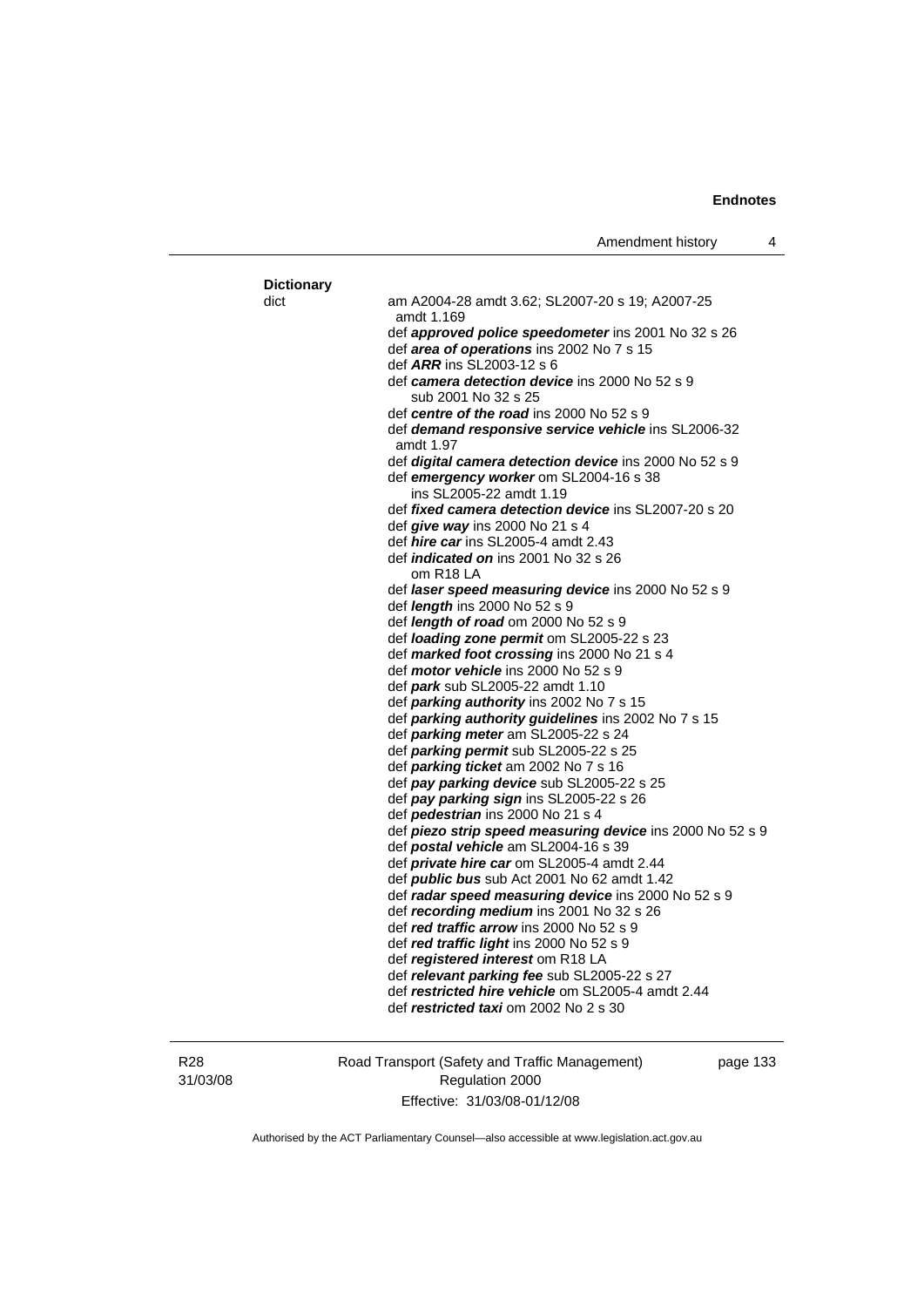**Dictionary**

dict — am A2004-28 amdt 3.62; SL2007-20 s 19; A2007-25 amdt 1.169

def ***approved police speedometer*** ins 2001 No 32 s 26

def ***area of operations*** ins 2002 No 7 s 15

def ***ARR*** ins SL2003-12 s 6

def ***camera detection device*** ins 2000 No 52 s 9
  sub 2001 No 32 s 25

def ***centre of the road*** ins 2000 No 52 s 9

def ***demand responsive service vehicle*** ins SL2006-32 amdt 1.97

def ***digital camera detection device*** ins 2000 No 52 s 9

def ***emergency worker*** om SL2004-16 s 38
  ins SL2005-22 amdt 1.19

def ***fixed camera detection device*** ins SL2007-20 s 20

def ***give way*** ins 2000 No 21 s 4

def ***hire car*** ins SL2005-4 amdt 2.43

def ***indicated on*** ins 2001 No 32 s 26
  om R18 LA

def ***laser speed measuring device*** ins 2000 No 52 s 9

def ***length*** ins 2000 No 52 s 9

def ***length of road*** om 2000 No 52 s 9

def ***loading zone permit*** om SL2005-22 s 23

def ***marked foot crossing*** ins 2000 No 21 s 4

def ***motor vehicle*** ins 2000 No 52 s 9

def ***park*** sub SL2005-22 amdt 1.10

def ***parking authority*** ins 2002 No 7 s 15

def ***parking authority guidelines*** ins 2002 No 7 s 15

def ***parking meter*** am SL2005-22 s 24

def ***parking permit*** sub SL2005-22 s 25

def ***parking ticket*** am 2002 No 7 s 16

def ***pay parking device*** sub SL2005-22 s 25

def ***pay parking sign*** ins SL2005-22 s 26

def ***pedestrian*** ins 2000 No 21 s 4

def ***piezo strip speed measuring device*** ins 2000 No 52 s 9

def ***postal vehicle*** am SL2004-16 s 39

def ***private hire car*** om SL2005-4 amdt 2.44

def ***public bus*** sub Act 2001 No 62 amdt 1.42

def ***radar speed measuring device*** ins 2000 No 52 s 9

def ***recording medium*** ins 2001 No 32 s 26

def ***red traffic arrow*** ins 2000 No 52 s 9

def ***red traffic light*** ins 2000 No 52 s 9

def ***registered interest*** om R18 LA

def ***relevant parking fee*** sub SL2005-22 s 27

def ***restricted hire vehicle*** om SL2005-4 amdt 2.44

def ***restricted taxi*** om 2002 No 2 s 30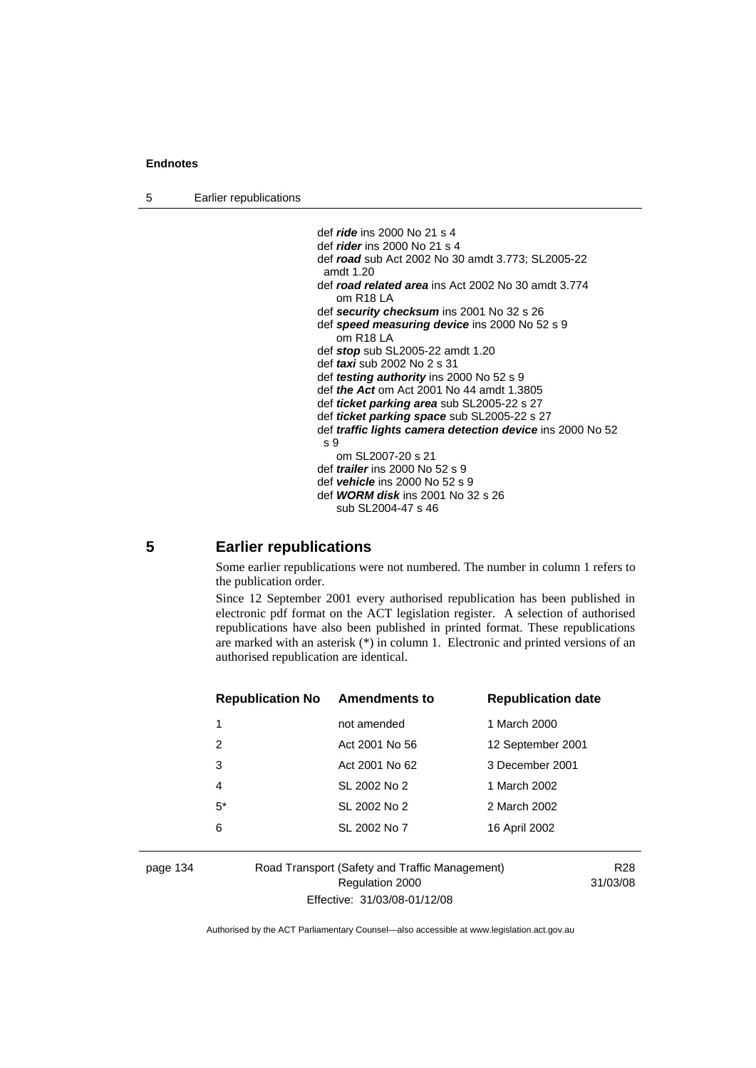def ***ride*** ins 2000 No 21 s 4
def ***rider*** ins 2000 No 21 s 4
def ***road*** sub Act 2002 No 30 amdt 3.773; SL2005-22 amdt 1.20
def ***road related area*** ins Act 2002 No 30 amdt 3.774
om R18 LA
def ***security checksum*** ins 2001 No 32 s 26
def ***speed measuring device*** ins 2000 No 52 s 9
om R18 LA
def ***stop*** sub SL2005-22 amdt 1.20
def ***taxi*** sub 2002 No 2 s 31
def ***testing authority*** ins 2000 No 52 s 9
def ***the Act*** om Act 2001 No 44 amdt 1.3805
def ***ticket parking area*** sub SL2005-22 s 27
def ***ticket parking space*** sub SL2005-22 s 27
def ***traffic lights camera detection device*** ins 2000 No 52 s 9
om SL2007-20 s 21
def ***trailer*** ins 2000 No 52 s 9
def ***vehicle*** ins 2000 No 52 s 9
def ***WORM disk*** ins 2001 No 32 s 26
sub SL2004-47 s 46

## 5 Earlier republications

Some earlier republications were not numbered. The number in column 1 refers to the publication order.

Since 12 September 2001 every authorised republication has been published in electronic pdf format on the ACT legislation register. A selection of authorised republications have also been published in printed format. These republications are marked with an asterisk (*) in column 1. Electronic and printed versions of an authorised republication are identical.

| Republication No | Amendments to | Republication date |
|---|---|---|
| 1 | not amended | 1 March 2000 |
| 2 | Act 2001 No 56 | 12 September 2001 |
| 3 | Act 2001 No 62 | 3 December 2001 |
| 4 | SL 2002 No 2 | 1 March 2002 |
| 5* | SL 2002 No 2 | 2 March 2002 |
| 6 | SL 2002 No 7 | 16 April 2002 |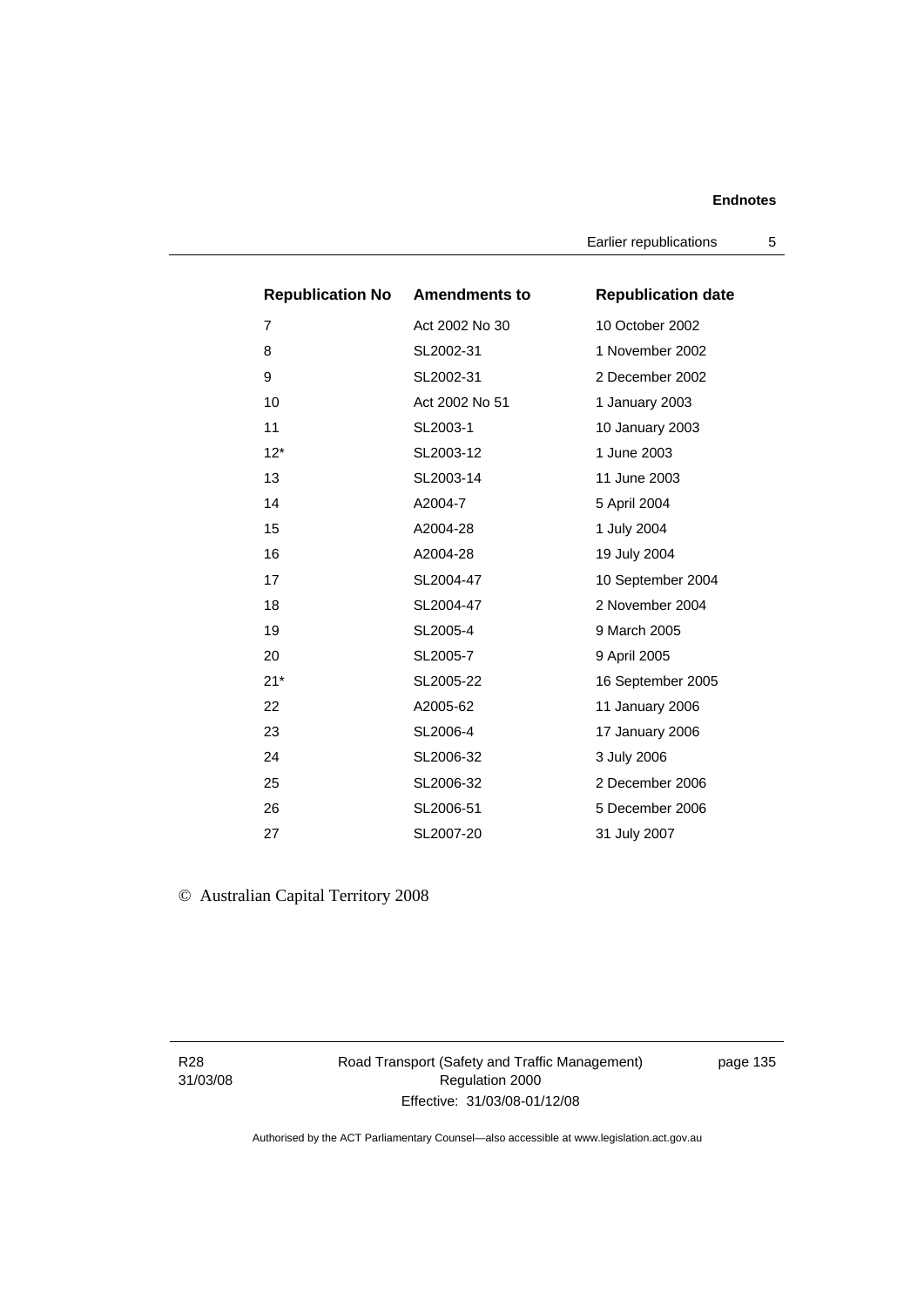| Republication No | Amendments to | Republication date |
|---|---|---|
| 7 | Act 2002 No 30 | 10 October 2002 |
| 8 | SL2002-31 | 1 November 2002 |
| 9 | SL2002-31 | 2 December 2002 |
| 10 | Act 2002 No 51 | 1 January 2003 |
| 11 | SL2003-1 | 10 January 2003 |
| 12* | SL2003-12 | 1 June 2003 |
| 13 | SL2003-14 | 11 June 2003 |
| 14 | A2004-7 | 5 April 2004 |
| 15 | A2004-28 | 1 July 2004 |
| 16 | A2004-28 | 19 July 2004 |
| 17 | SL2004-47 | 10 September 2004 |
| 18 | SL2004-47 | 2 November 2004 |
| 19 | SL2005-4 | 9 March 2005 |
| 20 | SL2005-7 | 9 April 2005 |
| 21* | SL2005-22 | 16 September 2005 |
| 22 | A2005-62 | 11 January 2006 |
| 23 | SL2006-4 | 17 January 2006 |
| 24 | SL2006-32 | 3 July 2006 |
| 25 | SL2006-32 | 2 December 2006 |
| 26 | SL2006-51 | 5 December 2006 |
| 27 | SL2007-20 | 31 July 2007 |

© Australian Capital Territory 2008